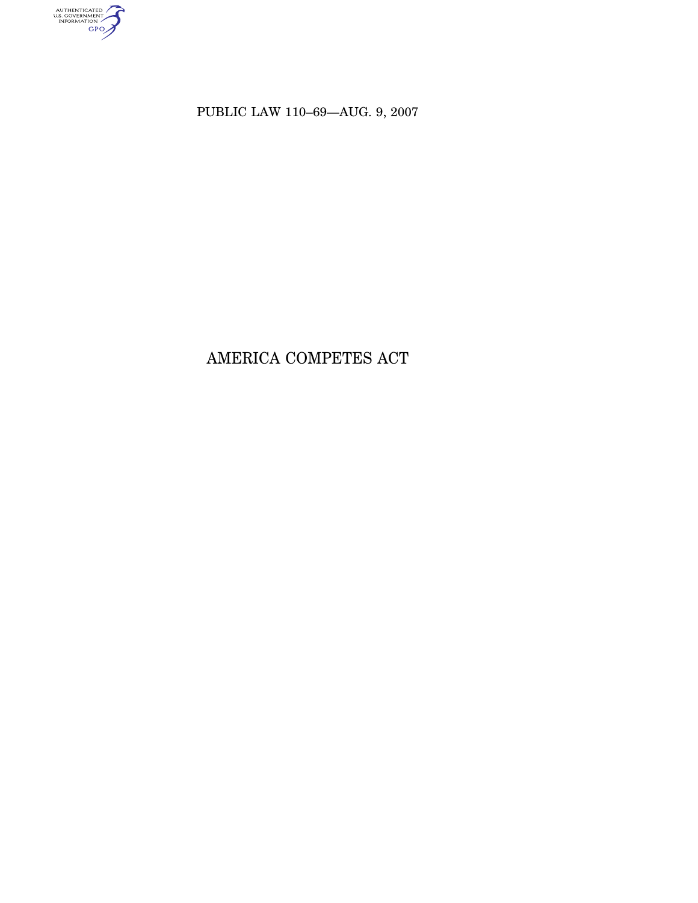PUBLIC LAW 110–69—AUG. 9, 2007

# AMERICA COMPETES ACT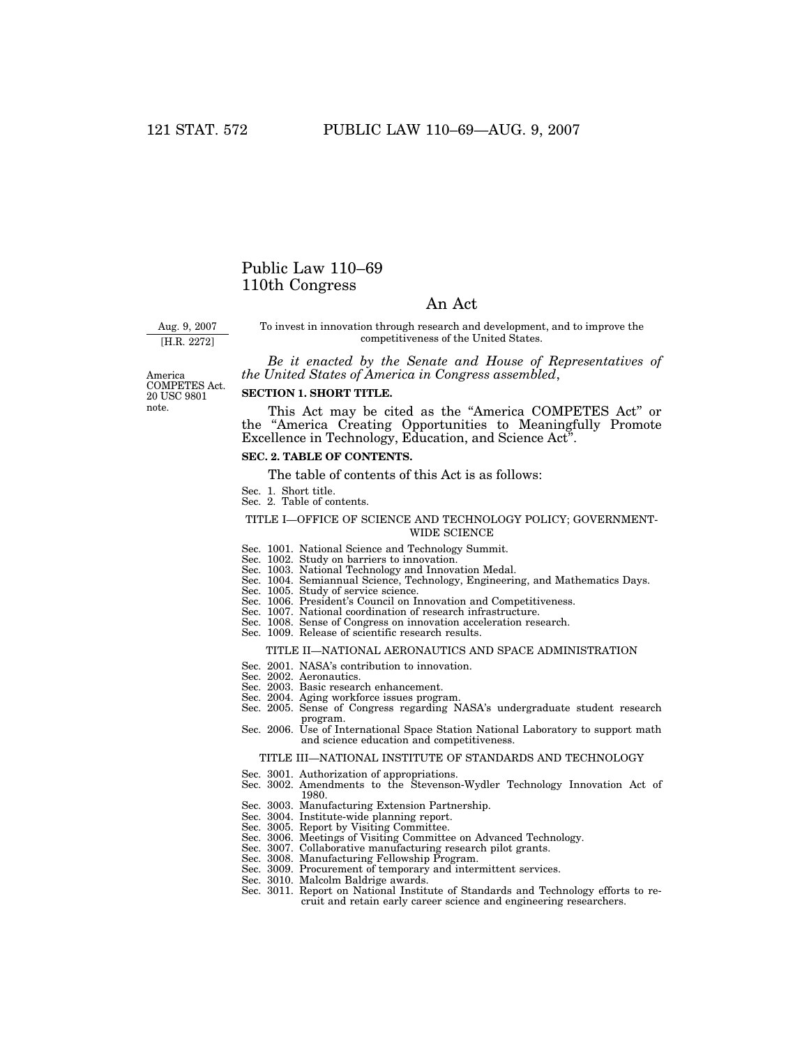# Public Law 110–69
# 110th Congress

## An Act

Aug. 9, 2007
[H.R. 2272]

To invest in innovation through research and development, and to improve the competitiveness of the United States.

*Be it enacted by the Senate and House of Representatives of the United States of America in Congress assembled*,

America COMPETES Act.
20 USC 9801 note.

**SECTION 1. SHORT TITLE.**

This Act may be cited as the "America COMPETES Act" or the "America Creating Opportunities to Meaningfully Promote Excellence in Technology, Education, and Science Act".

**SEC. 2. TABLE OF CONTENTS.**

The table of contents of this Act is as follows:

Sec. 1. Short title.
Sec. 2. Table of contents.

TITLE I—OFFICE OF SCIENCE AND TECHNOLOGY POLICY; GOVERNMENT-WIDE SCIENCE

Sec. 1001. National Science and Technology Summit.
Sec. 1002. Study on barriers to innovation.
Sec. 1003. National Technology and Innovation Medal.
Sec. 1004. Semiannual Science, Technology, Engineering, and Mathematics Days.
Sec. 1005. Study of service science.
Sec. 1006. President's Council on Innovation and Competitiveness.
Sec. 1007. National coordination of research infrastructure.
Sec. 1008. Sense of Congress on innovation acceleration research.
Sec. 1009. Release of scientific research results.

TITLE II—NATIONAL AERONAUTICS AND SPACE ADMINISTRATION

Sec. 2001. NASA's contribution to innovation.
Sec. 2002. Aeronautics.
Sec. 2003. Basic research enhancement.
Sec. 2004. Aging workforce issues program.
Sec. 2005. Sense of Congress regarding NASA's undergraduate student research program.
Sec. 2006. Use of International Space Station National Laboratory to support math and science education and competitiveness.

TITLE III—NATIONAL INSTITUTE OF STANDARDS AND TECHNOLOGY

Sec. 3001. Authorization of appropriations.
Sec. 3002. Amendments to the Stevenson-Wydler Technology Innovation Act of 1980.
Sec. 3003. Manufacturing Extension Partnership.
Sec. 3004. Institute-wide planning report.
Sec. 3005. Report by Visiting Committee.
Sec. 3006. Meetings of Visiting Committee on Advanced Technology.
Sec. 3007. Collaborative manufacturing research pilot grants.
Sec. 3008. Manufacturing Fellowship Program.
Sec. 3009. Procurement of temporary and intermittent services.
Sec. 3010. Malcolm Baldrige awards.
Sec. 3011. Report on National Institute of Standards and Technology efforts to recruit and retain early career science and engineering researchers.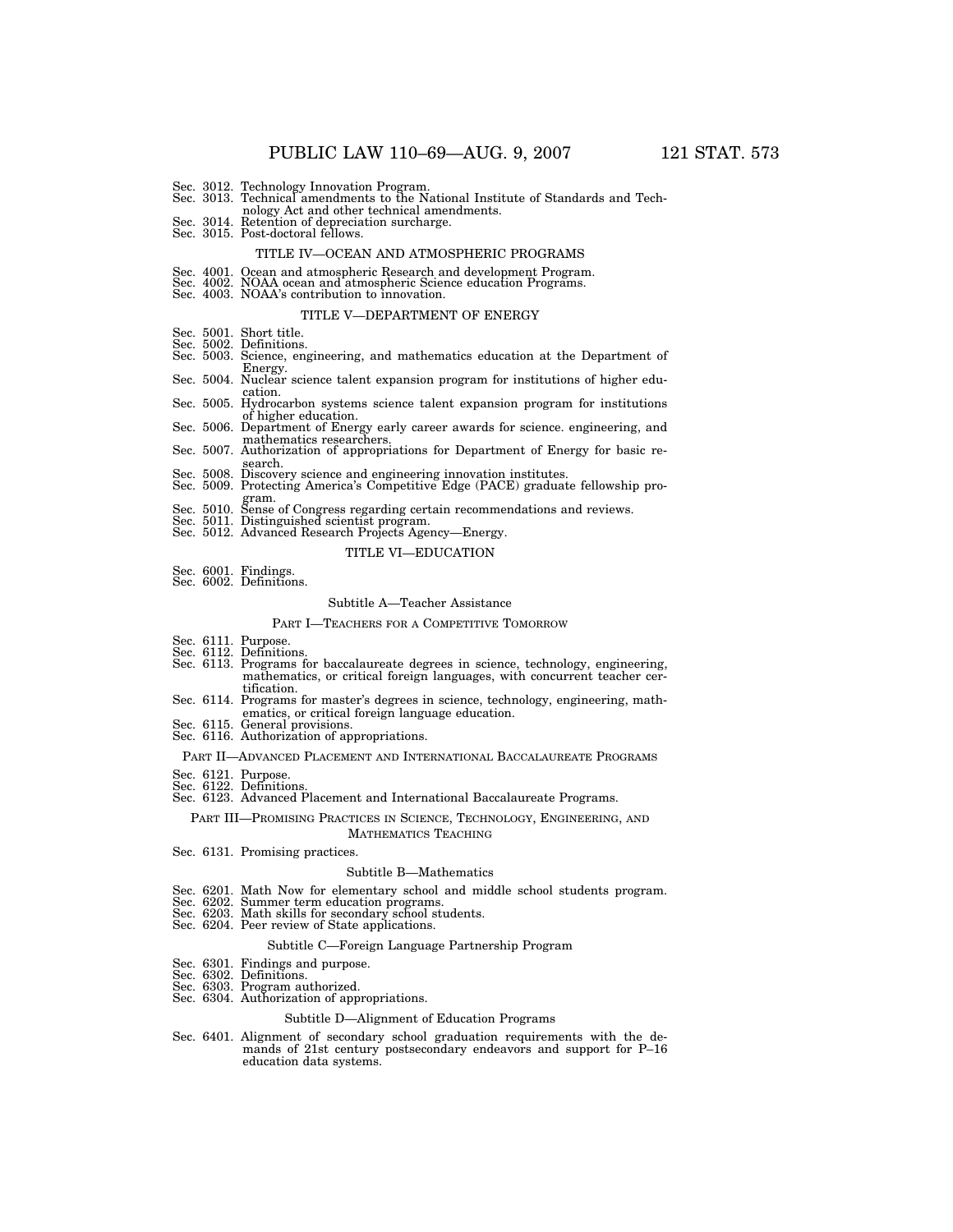Sec. 3012. Technology Innovation Program.
Sec. 3013. Technical amendments to the National Institute of Standards and Technology Act and other technical amendments.
Sec. 3014. Retention of depreciation surcharge.
Sec. 3015. Post-doctoral fellows.

### TITLE IV—OCEAN AND ATMOSPHERIC PROGRAMS

Sec. 4001. Ocean and atmospheric Research and development Program.
Sec. 4002. NOAA ocean and atmospheric Science education Programs.
Sec. 4003. NOAA's contribution to innovation.

### TITLE V—DEPARTMENT OF ENERGY

Sec. 5001. Short title.
Sec. 5002. Definitions.
Sec. 5003. Science, engineering, and mathematics education at the Department of Energy.
Sec. 5004. Nuclear science talent expansion program for institutions of higher education.
Sec. 5005. Hydrocarbon systems science talent expansion program for institutions of higher education.
Sec. 5006. Department of Energy early career awards for science. engineering, and mathematics researchers.
Sec. 5007. Authorization of appropriations for Department of Energy for basic research.
Sec. 5008. Discovery science and engineering innovation institutes.
Sec. 5009. Protecting America's Competitive Edge (PACE) graduate fellowship program.
Sec. 5010. Sense of Congress regarding certain recommendations and reviews.
Sec. 5011. Distinguished scientist program.
Sec. 5012. Advanced Research Projects Agency—Energy.

### TITLE VI—EDUCATION

Sec. 6001. Findings.
Sec. 6002. Definitions.

#### Subtitle A—Teacher Assistance

##### PART I—TEACHERS FOR A COMPETITIVE TOMORROW

Sec. 6111. Purpose.
Sec. 6112. Definitions.
Sec. 6113. Programs for baccalaureate degrees in science, technology, engineering, mathematics, or critical foreign languages, with concurrent teacher certification.
Sec. 6114. Programs for master's degrees in science, technology, engineering, mathematics, or critical foreign language education.
Sec. 6115. General provisions.
Sec. 6116. Authorization of appropriations.

##### PART II—ADVANCED PLACEMENT AND INTERNATIONAL BACCALAUREATE PROGRAMS

Sec. 6121. Purpose.
Sec. 6122. Definitions.
Sec. 6123. Advanced Placement and International Baccalaureate Programs.

##### PART III—PROMISING PRACTICES IN SCIENCE, TECHNOLOGY, ENGINEERING, AND MATHEMATICS TEACHING

Sec. 6131. Promising practices.

#### Subtitle B—Mathematics

Sec. 6201. Math Now for elementary school and middle school students program.
Sec. 6202. Summer term education programs.
Sec. 6203. Math skills for secondary school students.
Sec. 6204. Peer review of State applications.

#### Subtitle C—Foreign Language Partnership Program

Sec. 6301. Findings and purpose.
Sec. 6302. Definitions.
Sec. 6303. Program authorized.
Sec. 6304. Authorization of appropriations.

#### Subtitle D—Alignment of Education Programs

Sec. 6401. Alignment of secondary school graduation requirements with the demands of 21st century postsecondary endeavors and support for P–16 education data systems.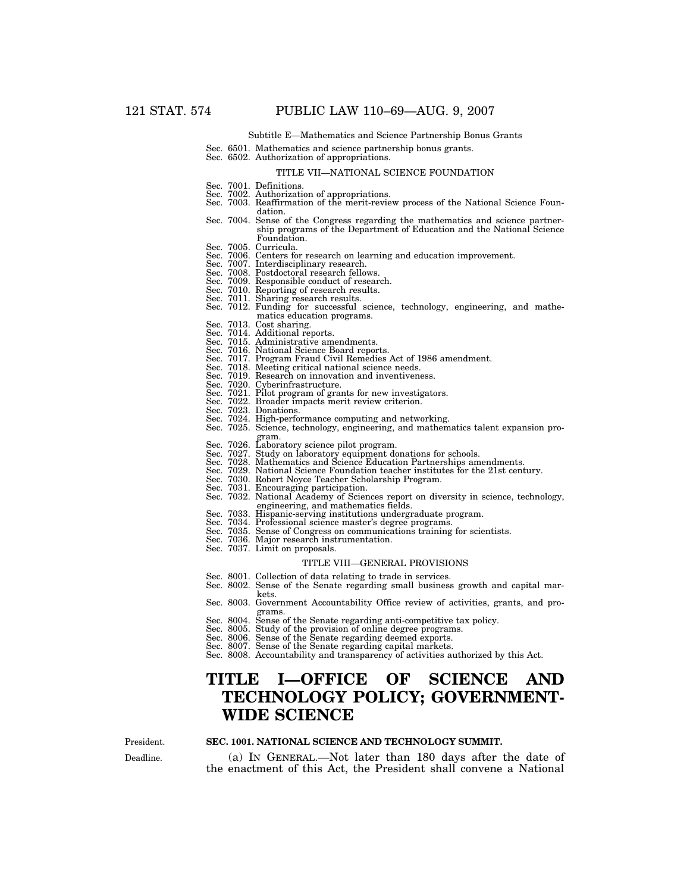Subtitle E—Mathematics and Science Partnership Bonus Grants

Sec. 6501. Mathematics and science partnership bonus grants.
Sec. 6502. Authorization of appropriations.

TITLE VII—NATIONAL SCIENCE FOUNDATION

Sec. 7001. Definitions.
Sec. 7002. Authorization of appropriations.
Sec. 7003. Reaffirmation of the merit-review process of the National Science Foundation.
Sec. 7004. Sense of the Congress regarding the mathematics and science partnership programs of the Department of Education and the National Science Foundation.
Sec. 7005. Curricula.
Sec. 7006. Centers for research on learning and education improvement.
Sec. 7007. Interdisciplinary research.
Sec. 7008. Postdoctoral research fellows.
Sec. 7009. Responsible conduct of research.
Sec. 7010. Reporting of research results.
Sec. 7011. Sharing research results.
Sec. 7012. Funding for successful science, technology, engineering, and mathematics education programs.
Sec. 7013. Cost sharing.
Sec. 7014. Additional reports.
Sec. 7015. Administrative amendments.
Sec. 7016. National Science Board reports.
Sec. 7017. Program Fraud Civil Remedies Act of 1986 amendment.
Sec. 7018. Meeting critical national science needs.
Sec. 7019. Research on innovation and inventiveness.
Sec. 7020. Cyberinfrastructure.
Sec. 7021. Pilot program of grants for new investigators.
Sec. 7022. Broader impacts merit review criterion.
Sec. 7023. Donations.
Sec. 7024. High-performance computing and networking.
Sec. 7025. Science, technology, engineering, and mathematics talent expansion program.
Sec. 7026. Laboratory science pilot program.
Sec. 7027. Study on laboratory equipment donations for schools.
Sec. 7028. Mathematics and Science Education Partnerships amendments.
Sec. 7029. National Science Foundation teacher institutes for the 21st century.
Sec. 7030. Robert Noyce Teacher Scholarship Program.
Sec. 7031. Encouraging participation.
Sec. 7032. National Academy of Sciences report on diversity in science, technology, engineering, and mathematics fields.
Sec. 7033. Hispanic-serving institutions undergraduate program.
Sec. 7034. Professional science master's degree programs.
Sec. 7035. Sense of Congress on communications training for scientists.
Sec. 7036. Major research instrumentation.
Sec. 7037. Limit on proposals.

TITLE VIII—GENERAL PROVISIONS

Sec. 8001. Collection of data relating to trade in services.
Sec. 8002. Sense of the Senate regarding small business growth and capital markets.
Sec. 8003. Government Accountability Office review of activities, grants, and programs.
Sec. 8004. Sense of the Senate regarding anti-competitive tax policy.
Sec. 8005. Study of the provision of online degree programs.
Sec. 8006. Sense of the Senate regarding deemed exports.
Sec. 8007. Sense of the Senate regarding capital markets.
Sec. 8008. Accountability and transparency of activities authorized by this Act.

# TITLE I—OFFICE OF SCIENCE AND TECHNOLOGY POLICY; GOVERNMENT-WIDE SCIENCE

President.
Deadline.

## SEC. 1001. NATIONAL SCIENCE AND TECHNOLOGY SUMMIT.

(a) IN GENERAL.—Not later than 180 days after the date of the enactment of this Act, the President shall convene a National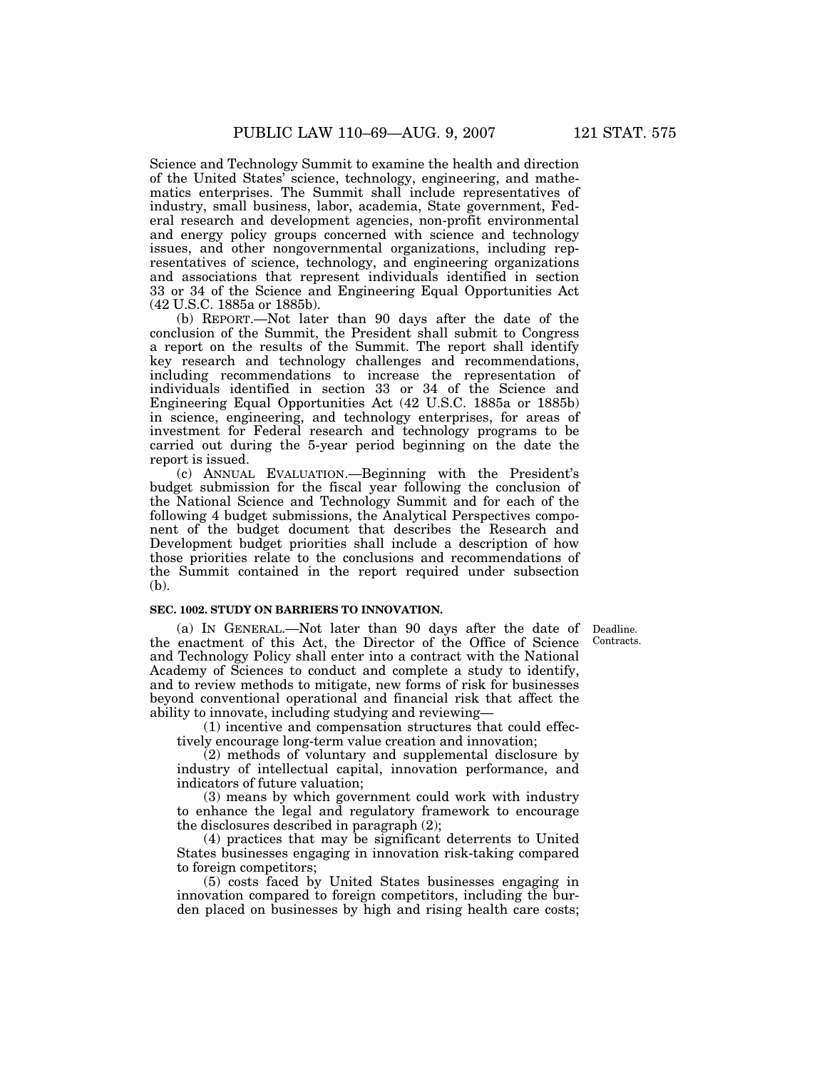Science and Technology Summit to examine the health and direction of the United States' science, technology, engineering, and mathematics enterprises. The Summit shall include representatives of industry, small business, labor, academia, State government, Federal research and development agencies, non-profit environmental and energy policy groups concerned with science and technology issues, and other nongovernmental organizations, including representatives of science, technology, and engineering organizations and associations that represent individuals identified in section 33 or 34 of the Science and Engineering Equal Opportunities Act (42 U.S.C. 1885a or 1885b).

(b) REPORT.—Not later than 90 days after the date of the conclusion of the Summit, the President shall submit to Congress a report on the results of the Summit. The report shall identify key research and technology challenges and recommendations, including recommendations to increase the representation of individuals identified in section 33 or 34 of the Science and Engineering Equal Opportunities Act (42 U.S.C. 1885a or 1885b) in science, engineering, and technology enterprises, for areas of investment for Federal research and technology programs to be carried out during the 5-year period beginning on the date the report is issued.

(c) ANNUAL EVALUATION.—Beginning with the President's budget submission for the fiscal year following the conclusion of the National Science and Technology Summit and for each of the following 4 budget submissions, the Analytical Perspectives component of the budget document that describes the Research and Development budget priorities shall include a description of how those priorities relate to the conclusions and recommendations of the Summit contained in the report required under subsection (b).

**SEC. 1002. STUDY ON BARRIERS TO INNOVATION.**

Deadline. Contracts.

(a) IN GENERAL.—Not later than 90 days after the date of the enactment of this Act, the Director of the Office of Science and Technology Policy shall enter into a contract with the National Academy of Sciences to conduct and complete a study to identify, and to review methods to mitigate, new forms of risk for businesses beyond conventional operational and financial risk that affect the ability to innovate, including studying and reviewing—

(1) incentive and compensation structures that could effectively encourage long-term value creation and innovation;

(2) methods of voluntary and supplemental disclosure by industry of intellectual capital, innovation performance, and indicators of future valuation;

(3) means by which government could work with industry to enhance the legal and regulatory framework to encourage the disclosures described in paragraph (2);

(4) practices that may be significant deterrents to United States businesses engaging in innovation risk-taking compared to foreign competitors;

(5) costs faced by United States businesses engaging in innovation compared to foreign competitors, including the burden placed on businesses by high and rising health care costs;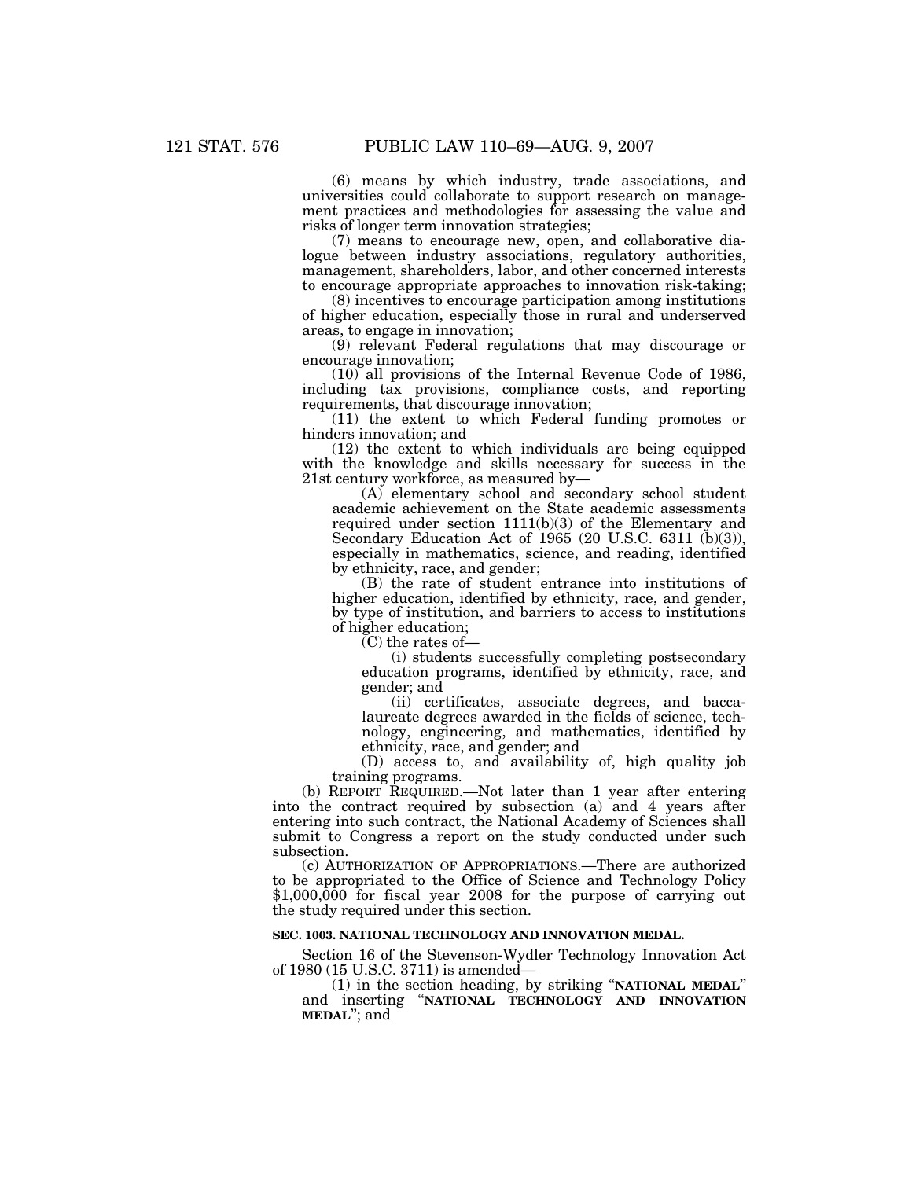(6) means by which industry, trade associations, and universities could collaborate to support research on management practices and methodologies for assessing the value and risks of longer term innovation strategies;

(7) means to encourage new, open, and collaborative dialogue between industry associations, regulatory authorities, management, shareholders, labor, and other concerned interests to encourage appropriate approaches to innovation risk-taking;

(8) incentives to encourage participation among institutions of higher education, especially those in rural and underserved areas, to engage in innovation;

(9) relevant Federal regulations that may discourage or encourage innovation;

(10) all provisions of the Internal Revenue Code of 1986, including tax provisions, compliance costs, and reporting requirements, that discourage innovation;

(11) the extent to which Federal funding promotes or hinders innovation; and

(12) the extent to which individuals are being equipped with the knowledge and skills necessary for success in the 21st century workforce, as measured by—

(A) elementary school and secondary school student academic achievement on the State academic assessments required under section 1111(b)(3) of the Elementary and Secondary Education Act of 1965 (20 U.S.C. 6311 (b)(3)), especially in mathematics, science, and reading, identified by ethnicity, race, and gender;

(B) the rate of student entrance into institutions of higher education, identified by ethnicity, race, and gender, by type of institution, and barriers to access to institutions of higher education;

(C) the rates of—

(i) students successfully completing postsecondary education programs, identified by ethnicity, race, and gender; and

(ii) certificates, associate degrees, and baccalaureate degrees awarded in the fields of science, technology, engineering, and mathematics, identified by ethnicity, race, and gender; and

(D) access to, and availability of, high quality job training programs.

(b) REPORT REQUIRED.—Not later than 1 year after entering into the contract required by subsection (a) and 4 years after entering into such contract, the National Academy of Sciences shall submit to Congress a report on the study conducted under such subsection.

(c) AUTHORIZATION OF APPROPRIATIONS.—There are authorized to be appropriated to the Office of Science and Technology Policy $1,000,000 for fiscal year 2008 for the purpose of carrying out the study required under this section.

**SEC. 1003. NATIONAL TECHNOLOGY AND INNOVATION MEDAL.**

Section 16 of the Stevenson-Wydler Technology Innovation Act of 1980 (15 U.S.C. 3711) is amended—

(1) in the section heading, by striking "**NATIONAL MEDAL**" and inserting "**NATIONAL TECHNOLOGY AND INNOVATION MEDAL**"; and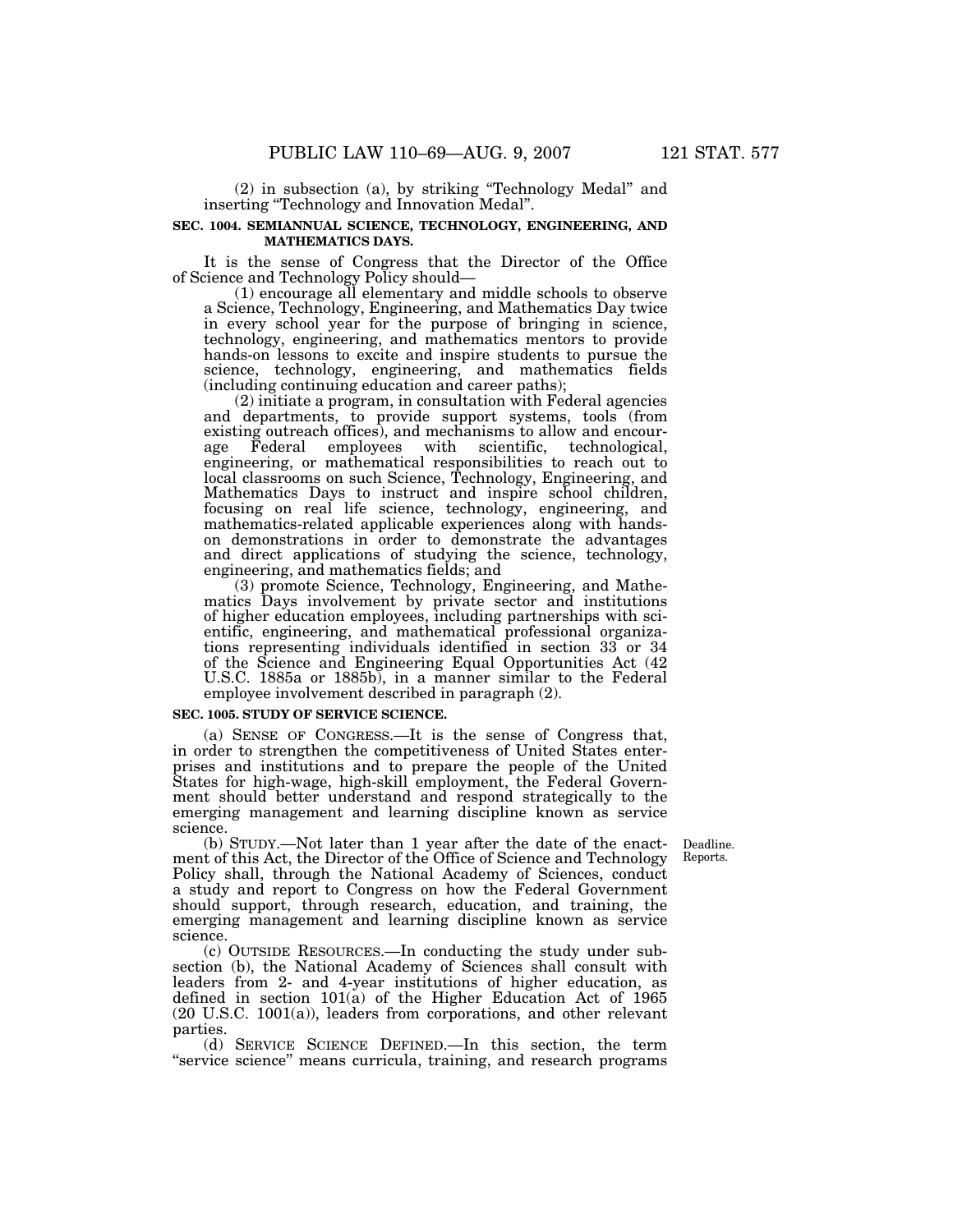(2) in subsection (a), by striking "Technology Medal" and inserting "Technology and Innovation Medal".

**SEC. 1004. SEMIANNUAL SCIENCE, TECHNOLOGY, ENGINEERING, AND MATHEMATICS DAYS.**

It is the sense of Congress that the Director of the Office of Science and Technology Policy should—

(1) encourage all elementary and middle schools to observe a Science, Technology, Engineering, and Mathematics Day twice in every school year for the purpose of bringing in science, technology, engineering, and mathematics mentors to provide hands-on lessons to excite and inspire students to pursue the science, technology, engineering, and mathematics fields (including continuing education and career paths);

(2) initiate a program, in consultation with Federal agencies and departments, to provide support systems, tools (from existing outreach offices), and mechanisms to allow and encourage Federal employees with scientific, technological, engineering, or mathematical responsibilities to reach out to local classrooms on such Science, Technology, Engineering, and Mathematics Days to instruct and inspire school children, focusing on real life science, technology, engineering, and mathematics-related applicable experiences along with hands-on demonstrations in order to demonstrate the advantages and direct applications of studying the science, technology, engineering, and mathematics fields; and

(3) promote Science, Technology, Engineering, and Mathematics Days involvement by private sector and institutions of higher education employees, including partnerships with scientific, engineering, and mathematical professional organizations representing individuals identified in section 33 or 34 of the Science and Engineering Equal Opportunities Act (42 U.S.C. 1885a or 1885b), in a manner similar to the Federal employee involvement described in paragraph (2).

**SEC. 1005. STUDY OF SERVICE SCIENCE.**

(a) SENSE OF CONGRESS.—It is the sense of Congress that, in order to strengthen the competitiveness of United States enterprises and institutions and to prepare the people of the United States for high-wage, high-skill employment, the Federal Government should better understand and respond strategically to the emerging management and learning discipline known as service science.

Deadline.
Reports.

(b) STUDY.—Not later than 1 year after the date of the enactment of this Act, the Director of the Office of Science and Technology Policy shall, through the National Academy of Sciences, conduct a study and report to Congress on how the Federal Government should support, through research, education, and training, the emerging management and learning discipline known as service science.

(c) OUTSIDE RESOURCES.—In conducting the study under subsection (b), the National Academy of Sciences shall consult with leaders from 2- and 4-year institutions of higher education, as defined in section 101(a) of the Higher Education Act of 1965 (20 U.S.C. 1001(a)), leaders from corporations, and other relevant parties.

(d) SERVICE SCIENCE DEFINED.—In this section, the term "service science" means curricula, training, and research programs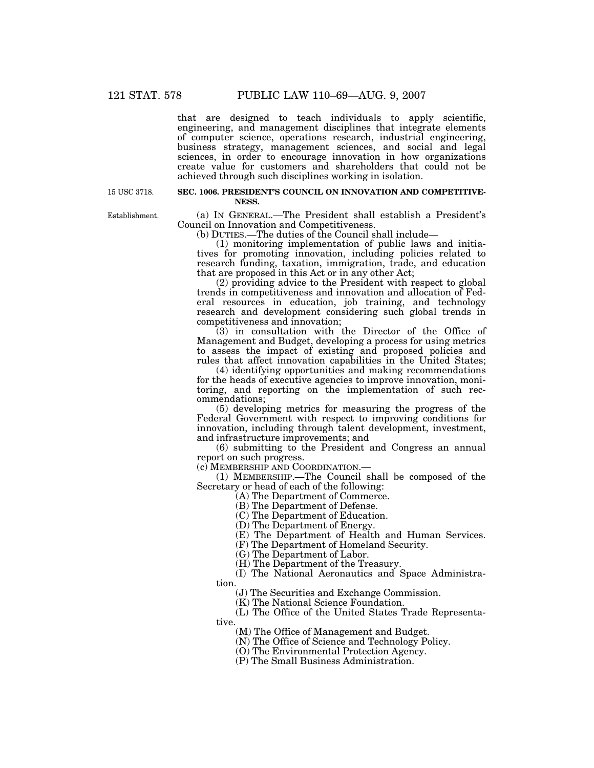that are designed to teach individuals to apply scientific, engineering, and management disciplines that integrate elements of computer science, operations research, industrial engineering, business strategy, management sciences, and social and legal sciences, in order to encourage innovation in how organizations create value for customers and shareholders that could not be achieved through such disciplines working in isolation.

15 USC 3718.

**SEC. 1006. PRESIDENT'S COUNCIL ON INNOVATION AND COMPETITIVENESS.**

Establishment.

(a) IN GENERAL.—The President shall establish a President's Council on Innovation and Competitiveness.

(b) DUTIES.—The duties of the Council shall include—

(1) monitoring implementation of public laws and initiatives for promoting innovation, including policies related to research funding, taxation, immigration, trade, and education that are proposed in this Act or in any other Act;

(2) providing advice to the President with respect to global trends in competitiveness and innovation and allocation of Federal resources in education, job training, and technology research and development considering such global trends in competitiveness and innovation;

(3) in consultation with the Director of the Office of Management and Budget, developing a process for using metrics to assess the impact of existing and proposed policies and rules that affect innovation capabilities in the United States;

(4) identifying opportunities and making recommendations for the heads of executive agencies to improve innovation, monitoring, and reporting on the implementation of such recommendations;

(5) developing metrics for measuring the progress of the Federal Government with respect to improving conditions for innovation, including through talent development, investment, and infrastructure improvements; and

(6) submitting to the President and Congress an annual report on such progress.

(c) MEMBERSHIP AND COORDINATION.—

(1) MEMBERSHIP.—The Council shall be composed of the Secretary or head of each of the following:

(A) The Department of Commerce.

(B) The Department of Defense.

(C) The Department of Education.

(D) The Department of Energy.

(E) The Department of Health and Human Services.

(F) The Department of Homeland Security.

(G) The Department of Labor.

(H) The Department of the Treasury.

(I) The National Aeronautics and Space Administration.

(J) The Securities and Exchange Commission.

(K) The National Science Foundation.

(L) The Office of the United States Trade Representative.

(M) The Office of Management and Budget.

(N) The Office of Science and Technology Policy.

(O) The Environmental Protection Agency.

(P) The Small Business Administration.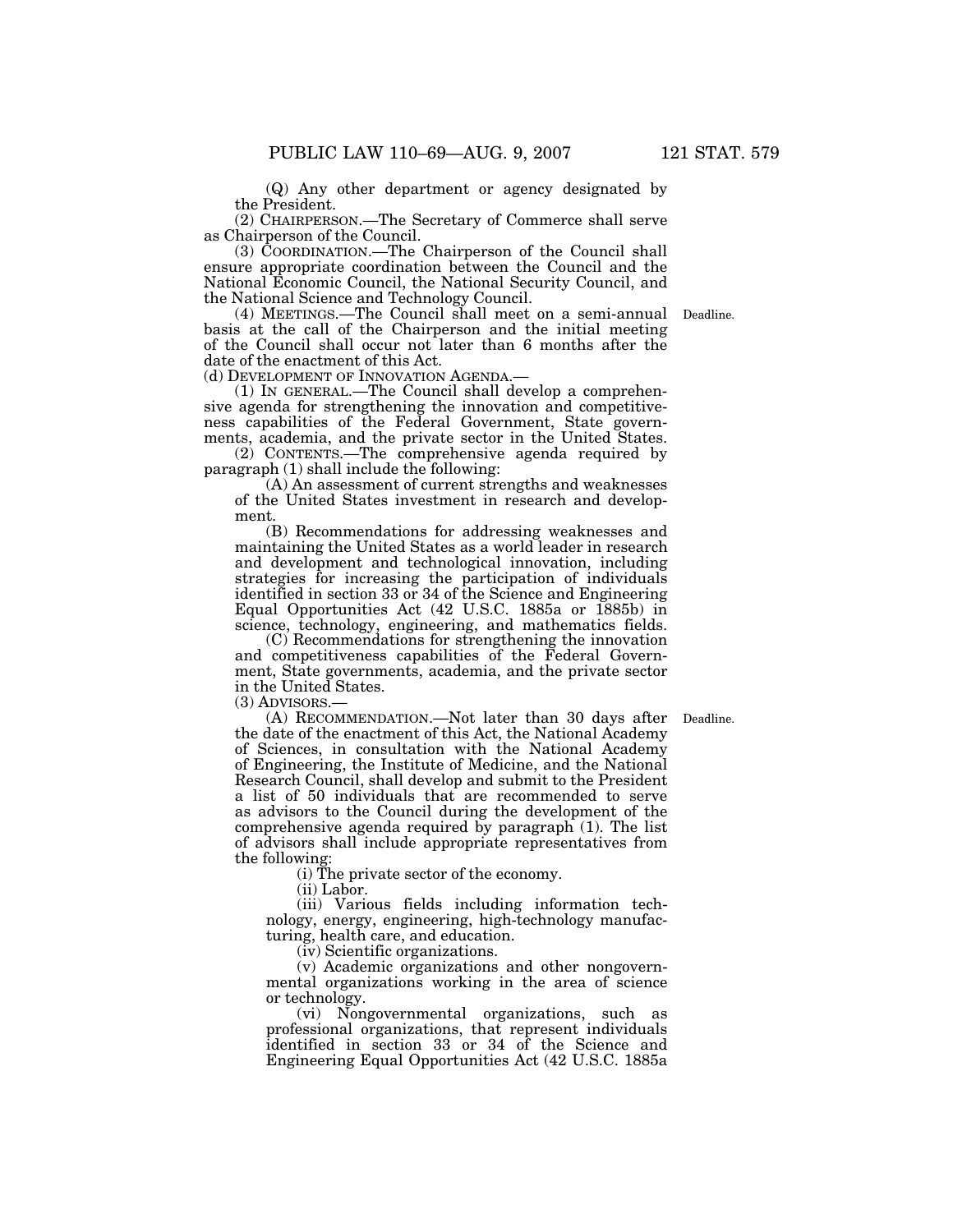(Q) Any other department or agency designated by the President.

(2) CHAIRPERSON.—The Secretary of Commerce shall serve as Chairperson of the Council.

(3) COORDINATION.—The Chairperson of the Council shall ensure appropriate coordination between the Council and the National Economic Council, the National Security Council, and the National Science and Technology Council.

(4) MEETINGS.—The Council shall meet on a semi-annual basis at the call of the Chairperson and the initial meeting of the Council shall occur not later than 6 months after the date of the enactment of this Act.

Deadline.

(d) DEVELOPMENT OF INNOVATION AGENDA.—

(1) IN GENERAL.—The Council shall develop a comprehensive agenda for strengthening the innovation and competitiveness capabilities of the Federal Government, State governments, academia, and the private sector in the United States.

(2) CONTENTS.—The comprehensive agenda required by paragraph (1) shall include the following:

(A) An assessment of current strengths and weaknesses of the United States investment in research and development.

(B) Recommendations for addressing weaknesses and maintaining the United States as a world leader in research and development and technological innovation, including strategies for increasing the participation of individuals identified in section 33 or 34 of the Science and Engineering Equal Opportunities Act (42 U.S.C. 1885a or 1885b) in science, technology, engineering, and mathematics fields.

(C) Recommendations for strengthening the innovation and competitiveness capabilities of the Federal Government, State governments, academia, and the private sector in the United States.

(3) ADVISORS.—

(A) RECOMMENDATION.—Not later than 30 days after the date of the enactment of this Act, the National Academy of Sciences, in consultation with the National Academy of Engineering, the Institute of Medicine, and the National Research Council, shall develop and submit to the President a list of 50 individuals that are recommended to serve as advisors to the Council during the development of the comprehensive agenda required by paragraph (1). The list of advisors shall include appropriate representatives from the following:

Deadline.

(i) The private sector of the economy.

(ii) Labor.

(iii) Various fields including information technology, energy, engineering, high-technology manufacturing, health care, and education.

(iv) Scientific organizations.

(v) Academic organizations and other nongovernmental organizations working in the area of science or technology.

(vi) Nongovernmental organizations, such as professional organizations, that represent individuals identified in section 33 or 34 of the Science and Engineering Equal Opportunities Act (42 U.S.C. 1885a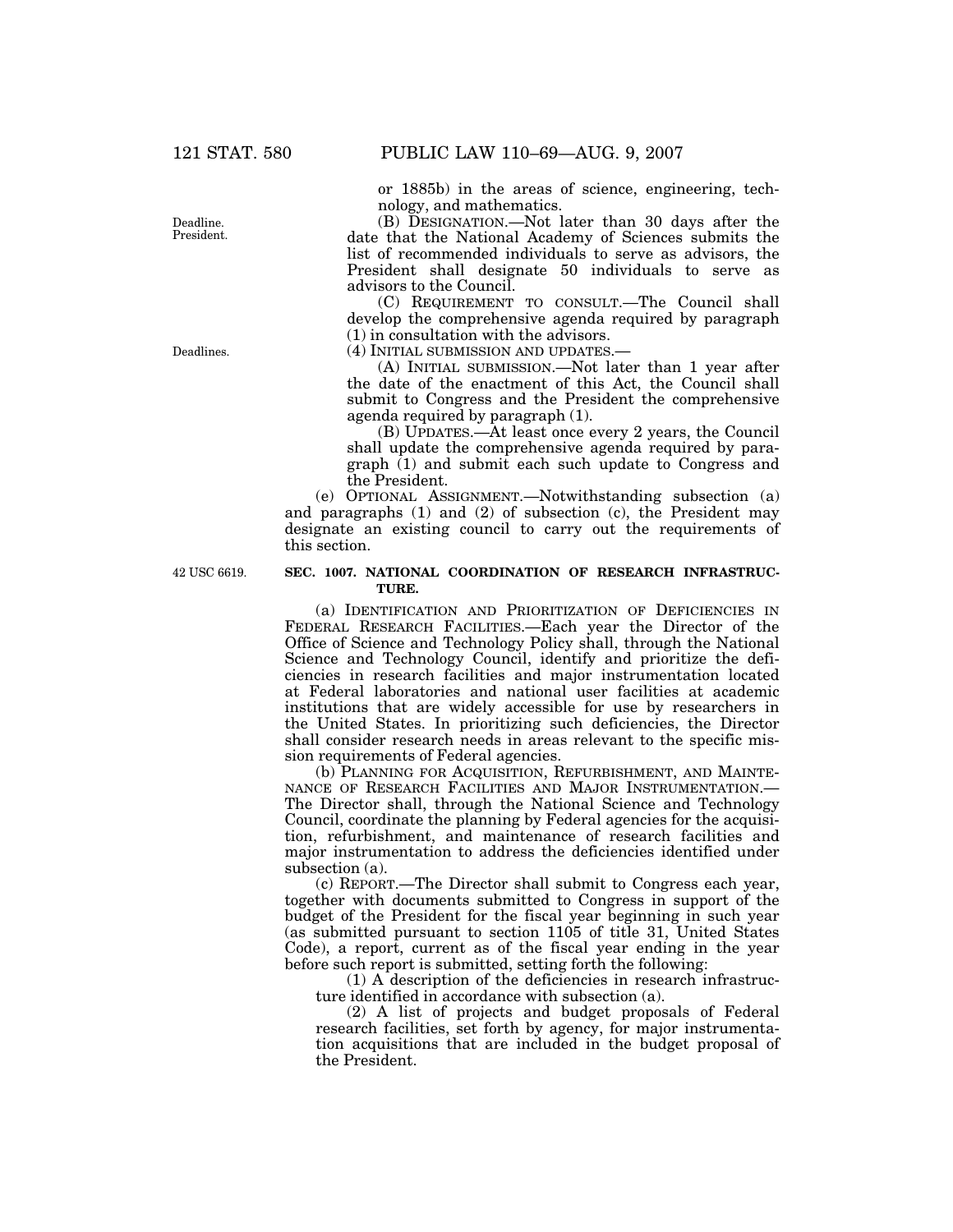or 1885b) in the areas of science, engineering, technology, and mathematics.

Deadline. President.

(B) DESIGNATION.—Not later than 30 days after the date that the National Academy of Sciences submits the list of recommended individuals to serve as advisors, the President shall designate 50 individuals to serve as advisors to the Council.

(C) REQUIREMENT TO CONSULT.—The Council shall develop the comprehensive agenda required by paragraph (1) in consultation with the advisors.

Deadlines.

(4) INITIAL SUBMISSION AND UPDATES.—

(A) INITIAL SUBMISSION.—Not later than 1 year after the date of the enactment of this Act, the Council shall submit to Congress and the President the comprehensive agenda required by paragraph (1).

(B) UPDATES.—At least once every 2 years, the Council shall update the comprehensive agenda required by paragraph (1) and submit each such update to Congress and the President.

(e) OPTIONAL ASSIGNMENT.—Notwithstanding subsection (a) and paragraphs (1) and (2) of subsection (c), the President may designate an existing council to carry out the requirements of this section.

42 USC 6619.

**SEC. 1007. NATIONAL COORDINATION OF RESEARCH INFRASTRUCTURE.**

(a) IDENTIFICATION AND PRIORITIZATION OF DEFICIENCIES IN FEDERAL RESEARCH FACILITIES.—Each year the Director of the Office of Science and Technology Policy shall, through the National Science and Technology Council, identify and prioritize the deficiencies in research facilities and major instrumentation located at Federal laboratories and national user facilities at academic institutions that are widely accessible for use by researchers in the United States. In prioritizing such deficiencies, the Director shall consider research needs in areas relevant to the specific mission requirements of Federal agencies.

(b) PLANNING FOR ACQUISITION, REFURBISHMENT, AND MAINTENANCE OF RESEARCH FACILITIES AND MAJOR INSTRUMENTATION.—The Director shall, through the National Science and Technology Council, coordinate the planning by Federal agencies for the acquisition, refurbishment, and maintenance of research facilities and major instrumentation to address the deficiencies identified under subsection (a).

(c) REPORT.—The Director shall submit to Congress each year, together with documents submitted to Congress in support of the budget of the President for the fiscal year beginning in such year (as submitted pursuant to section 1105 of title 31, United States Code), a report, current as of the fiscal year ending in the year before such report is submitted, setting forth the following:

(1) A description of the deficiencies in research infrastructure identified in accordance with subsection (a).

(2) A list of projects and budget proposals of Federal research facilities, set forth by agency, for major instrumentation acquisitions that are included in the budget proposal of the President.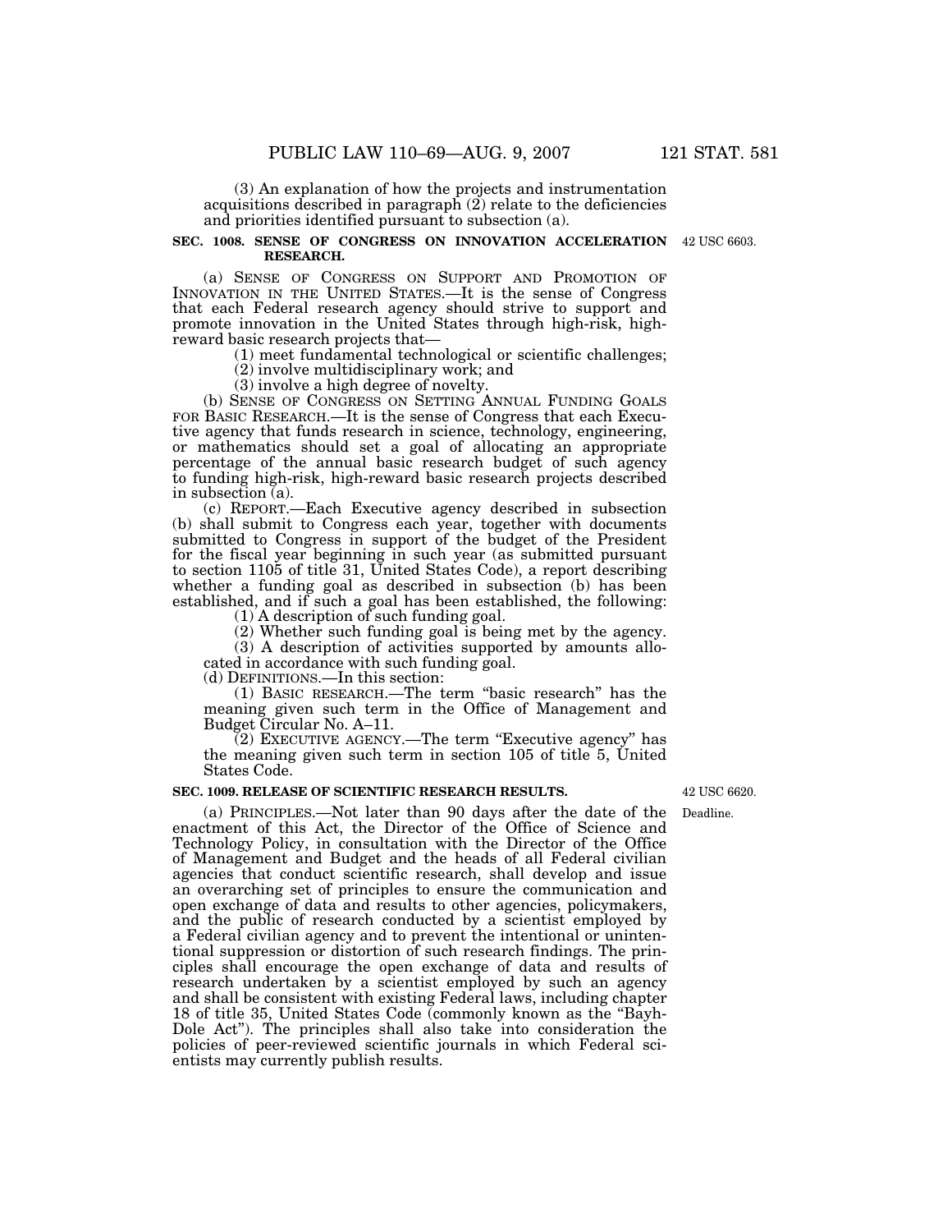(3) An explanation of how the projects and instrumentation acquisitions described in paragraph (2) relate to the deficiencies and priorities identified pursuant to subsection (a).

**SEC. 1008. SENSE OF CONGRESS ON INNOVATION ACCELERATION RESEARCH.**

42 USC 6603.

(a) SENSE OF CONGRESS ON SUPPORT AND PROMOTION OF INNOVATION IN THE UNITED STATES.—It is the sense of Congress that each Federal research agency should strive to support and promote innovation in the United States through high-risk, high-reward basic research projects that—

(1) meet fundamental technological or scientific challenges;

(2) involve multidisciplinary work; and

(3) involve a high degree of novelty.

(b) SENSE OF CONGRESS ON SETTING ANNUAL FUNDING GOALS FOR BASIC RESEARCH.—It is the sense of Congress that each Executive agency that funds research in science, technology, engineering, or mathematics should set a goal of allocating an appropriate percentage of the annual basic research budget of such agency to funding high-risk, high-reward basic research projects described in subsection (a).

(c) REPORT.—Each Executive agency described in subsection (b) shall submit to Congress each year, together with documents submitted to Congress in support of the budget of the President for the fiscal year beginning in such year (as submitted pursuant to section 1105 of title 31, United States Code), a report describing whether a funding goal as described in subsection (b) has been established, and if such a goal has been established, the following:

(1) A description of such funding goal.

(2) Whether such funding goal is being met by the agency.

(3) A description of activities supported by amounts allocated in accordance with such funding goal.

(d) DEFINITIONS.—In this section:

(1) BASIC RESEARCH.—The term "basic research" has the meaning given such term in the Office of Management and Budget Circular No. A–11.

(2) EXECUTIVE AGENCY.—The term "Executive agency" has the meaning given such term in section 105 of title 5, United States Code.

**SEC. 1009. RELEASE OF SCIENTIFIC RESEARCH RESULTS.**

42 USC 6620.

Deadline.

(a) PRINCIPLES.—Not later than 90 days after the date of the enactment of this Act, the Director of the Office of Science and Technology Policy, in consultation with the Director of the Office of Management and Budget and the heads of all Federal civilian agencies that conduct scientific research, shall develop and issue an overarching set of principles to ensure the communication and open exchange of data and results to other agencies, policymakers, and the public of research conducted by a scientist employed by a Federal civilian agency and to prevent the intentional or unintentional suppression or distortion of such research findings. The principles shall encourage the open exchange of data and results of research undertaken by a scientist employed by such an agency and shall be consistent with existing Federal laws, including chapter 18 of title 35, United States Code (commonly known as the "Bayh-Dole Act"). The principles shall also take into consideration the policies of peer-reviewed scientific journals in which Federal scientists may currently publish results.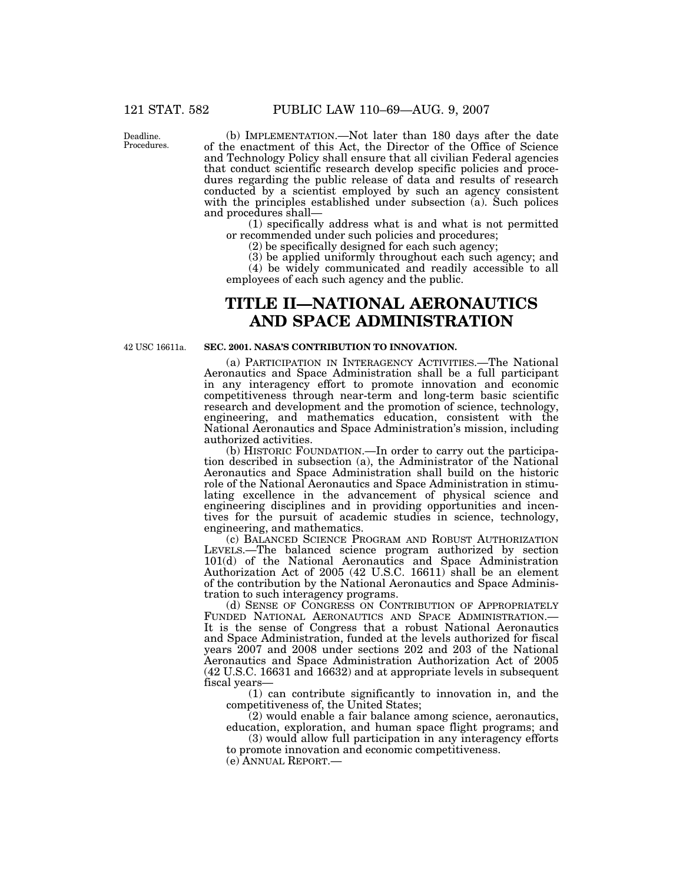Deadline.
Procedures.

(b) IMPLEMENTATION.—Not later than 180 days after the date of the enactment of this Act, the Director of the Office of Science and Technology Policy shall ensure that all civilian Federal agencies that conduct scientific research develop specific policies and procedures regarding the public release of data and results of research conducted by a scientist employed by such an agency consistent with the principles established under subsection (a). Such polices and procedures shall—

(1) specifically address what is and what is not permitted or recommended under such policies and procedures;

(2) be specifically designed for each such agency;

(3) be applied uniformly throughout each such agency; and

(4) be widely communicated and readily accessible to all employees of each such agency and the public.

# TITLE II—NATIONAL AERONAUTICS AND SPACE ADMINISTRATION

42 USC 16611a.

**SEC. 2001. NASA'S CONTRIBUTION TO INNOVATION.**

(a) PARTICIPATION IN INTERAGENCY ACTIVITIES.—The National Aeronautics and Space Administration shall be a full participant in any interagency effort to promote innovation and economic competitiveness through near-term and long-term basic scientific research and development and the promotion of science, technology, engineering, and mathematics education, consistent with the National Aeronautics and Space Administration's mission, including authorized activities.

(b) HISTORIC FOUNDATION.—In order to carry out the participation described in subsection (a), the Administrator of the National Aeronautics and Space Administration shall build on the historic role of the National Aeronautics and Space Administration in stimulating excellence in the advancement of physical science and engineering disciplines and in providing opportunities and incentives for the pursuit of academic studies in science, technology, engineering, and mathematics.

(c) BALANCED SCIENCE PROGRAM AND ROBUST AUTHORIZATION LEVELS.—The balanced science program authorized by section 101(d) of the National Aeronautics and Space Administration Authorization Act of 2005 (42 U.S.C. 16611) shall be an element of the contribution by the National Aeronautics and Space Administration to such interagency programs.

(d) SENSE OF CONGRESS ON CONTRIBUTION OF APPROPRIATELY FUNDED NATIONAL AERONAUTICS AND SPACE ADMINISTRATION.—It is the sense of Congress that a robust National Aeronautics and Space Administration, funded at the levels authorized for fiscal years 2007 and 2008 under sections 202 and 203 of the National Aeronautics and Space Administration Authorization Act of 2005 (42 U.S.C. 16631 and 16632) and at appropriate levels in subsequent fiscal years—

(1) can contribute significantly to innovation in, and the competitiveness of, the United States;

(2) would enable a fair balance among science, aeronautics, education, exploration, and human space flight programs; and

(3) would allow full participation in any interagency efforts to promote innovation and economic competitiveness.

(e) ANNUAL REPORT.—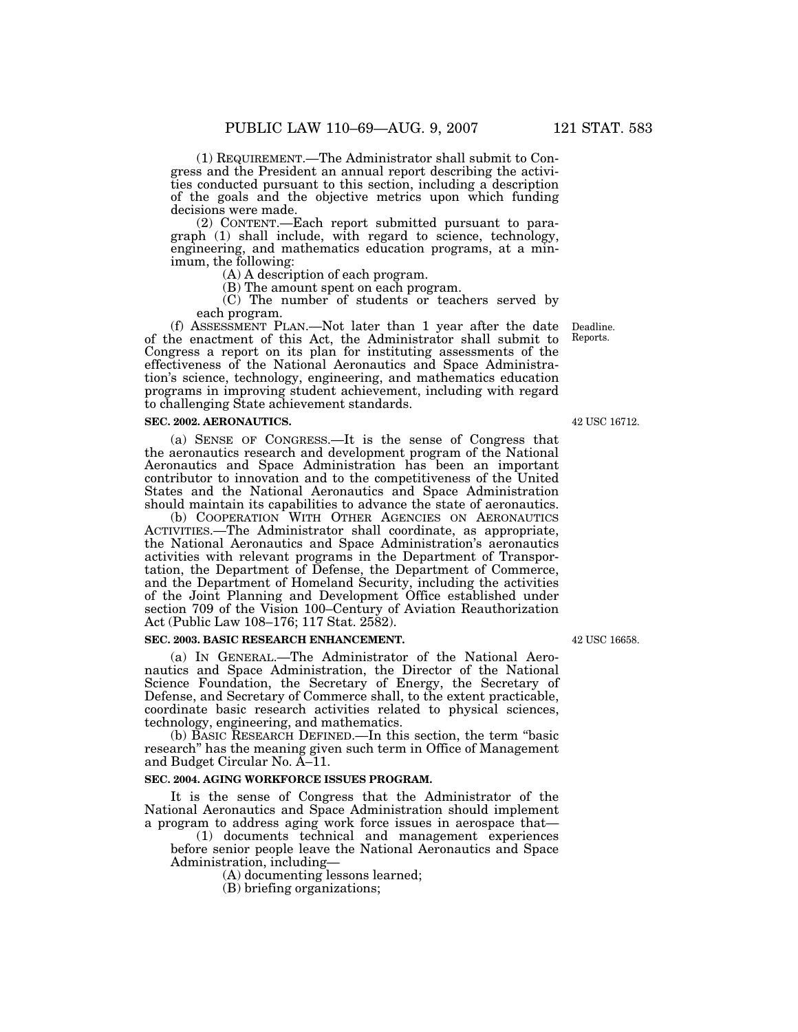(1) REQUIREMENT.—The Administrator shall submit to Congress and the President an annual report describing the activities conducted pursuant to this section, including a description of the goals and the objective metrics upon which funding decisions were made.

(2) CONTENT.—Each report submitted pursuant to paragraph (1) shall include, with regard to science, technology, engineering, and mathematics education programs, at a minimum, the following:

(A) A description of each program.

(B) The amount spent on each program.

(C) The number of students or teachers served by each program.

(f) ASSESSMENT PLAN.—Not later than 1 year after the date of the enactment of this Act, the Administrator shall submit to Congress a report on its plan for instituting assessments of the effectiveness of the National Aeronautics and Space Administration's science, technology, engineering, and mathematics education programs in improving student achievement, including with regard to challenging State achievement standards.

Deadline. Reports.

**SEC. 2002. AERONAUTICS.**

42 USC 16712.

(a) SENSE OF CONGRESS.—It is the sense of Congress that the aeronautics research and development program of the National Aeronautics and Space Administration has been an important contributor to innovation and to the competitiveness of the United States and the National Aeronautics and Space Administration should maintain its capabilities to advance the state of aeronautics.

(b) COOPERATION WITH OTHER AGENCIES ON AERONAUTICS ACTIVITIES.—The Administrator shall coordinate, as appropriate, the National Aeronautics and Space Administration's aeronautics activities with relevant programs in the Department of Transportation, the Department of Defense, the Department of Commerce, and the Department of Homeland Security, including the activities of the Joint Planning and Development Office established under section 709 of the Vision 100–Century of Aviation Reauthorization Act (Public Law 108–176; 117 Stat. 2582).

**SEC. 2003. BASIC RESEARCH ENHANCEMENT.**

42 USC 16658.

(a) IN GENERAL.—The Administrator of the National Aeronautics and Space Administration, the Director of the National Science Foundation, the Secretary of Energy, the Secretary of Defense, and Secretary of Commerce shall, to the extent practicable, coordinate basic research activities related to physical sciences, technology, engineering, and mathematics.

(b) BASIC RESEARCH DEFINED.—In this section, the term "basic research" has the meaning given such term in Office of Management and Budget Circular No. A–11.

**SEC. 2004. AGING WORKFORCE ISSUES PROGRAM.**

It is the sense of Congress that the Administrator of the National Aeronautics and Space Administration should implement a program to address aging work force issues in aerospace that—

(1) documents technical and management experiences before senior people leave the National Aeronautics and Space Administration, including—

(A) documenting lessons learned;

(B) briefing organizations;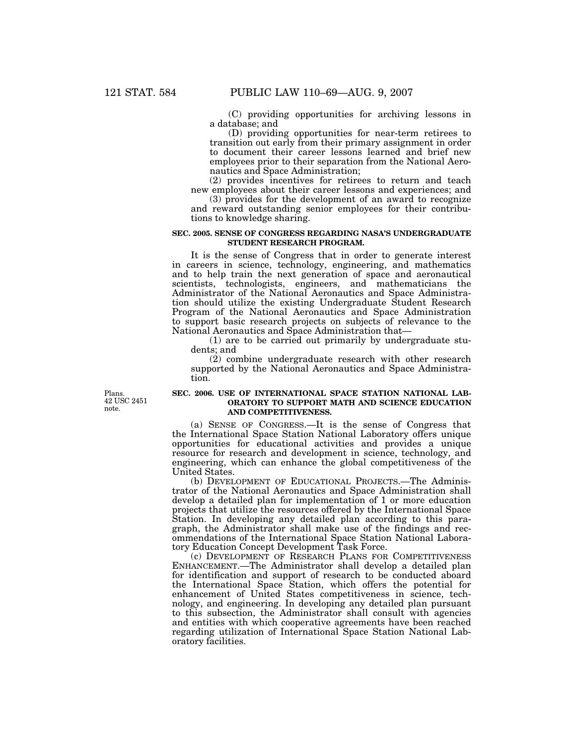(C) providing opportunities for archiving lessons in a database; and

(D) providing opportunities for near-term retirees to transition out early from their primary assignment in order to document their career lessons learned and brief new employees prior to their separation from the National Aeronautics and Space Administration;

(2) provides incentives for retirees to return and teach new employees about their career lessons and experiences; and

(3) provides for the development of an award to recognize and reward outstanding senior employees for their contributions to knowledge sharing.

**SEC. 2005. SENSE OF CONGRESS REGARDING NASA'S UNDERGRADUATE STUDENT RESEARCH PROGRAM.**

It is the sense of Congress that in order to generate interest in careers in science, technology, engineering, and mathematics and to help train the next generation of space and aeronautical scientists, technologists, engineers, and mathematicians the Administrator of the National Aeronautics and Space Administration should utilize the existing Undergraduate Student Research Program of the National Aeronautics and Space Administration to support basic research projects on subjects of relevance to the National Aeronautics and Space Administration that—

(1) are to be carried out primarily by undergraduate students; and

(2) combine undergraduate research with other research supported by the National Aeronautics and Space Administration.

Plans.
42 USC 2451 note.

**SEC. 2006. USE OF INTERNATIONAL SPACE STATION NATIONAL LABORATORY TO SUPPORT MATH AND SCIENCE EDUCATION AND COMPETITIVENESS.**

(a) SENSE OF CONGRESS.—It is the sense of Congress that the International Space Station National Laboratory offers unique opportunities for educational activities and provides a unique resource for research and development in science, technology, and engineering, which can enhance the global competitiveness of the United States.

(b) DEVELOPMENT OF EDUCATIONAL PROJECTS.—The Administrator of the National Aeronautics and Space Administration shall develop a detailed plan for implementation of 1 or more education projects that utilize the resources offered by the International Space Station. In developing any detailed plan according to this paragraph, the Administrator shall make use of the findings and recommendations of the International Space Station National Laboratory Education Concept Development Task Force.

(c) DEVELOPMENT OF RESEARCH PLANS FOR COMPETITIVENESS ENHANCEMENT.—The Administrator shall develop a detailed plan for identification and support of research to be conducted aboard the International Space Station, which offers the potential for enhancement of United States competitiveness in science, technology, and engineering. In developing any detailed plan pursuant to this subsection, the Administrator shall consult with agencies and entities with which cooperative agreements have been reached regarding utilization of International Space Station National Laboratory facilities.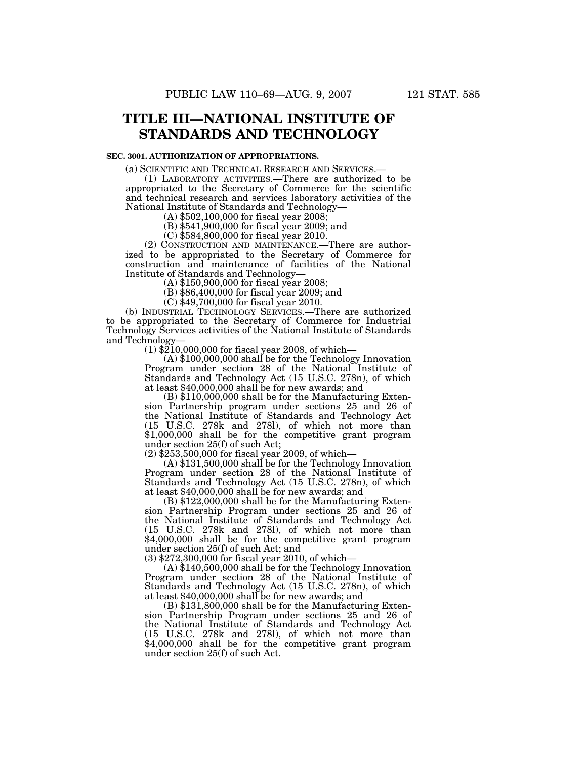# TITLE III—NATIONAL INSTITUTE OF STANDARDS AND TECHNOLOGY

**SEC. 3001. AUTHORIZATION OF APPROPRIATIONS.**

(a) SCIENTIFIC AND TECHNICAL RESEARCH AND SERVICES.—

(1) LABORATORY ACTIVITIES.—There are authorized to be appropriated to the Secretary of Commerce for the scientific and technical research and services laboratory activities of the National Institute of Standards and Technology—

(A) $502,100,000 for fiscal year 2008;

(B) $541,900,000 for fiscal year 2009; and

(C) $584,800,000 for fiscal year 2010.

(2) CONSTRUCTION AND MAINTENANCE.—There are authorized to be appropriated to the Secretary of Commerce for construction and maintenance of facilities of the National Institute of Standards and Technology—

(A) $150,900,000 for fiscal year 2008;

(B) $86,400,000 for fiscal year 2009; and

(C) $49,700,000 for fiscal year 2010.

(b) INDUSTRIAL TECHNOLOGY SERVICES.—There are authorized to be appropriated to the Secretary of Commerce for Industrial Technology Services activities of the National Institute of Standards and Technology—

(1) $210,000,000 for fiscal year 2008, of which—

(A) $100,000,000 shall be for the Technology Innovation Program under section 28 of the National Institute of Standards and Technology Act (15 U.S.C. 278n), of which at least $40,000,000 shall be for new awards; and

(B) $110,000,000 shall be for the Manufacturing Extension Partnership program under sections 25 and 26 of the National Institute of Standards and Technology Act (15 U.S.C. 278k and 278l), of which not more than $1,000,000 shall be for the competitive grant program under section 25(f) of such Act;

(2) $253,500,000 for fiscal year 2009, of which—

(A) $131,500,000 shall be for the Technology Innovation Program under section 28 of the National Institute of Standards and Technology Act (15 U.S.C. 278n), of which at least $40,000,000 shall be for new awards; and

(B) $122,000,000 shall be for the Manufacturing Extension Partnership Program under sections 25 and 26 of the National Institute of Standards and Technology Act (15 U.S.C. 278k and 278l), of which not more than $4,000,000 shall be for the competitive grant program under section 25(f) of such Act; and

(3) $272,300,000 for fiscal year 2010, of which—

(A) $140,500,000 shall be for the Technology Innovation Program under section 28 of the National Institute of Standards and Technology Act (15 U.S.C. 278n), of which at least $40,000,000 shall be for new awards; and

(B) $131,800,000 shall be for the Manufacturing Extension Partnership Program under sections 25 and 26 of the National Institute of Standards and Technology Act (15 U.S.C. 278k and 278l), of which not more than $4,000,000 shall be for the competitive grant program under section 25(f) of such Act.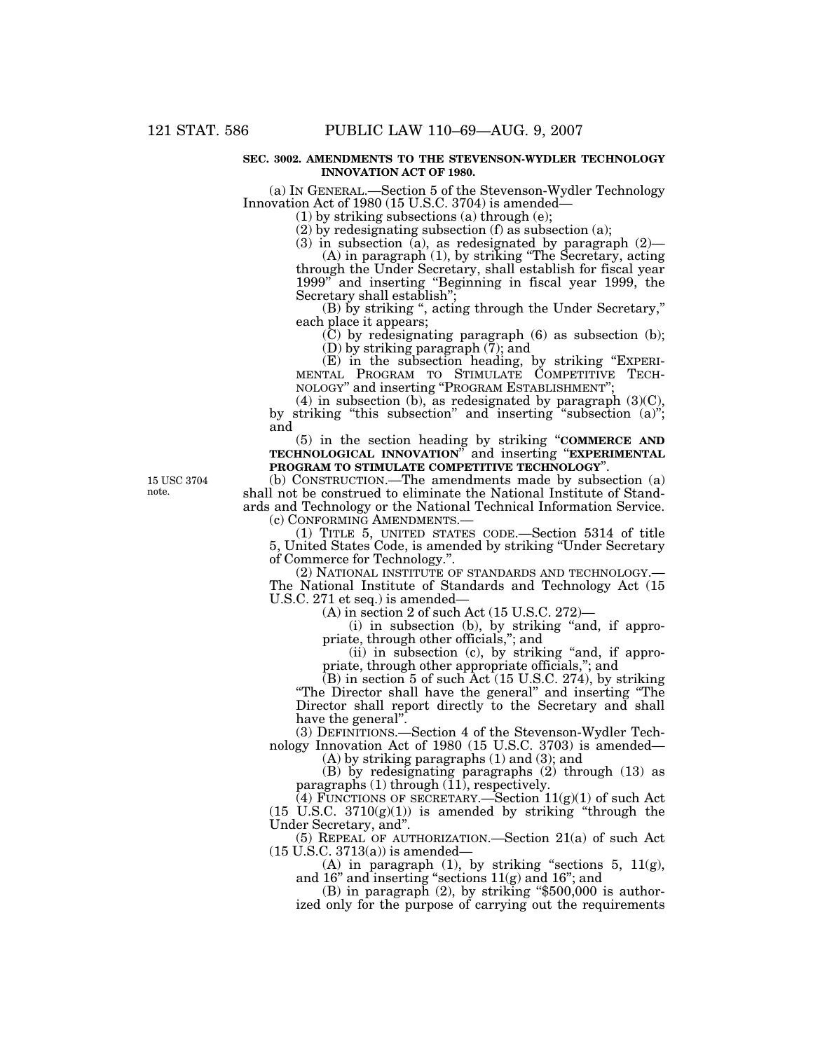**SEC. 3002. AMENDMENTS TO THE STEVENSON-WYDLER TECHNOLOGY INNOVATION ACT OF 1980.**

(a) IN GENERAL.—Section 5 of the Stevenson-Wydler Technology Innovation Act of 1980 (15 U.S.C. 3704) is amended—

(1) by striking subsections (a) through (e);

(2) by redesignating subsection (f) as subsection (a);

(3) in subsection (a), as redesignated by paragraph (2)—

(A) in paragraph (1), by striking "The Secretary, acting through the Under Secretary, shall establish for fiscal year 1999" and inserting "Beginning in fiscal year 1999, the Secretary shall establish";

(B) by striking ", acting through the Under Secretary," each place it appears;

(C) by redesignating paragraph (6) as subsection (b);

(D) by striking paragraph (7); and

(E) in the subsection heading, by striking "EXPERIMENTAL PROGRAM TO STIMULATE COMPETITIVE TECHNOLOGY" and inserting "PROGRAM ESTABLISHMENT";

(4) in subsection (b), as redesignated by paragraph (3)(C), by striking "this subsection" and inserting "subsection (a)"; and

(5) in the section heading by striking "**COMMERCE AND TECHNOLOGICAL INNOVATION**" and inserting "**EXPERIMENTAL PROGRAM TO STIMULATE COMPETITIVE TECHNOLOGY**".

15 USC 3704 note.

(b) CONSTRUCTION.—The amendments made by subsection (a) shall not be construed to eliminate the National Institute of Standards and Technology or the National Technical Information Service.

(c) CONFORMING AMENDMENTS.—

(1) TITLE 5, UNITED STATES CODE.—Section 5314 of title 5, United States Code, is amended by striking "Under Secretary of Commerce for Technology.".

(2) NATIONAL INSTITUTE OF STANDARDS AND TECHNOLOGY.—The National Institute of Standards and Technology Act (15 U.S.C. 271 et seq.) is amended—

(A) in section 2 of such Act (15 U.S.C. 272)—

(i) in subsection (b), by striking "and, if appropriate, through other officials,"; and

(ii) in subsection (c), by striking "and, if appropriate, through other appropriate officials,"; and

(B) in section 5 of such Act (15 U.S.C. 274), by striking "The Director shall have the general" and inserting "The Director shall report directly to the Secretary and shall have the general".

(3) DEFINITIONS.—Section 4 of the Stevenson-Wydler Technology Innovation Act of 1980 (15 U.S.C. 3703) is amended—

(A) by striking paragraphs (1) and (3); and

(B) by redesignating paragraphs (2) through (13) as paragraphs (1) through (11), respectively.

(4) FUNCTIONS OF SECRETARY.—Section 11(g)(1) of such Act (15 U.S.C. 3710(g)(1)) is amended by striking "through the Under Secretary, and".

(5) REPEAL OF AUTHORIZATION.—Section 21(a) of such Act (15 U.S.C. 3713(a)) is amended—

(A) in paragraph (1), by striking "sections 5, 11(g), and 16" and inserting "sections 11(g) and 16"; and

(B) in paragraph (2), by striking "$500,000 is authorized only for the purpose of carrying out the requirements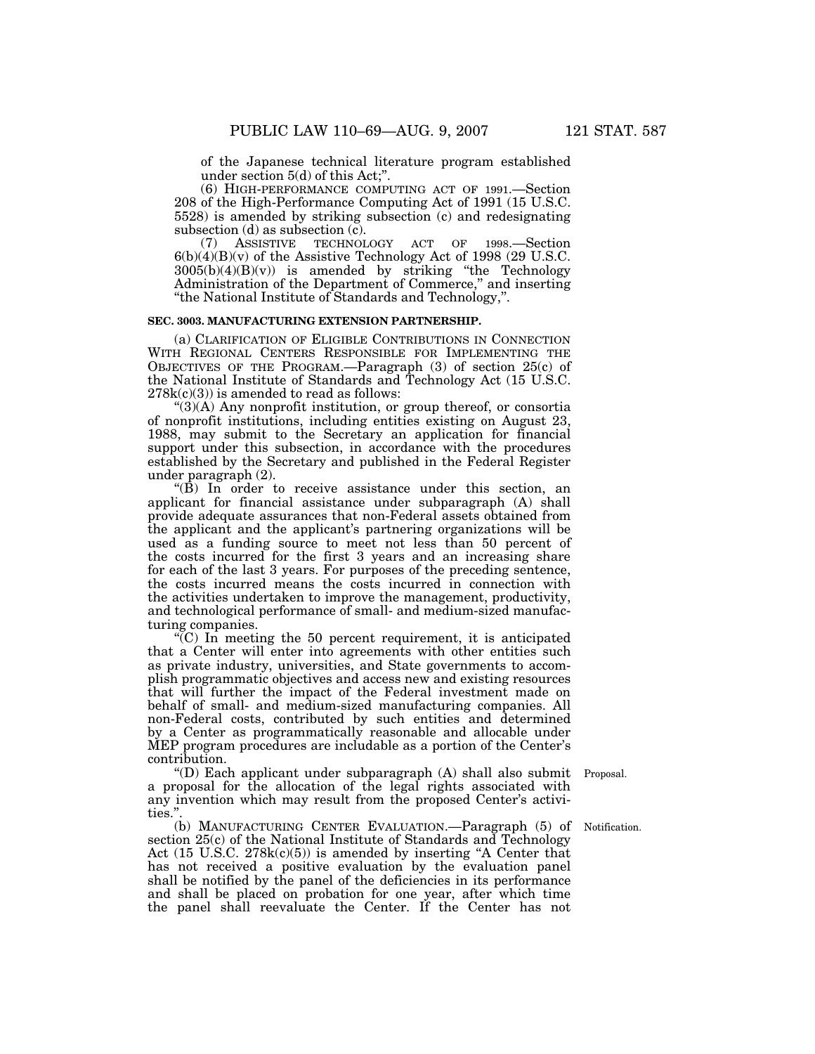of the Japanese technical literature program established under section 5(d) of this Act;".

(6) HIGH-PERFORMANCE COMPUTING ACT OF 1991.—Section 208 of the High-Performance Computing Act of 1991 (15 U.S.C. 5528) is amended by striking subsection (c) and redesignating subsection (d) as subsection (c).

(7) ASSISTIVE TECHNOLOGY ACT OF 1998.—Section 6(b)(4)(B)(v) of the Assistive Technology Act of 1998 (29 U.S.C. 3005(b)(4)(B)(v)) is amended by striking "the Technology Administration of the Department of Commerce," and inserting "the National Institute of Standards and Technology,".

**SEC. 3003. MANUFACTURING EXTENSION PARTNERSHIP.**

(a) CLARIFICATION OF ELIGIBLE CONTRIBUTIONS IN CONNECTION WITH REGIONAL CENTERS RESPONSIBLE FOR IMPLEMENTING THE OBJECTIVES OF THE PROGRAM.—Paragraph (3) of section 25(c) of the National Institute of Standards and Technology Act (15 U.S.C. 278k(c)(3)) is amended to read as follows:

"(3)(A) Any nonprofit institution, or group thereof, or consortia of nonprofit institutions, including entities existing on August 23, 1988, may submit to the Secretary an application for financial support under this subsection, in accordance with the procedures established by the Secretary and published in the Federal Register under paragraph (2).

"(B) In order to receive assistance under this section, an applicant for financial assistance under subparagraph (A) shall provide adequate assurances that non-Federal assets obtained from the applicant and the applicant's partnering organizations will be used as a funding source to meet not less than 50 percent of the costs incurred for the first 3 years and an increasing share for each of the last 3 years. For purposes of the preceding sentence, the costs incurred means the costs incurred in connection with the activities undertaken to improve the management, productivity, and technological performance of small- and medium-sized manufacturing companies.

"(C) In meeting the 50 percent requirement, it is anticipated that a Center will enter into agreements with other entities such as private industry, universities, and State governments to accomplish programmatic objectives and access new and existing resources that will further the impact of the Federal investment made on behalf of small- and medium-sized manufacturing companies. All non-Federal costs, contributed by such entities and determined by a Center as programmatically reasonable and allocable under MEP program procedures are includable as a portion of the Center's contribution.

Proposal.

"(D) Each applicant under subparagraph (A) shall also submit a proposal for the allocation of the legal rights associated with any invention which may result from the proposed Center's activities.".

Notification.

(b) MANUFACTURING CENTER EVALUATION.—Paragraph (5) of section 25(c) of the National Institute of Standards and Technology Act (15 U.S.C. 278k(c)(5)) is amended by inserting "A Center that has not received a positive evaluation by the evaluation panel shall be notified by the panel of the deficiencies in its performance and shall be placed on probation for one year, after which time the panel shall reevaluate the Center. If the Center has not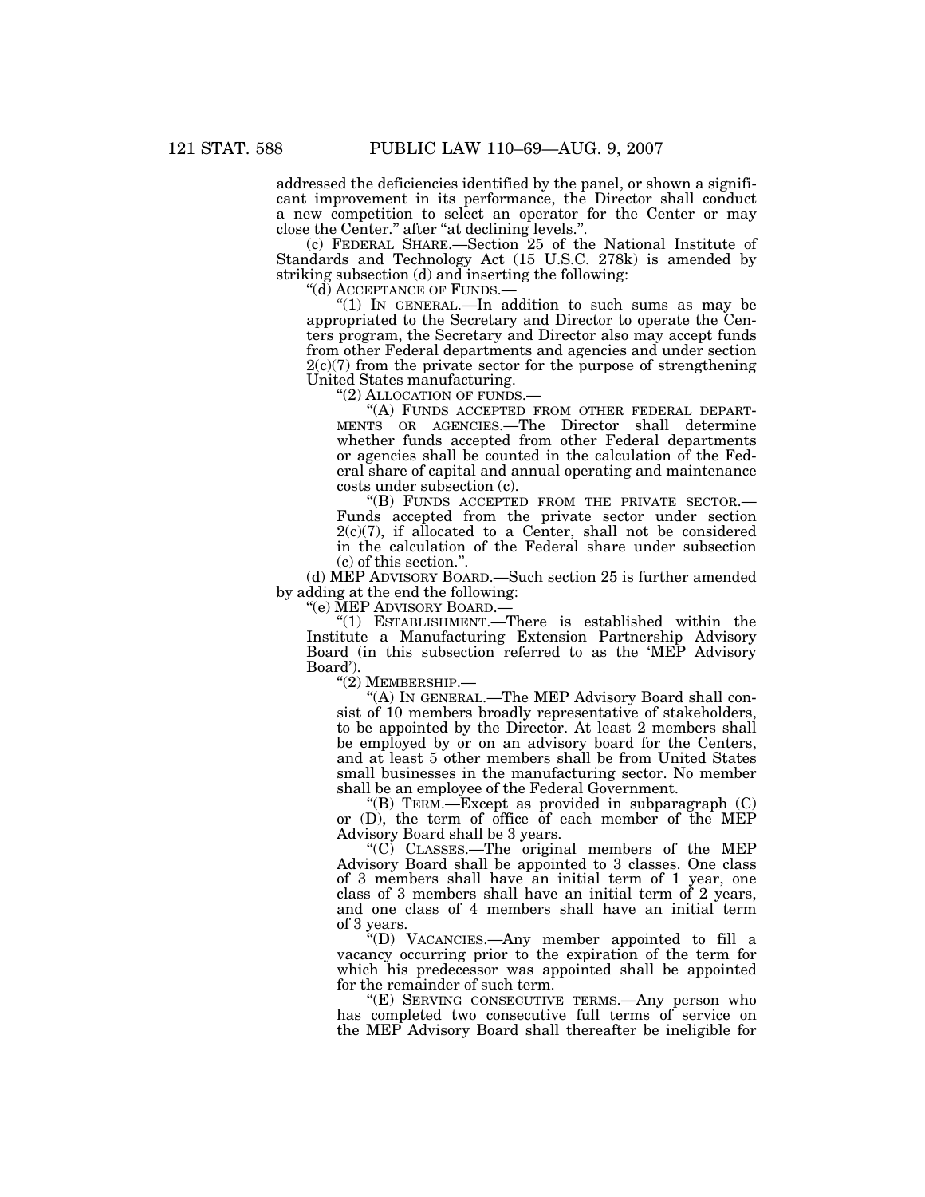addressed the deficiencies identified by the panel, or shown a significant improvement in its performance, the Director shall conduct a new competition to select an operator for the Center or may close the Center." after "at declining levels.".

(c) FEDERAL SHARE.—Section 25 of the National Institute of Standards and Technology Act (15 U.S.C. 278k) is amended by striking subsection (d) and inserting the following:

"(d) ACCEPTANCE OF FUNDS.—

"(1) IN GENERAL.—In addition to such sums as may be appropriated to the Secretary and Director to operate the Centers program, the Secretary and Director also may accept funds from other Federal departments and agencies and under section 2(c)(7) from the private sector for the purpose of strengthening United States manufacturing.

"(2) ALLOCATION OF FUNDS.—

"(A) FUNDS ACCEPTED FROM OTHER FEDERAL DEPARTMENTS OR AGENCIES.—The Director shall determine whether funds accepted from other Federal departments or agencies shall be counted in the calculation of the Federal share of capital and annual operating and maintenance costs under subsection (c).

"(B) FUNDS ACCEPTED FROM THE PRIVATE SECTOR.—Funds accepted from the private sector under section 2(c)(7), if allocated to a Center, shall not be considered in the calculation of the Federal share under subsection (c) of this section.".

(d) MEP ADVISORY BOARD.—Such section 25 is further amended by adding at the end the following:

"(e) MEP ADVISORY BOARD.—

"(1) ESTABLISHMENT.—There is established within the Institute a Manufacturing Extension Partnership Advisory Board (in this subsection referred to as the 'MEP Advisory Board').

"(2) MEMBERSHIP.—

"(A) IN GENERAL.—The MEP Advisory Board shall consist of 10 members broadly representative of stakeholders, to be appointed by the Director. At least 2 members shall be employed by or on an advisory board for the Centers, and at least 5 other members shall be from United States small businesses in the manufacturing sector. No member shall be an employee of the Federal Government.

"(B) TERM.—Except as provided in subparagraph (C) or (D), the term of office of each member of the MEP Advisory Board shall be 3 years.

"(C) CLASSES.—The original members of the MEP Advisory Board shall be appointed to 3 classes. One class of 3 members shall have an initial term of 1 year, one class of 3 members shall have an initial term of 2 years, and one class of 4 members shall have an initial term of 3 years.

"(D) VACANCIES.—Any member appointed to fill a vacancy occurring prior to the expiration of the term for which his predecessor was appointed shall be appointed for the remainder of such term.

"(E) SERVING CONSECUTIVE TERMS.—Any person who has completed two consecutive full terms of service on the MEP Advisory Board shall thereafter be ineligible for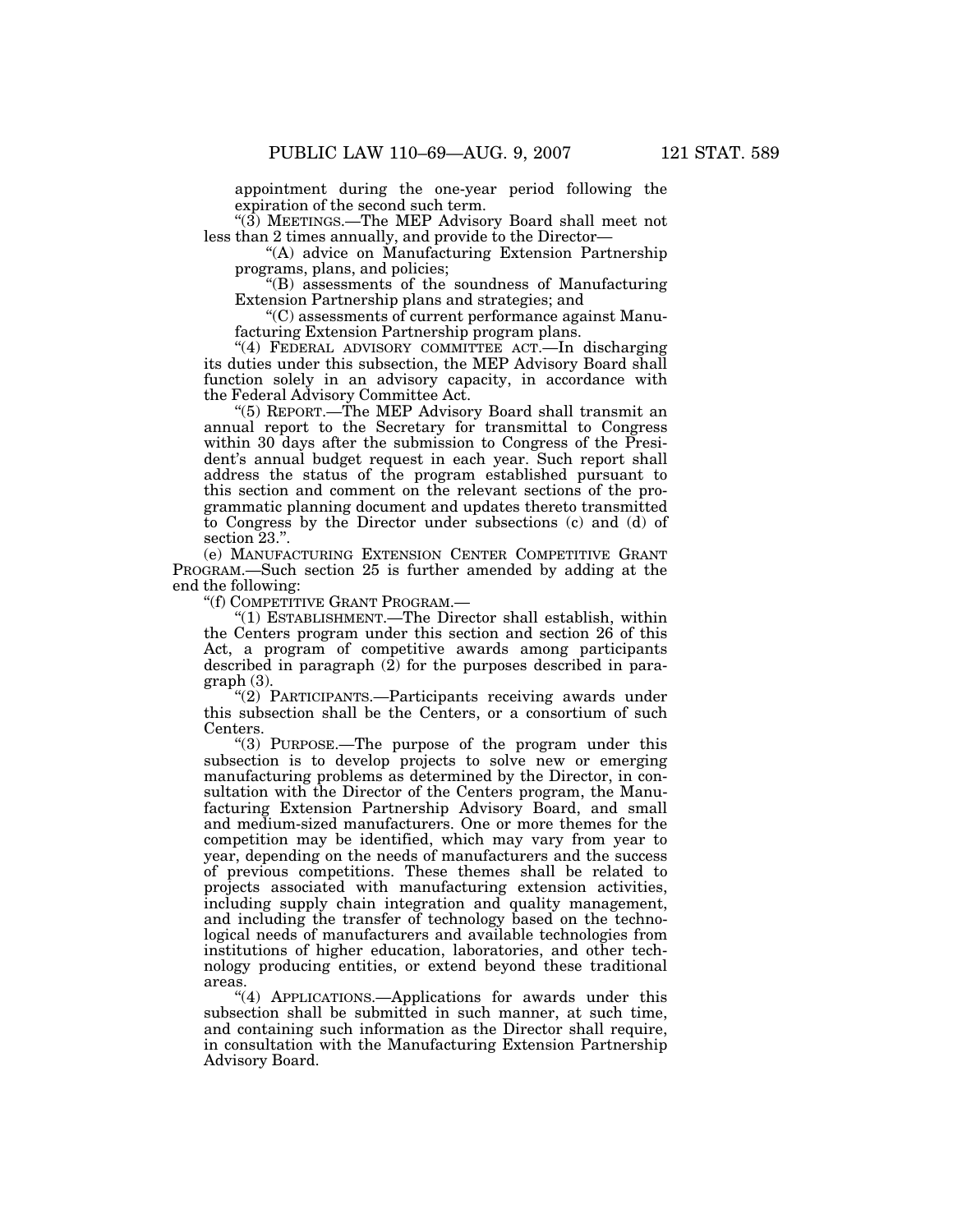appointment during the one-year period following the expiration of the second such term.

"(3) MEETINGS.—The MEP Advisory Board shall meet not less than 2 times annually, and provide to the Director—

"(A) advice on Manufacturing Extension Partnership programs, plans, and policies;

"(B) assessments of the soundness of Manufacturing Extension Partnership plans and strategies; and

"(C) assessments of current performance against Manufacturing Extension Partnership program plans.

"(4) FEDERAL ADVISORY COMMITTEE ACT.—In discharging its duties under this subsection, the MEP Advisory Board shall function solely in an advisory capacity, in accordance with the Federal Advisory Committee Act.

"(5) REPORT.—The MEP Advisory Board shall transmit an annual report to the Secretary for transmittal to Congress within 30 days after the submission to Congress of the President's annual budget request in each year. Such report shall address the status of the program established pursuant to this section and comment on the relevant sections of the programmatic planning document and updates thereto transmitted to Congress by the Director under subsections (c) and (d) of section 23.".

(e) MANUFACTURING EXTENSION CENTER COMPETITIVE GRANT PROGRAM.—Such section 25 is further amended by adding at the end the following:

"(f) COMPETITIVE GRANT PROGRAM.—

"(1) ESTABLISHMENT.—The Director shall establish, within the Centers program under this section and section 26 of this Act, a program of competitive awards among participants described in paragraph (2) for the purposes described in paragraph (3).

"(2) PARTICIPANTS.—Participants receiving awards under this subsection shall be the Centers, or a consortium of such Centers.

"(3) PURPOSE.—The purpose of the program under this subsection is to develop projects to solve new or emerging manufacturing problems as determined by the Director, in consultation with the Director of the Centers program, the Manufacturing Extension Partnership Advisory Board, and small and medium-sized manufacturers. One or more themes for the competition may be identified, which may vary from year to year, depending on the needs of manufacturers and the success of previous competitions. These themes shall be related to projects associated with manufacturing extension activities, including supply chain integration and quality management, and including the transfer of technology based on the technological needs of manufacturers and available technologies from institutions of higher education, laboratories, and other technology producing entities, or extend beyond these traditional areas.

"(4) APPLICATIONS.—Applications for awards under this subsection shall be submitted in such manner, at such time, and containing such information as the Director shall require, in consultation with the Manufacturing Extension Partnership Advisory Board.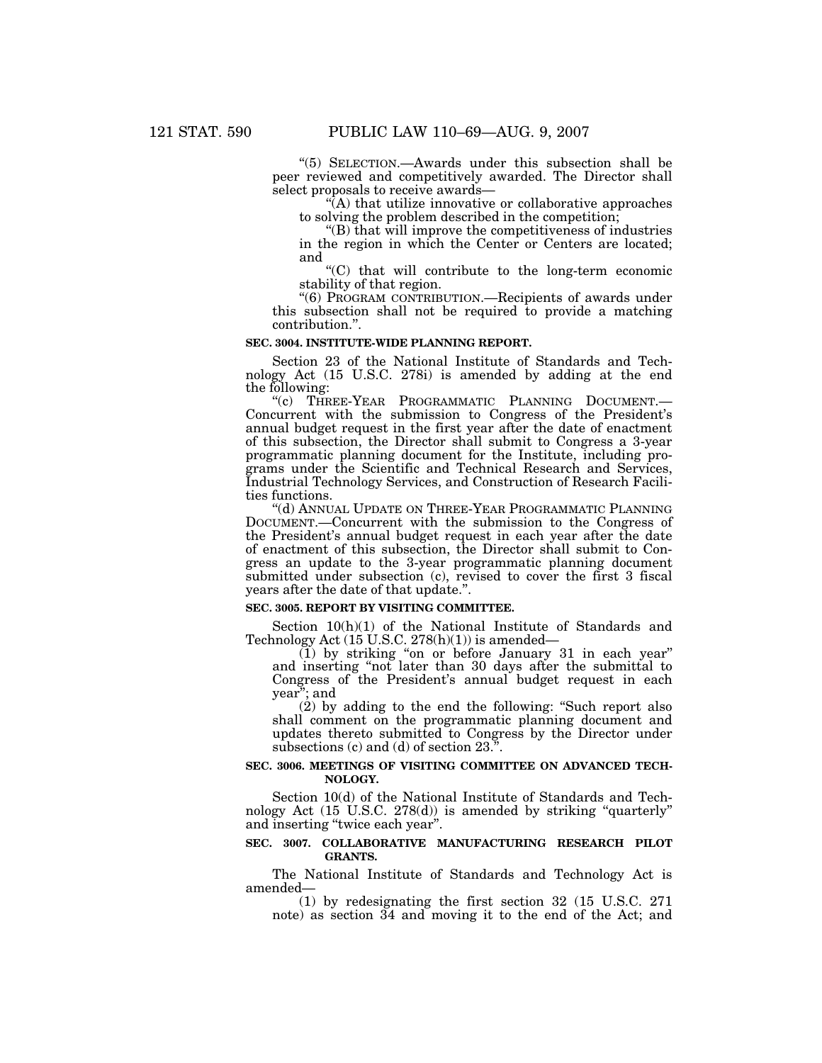"(5) SELECTION.—Awards under this subsection shall be peer reviewed and competitively awarded. The Director shall select proposals to receive awards—

"(A) that utilize innovative or collaborative approaches to solving the problem described in the competition;

"(B) that will improve the competitiveness of industries in the region in which the Center or Centers are located; and

"(C) that will contribute to the long-term economic stability of that region.

"(6) PROGRAM CONTRIBUTION.—Recipients of awards under this subsection shall not be required to provide a matching contribution.".

**SEC. 3004. INSTITUTE-WIDE PLANNING REPORT.**

Section 23 of the National Institute of Standards and Technology Act (15 U.S.C. 278i) is amended by adding at the end the following:

"(c) THREE-YEAR PROGRAMMATIC PLANNING DOCUMENT.—Concurrent with the submission to Congress of the President's annual budget request in the first year after the date of enactment of this subsection, the Director shall submit to Congress a 3-year programmatic planning document for the Institute, including programs under the Scientific and Technical Research and Services, Industrial Technology Services, and Construction of Research Facilities functions.

"(d) ANNUAL UPDATE ON THREE-YEAR PROGRAMMATIC PLANNING DOCUMENT.—Concurrent with the submission to the Congress of the President's annual budget request in each year after the date of enactment of this subsection, the Director shall submit to Congress an update to the 3-year programmatic planning document submitted under subsection (c), revised to cover the first 3 fiscal years after the date of that update.".

**SEC. 3005. REPORT BY VISITING COMMITTEE.**

Section 10(h)(1) of the National Institute of Standards and Technology Act (15 U.S.C. 278(h)(1)) is amended—

(1) by striking "on or before January 31 in each year" and inserting "not later than 30 days after the submittal to Congress of the President's annual budget request in each year"; and

(2) by adding to the end the following: "Such report also shall comment on the programmatic planning document and updates thereto submitted to Congress by the Director under subsections (c) and (d) of section 23.".

**SEC. 3006. MEETINGS OF VISITING COMMITTEE ON ADVANCED TECHNOLOGY.**

Section 10(d) of the National Institute of Standards and Technology Act (15 U.S.C. 278(d)) is amended by striking "quarterly" and inserting "twice each year".

**SEC. 3007. COLLABORATIVE MANUFACTURING RESEARCH PILOT GRANTS.**

The National Institute of Standards and Technology Act is amended—

(1) by redesignating the first section 32 (15 U.S.C. 271 note) as section 34 and moving it to the end of the Act; and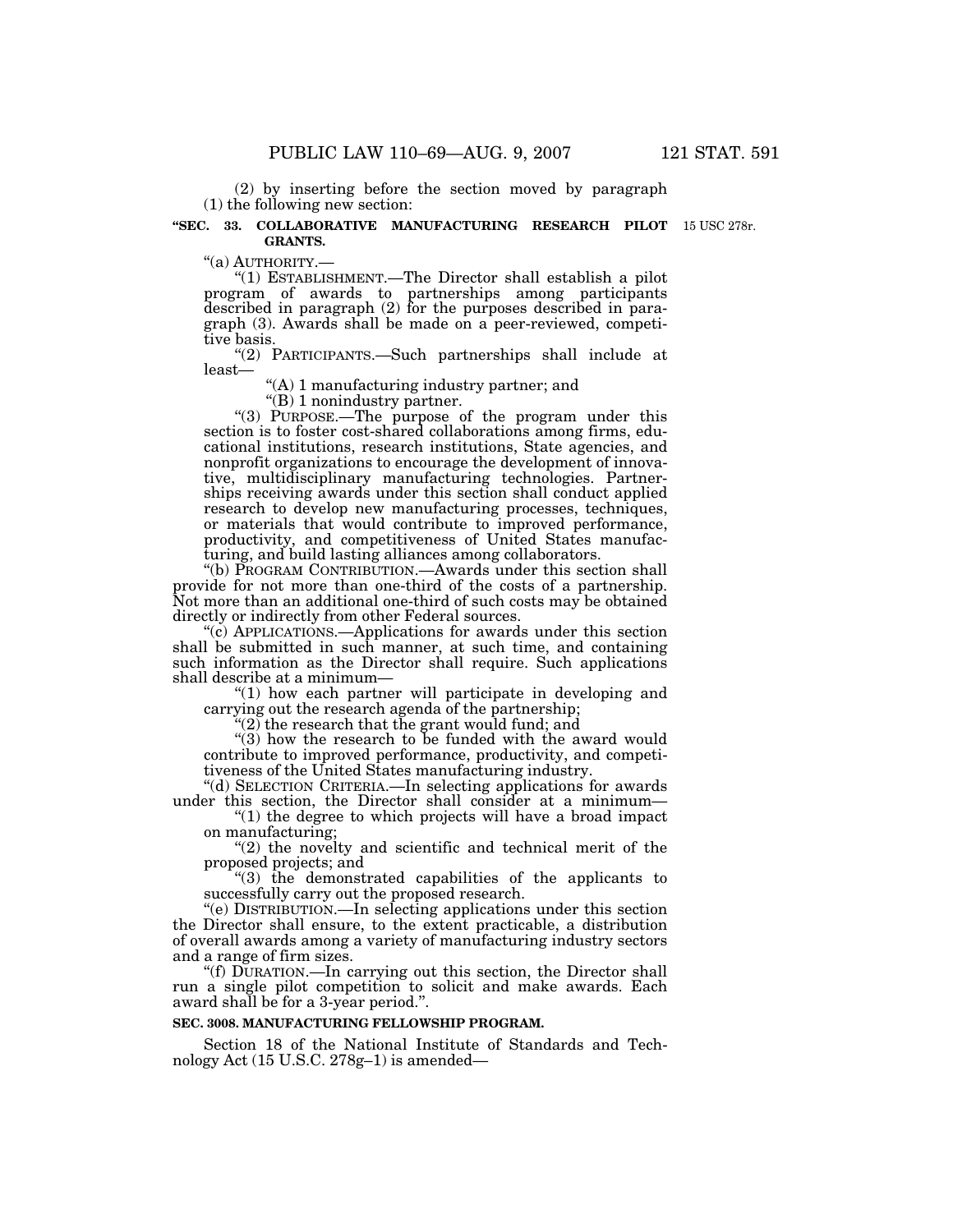(2) by inserting before the section moved by paragraph (1) the following new section:

**"SEC. 33. COLLABORATIVE MANUFACTURING RESEARCH PILOT GRANTS.**

15 USC 278r.

"(a) AUTHORITY.—

"(1) ESTABLISHMENT.—The Director shall establish a pilot program of awards to partnerships among participants described in paragraph (2) for the purposes described in paragraph (3). Awards shall be made on a peer-reviewed, competitive basis.

"(2) PARTICIPANTS.—Such partnerships shall include at least—

"(A) 1 manufacturing industry partner; and

"(B) 1 nonindustry partner.

"(3) PURPOSE.—The purpose of the program under this section is to foster cost-shared collaborations among firms, educational institutions, research institutions, State agencies, and nonprofit organizations to encourage the development of innovative, multidisciplinary manufacturing technologies. Partnerships receiving awards under this section shall conduct applied research to develop new manufacturing processes, techniques, or materials that would contribute to improved performance, productivity, and competitiveness of United States manufacturing, and build lasting alliances among collaborators.

"(b) PROGRAM CONTRIBUTION.—Awards under this section shall provide for not more than one-third of the costs of a partnership. Not more than an additional one-third of such costs may be obtained directly or indirectly from other Federal sources.

"(c) APPLICATIONS.—Applications for awards under this section shall be submitted in such manner, at such time, and containing such information as the Director shall require. Such applications shall describe at a minimum—

"(1) how each partner will participate in developing and carrying out the research agenda of the partnership;

"(2) the research that the grant would fund; and

"(3) how the research to be funded with the award would contribute to improved performance, productivity, and competitiveness of the United States manufacturing industry.

"(d) SELECTION CRITERIA.—In selecting applications for awards under this section, the Director shall consider at a minimum—

"(1) the degree to which projects will have a broad impact on manufacturing;

"(2) the novelty and scientific and technical merit of the proposed projects; and

"(3) the demonstrated capabilities of the applicants to successfully carry out the proposed research.

"(e) DISTRIBUTION.—In selecting applications under this section the Director shall ensure, to the extent practicable, a distribution of overall awards among a variety of manufacturing industry sectors and a range of firm sizes.

"(f) DURATION.—In carrying out this section, the Director shall run a single pilot competition to solicit and make awards. Each award shall be for a 3-year period.".

**SEC. 3008. MANUFACTURING FELLOWSHIP PROGRAM.**

Section 18 of the National Institute of Standards and Technology Act (15 U.S.C. 278g–1) is amended—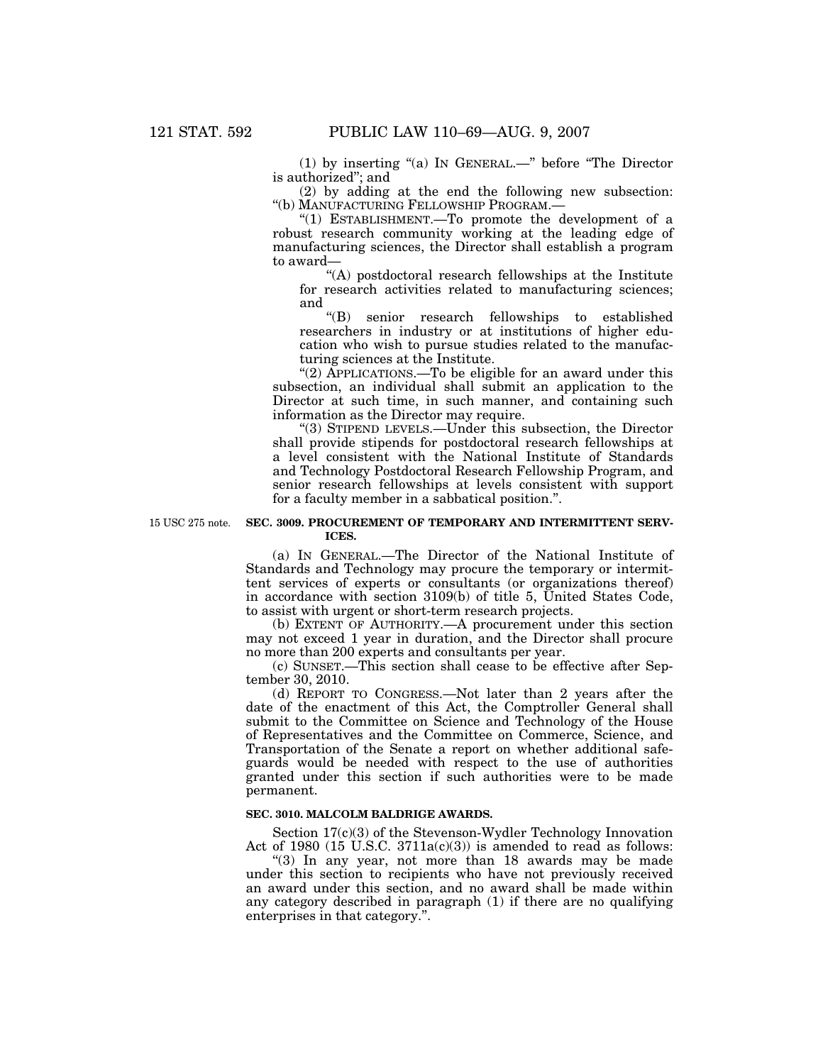(1) by inserting "(a) IN GENERAL.—" before "The Director is authorized"; and

(2) by adding at the end the following new subsection:

"(b) MANUFACTURING FELLOWSHIP PROGRAM.—

"(1) ESTABLISHMENT.—To promote the development of a robust research community working at the leading edge of manufacturing sciences, the Director shall establish a program to award—

"(A) postdoctoral research fellowships at the Institute for research activities related to manufacturing sciences; and

"(B) senior research fellowships to established researchers in industry or at institutions of higher education who wish to pursue studies related to the manufacturing sciences at the Institute.

"(2) APPLICATIONS.—To be eligible for an award under this subsection, an individual shall submit an application to the Director at such time, in such manner, and containing such information as the Director may require.

"(3) STIPEND LEVELS.—Under this subsection, the Director shall provide stipends for postdoctoral research fellowships at a level consistent with the National Institute of Standards and Technology Postdoctoral Research Fellowship Program, and senior research fellowships at levels consistent with support for a faculty member in a sabbatical position.".

15 USC 275 note.

**SEC. 3009. PROCUREMENT OF TEMPORARY AND INTERMITTENT SERVICES.**

(a) IN GENERAL.—The Director of the National Institute of Standards and Technology may procure the temporary or intermittent services of experts or consultants (or organizations thereof) in accordance with section 3109(b) of title 5, United States Code, to assist with urgent or short-term research projects.

(b) EXTENT OF AUTHORITY.—A procurement under this section may not exceed 1 year in duration, and the Director shall procure no more than 200 experts and consultants per year.

(c) SUNSET.—This section shall cease to be effective after September 30, 2010.

(d) REPORT TO CONGRESS.—Not later than 2 years after the date of the enactment of this Act, the Comptroller General shall submit to the Committee on Science and Technology of the House of Representatives and the Committee on Commerce, Science, and Transportation of the Senate a report on whether additional safeguards would be needed with respect to the use of authorities granted under this section if such authorities were to be made permanent.

**SEC. 3010. MALCOLM BALDRIGE AWARDS.**

Section 17(c)(3) of the Stevenson-Wydler Technology Innovation Act of 1980 (15 U.S.C. 3711a(c)(3)) is amended to read as follows:

"(3) In any year, not more than 18 awards may be made under this section to recipients who have not previously received an award under this section, and no award shall be made within any category described in paragraph (1) if there are no qualifying enterprises in that category.".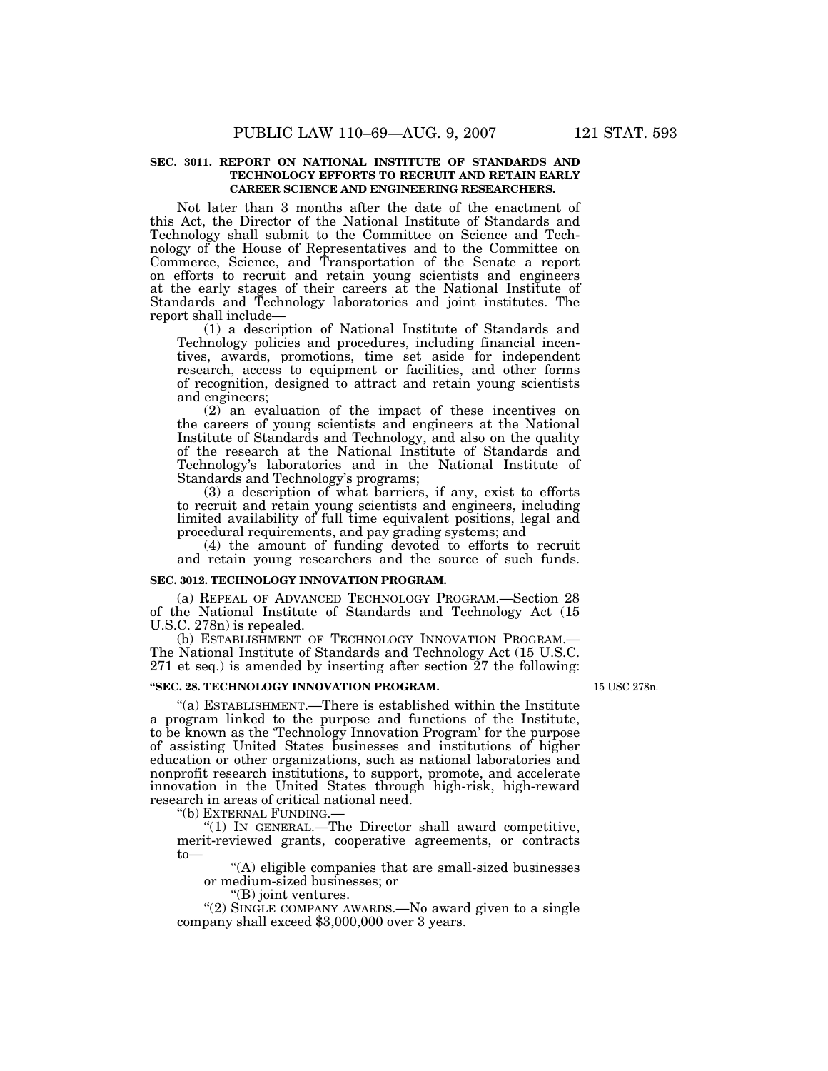**SEC. 3011. REPORT ON NATIONAL INSTITUTE OF STANDARDS AND TECHNOLOGY EFFORTS TO RECRUIT AND RETAIN EARLY CAREER SCIENCE AND ENGINEERING RESEARCHERS.**

Not later than 3 months after the date of the enactment of this Act, the Director of the National Institute of Standards and Technology shall submit to the Committee on Science and Technology of the House of Representatives and to the Committee on Commerce, Science, and Transportation of the Senate a report on efforts to recruit and retain young scientists and engineers at the early stages of their careers at the National Institute of Standards and Technology laboratories and joint institutes. The report shall include—

(1) a description of National Institute of Standards and Technology policies and procedures, including financial incentives, awards, promotions, time set aside for independent research, access to equipment or facilities, and other forms of recognition, designed to attract and retain young scientists and engineers;

(2) an evaluation of the impact of these incentives on the careers of young scientists and engineers at the National Institute of Standards and Technology, and also on the quality of the research at the National Institute of Standards and Technology's laboratories and in the National Institute of Standards and Technology's programs;

(3) a description of what barriers, if any, exist to efforts to recruit and retain young scientists and engineers, including limited availability of full time equivalent positions, legal and procedural requirements, and pay grading systems; and

(4) the amount of funding devoted to efforts to recruit and retain young researchers and the source of such funds.

**SEC. 3012. TECHNOLOGY INNOVATION PROGRAM.**

(a) REPEAL OF ADVANCED TECHNOLOGY PROGRAM.—Section 28 of the National Institute of Standards and Technology Act (15 U.S.C. 278n) is repealed.

(b) ESTABLISHMENT OF TECHNOLOGY INNOVATION PROGRAM.—The National Institute of Standards and Technology Act (15 U.S.C. 271 et seq.) is amended by inserting after section 27 the following:

**"SEC. 28. TECHNOLOGY INNOVATION PROGRAM.**

15 USC 278n.

"(a) ESTABLISHMENT.—There is established within the Institute a program linked to the purpose and functions of the Institute, to be known as the 'Technology Innovation Program' for the purpose of assisting United States businesses and institutions of higher education or other organizations, such as national laboratories and nonprofit research institutions, to support, promote, and accelerate innovation in the United States through high-risk, high-reward research in areas of critical national need.

"(b) EXTERNAL FUNDING.—

"(1) IN GENERAL.—The Director shall award competitive, merit-reviewed grants, cooperative agreements, or contracts to—

"(A) eligible companies that are small-sized businesses or medium-sized businesses; or

"(B) joint ventures.

"(2) SINGLE COMPANY AWARDS.—No award given to a single company shall exceed $3,000,000 over 3 years.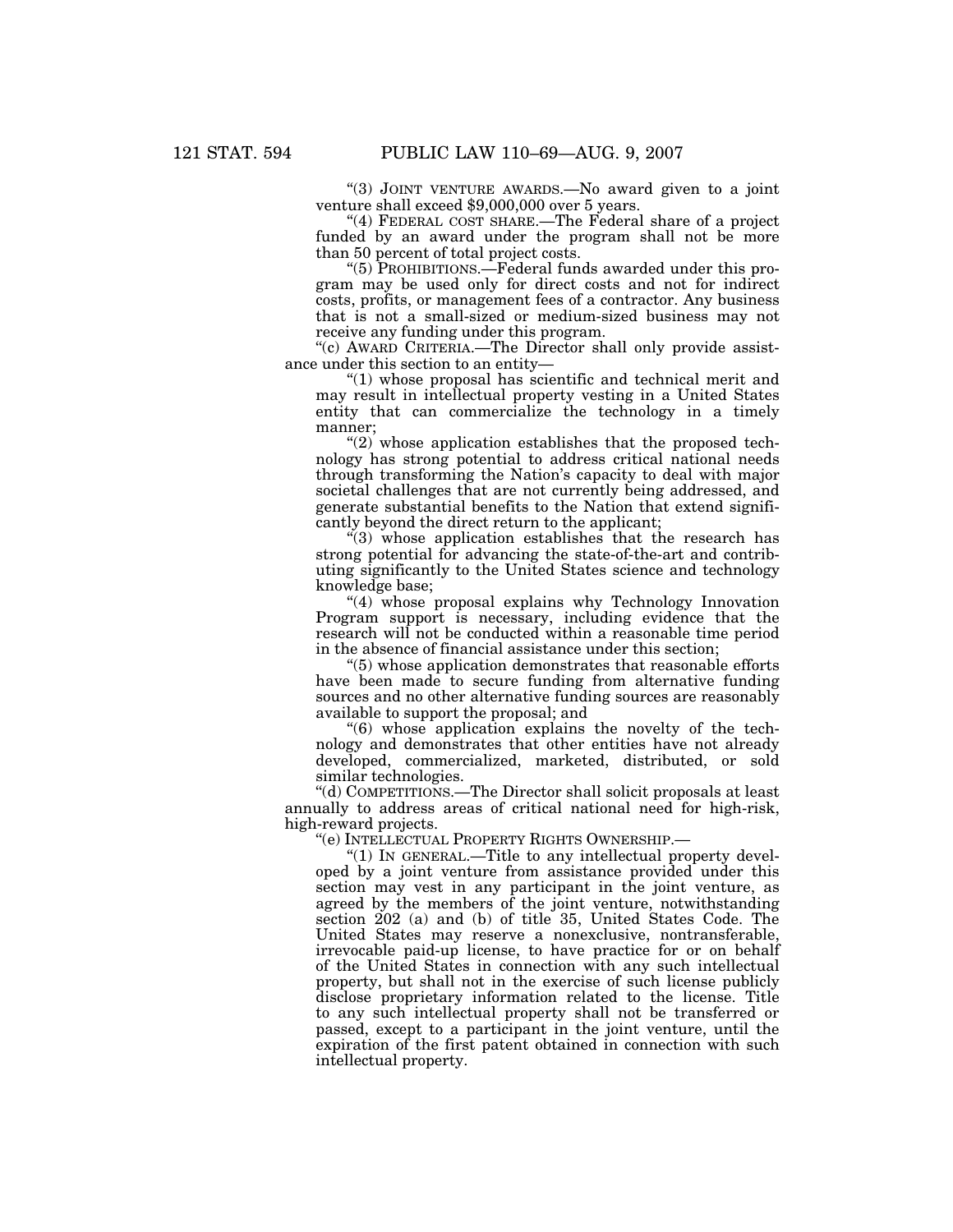"(3) JOINT VENTURE AWARDS.—No award given to a joint venture shall exceed $9,000,000 over 5 years.

"(4) FEDERAL COST SHARE.—The Federal share of a project funded by an award under the program shall not be more than 50 percent of total project costs.

"(5) PROHIBITIONS.—Federal funds awarded under this program may be used only for direct costs and not for indirect costs, profits, or management fees of a contractor. Any business that is not a small-sized or medium-sized business may not receive any funding under this program.

"(c) AWARD CRITERIA.—The Director shall only provide assistance under this section to an entity—

"(1) whose proposal has scientific and technical merit and may result in intellectual property vesting in a United States entity that can commercialize the technology in a timely manner;

"(2) whose application establishes that the proposed technology has strong potential to address critical national needs through transforming the Nation's capacity to deal with major societal challenges that are not currently being addressed, and generate substantial benefits to the Nation that extend significantly beyond the direct return to the applicant;

"(3) whose application establishes that the research has strong potential for advancing the state-of-the-art and contributing significantly to the United States science and technology knowledge base;

"(4) whose proposal explains why Technology Innovation Program support is necessary, including evidence that the research will not be conducted within a reasonable time period in the absence of financial assistance under this section;

"(5) whose application demonstrates that reasonable efforts have been made to secure funding from alternative funding sources and no other alternative funding sources are reasonably available to support the proposal; and

"(6) whose application explains the novelty of the technology and demonstrates that other entities have not already developed, commercialized, marketed, distributed, or sold similar technologies.

"(d) COMPETITIONS.—The Director shall solicit proposals at least annually to address areas of critical national need for high-risk, high-reward projects.

"(e) INTELLECTUAL PROPERTY RIGHTS OWNERSHIP.—

"(1) IN GENERAL.—Title to any intellectual property developed by a joint venture from assistance provided under this section may vest in any participant in the joint venture, as agreed by the members of the joint venture, notwithstanding section 202 (a) and (b) of title 35, United States Code. The United States may reserve a nonexclusive, nontransferable, irrevocable paid-up license, to have practice for or on behalf of the United States in connection with any such intellectual property, but shall not in the exercise of such license publicly disclose proprietary information related to the license. Title to any such intellectual property shall not be transferred or passed, except to a participant in the joint venture, until the expiration of the first patent obtained in connection with such intellectual property.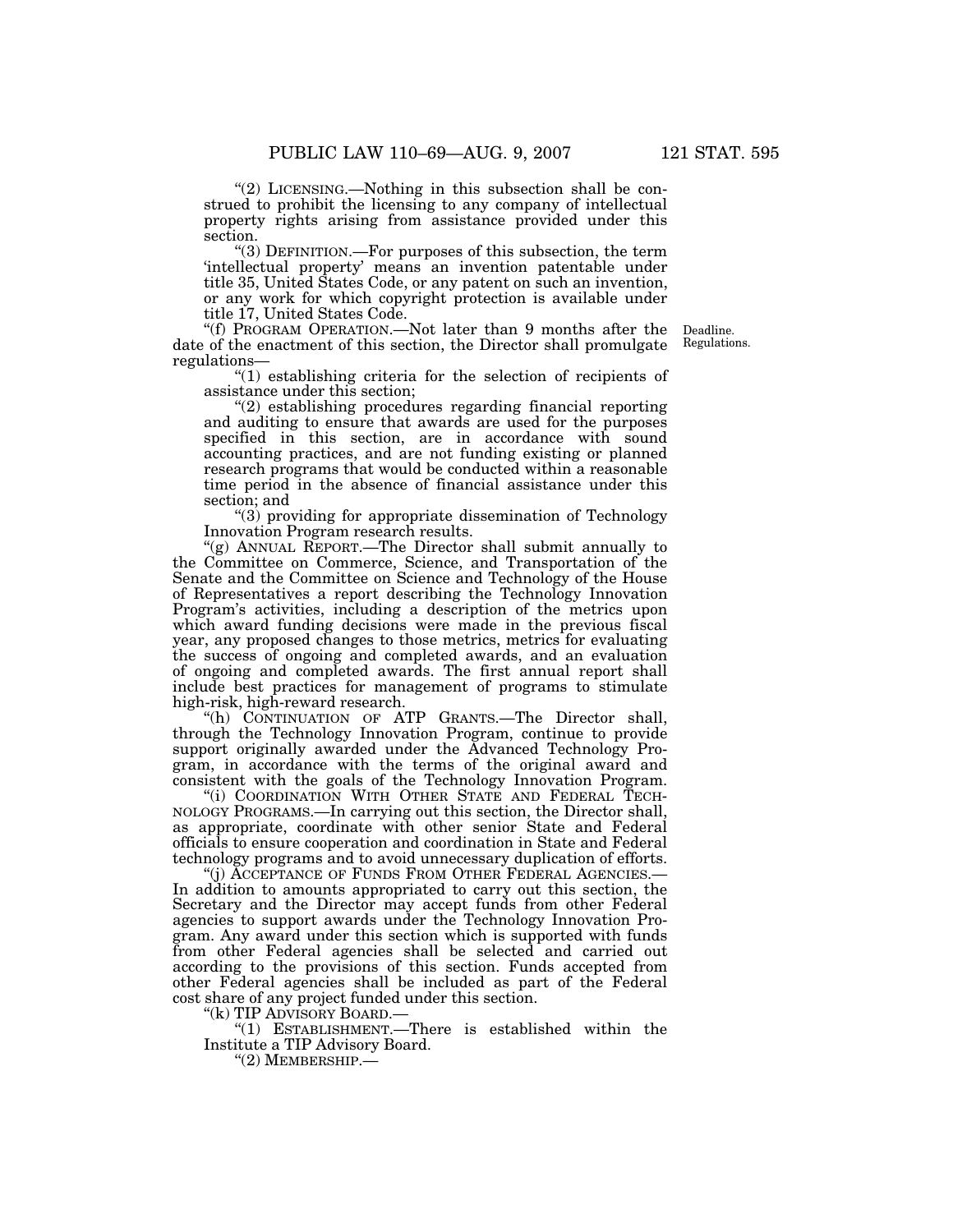"(2) LICENSING.—Nothing in this subsection shall be construed to prohibit the licensing to any company of intellectual property rights arising from assistance provided under this section.

"(3) DEFINITION.—For purposes of this subsection, the term 'intellectual property' means an invention patentable under title 35, United States Code, or any patent on such an invention, or any work for which copyright protection is available under title 17, United States Code.

"(f) PROGRAM OPERATION.—Not later than 9 months after the date of the enactment of this section, the Director shall promulgate regulations—

Deadline. Regulations.

"(1) establishing criteria for the selection of recipients of assistance under this section;

"(2) establishing procedures regarding financial reporting and auditing to ensure that awards are used for the purposes specified in this section, are in accordance with sound accounting practices, and are not funding existing or planned research programs that would be conducted within a reasonable time period in the absence of financial assistance under this section; and

"(3) providing for appropriate dissemination of Technology Innovation Program research results.

"(g) ANNUAL REPORT.—The Director shall submit annually to the Committee on Commerce, Science, and Transportation of the Senate and the Committee on Science and Technology of the House of Representatives a report describing the Technology Innovation Program's activities, including a description of the metrics upon which award funding decisions were made in the previous fiscal year, any proposed changes to those metrics, metrics for evaluating the success of ongoing and completed awards, and an evaluation of ongoing and completed awards. The first annual report shall include best practices for management of programs to stimulate high-risk, high-reward research.

"(h) CONTINUATION OF ATP GRANTS.—The Director shall, through the Technology Innovation Program, continue to provide support originally awarded under the Advanced Technology Program, in accordance with the terms of the original award and consistent with the goals of the Technology Innovation Program.

"(i) COORDINATION WITH OTHER STATE AND FEDERAL TECHNOLOGY PROGRAMS.—In carrying out this section, the Director shall, as appropriate, coordinate with other senior State and Federal officials to ensure cooperation and coordination in State and Federal technology programs and to avoid unnecessary duplication of efforts.

"(j) ACCEPTANCE OF FUNDS FROM OTHER FEDERAL AGENCIES.—In addition to amounts appropriated to carry out this section, the Secretary and the Director may accept funds from other Federal agencies to support awards under the Technology Innovation Program. Any award under this section which is supported with funds from other Federal agencies shall be selected and carried out according to the provisions of this section. Funds accepted from other Federal agencies shall be included as part of the Federal cost share of any project funded under this section.

"(k) TIP ADVISORY BOARD.—

"(1) ESTABLISHMENT.—There is established within the Institute a TIP Advisory Board.

"(2) MEMBERSHIP.—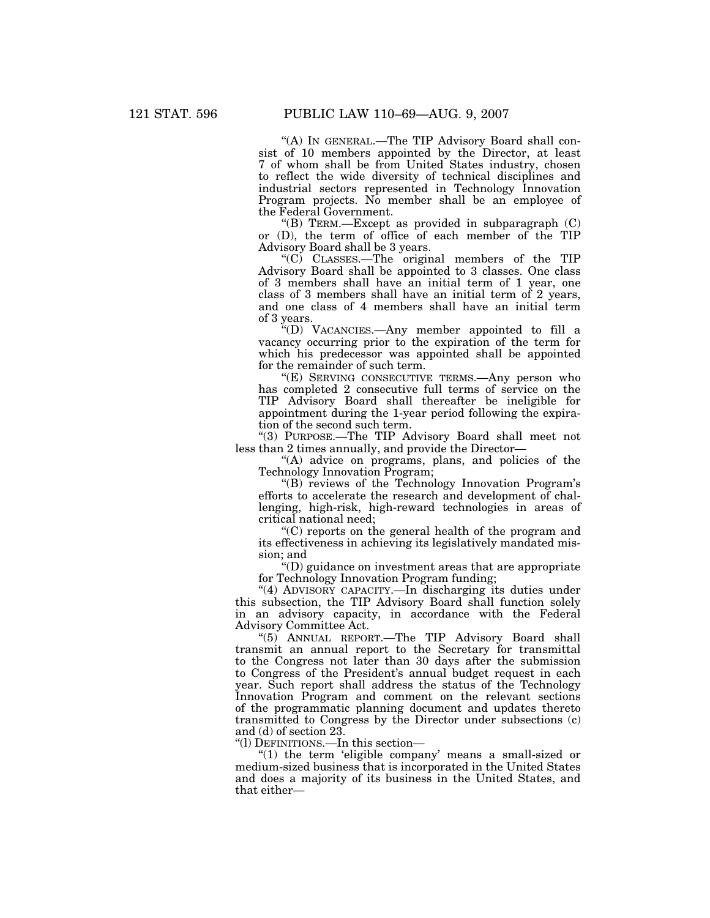"(A) IN GENERAL.—The TIP Advisory Board shall consist of 10 members appointed by the Director, at least 7 of whom shall be from United States industry, chosen to reflect the wide diversity of technical disciplines and industrial sectors represented in Technology Innovation Program projects. No member shall be an employee of the Federal Government.

"(B) TERM.—Except as provided in subparagraph (C) or (D), the term of office of each member of the TIP Advisory Board shall be 3 years.

"(C) CLASSES.—The original members of the TIP Advisory Board shall be appointed to 3 classes. One class of 3 members shall have an initial term of 1 year, one class of 3 members shall have an initial term of 2 years, and one class of 4 members shall have an initial term of 3 years.

"(D) VACANCIES.—Any member appointed to fill a vacancy occurring prior to the expiration of the term for which his predecessor was appointed shall be appointed for the remainder of such term.

"(E) SERVING CONSECUTIVE TERMS.—Any person who has completed 2 consecutive full terms of service on the TIP Advisory Board shall thereafter be ineligible for appointment during the 1-year period following the expiration of the second such term.

"(3) PURPOSE.—The TIP Advisory Board shall meet not less than 2 times annually, and provide the Director—

"(A) advice on programs, plans, and policies of the Technology Innovation Program;

"(B) reviews of the Technology Innovation Program's efforts to accelerate the research and development of challenging, high-risk, high-reward technologies in areas of critical national need;

"(C) reports on the general health of the program and its effectiveness in achieving its legislatively mandated mission; and

"(D) guidance on investment areas that are appropriate for Technology Innovation Program funding;

"(4) ADVISORY CAPACITY.—In discharging its duties under this subsection, the TIP Advisory Board shall function solely in an advisory capacity, in accordance with the Federal Advisory Committee Act.

"(5) ANNUAL REPORT.—The TIP Advisory Board shall transmit an annual report to the Secretary for transmittal to the Congress not later than 30 days after the submission to Congress of the President's annual budget request in each year. Such report shall address the status of the Technology Innovation Program and comment on the relevant sections of the programmatic planning document and updates thereto transmitted to Congress by the Director under subsections (c) and (d) of section 23.

"(l) DEFINITIONS.—In this section—

"(1) the term 'eligible company' means a small-sized or medium-sized business that is incorporated in the United States and does a majority of its business in the United States, and that either—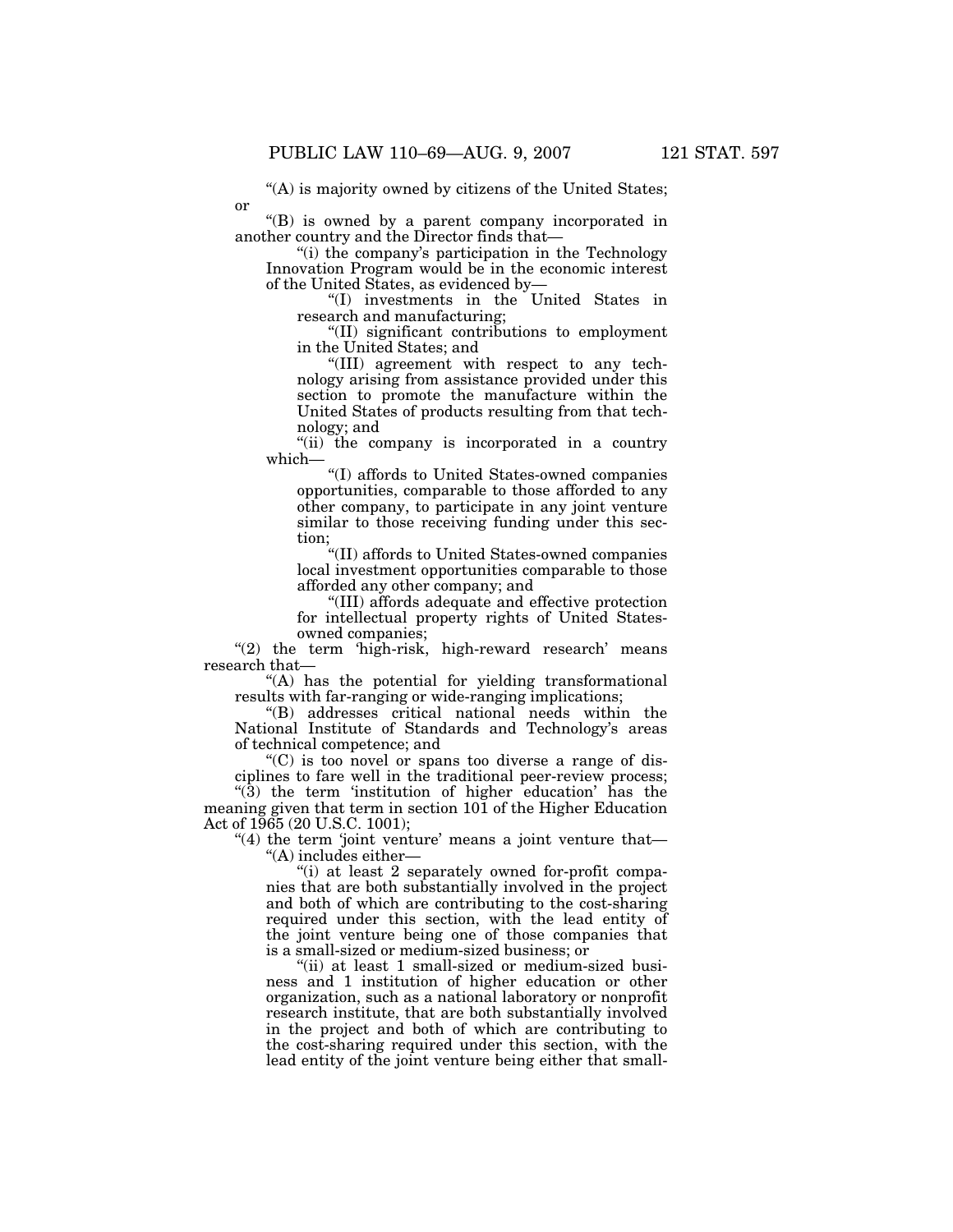"(A) is majority owned by citizens of the United States; or

"(B) is owned by a parent company incorporated in another country and the Director finds that—

"(i) the company's participation in the Technology Innovation Program would be in the economic interest of the United States, as evidenced by—

"(I) investments in the United States in research and manufacturing;

"(II) significant contributions to employment in the United States; and

"(III) agreement with respect to any technology arising from assistance provided under this section to promote the manufacture within the United States of products resulting from that technology; and

"(ii) the company is incorporated in a country which—

"(I) affords to United States-owned companies opportunities, comparable to those afforded to any other company, to participate in any joint venture similar to those receiving funding under this section;

"(II) affords to United States-owned companies local investment opportunities comparable to those afforded any other company; and

"(III) affords adequate and effective protection for intellectual property rights of United States-owned companies;

"(2) the term 'high-risk, high-reward research' means research that—

"(A) has the potential for yielding transformational results with far-ranging or wide-ranging implications;

"(B) addresses critical national needs within the National Institute of Standards and Technology's areas of technical competence; and

"(C) is too novel or spans too diverse a range of disciplines to fare well in the traditional peer-review process;

"(3) the term 'institution of higher education' has the meaning given that term in section 101 of the Higher Education Act of 1965 (20 U.S.C. 1001);

"(4) the term 'joint venture' means a joint venture that—

"(A) includes either—

"(i) at least 2 separately owned for-profit companies that are both substantially involved in the project and both of which are contributing to the cost-sharing required under this section, with the lead entity of the joint venture being one of those companies that is a small-sized or medium-sized business; or

"(ii) at least 1 small-sized or medium-sized business and 1 institution of higher education or other organization, such as a national laboratory or nonprofit research institute, that are both substantially involved in the project and both of which are contributing to the cost-sharing required under this section, with the lead entity of the joint venture being either that small-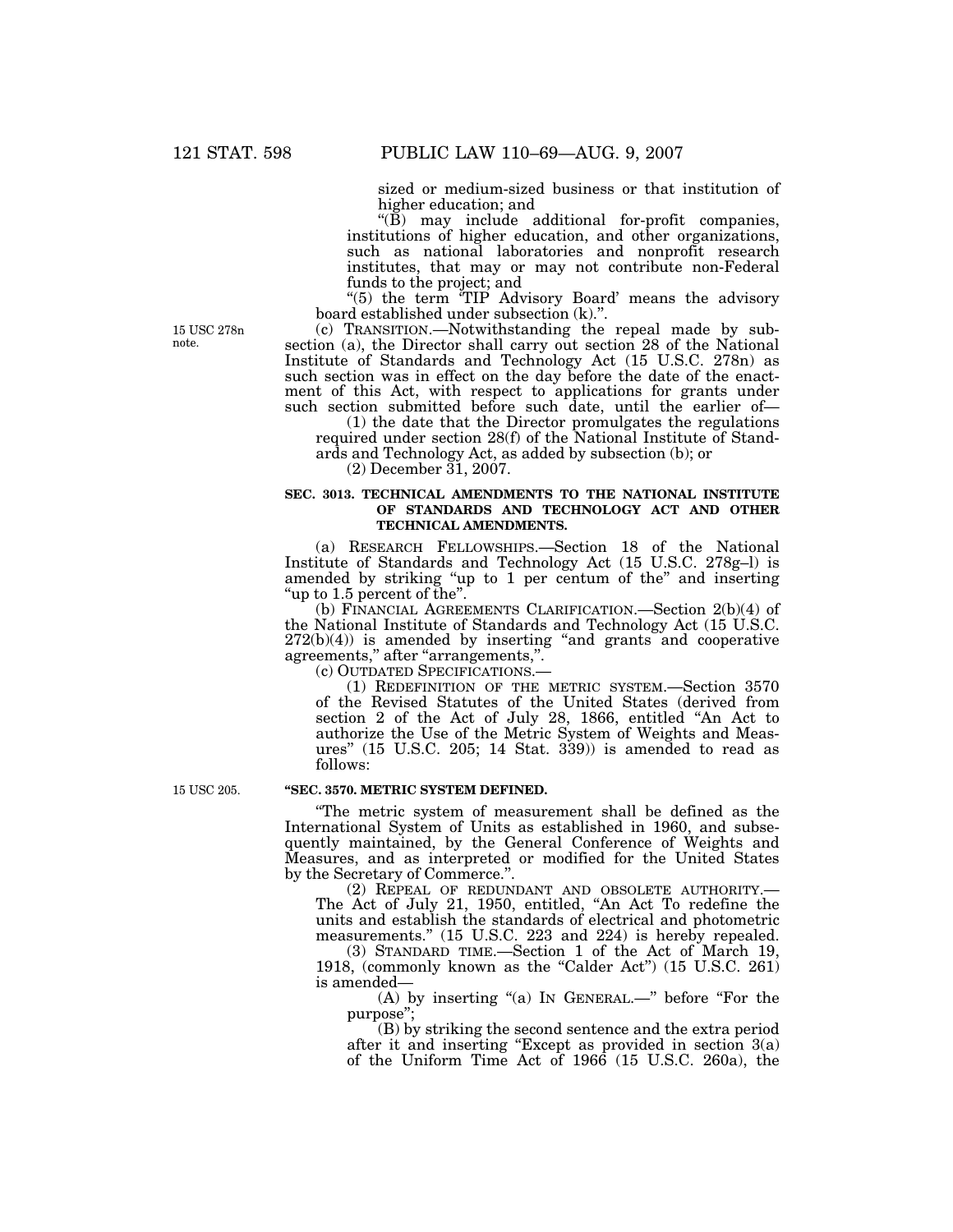sized or medium-sized business or that institution of higher education; and

"(B) may include additional for-profit companies, institutions of higher education, and other organizations, such as national laboratories and nonprofit research institutes, that may or may not contribute non-Federal funds to the project; and

"(5) the term 'TIP Advisory Board' means the advisory board established under subsection (k).".

15 USC 278n note.

(c) TRANSITION.—Notwithstanding the repeal made by subsection (a), the Director shall carry out section 28 of the National Institute of Standards and Technology Act (15 U.S.C. 278n) as such section was in effect on the day before the date of the enactment of this Act, with respect to applications for grants under such section submitted before such date, until the earlier of—

(1) the date that the Director promulgates the regulations required under section 28(f) of the National Institute of Standards and Technology Act, as added by subsection (b); or

(2) December 31, 2007.

**SEC. 3013. TECHNICAL AMENDMENTS TO THE NATIONAL INSTITUTE OF STANDARDS AND TECHNOLOGY ACT AND OTHER TECHNICAL AMENDMENTS.**

(a) RESEARCH FELLOWSHIPS.—Section 18 of the National Institute of Standards and Technology Act (15 U.S.C. 278g–l) is amended by striking "up to 1 per centum of the" and inserting "up to 1.5 percent of the".

(b) FINANCIAL AGREEMENTS CLARIFICATION.—Section 2(b)(4) of the National Institute of Standards and Technology Act (15 U.S.C. 272(b)(4)) is amended by inserting "and grants and cooperative agreements," after "arrangements,".

(c) OUTDATED SPECIFICATIONS.—

(1) REDEFINITION OF THE METRIC SYSTEM.—Section 3570 of the Revised Statutes of the United States (derived from section 2 of the Act of July 28, 1866, entitled "An Act to authorize the Use of the Metric System of Weights and Measures" (15 U.S.C. 205; 14 Stat. 339)) is amended to read as follows:

15 USC 205.

**"SEC. 3570. METRIC SYSTEM DEFINED.**

"The metric system of measurement shall be defined as the International System of Units as established in 1960, and subsequently maintained, by the General Conference of Weights and Measures, and as interpreted or modified for the United States by the Secretary of Commerce.".

(2) REPEAL OF REDUNDANT AND OBSOLETE AUTHORITY.—The Act of July 21, 1950, entitled, "An Act To redefine the units and establish the standards of electrical and photometric measurements." (15 U.S.C. 223 and 224) is hereby repealed.

(3) STANDARD TIME.—Section 1 of the Act of March 19, 1918, (commonly known as the "Calder Act") (15 U.S.C. 261) is amended—

(A) by inserting "(a) IN GENERAL.—" before "For the purpose";

(B) by striking the second sentence and the extra period after it and inserting "Except as provided in section 3(a) of the Uniform Time Act of 1966 (15 U.S.C. 260a), the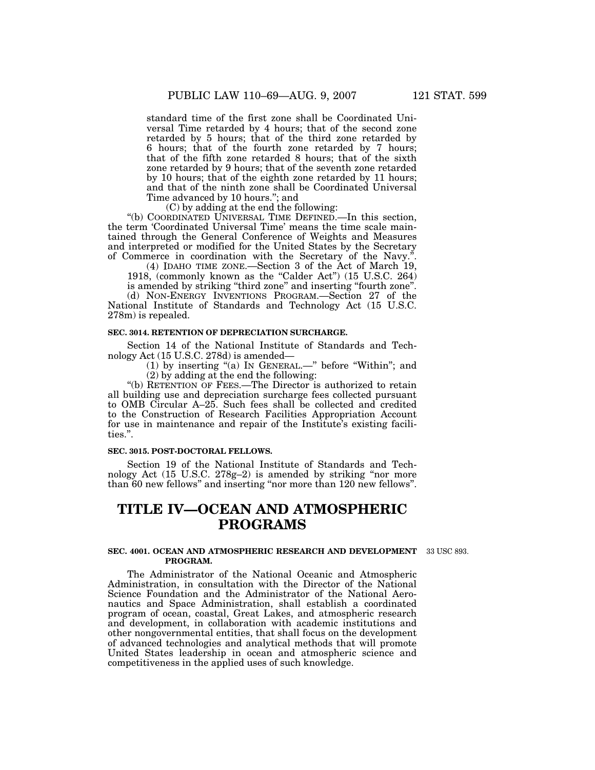standard time of the first zone shall be Coordinated Universal Time retarded by 4 hours; that of the second zone retarded by 5 hours; that of the third zone retarded by 6 hours; that of the fourth zone retarded by 7 hours; that of the fifth zone retarded 8 hours; that of the sixth zone retarded by 9 hours; that of the seventh zone retarded by 10 hours; that of the eighth zone retarded by 11 hours; and that of the ninth zone shall be Coordinated Universal Time advanced by 10 hours.''; and

(C) by adding at the end the following:

''(b) COORDINATED UNIVERSAL TIME DEFINED.—In this section, the term 'Coordinated Universal Time' means the time scale maintained through the General Conference of Weights and Measures and interpreted or modified for the United States by the Secretary of Commerce in coordination with the Secretary of the Navy.''.

(4) IDAHO TIME ZONE.—Section 3 of the Act of March 19, 1918, (commonly known as the ''Calder Act'') (15 U.S.C. 264) is amended by striking ''third zone'' and inserting ''fourth zone''.

(d) NON-ENERGY INVENTIONS PROGRAM.—Section 27 of the National Institute of Standards and Technology Act (15 U.S.C. 278m) is repealed.

**SEC. 3014. RETENTION OF DEPRECIATION SURCHARGE.**

Section 14 of the National Institute of Standards and Technology Act (15 U.S.C. 278d) is amended—

(1) by inserting ''(a) IN GENERAL.—'' before ''Within''; and

(2) by adding at the end the following:

''(b) RETENTION OF FEES.—The Director is authorized to retain all building use and depreciation surcharge fees collected pursuant to OMB Circular A–25. Such fees shall be collected and credited to the Construction of Research Facilities Appropriation Account for use in maintenance and repair of the Institute's existing facilities.''.

**SEC. 3015. POST-DOCTORAL FELLOWS.**

Section 19 of the National Institute of Standards and Technology Act (15 U.S.C. 278g–2) is amended by striking ''nor more than 60 new fellows'' and inserting ''nor more than 120 new fellows''.

# TITLE IV—OCEAN AND ATMOSPHERIC PROGRAMS

**SEC. 4001. OCEAN AND ATMOSPHERIC RESEARCH AND DEVELOPMENT PROGRAM.**

33 USC 893.

The Administrator of the National Oceanic and Atmospheric Administration, in consultation with the Director of the National Science Foundation and the Administrator of the National Aeronautics and Space Administration, shall establish a coordinated program of ocean, coastal, Great Lakes, and atmospheric research and development, in collaboration with academic institutions and other nongovernmental entities, that shall focus on the development of advanced technologies and analytical methods that will promote United States leadership in ocean and atmospheric science and competitiveness in the applied uses of such knowledge.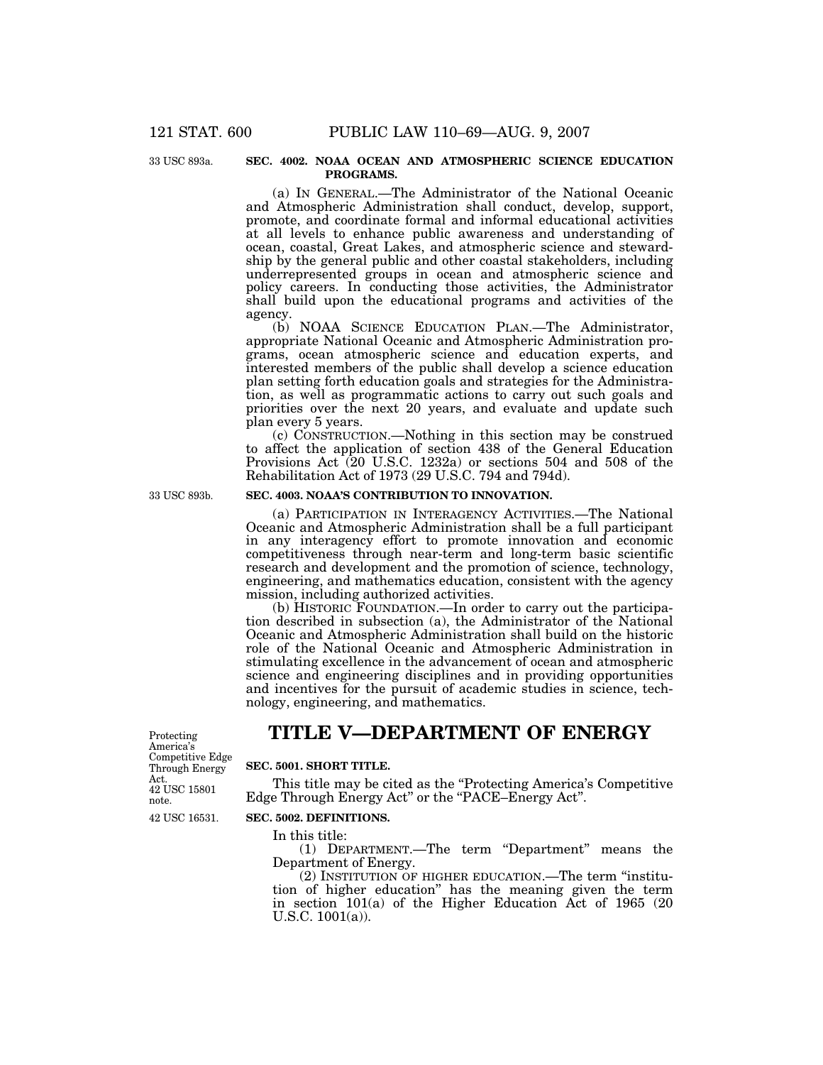33 USC 893a.

**SEC. 4002. NOAA OCEAN AND ATMOSPHERIC SCIENCE EDUCATION PROGRAMS.**

(a) IN GENERAL.—The Administrator of the National Oceanic and Atmospheric Administration shall conduct, develop, support, promote, and coordinate formal and informal educational activities at all levels to enhance public awareness and understanding of ocean, coastal, Great Lakes, and atmospheric science and stewardship by the general public and other coastal stakeholders, including underrepresented groups in ocean and atmospheric science and policy careers. In conducting those activities, the Administrator shall build upon the educational programs and activities of the agency.

(b) NOAA SCIENCE EDUCATION PLAN.—The Administrator, appropriate National Oceanic and Atmospheric Administration programs, ocean atmospheric science and education experts, and interested members of the public shall develop a science education plan setting forth education goals and strategies for the Administration, as well as programmatic actions to carry out such goals and priorities over the next 20 years, and evaluate and update such plan every 5 years.

(c) CONSTRUCTION.—Nothing in this section may be construed to affect the application of section 438 of the General Education Provisions Act (20 U.S.C. 1232a) or sections 504 and 508 of the Rehabilitation Act of 1973 (29 U.S.C. 794 and 794d).

33 USC 893b.

**SEC. 4003. NOAA'S CONTRIBUTION TO INNOVATION.**

(a) PARTICIPATION IN INTERAGENCY ACTIVITIES.—The National Oceanic and Atmospheric Administration shall be a full participant in any interagency effort to promote innovation and economic competitiveness through near-term and long-term basic scientific research and development and the promotion of science, technology, engineering, and mathematics education, consistent with the agency mission, including authorized activities.

(b) HISTORIC FOUNDATION.—In order to carry out the participation described in subsection (a), the Administrator of the National Oceanic and Atmospheric Administration shall build on the historic role of the National Oceanic and Atmospheric Administration in stimulating excellence in the advancement of ocean and atmospheric science and engineering disciplines and in providing opportunities and incentives for the pursuit of academic studies in science, technology, engineering, and mathematics.

# TITLE V—DEPARTMENT OF ENERGY

Protecting America's Competitive Edge Through Energy Act. 42 USC 15801 note.

**SEC. 5001. SHORT TITLE.**

This title may be cited as the "Protecting America's Competitive Edge Through Energy Act" or the "PACE–Energy Act".

42 USC 16531.

**SEC. 5002. DEFINITIONS.**

In this title:

(1) DEPARTMENT.—The term "Department" means the Department of Energy.

(2) INSTITUTION OF HIGHER EDUCATION.—The term "institution of higher education" has the meaning given the term in section 101(a) of the Higher Education Act of 1965 (20 U.S.C. 1001(a)).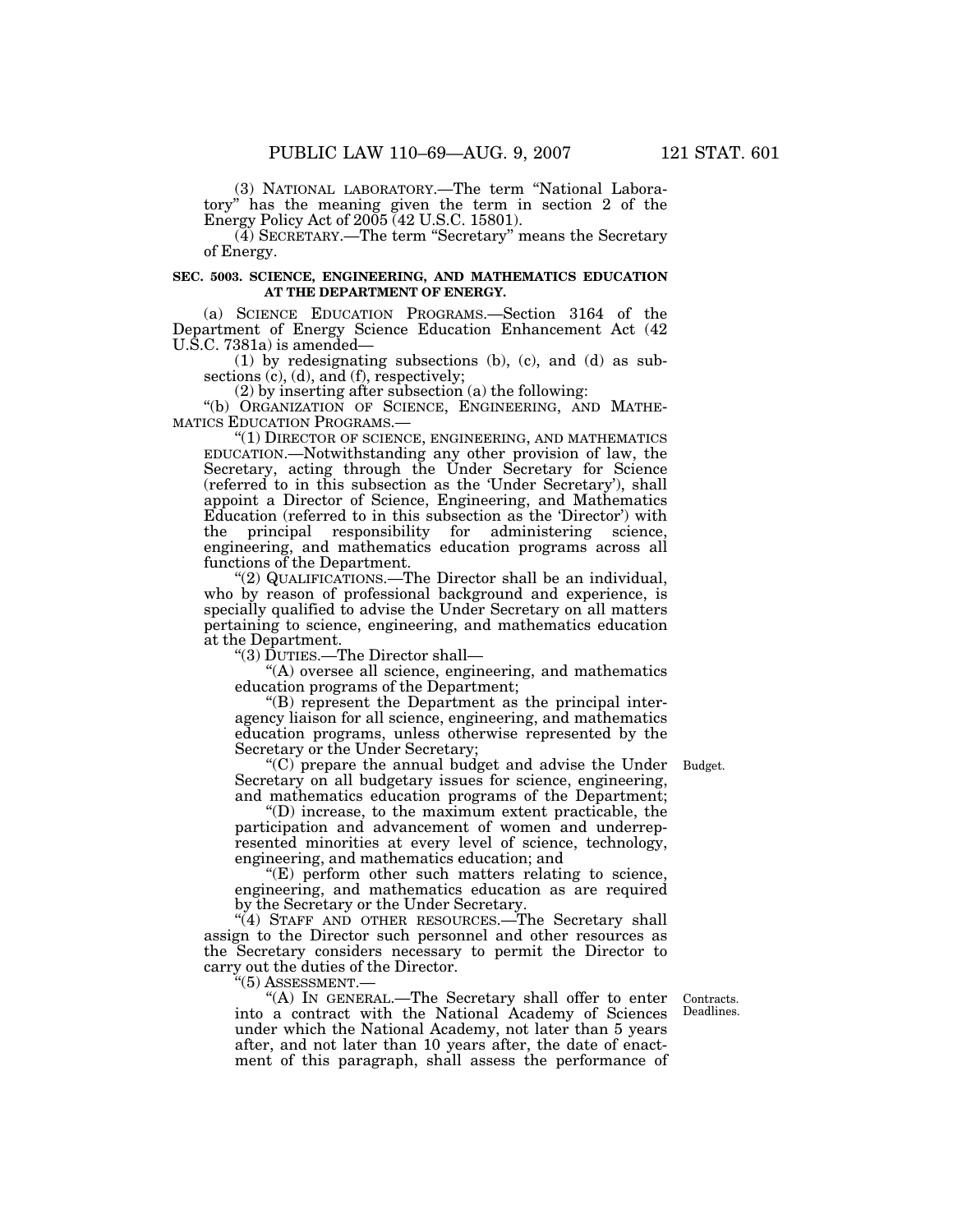(3) NATIONAL LABORATORY.—The term "National Laboratory" has the meaning given the term in section 2 of the Energy Policy Act of 2005 (42 U.S.C. 15801).

(4) SECRETARY.—The term "Secretary" means the Secretary of Energy.

**SEC. 5003. SCIENCE, ENGINEERING, AND MATHEMATICS EDUCATION AT THE DEPARTMENT OF ENERGY.**

(a) SCIENCE EDUCATION PROGRAMS.—Section 3164 of the Department of Energy Science Education Enhancement Act (42 U.S.C. 7381a) is amended—

(1) by redesignating subsections (b), (c), and (d) as subsections (c), (d), and (f), respectively;

(2) by inserting after subsection (a) the following:

"(b) ORGANIZATION OF SCIENCE, ENGINEERING, AND MATHEMATICS EDUCATION PROGRAMS.—

"(1) DIRECTOR OF SCIENCE, ENGINEERING, AND MATHEMATICS EDUCATION.—Notwithstanding any other provision of law, the Secretary, acting through the Under Secretary for Science (referred to in this subsection as the 'Under Secretary'), shall appoint a Director of Science, Engineering, and Mathematics Education (referred to in this subsection as the 'Director') with the principal responsibility for administering science, engineering, and mathematics education programs across all functions of the Department.

"(2) QUALIFICATIONS.—The Director shall be an individual, who by reason of professional background and experience, is specially qualified to advise the Under Secretary on all matters pertaining to science, engineering, and mathematics education at the Department.

"(3) DUTIES.—The Director shall—

"(A) oversee all science, engineering, and mathematics education programs of the Department;

"(B) represent the Department as the principal interagency liaison for all science, engineering, and mathematics education programs, unless otherwise represented by the Secretary or the Under Secretary;

"(C) prepare the annual budget and advise the Under Secretary on all budgetary issues for science, engineering, and mathematics education programs of the Department;

Budget.

"(D) increase, to the maximum extent practicable, the participation and advancement of women and underrepresented minorities at every level of science, technology, engineering, and mathematics education; and

"(E) perform other such matters relating to science, engineering, and mathematics education as are required by the Secretary or the Under Secretary.

"(4) STAFF AND OTHER RESOURCES.—The Secretary shall assign to the Director such personnel and other resources as the Secretary considers necessary to permit the Director to carry out the duties of the Director.

"(5) ASSESSMENT.—

Contracts. Deadlines.

"(A) IN GENERAL.—The Secretary shall offer to enter into a contract with the National Academy of Sciences under which the National Academy, not later than 5 years after, and not later than 10 years after, the date of enactment of this paragraph, shall assess the performance of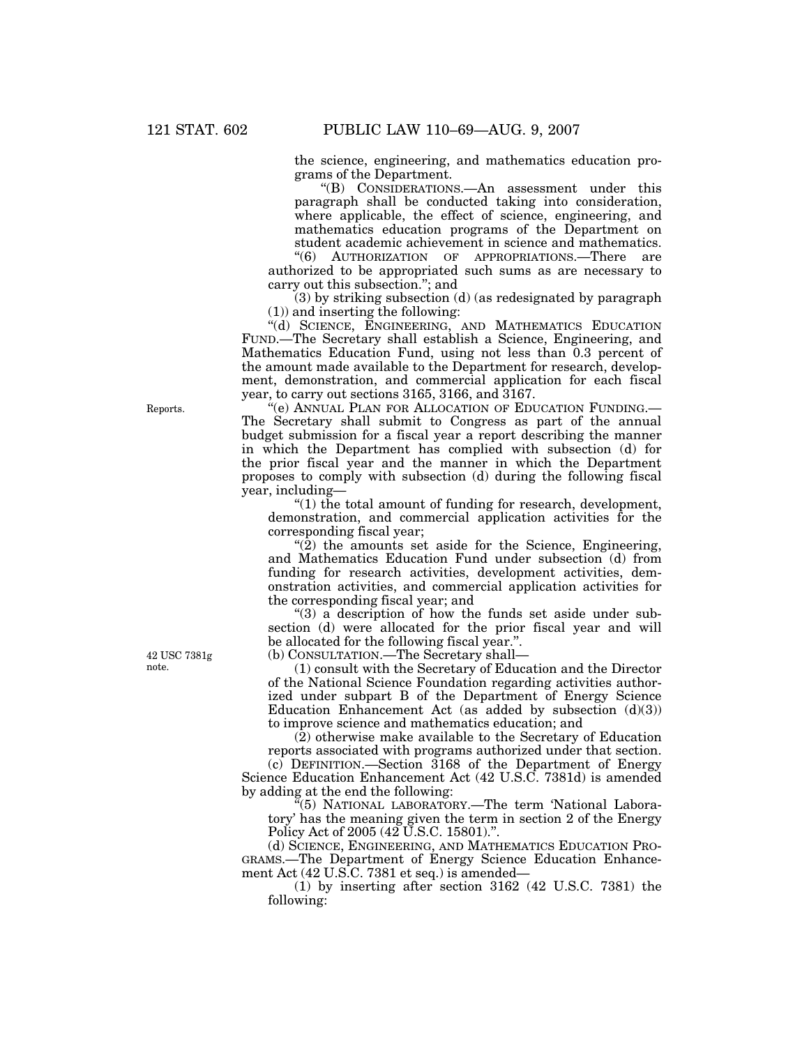the science, engineering, and mathematics education programs of the Department.

"(B) CONSIDERATIONS.—An assessment under this paragraph shall be conducted taking into consideration, where applicable, the effect of science, engineering, and mathematics education programs of the Department on student academic achievement in science and mathematics.

"(6) AUTHORIZATION OF APPROPRIATIONS.—There are authorized to be appropriated such sums as are necessary to carry out this subsection."; and

(3) by striking subsection (d) (as redesignated by paragraph (1)) and inserting the following:

"(d) SCIENCE, ENGINEERING, AND MATHEMATICS EDUCATION FUND.—The Secretary shall establish a Science, Engineering, and Mathematics Education Fund, using not less than 0.3 percent of the amount made available to the Department for research, development, demonstration, and commercial application for each fiscal year, to carry out sections 3165, 3166, and 3167.

Reports.

"(e) ANNUAL PLAN FOR ALLOCATION OF EDUCATION FUNDING.—The Secretary shall submit to Congress as part of the annual budget submission for a fiscal year a report describing the manner in which the Department has complied with subsection (d) for the prior fiscal year and the manner in which the Department proposes to comply with subsection (d) during the following fiscal year, including—

"(1) the total amount of funding for research, development, demonstration, and commercial application activities for the corresponding fiscal year;

"(2) the amounts set aside for the Science, Engineering, and Mathematics Education Fund under subsection (d) from funding for research activities, development activities, demonstration activities, and commercial application activities for the corresponding fiscal year; and

"(3) a description of how the funds set aside under subsection (d) were allocated for the prior fiscal year and will be allocated for the following fiscal year.".

42 USC 7381g note.

(b) CONSULTATION.—The Secretary shall—

(1) consult with the Secretary of Education and the Director of the National Science Foundation regarding activities authorized under subpart B of the Department of Energy Science Education Enhancement Act (as added by subsection (d)(3)) to improve science and mathematics education; and

(2) otherwise make available to the Secretary of Education reports associated with programs authorized under that section.

(c) DEFINITION.—Section 3168 of the Department of Energy Science Education Enhancement Act (42 U.S.C. 7381d) is amended by adding at the end the following:

"(5) NATIONAL LABORATORY.—The term 'National Laboratory' has the meaning given the term in section 2 of the Energy Policy Act of 2005 (42 U.S.C. 15801).".

(d) SCIENCE, ENGINEERING, AND MATHEMATICS EDUCATION PROGRAMS.—The Department of Energy Science Education Enhancement Act (42 U.S.C. 7381 et seq.) is amended—

(1) by inserting after section 3162 (42 U.S.C. 7381) the following: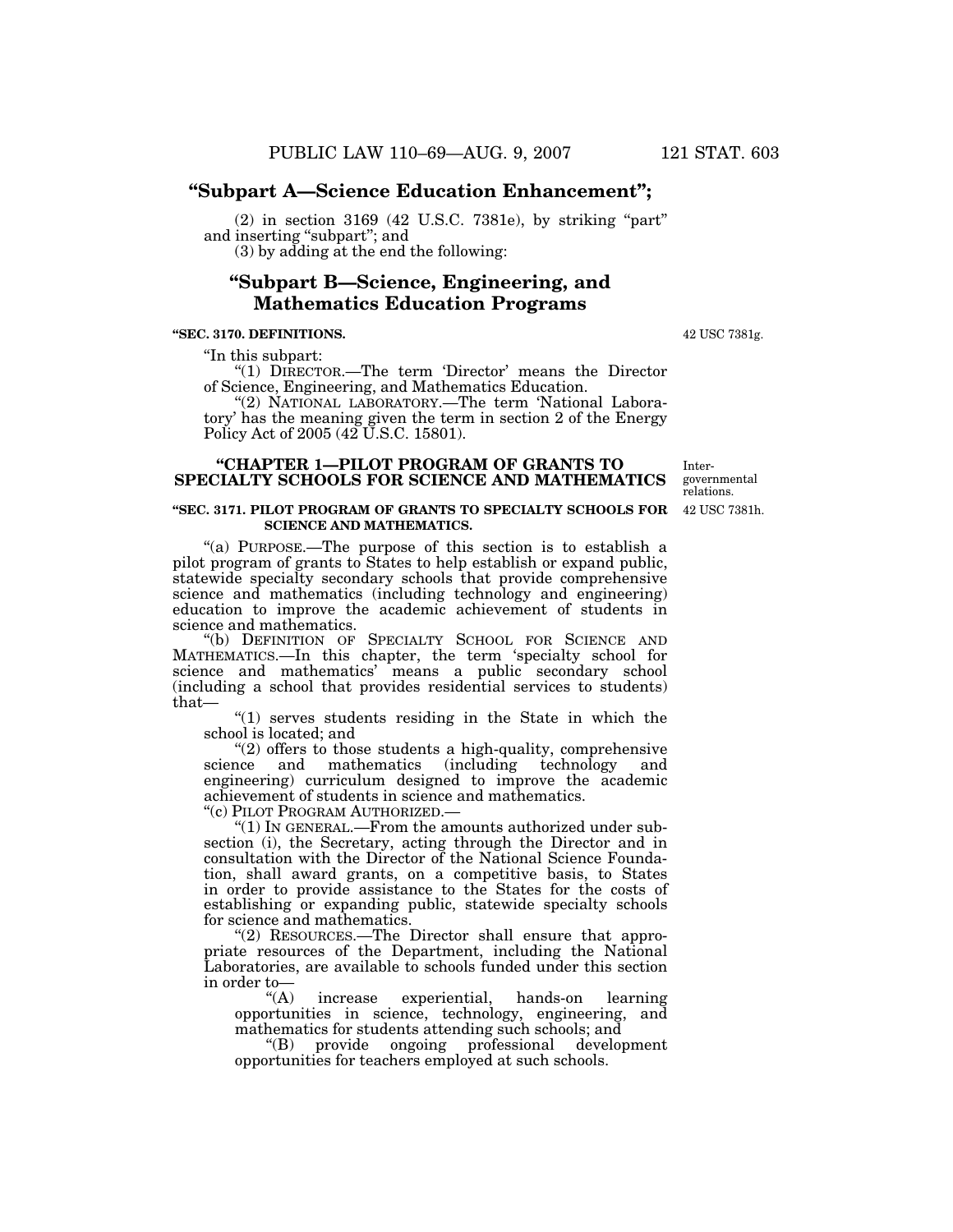## "Subpart A—Science Education Enhancement";

(2) in section 3169 (42 U.S.C. 7381e), by striking "part" and inserting "subpart"; and

(3) by adding at the end the following:

## "Subpart B—Science, Engineering, and Mathematics Education Programs

**"SEC. 3170. DEFINITIONS.**

42 USC 7381g.

"In this subpart:

"(1) DIRECTOR.—The term 'Director' means the Director of Science, Engineering, and Mathematics Education.

"(2) NATIONAL LABORATORY.—The term 'National Laboratory' has the meaning given the term in section 2 of the Energy Policy Act of 2005 (42 U.S.C. 15801).

### "CHAPTER 1—PILOT PROGRAM OF GRANTS TO SPECIALTY SCHOOLS FOR SCIENCE AND MATHEMATICS

Intergovernmental relations.

**"SEC. 3171. PILOT PROGRAM OF GRANTS TO SPECIALTY SCHOOLS FOR SCIENCE AND MATHEMATICS.**

42 USC 7381h.

"(a) PURPOSE.—The purpose of this section is to establish a pilot program of grants to States to help establish or expand public, statewide specialty secondary schools that provide comprehensive science and mathematics (including technology and engineering) education to improve the academic achievement of students in science and mathematics.

"(b) DEFINITION OF SPECIALTY SCHOOL FOR SCIENCE AND MATHEMATICS.—In this chapter, the term 'specialty school for science and mathematics' means a public secondary school (including a school that provides residential services to students) that—

"(1) serves students residing in the State in which the school is located; and

"(2) offers to those students a high-quality, comprehensive science and mathematics (including technology and engineering) curriculum designed to improve the academic achievement of students in science and mathematics.

"(c) PILOT PROGRAM AUTHORIZED.—

"(1) IN GENERAL.—From the amounts authorized under subsection (i), the Secretary, acting through the Director and in consultation with the Director of the National Science Foundation, shall award grants, on a competitive basis, to States in order to provide assistance to the States for the costs of establishing or expanding public, statewide specialty schools for science and mathematics.

"(2) RESOURCES.—The Director shall ensure that appropriate resources of the Department, including the National Laboratories, are available to schools funded under this section in order to—

"(A) increase experiential, hands-on learning opportunities in science, technology, engineering, and mathematics for students attending such schools; and

"(B) provide ongoing professional development opportunities for teachers employed at such schools.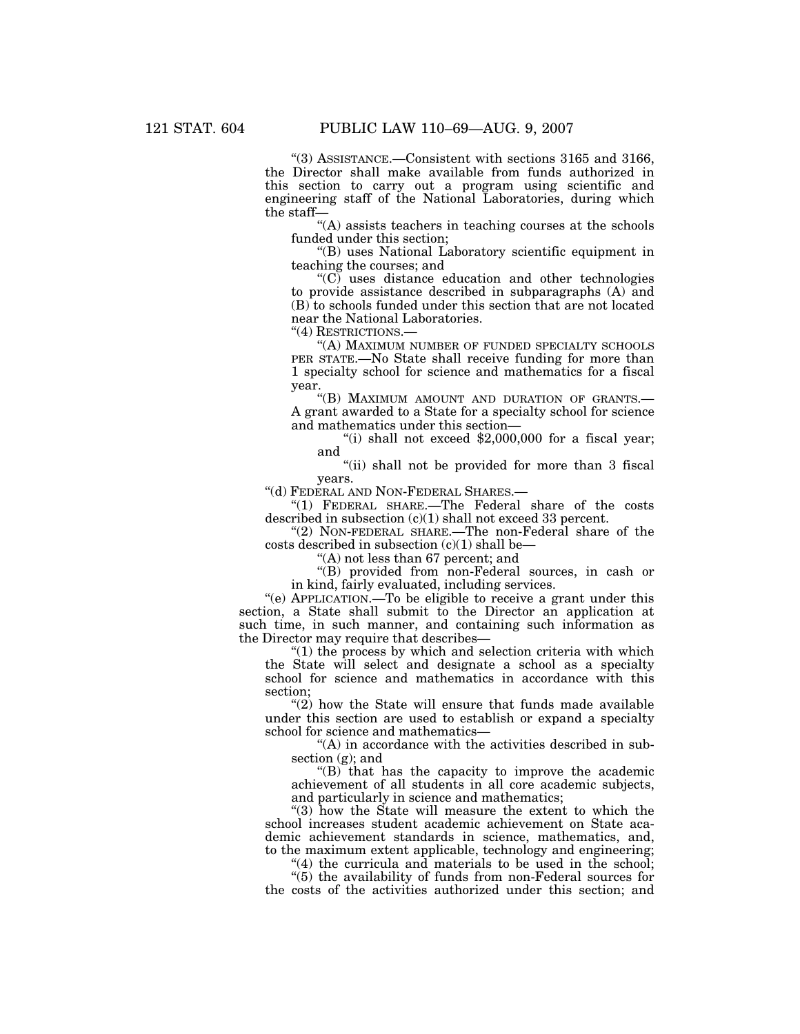"(3) ASSISTANCE.—Consistent with sections 3165 and 3166, the Director shall make available from funds authorized in this section to carry out a program using scientific and engineering staff of the National Laboratories, during which the staff—

"(A) assists teachers in teaching courses at the schools funded under this section;

"(B) uses National Laboratory scientific equipment in teaching the courses; and

"(C) uses distance education and other technologies to provide assistance described in subparagraphs (A) and (B) to schools funded under this section that are not located near the National Laboratories.

"(4) RESTRICTIONS.—

"(A) MAXIMUM NUMBER OF FUNDED SPECIALTY SCHOOLS PER STATE.—No State shall receive funding for more than 1 specialty school for science and mathematics for a fiscal year.

"(B) MAXIMUM AMOUNT AND DURATION OF GRANTS.—A grant awarded to a State for a specialty school for science and mathematics under this section—

"(i) shall not exceed $2,000,000 for a fiscal year; and

"(ii) shall not be provided for more than 3 fiscal years.

"(d) FEDERAL AND NON-FEDERAL SHARES.—

"(1) FEDERAL SHARE.—The Federal share of the costs described in subsection (c)(1) shall not exceed 33 percent.

"(2) NON-FEDERAL SHARE.—The non-Federal share of the costs described in subsection (c)(1) shall be—

"(A) not less than 67 percent; and

"(B) provided from non-Federal sources, in cash or in kind, fairly evaluated, including services.

"(e) APPLICATION.—To be eligible to receive a grant under this section, a State shall submit to the Director an application at such time, in such manner, and containing such information as the Director may require that describes—

"(1) the process by which and selection criteria with which the State will select and designate a school as a specialty school for science and mathematics in accordance with this section;

"(2) how the State will ensure that funds made available under this section are used to establish or expand a specialty school for science and mathematics—

"(A) in accordance with the activities described in subsection (g); and

"(B) that has the capacity to improve the academic achievement of all students in all core academic subjects, and particularly in science and mathematics;

"(3) how the State will measure the extent to which the school increases student academic achievement on State academic achievement standards in science, mathematics, and, to the maximum extent applicable, technology and engineering;

"(4) the curricula and materials to be used in the school;

"(5) the availability of funds from non-Federal sources for the costs of the activities authorized under this section; and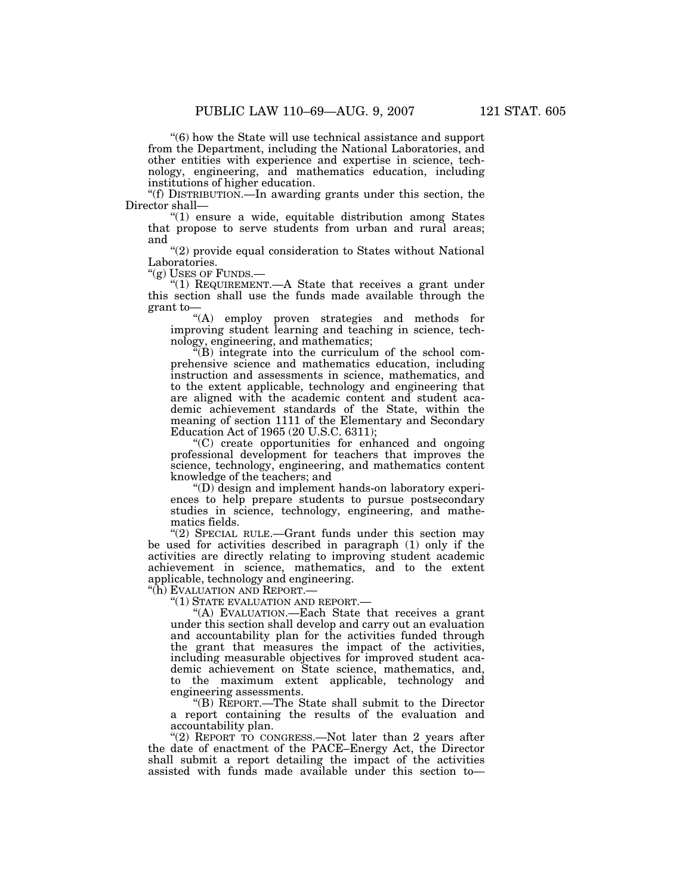"(6) how the State will use technical assistance and support from the Department, including the National Laboratories, and other entities with experience and expertise in science, technology, engineering, and mathematics education, including institutions of higher education.

"(f) DISTRIBUTION.—In awarding grants under this section, the Director shall—

"(1) ensure a wide, equitable distribution among States that propose to serve students from urban and rural areas; and

"(2) provide equal consideration to States without National Laboratories.

"(g) USES OF FUNDS.—

"(1) REQUIREMENT.—A State that receives a grant under this section shall use the funds made available through the grant to—

"(A) employ proven strategies and methods for improving student learning and teaching in science, technology, engineering, and mathematics;

"(B) integrate into the curriculum of the school comprehensive science and mathematics education, including instruction and assessments in science, mathematics, and to the extent applicable, technology and engineering that are aligned with the academic content and student academic achievement standards of the State, within the meaning of section 1111 of the Elementary and Secondary Education Act of 1965 (20 U.S.C. 6311);

"(C) create opportunities for enhanced and ongoing professional development for teachers that improves the science, technology, engineering, and mathematics content knowledge of the teachers; and

"(D) design and implement hands-on laboratory experiences to help prepare students to pursue postsecondary studies in science, technology, engineering, and mathematics fields.

"(2) SPECIAL RULE.—Grant funds under this section may be used for activities described in paragraph (1) only if the activities are directly relating to improving student academic achievement in science, mathematics, and to the extent applicable, technology and engineering.

"(h) EVALUATION AND REPORT.—

"(1) STATE EVALUATION AND REPORT.—

"(A) EVALUATION.—Each State that receives a grant under this section shall develop and carry out an evaluation and accountability plan for the activities funded through the grant that measures the impact of the activities, including measurable objectives for improved student academic achievement on State science, mathematics, and, to the maximum extent applicable, technology and engineering assessments.

"(B) REPORT.—The State shall submit to the Director a report containing the results of the evaluation and accountability plan.

"(2) REPORT TO CONGRESS.—Not later than 2 years after the date of enactment of the PACE–Energy Act, the Director shall submit a report detailing the impact of the activities assisted with funds made available under this section to—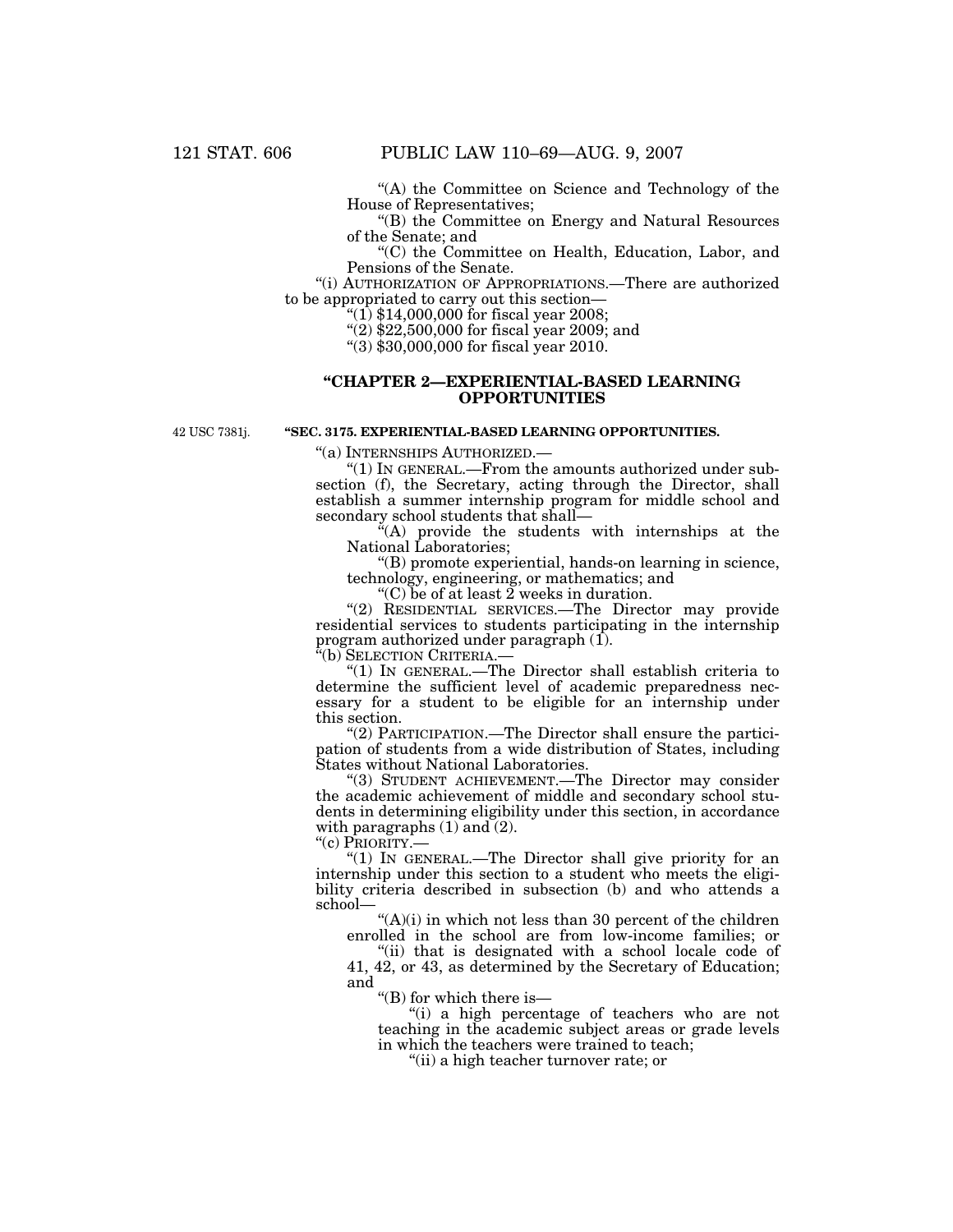"(A) the Committee on Science and Technology of the House of Representatives;

"(B) the Committee on Energy and Natural Resources of the Senate; and

"(C) the Committee on Health, Education, Labor, and Pensions of the Senate.

"(i) AUTHORIZATION OF APPROPRIATIONS.—There are authorized to be appropriated to carry out this section—

"(1) $14,000,000 for fiscal year 2008;

"(2) $22,500,000 for fiscal year 2009; and

"(3) $30,000,000 for fiscal year 2010.

## "CHAPTER 2—EXPERIENTIAL-BASED LEARNING OPPORTUNITIES

42 USC 7381j.

### "SEC. 3175. EXPERIENTIAL-BASED LEARNING OPPORTUNITIES.

"(a) INTERNSHIPS AUTHORIZED.—

"(1) IN GENERAL.—From the amounts authorized under subsection (f), the Secretary, acting through the Director, shall establish a summer internship program for middle school and secondary school students that shall—

"(A) provide the students with internships at the National Laboratories;

"(B) promote experiential, hands-on learning in science, technology, engineering, or mathematics; and

"(C) be of at least 2 weeks in duration.

"(2) RESIDENTIAL SERVICES.—The Director may provide residential services to students participating in the internship program authorized under paragraph (1).

"(b) SELECTION CRITERIA.—

"(1) IN GENERAL.—The Director shall establish criteria to determine the sufficient level of academic preparedness necessary for a student to be eligible for an internship under this section.

"(2) PARTICIPATION.—The Director shall ensure the participation of students from a wide distribution of States, including States without National Laboratories.

"(3) STUDENT ACHIEVEMENT.—The Director may consider the academic achievement of middle and secondary school students in determining eligibility under this section, in accordance with paragraphs (1) and (2).

"(c) PRIORITY.—

"(1) IN GENERAL.—The Director shall give priority for an internship under this section to a student who meets the eligibility criteria described in subsection (b) and who attends a school—

"(A)(i) in which not less than 30 percent of the children enrolled in the school are from low-income families; or

"(ii) that is designated with a school locale code of 41, 42, or 43, as determined by the Secretary of Education; and

"(B) for which there is—

"(i) a high percentage of teachers who are not teaching in the academic subject areas or grade levels in which the teachers were trained to teach;

"(ii) a high teacher turnover rate; or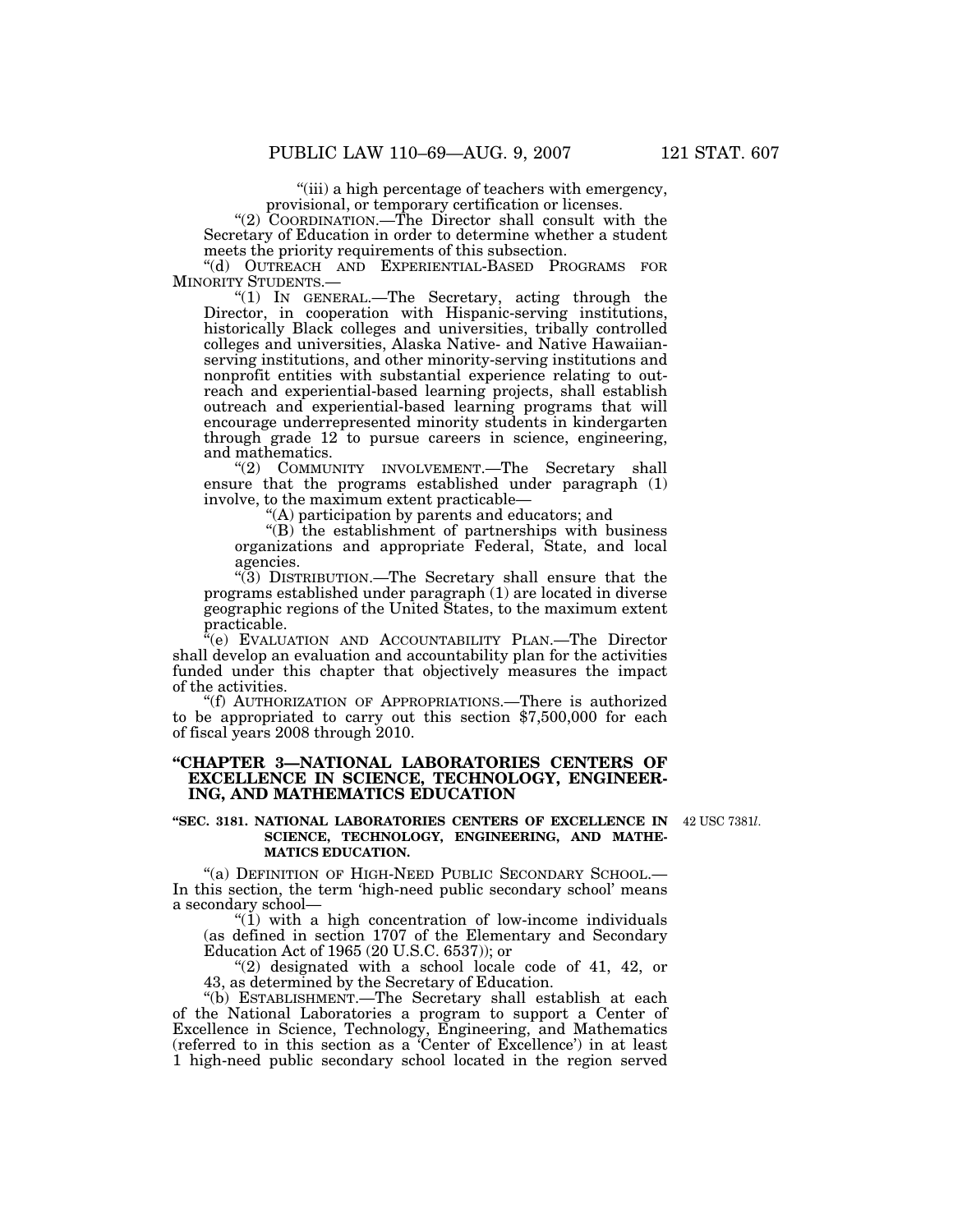"(iii) a high percentage of teachers with emergency, provisional, or temporary certification or licenses.

"(2) COORDINATION.—The Director shall consult with the Secretary of Education in order to determine whether a student meets the priority requirements of this subsection.

"(d) OUTREACH AND EXPERIENTIAL-BASED PROGRAMS FOR MINORITY STUDENTS.—

"(1) IN GENERAL.—The Secretary, acting through the Director, in cooperation with Hispanic-serving institutions, historically Black colleges and universities, tribally controlled colleges and universities, Alaska Native- and Native Hawaiian-serving institutions, and other minority-serving institutions and nonprofit entities with substantial experience relating to outreach and experiential-based learning projects, shall establish outreach and experiential-based learning programs that will encourage underrepresented minority students in kindergarten through grade 12 to pursue careers in science, engineering, and mathematics.

"(2) COMMUNITY INVOLVEMENT.—The Secretary shall ensure that the programs established under paragraph (1) involve, to the maximum extent practicable—

"(A) participation by parents and educators; and

"(B) the establishment of partnerships with business organizations and appropriate Federal, State, and local agencies.

"(3) DISTRIBUTION.—The Secretary shall ensure that the programs established under paragraph (1) are located in diverse geographic regions of the United States, to the maximum extent practicable.

"(e) EVALUATION AND ACCOUNTABILITY PLAN.—The Director shall develop an evaluation and accountability plan for the activities funded under this chapter that objectively measures the impact of the activities.

"(f) AUTHORIZATION OF APPROPRIATIONS.—There is authorized to be appropriated to carry out this section $7,500,000 for each of fiscal years 2008 through 2010.

## "CHAPTER 3—NATIONAL LABORATORIES CENTERS OF EXCELLENCE IN SCIENCE, TECHNOLOGY, ENGINEERING, AND MATHEMATICS EDUCATION

### "SEC. 3181. NATIONAL LABORATORIES CENTERS OF EXCELLENCE IN SCIENCE, TECHNOLOGY, ENGINEERING, AND MATHEMATICS EDUCATION.

42 USC 7381*l*.

"(a) DEFINITION OF HIGH-NEED PUBLIC SECONDARY SCHOOL.—In this section, the term 'high-need public secondary school' means a secondary school—

"(1) with a high concentration of low-income individuals (as defined in section 1707 of the Elementary and Secondary Education Act of 1965 (20 U.S.C. 6537)); or

"(2) designated with a school locale code of 41, 42, or 43, as determined by the Secretary of Education.

"(b) ESTABLISHMENT.—The Secretary shall establish at each of the National Laboratories a program to support a Center of Excellence in Science, Technology, Engineering, and Mathematics (referred to in this section as a 'Center of Excellence') in at least 1 high-need public secondary school located in the region served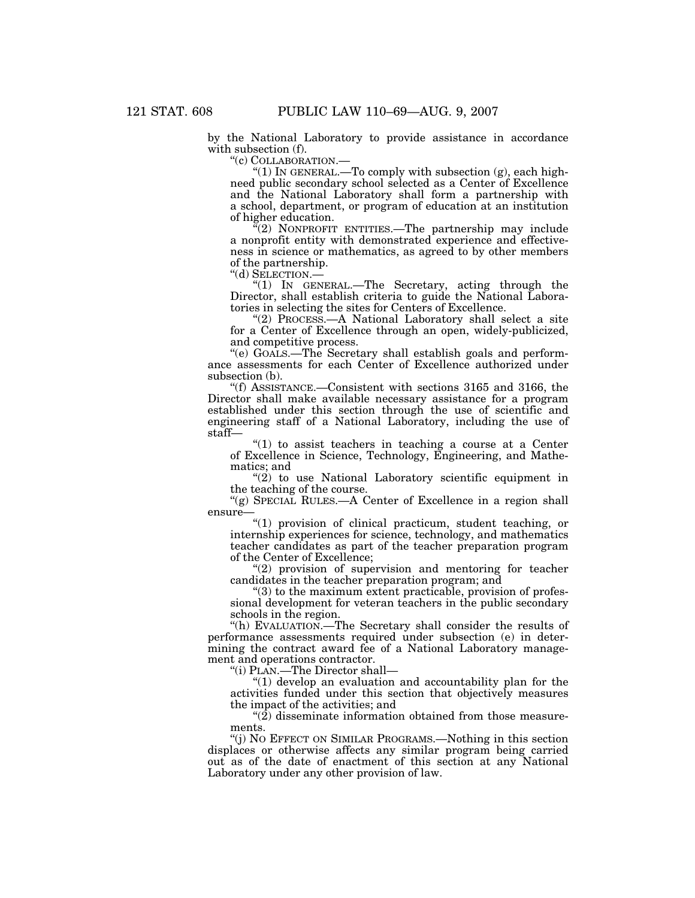by the National Laboratory to provide assistance in accordance with subsection (f).

"(c) COLLABORATION.—

"(1) IN GENERAL.—To comply with subsection (g), each high-need public secondary school selected as a Center of Excellence and the National Laboratory shall form a partnership with a school, department, or program of education at an institution of higher education.

"(2) NONPROFIT ENTITIES.—The partnership may include a nonprofit entity with demonstrated experience and effectiveness in science or mathematics, as agreed to by other members of the partnership.

"(d) SELECTION.—

"(1) IN GENERAL.—The Secretary, acting through the Director, shall establish criteria to guide the National Laboratories in selecting the sites for Centers of Excellence.

"(2) PROCESS.—A National Laboratory shall select a site for a Center of Excellence through an open, widely-publicized, and competitive process.

"(e) GOALS.—The Secretary shall establish goals and performance assessments for each Center of Excellence authorized under subsection (b).

"(f) ASSISTANCE.—Consistent with sections 3165 and 3166, the Director shall make available necessary assistance for a program established under this section through the use of scientific and engineering staff of a National Laboratory, including the use of staff—

"(1) to assist teachers in teaching a course at a Center of Excellence in Science, Technology, Engineering, and Mathematics; and

"(2) to use National Laboratory scientific equipment in the teaching of the course.

"(g) SPECIAL RULES.—A Center of Excellence in a region shall ensure—

"(1) provision of clinical practicum, student teaching, or internship experiences for science, technology, and mathematics teacher candidates as part of the teacher preparation program of the Center of Excellence;

"(2) provision of supervision and mentoring for teacher candidates in the teacher preparation program; and

"(3) to the maximum extent practicable, provision of professional development for veteran teachers in the public secondary schools in the region.

"(h) EVALUATION.—The Secretary shall consider the results of performance assessments required under subsection (e) in determining the contract award fee of a National Laboratory management and operations contractor.

"(i) PLAN.—The Director shall—

"(1) develop an evaluation and accountability plan for the activities funded under this section that objectively measures the impact of the activities; and

"(2) disseminate information obtained from those measurements.

"(j) NO EFFECT ON SIMILAR PROGRAMS.—Nothing in this section displaces or otherwise affects any similar program being carried out as of the date of enactment of this section at any National Laboratory under any other provision of law.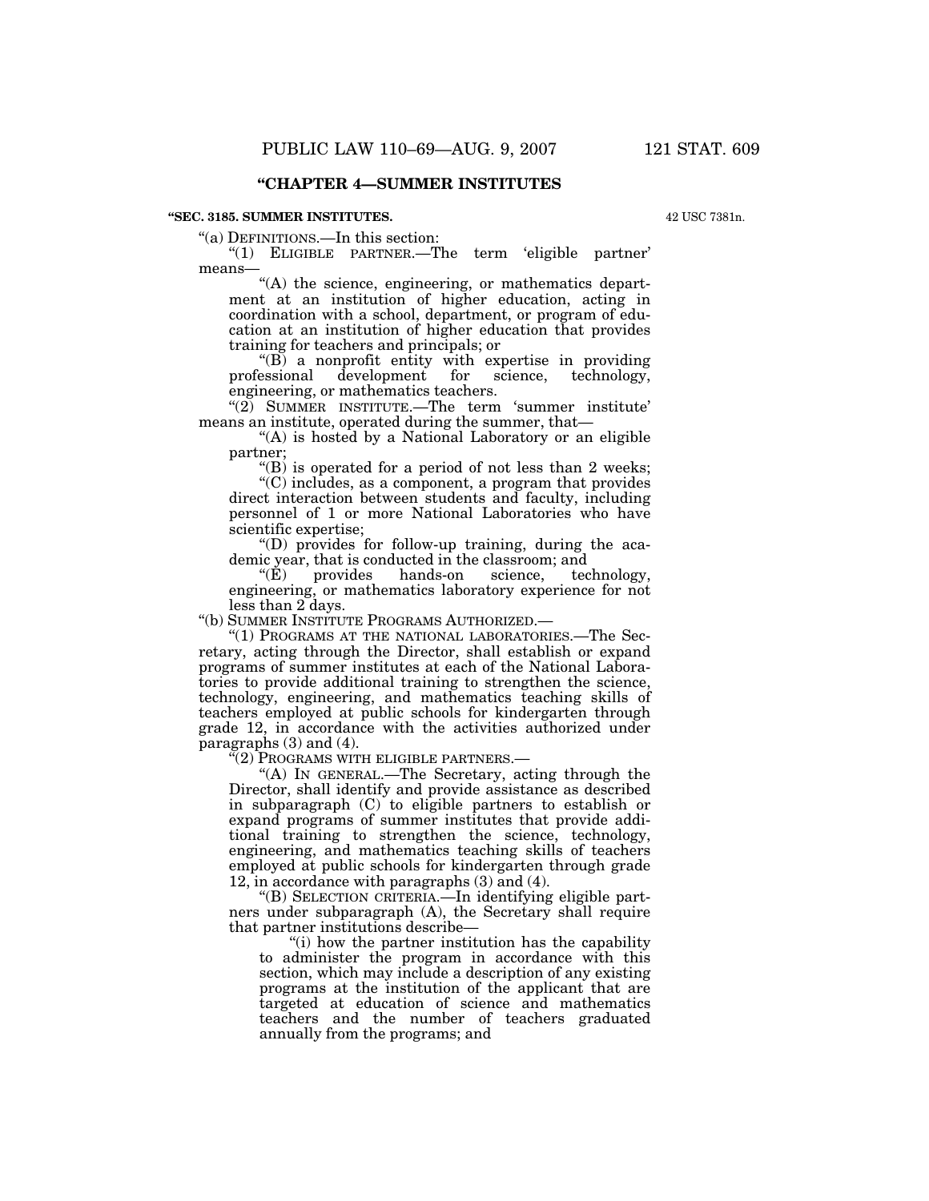## "CHAPTER 4—SUMMER INSTITUTES

### "SEC. 3185. SUMMER INSTITUTES.

42 USC 7381n.

"(a) DEFINITIONS.—In this section:

"(1) ELIGIBLE PARTNER.—The term 'eligible partner' means—

"(A) the science, engineering, or mathematics department at an institution of higher education, acting in coordination with a school, department, or program of education at an institution of higher education that provides training for teachers and principals; or

"(B) a nonprofit entity with expertise in providing professional development for science, technology, engineering, or mathematics teachers.

"(2) SUMMER INSTITUTE.—The term 'summer institute' means an institute, operated during the summer, that—

"(A) is hosted by a National Laboratory or an eligible partner;

"(B) is operated for a period of not less than 2 weeks;

"(C) includes, as a component, a program that provides direct interaction between students and faculty, including personnel of 1 or more National Laboratories who have scientific expertise;

"(D) provides for follow-up training, during the academic year, that is conducted in the classroom; and

"(E) provides hands-on science, technology, engineering, or mathematics laboratory experience for not less than 2 days.

"(b) SUMMER INSTITUTE PROGRAMS AUTHORIZED.—

"(1) PROGRAMS AT THE NATIONAL LABORATORIES.—The Secretary, acting through the Director, shall establish or expand programs of summer institutes at each of the National Laboratories to provide additional training to strengthen the science, technology, engineering, and mathematics teaching skills of teachers employed at public schools for kindergarten through grade 12, in accordance with the activities authorized under paragraphs (3) and (4).

"(2) PROGRAMS WITH ELIGIBLE PARTNERS.—

"(A) IN GENERAL.—The Secretary, acting through the Director, shall identify and provide assistance as described in subparagraph (C) to eligible partners to establish or expand programs of summer institutes that provide additional training to strengthen the science, technology, engineering, and mathematics teaching skills of teachers employed at public schools for kindergarten through grade 12, in accordance with paragraphs (3) and (4).

"(B) SELECTION CRITERIA.—In identifying eligible partners under subparagraph (A), the Secretary shall require that partner institutions describe—

"(i) how the partner institution has the capability to administer the program in accordance with this section, which may include a description of any existing programs at the institution of the applicant that are targeted at education of science and mathematics teachers and the number of teachers graduated annually from the programs; and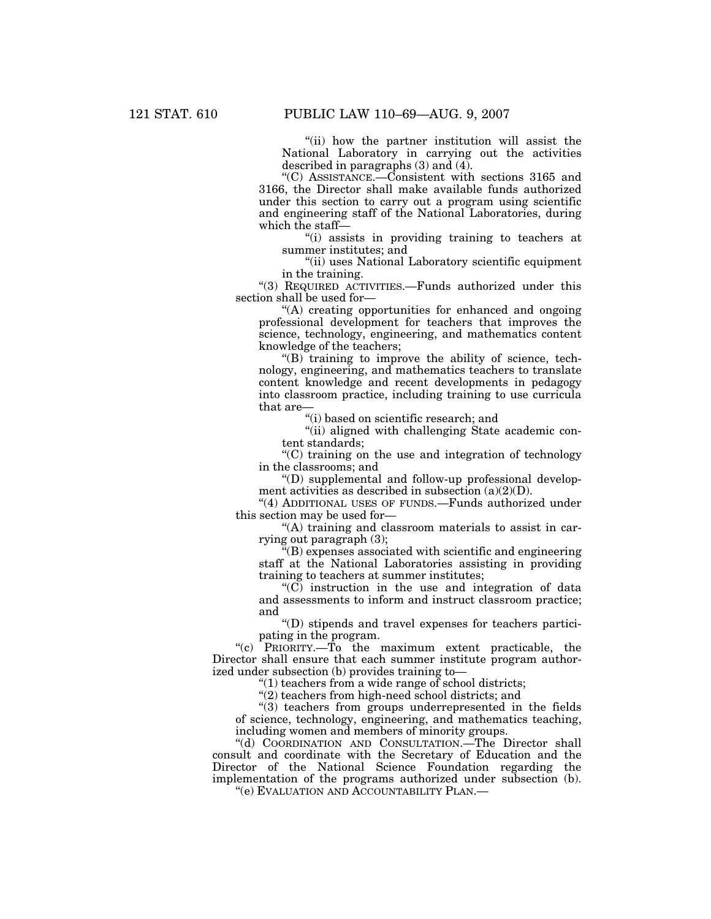"(ii) how the partner institution will assist the National Laboratory in carrying out the activities described in paragraphs (3) and (4).

"(C) ASSISTANCE.—Consistent with sections 3165 and 3166, the Director shall make available funds authorized under this section to carry out a program using scientific and engineering staff of the National Laboratories, during which the staff—

"(i) assists in providing training to teachers at summer institutes; and

"(ii) uses National Laboratory scientific equipment in the training.

"(3) REQUIRED ACTIVITIES.—Funds authorized under this section shall be used for—

"(A) creating opportunities for enhanced and ongoing professional development for teachers that improves the science, technology, engineering, and mathematics content knowledge of the teachers;

"(B) training to improve the ability of science, technology, engineering, and mathematics teachers to translate content knowledge and recent developments in pedagogy into classroom practice, including training to use curricula that are—

"(i) based on scientific research; and

"(ii) aligned with challenging State academic content standards;

"(C) training on the use and integration of technology in the classrooms; and

"(D) supplemental and follow-up professional development activities as described in subsection (a)(2)(D).

"(4) ADDITIONAL USES OF FUNDS.—Funds authorized under this section may be used for—

"(A) training and classroom materials to assist in carrying out paragraph (3);

"(B) expenses associated with scientific and engineering staff at the National Laboratories assisting in providing training to teachers at summer institutes;

"(C) instruction in the use and integration of data and assessments to inform and instruct classroom practice; and

"(D) stipends and travel expenses for teachers participating in the program.

"(c) PRIORITY.—To the maximum extent practicable, the Director shall ensure that each summer institute program authorized under subsection (b) provides training to—

"(1) teachers from a wide range of school districts;

"(2) teachers from high-need school districts; and

"(3) teachers from groups underrepresented in the fields of science, technology, engineering, and mathematics teaching, including women and members of minority groups.

"(d) COORDINATION AND CONSULTATION.—The Director shall consult and coordinate with the Secretary of Education and the Director of the National Science Foundation regarding the implementation of the programs authorized under subsection (b).

"(e) EVALUATION AND ACCOUNTABILITY PLAN.—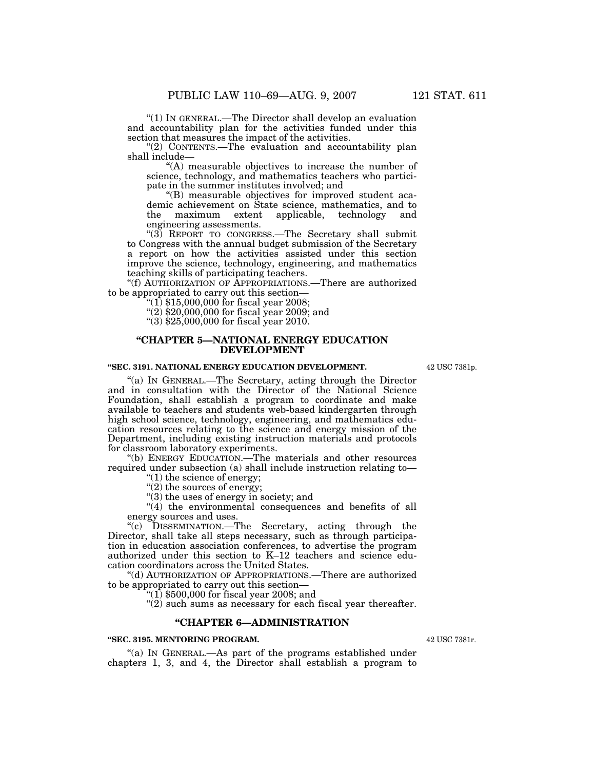“(1) IN GENERAL.—The Director shall develop an evaluation and accountability plan for the activities funded under this section that measures the impact of the activities.

“(2) CONTENTS.—The evaluation and accountability plan shall include—

“(A) measurable objectives to increase the number of science, technology, and mathematics teachers who participate in the summer institutes involved; and

“(B) measurable objectives for improved student academic achievement on State science, mathematics, and to the maximum extent applicable, technology and engineering assessments.

“(3) REPORT TO CONGRESS.—The Secretary shall submit to Congress with the annual budget submission of the Secretary a report on how the activities assisted under this section improve the science, technology, engineering, and mathematics teaching skills of participating teachers.

“(f) AUTHORIZATION OF APPROPRIATIONS.—There are authorized to be appropriated to carry out this section—

“(1) $15,000,000 for fiscal year 2008;

“(2) $20,000,000 for fiscal year 2009; and

“(3) $25,000,000 for fiscal year 2010.

## “CHAPTER 5—NATIONAL ENERGY EDUCATION DEVELOPMENT

### “SEC. 3191. NATIONAL ENERGY EDUCATION DEVELOPMENT.

42 USC 7381p.

“(a) IN GENERAL.—The Secretary, acting through the Director and in consultation with the Director of the National Science Foundation, shall establish a program to coordinate and make available to teachers and students web-based kindergarten through high school science, technology, engineering, and mathematics education resources relating to the science and energy mission of the Department, including existing instruction materials and protocols for classroom laboratory experiments.

“(b) ENERGY EDUCATION.—The materials and other resources required under subsection (a) shall include instruction relating to—

“(1) the science of energy;

“(2) the sources of energy;

“(3) the uses of energy in society; and

“(4) the environmental consequences and benefits of all energy sources and uses.

“(c) DISSEMINATION.—The Secretary, acting through the Director, shall take all steps necessary, such as through participation in education association conferences, to advertise the program authorized under this section to K–12 teachers and science education coordinators across the United States.

“(d) AUTHORIZATION OF APPROPRIATIONS.—There are authorized to be appropriated to carry out this section—

“(1) $500,000 for fiscal year 2008; and

“(2) such sums as necessary for each fiscal year thereafter.

## “CHAPTER 6—ADMINISTRATION

### “SEC. 3195. MENTORING PROGRAM.

42 USC 7381r.

“(a) IN GENERAL.—As part of the programs established under chapters 1, 3, and 4, the Director shall establish a program to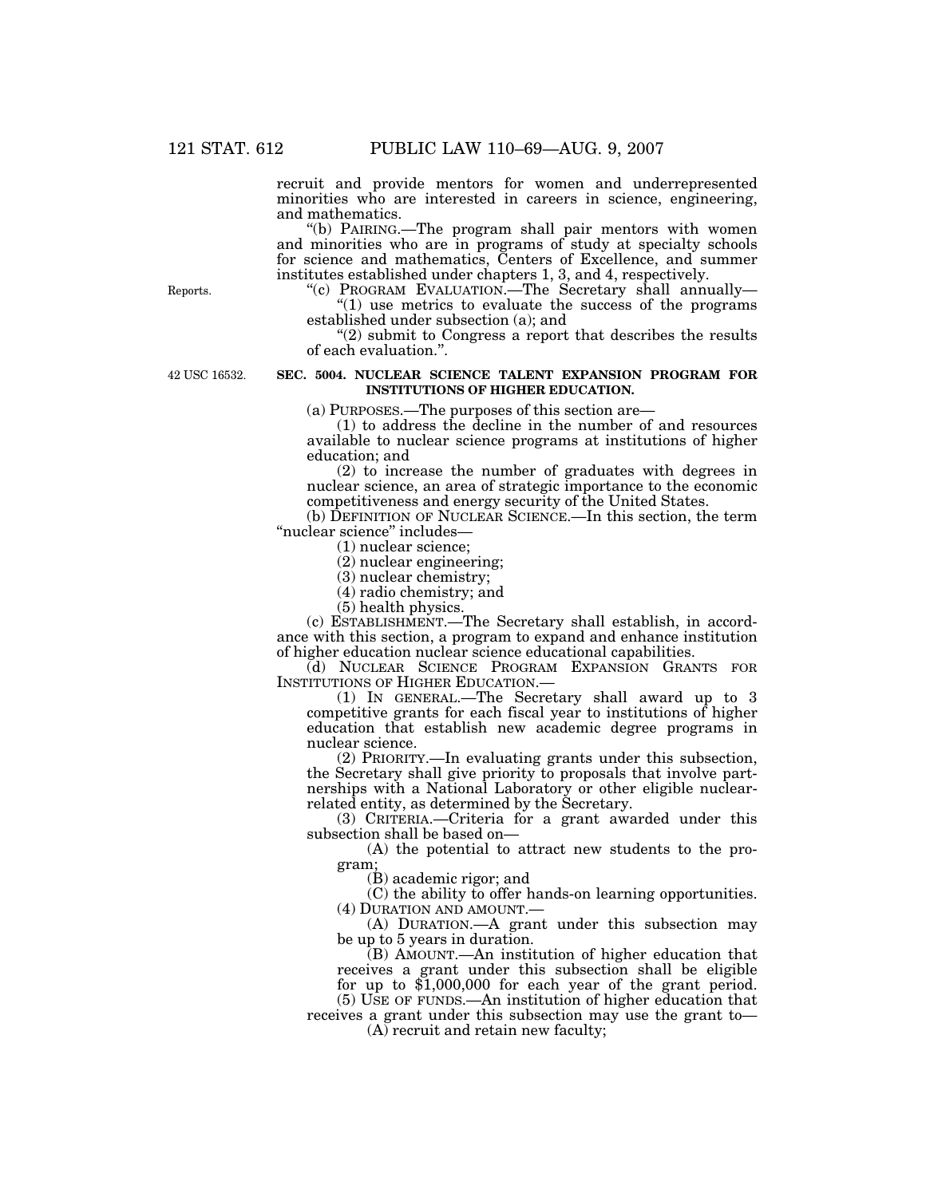recruit and provide mentors for women and underrepresented minorities who are interested in careers in science, engineering, and mathematics.

"(b) PAIRING.—The program shall pair mentors with women and minorities who are in programs of study at specialty schools for science and mathematics, Centers of Excellence, and summer institutes established under chapters 1, 3, and 4, respectively.

Reports.

"(c) PROGRAM EVALUATION.—The Secretary shall annually—

"(1) use metrics to evaluate the success of the programs established under subsection (a); and

"(2) submit to Congress a report that describes the results of each evaluation.".

42 USC 16532.

**SEC. 5004. NUCLEAR SCIENCE TALENT EXPANSION PROGRAM FOR INSTITUTIONS OF HIGHER EDUCATION.**

(a) PURPOSES.—The purposes of this section are—

(1) to address the decline in the number of and resources available to nuclear science programs at institutions of higher education; and

(2) to increase the number of graduates with degrees in nuclear science, an area of strategic importance to the economic competitiveness and energy security of the United States.

(b) DEFINITION OF NUCLEAR SCIENCE.—In this section, the term "nuclear science" includes—

(1) nuclear science;

(2) nuclear engineering;

(3) nuclear chemistry;

(4) radio chemistry; and

(5) health physics.

(c) ESTABLISHMENT.—The Secretary shall establish, in accordance with this section, a program to expand and enhance institution of higher education nuclear science educational capabilities.

(d) NUCLEAR SCIENCE PROGRAM EXPANSION GRANTS FOR INSTITUTIONS OF HIGHER EDUCATION.—

(1) IN GENERAL.—The Secretary shall award up to 3 competitive grants for each fiscal year to institutions of higher education that establish new academic degree programs in nuclear science.

(2) PRIORITY.—In evaluating grants under this subsection, the Secretary shall give priority to proposals that involve partnerships with a National Laboratory or other eligible nuclear-related entity, as determined by the Secretary.

(3) CRITERIA.—Criteria for a grant awarded under this subsection shall be based on—

(A) the potential to attract new students to the program;

(B) academic rigor; and

(C) the ability to offer hands-on learning opportunities.

(4) DURATION AND AMOUNT.—

(A) DURATION.—A grant under this subsection may be up to 5 years in duration.

(B) AMOUNT.—An institution of higher education that receives a grant under this subsection shall be eligible for up to $1,000,000 for each year of the grant period.

(5) USE OF FUNDS.—An institution of higher education that receives a grant under this subsection may use the grant to—

(A) recruit and retain new faculty;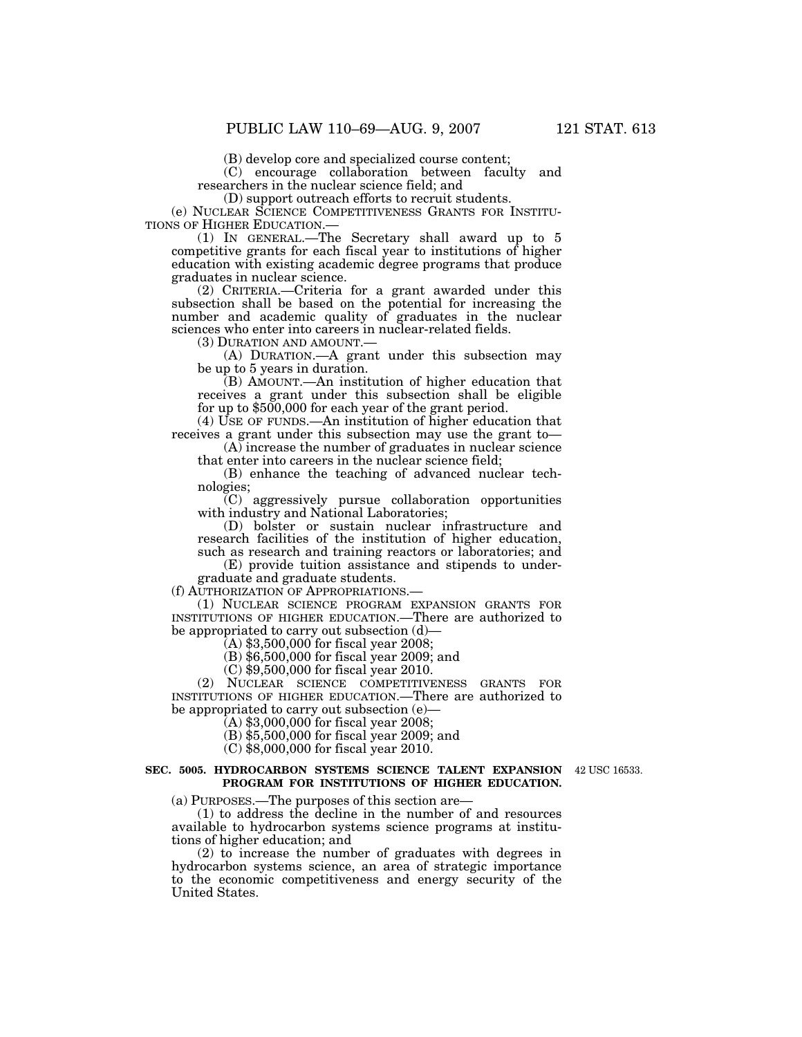(B) develop core and specialized course content;

(C) encourage collaboration between faculty and researchers in the nuclear science field; and

(D) support outreach efforts to recruit students.

(e) NUCLEAR SCIENCE COMPETITIVENESS GRANTS FOR INSTITUTIONS OF HIGHER EDUCATION.—

(1) IN GENERAL.—The Secretary shall award up to 5 competitive grants for each fiscal year to institutions of higher education with existing academic degree programs that produce graduates in nuclear science.

(2) CRITERIA.—Criteria for a grant awarded under this subsection shall be based on the potential for increasing the number and academic quality of graduates in the nuclear sciences who enter into careers in nuclear-related fields.

(3) DURATION AND AMOUNT.—

(A) DURATION.—A grant under this subsection may be up to 5 years in duration.

(B) AMOUNT.—An institution of higher education that receives a grant under this subsection shall be eligible for up to $500,000 for each year of the grant period.

(4) USE OF FUNDS.—An institution of higher education that receives a grant under this subsection may use the grant to—

(A) increase the number of graduates in nuclear science that enter into careers in the nuclear science field;

(B) enhance the teaching of advanced nuclear technologies;

(C) aggressively pursue collaboration opportunities with industry and National Laboratories;

(D) bolster or sustain nuclear infrastructure and research facilities of the institution of higher education, such as research and training reactors or laboratories; and

(E) provide tuition assistance and stipends to undergraduate and graduate students.

(f) AUTHORIZATION OF APPROPRIATIONS.—

(1) NUCLEAR SCIENCE PROGRAM EXPANSION GRANTS FOR INSTITUTIONS OF HIGHER EDUCATION.—There are authorized to be appropriated to carry out subsection (d)—

(A) $3,500,000 for fiscal year 2008;

(B) $6,500,000 for fiscal year 2009; and

(C) $9,500,000 for fiscal year 2010.

(2) NUCLEAR SCIENCE COMPETITIVENESS GRANTS FOR INSTITUTIONS OF HIGHER EDUCATION.—There are authorized to be appropriated to carry out subsection (e)—

(A) $3,000,000 for fiscal year 2008;

(B) $5,500,000 for fiscal year 2009; and

(C) $8,000,000 for fiscal year 2010.

**SEC. 5005. HYDROCARBON SYSTEMS SCIENCE TALENT EXPANSION PROGRAM FOR INSTITUTIONS OF HIGHER EDUCATION.**

42 USC 16533.

(a) PURPOSES.—The purposes of this section are—

(1) to address the decline in the number of and resources available to hydrocarbon systems science programs at institutions of higher education; and

(2) to increase the number of graduates with degrees in hydrocarbon systems science, an area of strategic importance to the economic competitiveness and energy security of the United States.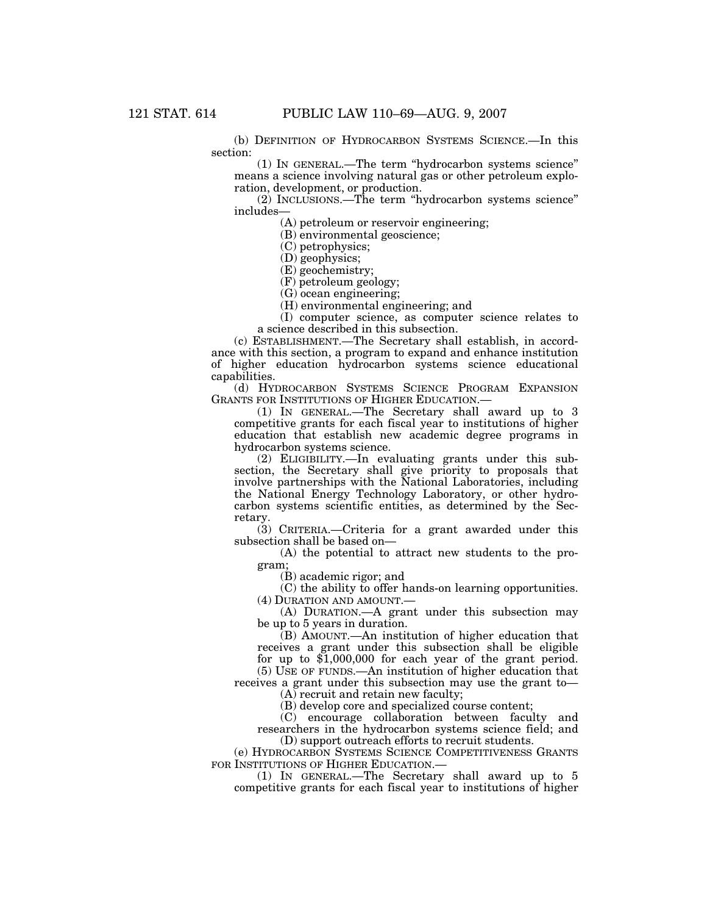(b) DEFINITION OF HYDROCARBON SYSTEMS SCIENCE.—In this section:

(1) IN GENERAL.—The term "hydrocarbon systems science" means a science involving natural gas or other petroleum exploration, development, or production.

(2) INCLUSIONS.—The term "hydrocarbon systems science" includes—

(A) petroleum or reservoir engineering;

(B) environmental geoscience;

(C) petrophysics;

(D) geophysics;

(E) geochemistry;

(F) petroleum geology;

(G) ocean engineering;

(H) environmental engineering; and

(I) computer science, as computer science relates to a science described in this subsection.

(c) ESTABLISHMENT.—The Secretary shall establish, in accordance with this section, a program to expand and enhance institution of higher education hydrocarbon systems science educational capabilities.

(d) HYDROCARBON SYSTEMS SCIENCE PROGRAM EXPANSION GRANTS FOR INSTITUTIONS OF HIGHER EDUCATION.—

(1) IN GENERAL.—The Secretary shall award up to 3 competitive grants for each fiscal year to institutions of higher education that establish new academic degree programs in hydrocarbon systems science.

(2) ELIGIBILITY.—In evaluating grants under this subsection, the Secretary shall give priority to proposals that involve partnerships with the National Laboratories, including the National Energy Technology Laboratory, or other hydrocarbon systems scientific entities, as determined by the Secretary.

(3) CRITERIA.—Criteria for a grant awarded under this subsection shall be based on—

(A) the potential to attract new students to the program;

(B) academic rigor; and

(C) the ability to offer hands-on learning opportunities.

(4) DURATION AND AMOUNT.—

(A) DURATION.—A grant under this subsection may be up to 5 years in duration.

(B) AMOUNT.—An institution of higher education that receives a grant under this subsection shall be eligible for up to $1,000,000 for each year of the grant period.

(5) USE OF FUNDS.—An institution of higher education that receives a grant under this subsection may use the grant to—

(A) recruit and retain new faculty;

(B) develop core and specialized course content;

(C) encourage collaboration between faculty and researchers in the hydrocarbon systems science field; and

(D) support outreach efforts to recruit students.

(e) HYDROCARBON SYSTEMS SCIENCE COMPETITIVENESS GRANTS FOR INSTITUTIONS OF HIGHER EDUCATION.—

(1) IN GENERAL.—The Secretary shall award up to 5 competitive grants for each fiscal year to institutions of higher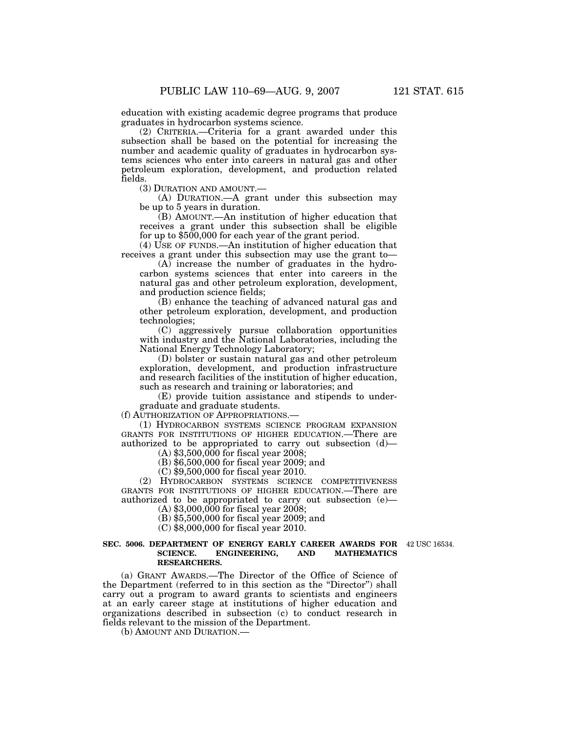education with existing academic degree programs that produce graduates in hydrocarbon systems science.

(2) CRITERIA.—Criteria for a grant awarded under this subsection shall be based on the potential for increasing the number and academic quality of graduates in hydrocarbon systems sciences who enter into careers in natural gas and other petroleum exploration, development, and production related fields.

(3) DURATION AND AMOUNT.—

(A) DURATION.—A grant under this subsection may be up to 5 years in duration.

(B) AMOUNT.—An institution of higher education that receives a grant under this subsection shall be eligible for up to $500,000 for each year of the grant period.

(4) USE OF FUNDS.—An institution of higher education that receives a grant under this subsection may use the grant to—

(A) increase the number of graduates in the hydrocarbon systems sciences that enter into careers in the natural gas and other petroleum exploration, development, and production science fields;

(B) enhance the teaching of advanced natural gas and other petroleum exploration, development, and production technologies;

(C) aggressively pursue collaboration opportunities with industry and the National Laboratories, including the National Energy Technology Laboratory;

(D) bolster or sustain natural gas and other petroleum exploration, development, and production infrastructure and research facilities of the institution of higher education, such as research and training or laboratories; and

(E) provide tuition assistance and stipends to undergraduate and graduate students.

(f) AUTHORIZATION OF APPROPRIATIONS.—

(1) HYDROCARBON SYSTEMS SCIENCE PROGRAM EXPANSION GRANTS FOR INSTITUTIONS OF HIGHER EDUCATION.—There are authorized to be appropriated to carry out subsection (d)—

(A) $3,500,000 for fiscal year 2008;

(B) $6,500,000 for fiscal year 2009; and

(C) $9,500,000 for fiscal year 2010.

(2) HYDROCARBON SYSTEMS SCIENCE COMPETITIVENESS GRANTS FOR INSTITUTIONS OF HIGHER EDUCATION.—There are authorized to be appropriated to carry out subsection (e)—

(A) $3,000,000 for fiscal year 2008;

(B) $5,500,000 for fiscal year 2009; and

(C) $8,000,000 for fiscal year 2010.

**SEC. 5006. DEPARTMENT OF ENERGY EARLY CAREER AWARDS FOR SCIENCE. ENGINEERING, AND MATHEMATICS RESEARCHERS.**

42 USC 16534.

(a) GRANT AWARDS.—The Director of the Office of Science of the Department (referred to in this section as the "Director") shall carry out a program to award grants to scientists and engineers at an early career stage at institutions of higher education and organizations described in subsection (c) to conduct research in fields relevant to the mission of the Department.

(b) AMOUNT AND DURATION.—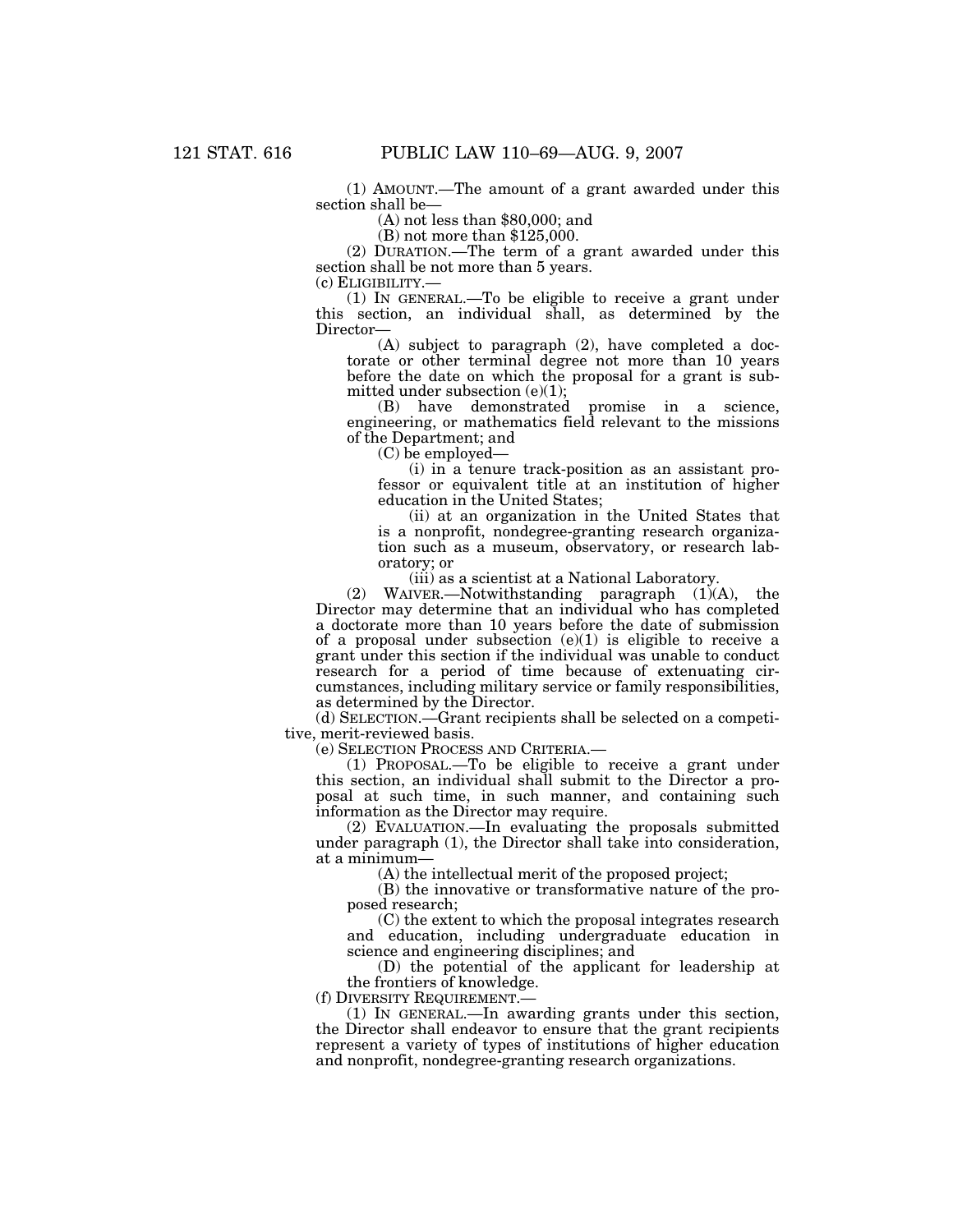(1) AMOUNT.—The amount of a grant awarded under this section shall be—

(A) not less than $80,000; and

(B) not more than $125,000.

(2) DURATION.—The term of a grant awarded under this section shall be not more than 5 years.

(c) ELIGIBILITY.—

(1) IN GENERAL.—To be eligible to receive a grant under this section, an individual shall, as determined by the Director—

(A) subject to paragraph (2), have completed a doctorate or other terminal degree not more than 10 years before the date on which the proposal for a grant is submitted under subsection (e)(1);

(B) have demonstrated promise in a science, engineering, or mathematics field relevant to the missions of the Department; and

(C) be employed—

(i) in a tenure track-position as an assistant professor or equivalent title at an institution of higher education in the United States;

(ii) at an organization in the United States that is a nonprofit, nondegree-granting research organization such as a museum, observatory, or research laboratory; or

(iii) as a scientist at a National Laboratory.

(2) WAIVER.—Notwithstanding paragraph (1)(A), the Director may determine that an individual who has completed a doctorate more than 10 years before the date of submission of a proposal under subsection (e)(1) is eligible to receive a grant under this section if the individual was unable to conduct research for a period of time because of extenuating circumstances, including military service or family responsibilities, as determined by the Director.

(d) SELECTION.—Grant recipients shall be selected on a competitive, merit-reviewed basis.

(e) SELECTION PROCESS AND CRITERIA.—

(1) PROPOSAL.—To be eligible to receive a grant under this section, an individual shall submit to the Director a proposal at such time, in such manner, and containing such information as the Director may require.

(2) EVALUATION.—In evaluating the proposals submitted under paragraph (1), the Director shall take into consideration, at a minimum—

(A) the intellectual merit of the proposed project;

(B) the innovative or transformative nature of the proposed research;

(C) the extent to which the proposal integrates research and education, including undergraduate education in science and engineering disciplines; and

(D) the potential of the applicant for leadership at the frontiers of knowledge.

(f) DIVERSITY REQUIREMENT.—

(1) IN GENERAL.—In awarding grants under this section, the Director shall endeavor to ensure that the grant recipients represent a variety of types of institutions of higher education and nonprofit, nondegree-granting research organizations.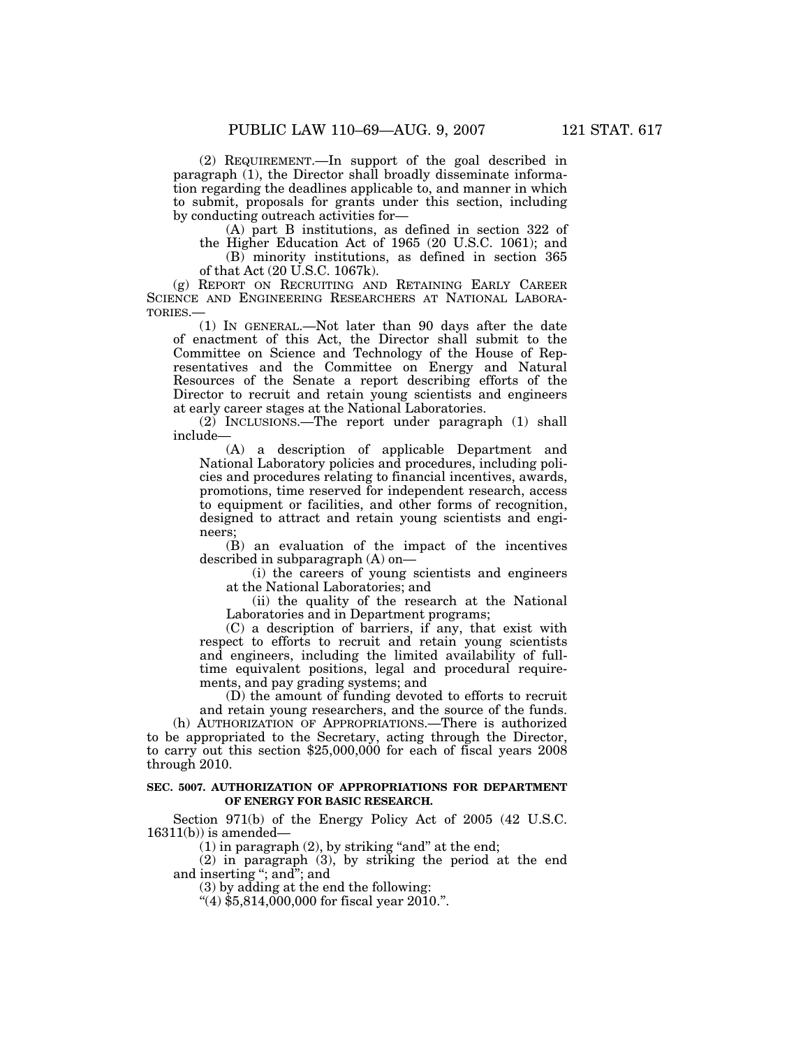(2) REQUIREMENT.—In support of the goal described in paragraph (1), the Director shall broadly disseminate information regarding the deadlines applicable to, and manner in which to submit, proposals for grants under this section, including by conducting outreach activities for—

(A) part B institutions, as defined in section 322 of the Higher Education Act of 1965 (20 U.S.C. 1061); and

(B) minority institutions, as defined in section 365 of that Act (20 U.S.C. 1067k).

(g) REPORT ON RECRUITING AND RETAINING EARLY CAREER SCIENCE AND ENGINEERING RESEARCHERS AT NATIONAL LABORATORIES.—

(1) IN GENERAL.—Not later than 90 days after the date of enactment of this Act, the Director shall submit to the Committee on Science and Technology of the House of Representatives and the Committee on Energy and Natural Resources of the Senate a report describing efforts of the Director to recruit and retain young scientists and engineers at early career stages at the National Laboratories.

(2) INCLUSIONS.—The report under paragraph (1) shall include—

(A) a description of applicable Department and National Laboratory policies and procedures, including policies and procedures relating to financial incentives, awards, promotions, time reserved for independent research, access to equipment or facilities, and other forms of recognition, designed to attract and retain young scientists and engineers;

(B) an evaluation of the impact of the incentives described in subparagraph (A) on—

(i) the careers of young scientists and engineers at the National Laboratories; and

(ii) the quality of the research at the National Laboratories and in Department programs;

(C) a description of barriers, if any, that exist with respect to efforts to recruit and retain young scientists and engineers, including the limited availability of full-time equivalent positions, legal and procedural requirements, and pay grading systems; and

(D) the amount of funding devoted to efforts to recruit and retain young researchers, and the source of the funds.

(h) AUTHORIZATION OF APPROPRIATIONS.—There is authorized to be appropriated to the Secretary, acting through the Director, to carry out this section $25,000,000 for each of fiscal years 2008 through 2010.

**SEC. 5007. AUTHORIZATION OF APPROPRIATIONS FOR DEPARTMENT OF ENERGY FOR BASIC RESEARCH.**

Section 971(b) of the Energy Policy Act of 2005 (42 U.S.C. 16311(b)) is amended—

(1) in paragraph (2), by striking "and" at the end;

(2) in paragraph (3), by striking the period at the end and inserting "; and"; and

(3) by adding at the end the following:

"(4) $5,814,000,000 for fiscal year 2010.".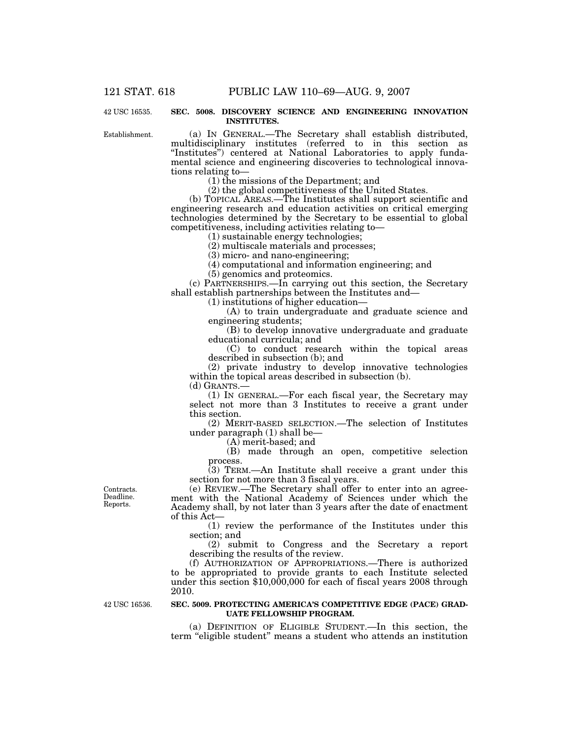42 USC 16535.

### SEC. 5008. DISCOVERY SCIENCE AND ENGINEERING INNOVATION INSTITUTES.

Establishment.

(a) IN GENERAL.—The Secretary shall establish distributed, multidisciplinary institutes (referred to in this section as "Institutes") centered at National Laboratories to apply fundamental science and engineering discoveries to technological innovations relating to—

(1) the missions of the Department; and

(2) the global competitiveness of the United States.

(b) TOPICAL AREAS.—The Institutes shall support scientific and engineering research and education activities on critical emerging technologies determined by the Secretary to be essential to global competitiveness, including activities relating to—

(1) sustainable energy technologies;

(2) multiscale materials and processes;

(3) micro- and nano-engineering;

(4) computational and information engineering; and

(5) genomics and proteomics.

(c) PARTNERSHIPS.—In carrying out this section, the Secretary shall establish partnerships between the Institutes and—

(1) institutions of higher education—

(A) to train undergraduate and graduate science and engineering students;

(B) to develop innovative undergraduate and graduate educational curricula; and

(C) to conduct research within the topical areas described in subsection (b); and

(2) private industry to develop innovative technologies within the topical areas described in subsection (b).

(d) GRANTS.—

(1) IN GENERAL.—For each fiscal year, the Secretary may select not more than 3 Institutes to receive a grant under this section.

(2) MERIT-BASED SELECTION.—The selection of Institutes under paragraph (1) shall be—

(A) merit-based; and

(B) made through an open, competitive selection process.

(3) TERM.—An Institute shall receive a grant under this section for not more than 3 fiscal years.

Contracts. Deadline. Reports.

(e) REVIEW.—The Secretary shall offer to enter into an agreement with the National Academy of Sciences under which the Academy shall, by not later than 3 years after the date of enactment of this Act—

(1) review the performance of the Institutes under this section; and

(2) submit to Congress and the Secretary a report describing the results of the review.

(f) AUTHORIZATION OF APPROPRIATIONS.—There is authorized to be appropriated to provide grants to each Institute selected under this section $10,000,000 for each of fiscal years 2008 through 2010.

42 USC 16536.

### SEC. 5009. PROTECTING AMERICA'S COMPETITIVE EDGE (PACE) GRADUATE FELLOWSHIP PROGRAM.

(a) DEFINITION OF ELIGIBLE STUDENT.—In this section, the term "eligible student" means a student who attends an institution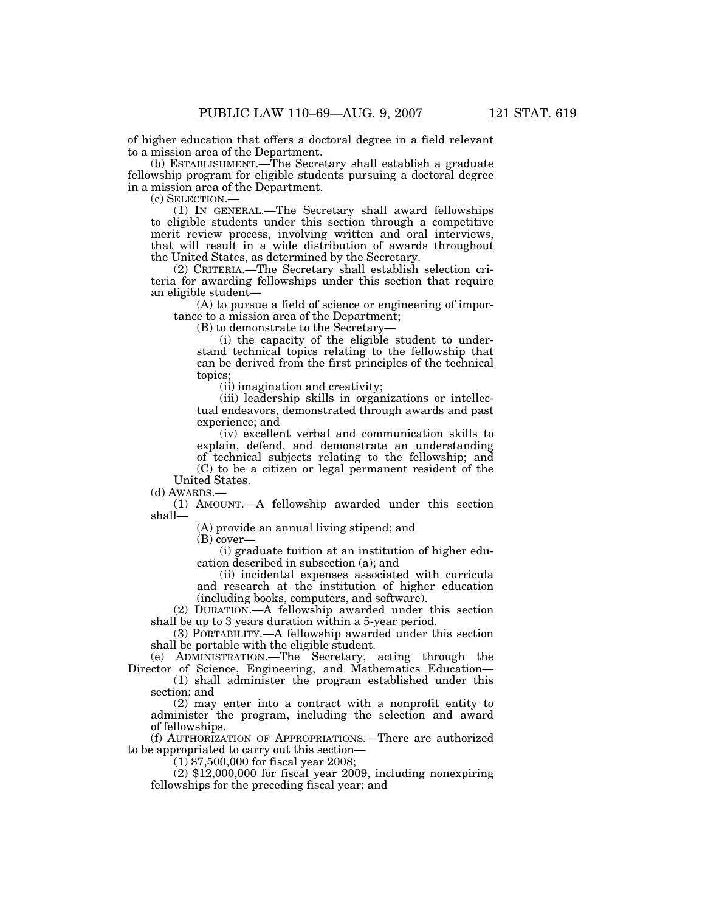of higher education that offers a doctoral degree in a field relevant to a mission area of the Department.

(b) ESTABLISHMENT.—The Secretary shall establish a graduate fellowship program for eligible students pursuing a doctoral degree in a mission area of the Department.

(c) SELECTION.—

(1) IN GENERAL.—The Secretary shall award fellowships to eligible students under this section through a competitive merit review process, involving written and oral interviews, that will result in a wide distribution of awards throughout the United States, as determined by the Secretary.

(2) CRITERIA.—The Secretary shall establish selection criteria for awarding fellowships under this section that require an eligible student—

(A) to pursue a field of science or engineering of importance to a mission area of the Department;

(B) to demonstrate to the Secretary—

(i) the capacity of the eligible student to understand technical topics relating to the fellowship that can be derived from the first principles of the technical topics;

(ii) imagination and creativity;

(iii) leadership skills in organizations or intellectual endeavors, demonstrated through awards and past experience; and

(iv) excellent verbal and communication skills to explain, defend, and demonstrate an understanding of technical subjects relating to the fellowship; and

(C) to be a citizen or legal permanent resident of the United States.

(d) AWARDS.—

(1) AMOUNT.—A fellowship awarded under this section shall—

(A) provide an annual living stipend; and

(B) cover—

(i) graduate tuition at an institution of higher education described in subsection (a); and

(ii) incidental expenses associated with curricula and research at the institution of higher education (including books, computers, and software).

(2) DURATION.—A fellowship awarded under this section shall be up to 3 years duration within a 5-year period.

(3) PORTABILITY.—A fellowship awarded under this section shall be portable with the eligible student.

(e) ADMINISTRATION.—The Secretary, acting through the Director of Science, Engineering, and Mathematics Education—

(1) shall administer the program established under this section; and

(2) may enter into a contract with a nonprofit entity to administer the program, including the selection and award of fellowships.

(f) AUTHORIZATION OF APPROPRIATIONS.—There are authorized to be appropriated to carry out this section—

(1) $7,500,000 for fiscal year 2008;

(2) $12,000,000 for fiscal year 2009, including nonexpiring fellowships for the preceding fiscal year; and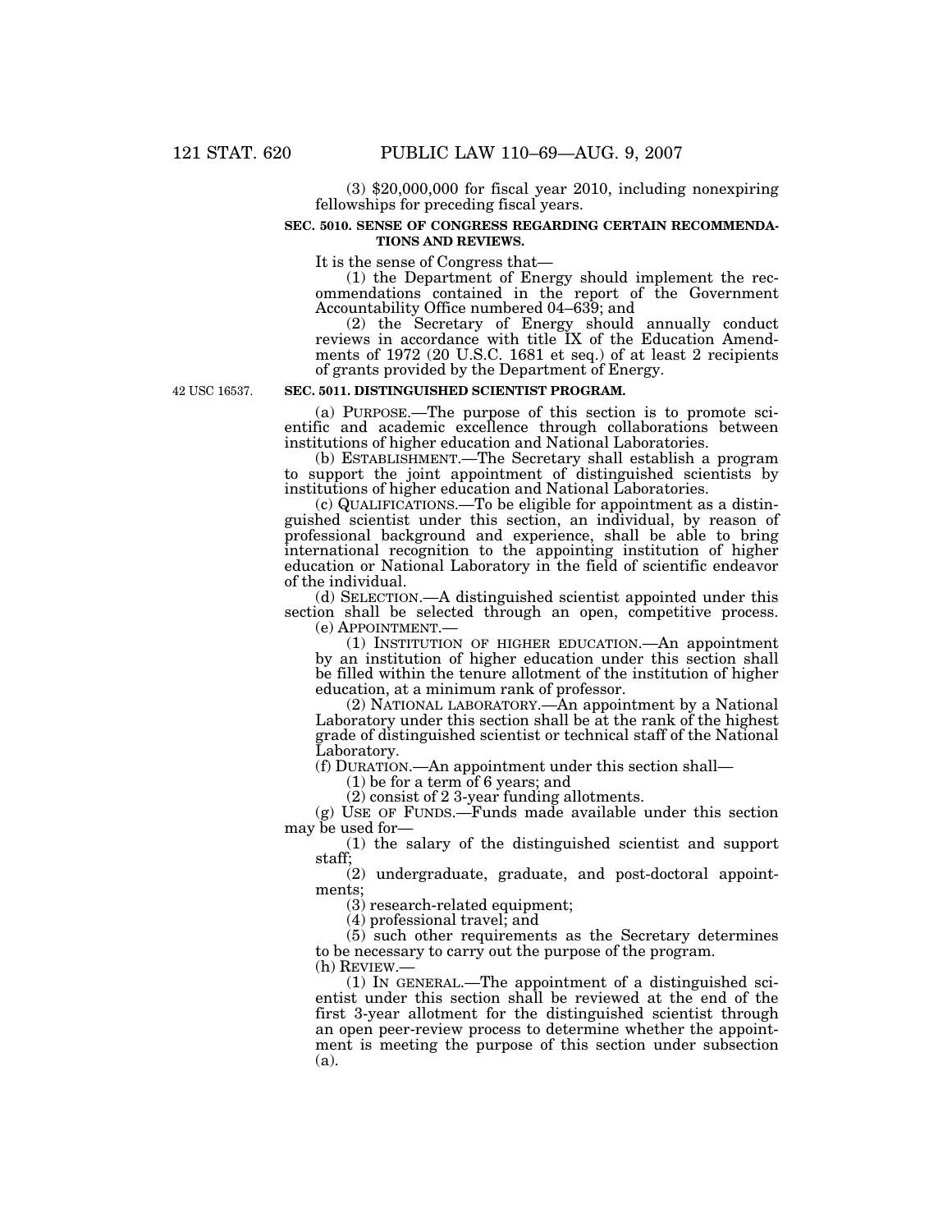(3) $20,000,000 for fiscal year 2010, including nonexpiring fellowships for preceding fiscal years.

**SEC. 5010. SENSE OF CONGRESS REGARDING CERTAIN RECOMMENDATIONS AND REVIEWS.**

It is the sense of Congress that—

(1) the Department of Energy should implement the recommendations contained in the report of the Government Accountability Office numbered 04–639; and

(2) the Secretary of Energy should annually conduct reviews in accordance with title IX of the Education Amendments of 1972 (20 U.S.C. 1681 et seq.) of at least 2 recipients of grants provided by the Department of Energy.

42 USC 16537.

**SEC. 5011. DISTINGUISHED SCIENTIST PROGRAM.**

(a) PURPOSE.—The purpose of this section is to promote scientific and academic excellence through collaborations between institutions of higher education and National Laboratories.

(b) ESTABLISHMENT.—The Secretary shall establish a program to support the joint appointment of distinguished scientists by institutions of higher education and National Laboratories.

(c) QUALIFICATIONS.—To be eligible for appointment as a distinguished scientist under this section, an individual, by reason of professional background and experience, shall be able to bring international recognition to the appointing institution of higher education or National Laboratory in the field of scientific endeavor of the individual.

(d) SELECTION.—A distinguished scientist appointed under this section shall be selected through an open, competitive process.

(e) APPOINTMENT.—

(1) INSTITUTION OF HIGHER EDUCATION.—An appointment by an institution of higher education under this section shall be filled within the tenure allotment of the institution of higher education, at a minimum rank of professor.

(2) NATIONAL LABORATORY.—An appointment by a National Laboratory under this section shall be at the rank of the highest grade of distinguished scientist or technical staff of the National Laboratory.

(f) DURATION.—An appointment under this section shall—

(1) be for a term of 6 years; and

(2) consist of 2 3-year funding allotments.

(g) USE OF FUNDS.—Funds made available under this section may be used for—

(1) the salary of the distinguished scientist and support staff;

(2) undergraduate, graduate, and post-doctoral appointments;

(3) research-related equipment;

(4) professional travel; and

(5) such other requirements as the Secretary determines to be necessary to carry out the purpose of the program.

(h) REVIEW.—

(1) IN GENERAL.—The appointment of a distinguished scientist under this section shall be reviewed at the end of the first 3-year allotment for the distinguished scientist through an open peer-review process to determine whether the appointment is meeting the purpose of this section under subsection (a).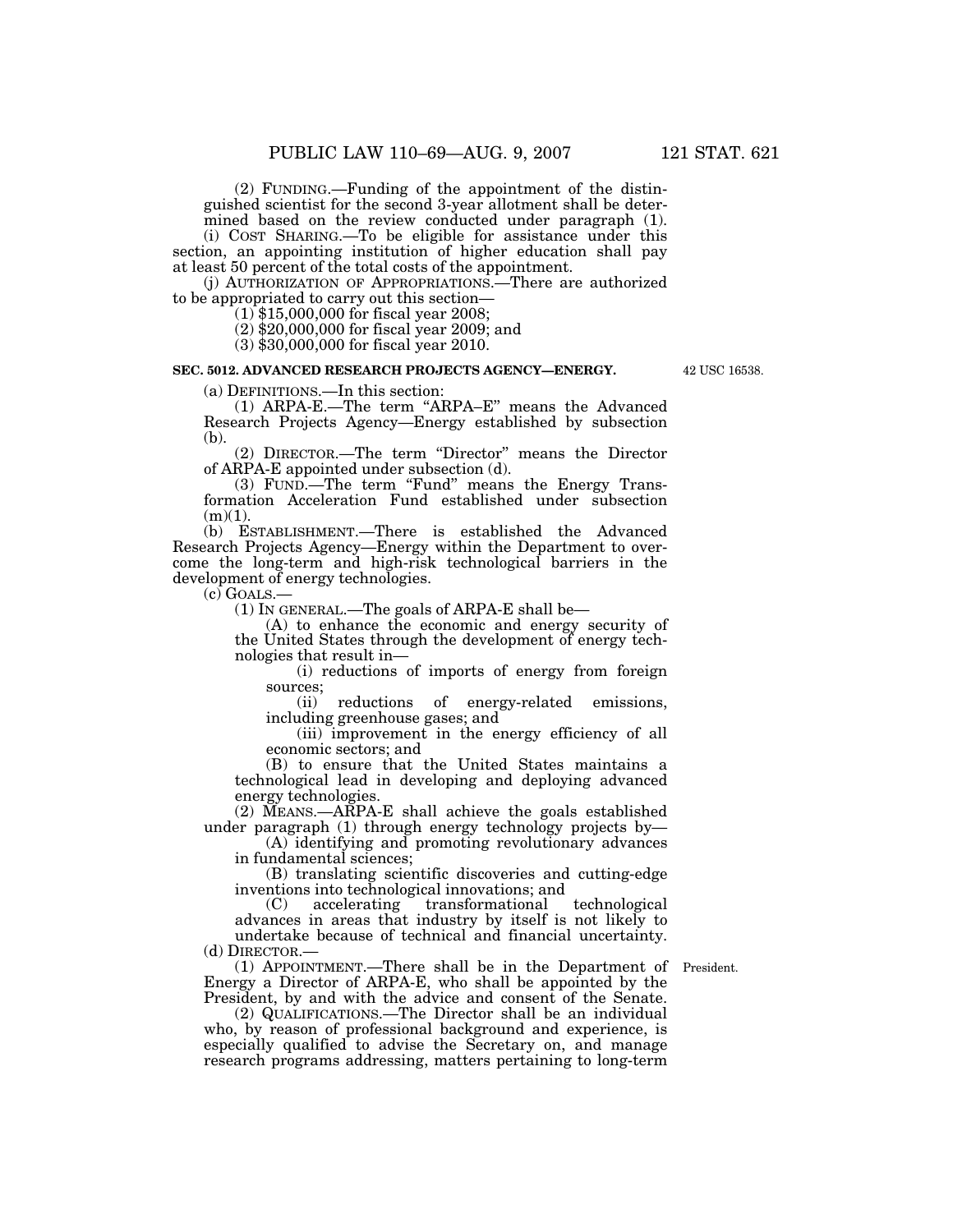(2) FUNDING.—Funding of the appointment of the distinguished scientist for the second 3-year allotment shall be determined based on the review conducted under paragraph (1).

(i) COST SHARING.—To be eligible for assistance under this section, an appointing institution of higher education shall pay at least 50 percent of the total costs of the appointment.

(j) AUTHORIZATION OF APPROPRIATIONS.—There are authorized to be appropriated to carry out this section—

(1) $15,000,000 for fiscal year 2008;

(2) $20,000,000 for fiscal year 2009; and

(3) $30,000,000 for fiscal year 2010.

**SEC. 5012. ADVANCED RESEARCH PROJECTS AGENCY—ENERGY.**

42 USC 16538.

(a) DEFINITIONS.—In this section:

(1) ARPA-E.—The term "ARPA–E" means the Advanced Research Projects Agency—Energy established by subsection (b).

(2) DIRECTOR.—The term "Director" means the Director of ARPA-E appointed under subsection (d).

(3) FUND.—The term "Fund" means the Energy Transformation Acceleration Fund established under subsection (m)(1).

(b) ESTABLISHMENT.—There is established the Advanced Research Projects Agency—Energy within the Department to overcome the long-term and high-risk technological barriers in the development of energy technologies.

(c) GOALS.—

(1) IN GENERAL.—The goals of ARPA-E shall be—

(A) to enhance the economic and energy security of the United States through the development of energy technologies that result in—

(i) reductions of imports of energy from foreign sources;

(ii) reductions of energy-related emissions, including greenhouse gases; and

(iii) improvement in the energy efficiency of all economic sectors; and

(B) to ensure that the United States maintains a technological lead in developing and deploying advanced energy technologies.

(2) MEANS.—ARPA-E shall achieve the goals established under paragraph (1) through energy technology projects by—

(A) identifying and promoting revolutionary advances in fundamental sciences;

(B) translating scientific discoveries and cutting-edge inventions into technological innovations; and

(C) accelerating transformational technological advances in areas that industry by itself is not likely to undertake because of technical and financial uncertainty.

(d) DIRECTOR.—

(1) APPOINTMENT.—There shall be in the Department of Energy a Director of ARPA-E, who shall be appointed by the President, by and with the advice and consent of the Senate.

President.

(2) QUALIFICATIONS.—The Director shall be an individual who, by reason of professional background and experience, is especially qualified to advise the Secretary on, and manage research programs addressing, matters pertaining to long-term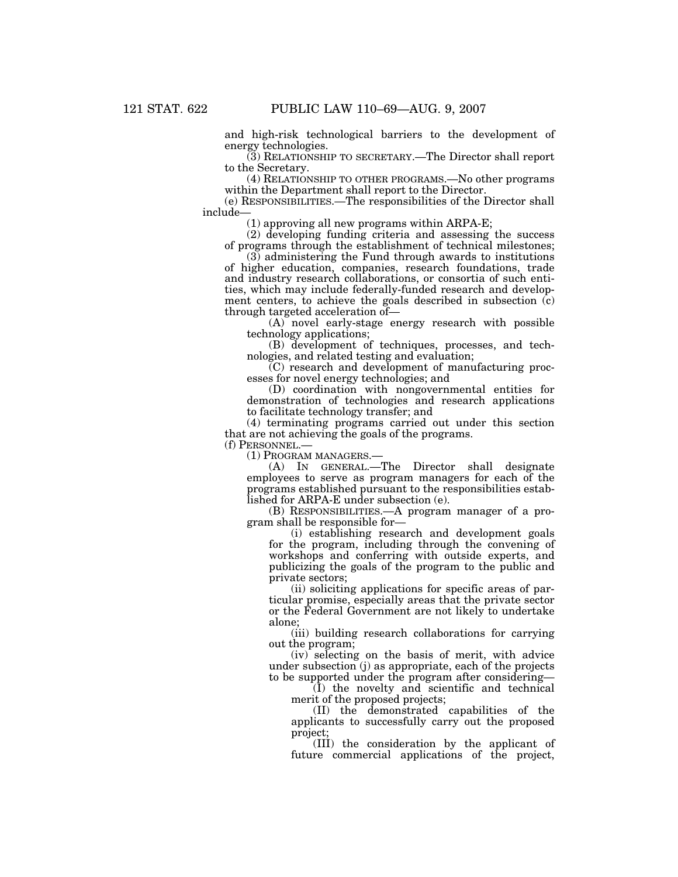and high-risk technological barriers to the development of energy technologies.

(3) RELATIONSHIP TO SECRETARY.—The Director shall report to the Secretary.

(4) RELATIONSHIP TO OTHER PROGRAMS.—No other programs within the Department shall report to the Director.

(e) RESPONSIBILITIES.—The responsibilities of the Director shall include—

(1) approving all new programs within ARPA-E;

(2) developing funding criteria and assessing the success of programs through the establishment of technical milestones;

(3) administering the Fund through awards to institutions of higher education, companies, research foundations, trade and industry research collaborations, or consortia of such entities, which may include federally-funded research and development centers, to achieve the goals described in subsection (c) through targeted acceleration of—

(A) novel early-stage energy research with possible technology applications;

(B) development of techniques, processes, and technologies, and related testing and evaluation;

(C) research and development of manufacturing processes for novel energy technologies; and

(D) coordination with nongovernmental entities for demonstration of technologies and research applications to facilitate technology transfer; and

(4) terminating programs carried out under this section that are not achieving the goals of the programs.

(f) PERSONNEL.—

(1) PROGRAM MANAGERS.—

(A) IN GENERAL.—The Director shall designate employees to serve as program managers for each of the programs established pursuant to the responsibilities established for ARPA-E under subsection (e).

(B) RESPONSIBILITIES.—A program manager of a program shall be responsible for—

(i) establishing research and development goals for the program, including through the convening of workshops and conferring with outside experts, and publicizing the goals of the program to the public and private sectors;

(ii) soliciting applications for specific areas of particular promise, especially areas that the private sector or the Federal Government are not likely to undertake alone;

(iii) building research collaborations for carrying out the program;

(iv) selecting on the basis of merit, with advice under subsection (j) as appropriate, each of the projects to be supported under the program after considering—

(I) the novelty and scientific and technical merit of the proposed projects;

(II) the demonstrated capabilities of the applicants to successfully carry out the proposed project;

(III) the consideration by the applicant of future commercial applications of the project,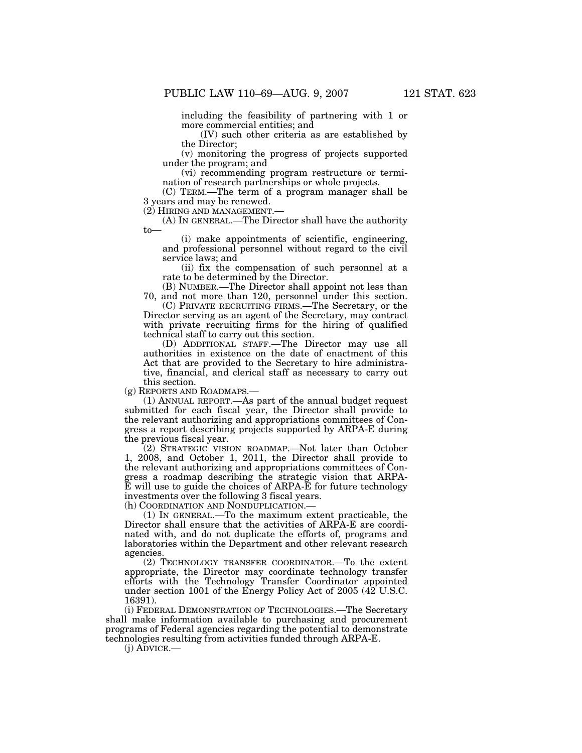including the feasibility of partnering with 1 or more commercial entities; and

(IV) such other criteria as are established by the Director;

(v) monitoring the progress of projects supported under the program; and

(vi) recommending program restructure or termination of research partnerships or whole projects.

(C) TERM.—The term of a program manager shall be 3 years and may be renewed.

(2) HIRING AND MANAGEMENT.—

(A) IN GENERAL.—The Director shall have the authority to—

(i) make appointments of scientific, engineering, and professional personnel without regard to the civil service laws; and

(ii) fix the compensation of such personnel at a rate to be determined by the Director.

(B) NUMBER.—The Director shall appoint not less than 70, and not more than 120, personnel under this section.

(C) PRIVATE RECRUITING FIRMS.—The Secretary, or the Director serving as an agent of the Secretary, may contract with private recruiting firms for the hiring of qualified technical staff to carry out this section.

(D) ADDITIONAL STAFF.—The Director may use all authorities in existence on the date of enactment of this Act that are provided to the Secretary to hire administrative, financial, and clerical staff as necessary to carry out this section.

(g) REPORTS AND ROADMAPS.—

(1) ANNUAL REPORT.—As part of the annual budget request submitted for each fiscal year, the Director shall provide to the relevant authorizing and appropriations committees of Congress a report describing projects supported by ARPA-E during the previous fiscal year.

(2) STRATEGIC VISION ROADMAP.—Not later than October 1, 2008, and October 1, 2011, the Director shall provide to the relevant authorizing and appropriations committees of Congress a roadmap describing the strategic vision that ARPA-E will use to guide the choices of ARPA-E for future technology investments over the following 3 fiscal years.

(h) COORDINATION AND NONDUPLICATION.—

(1) IN GENERAL.—To the maximum extent practicable, the Director shall ensure that the activities of ARPA-E are coordinated with, and do not duplicate the efforts of, programs and laboratories within the Department and other relevant research agencies.

(2) TECHNOLOGY TRANSFER COORDINATOR.—To the extent appropriate, the Director may coordinate technology transfer efforts with the Technology Transfer Coordinator appointed under section 1001 of the Energy Policy Act of 2005 (42 U.S.C. 16391).

(i) FEDERAL DEMONSTRATION OF TECHNOLOGIES.—The Secretary shall make information available to purchasing and procurement programs of Federal agencies regarding the potential to demonstrate technologies resulting from activities funded through ARPA-E.

(j) ADVICE.—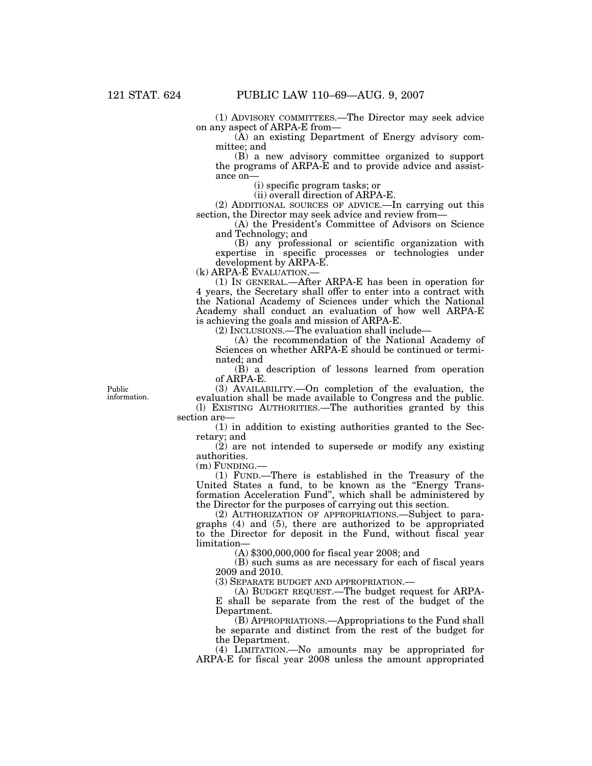(1) ADVISORY COMMITTEES.—The Director may seek advice on any aspect of ARPA-E from—

(A) an existing Department of Energy advisory committee; and

(B) a new advisory committee organized to support the programs of ARPA-E and to provide advice and assistance on—

(i) specific program tasks; or

(ii) overall direction of ARPA-E.

(2) ADDITIONAL SOURCES OF ADVICE.—In carrying out this section, the Director may seek advice and review from—

(A) the President's Committee of Advisors on Science and Technology; and

(B) any professional or scientific organization with expertise in specific processes or technologies under development by ARPA-E.

(k) ARPA-E EVALUATION.—

(1) IN GENERAL.—After ARPA-E has been in operation for 4 years, the Secretary shall offer to enter into a contract with the National Academy of Sciences under which the National Academy shall conduct an evaluation of how well ARPA-E is achieving the goals and mission of ARPA-E.

(2) INCLUSIONS.—The evaluation shall include—

(A) the recommendation of the National Academy of Sciences on whether ARPA-E should be continued or terminated; and

(B) a description of lessons learned from operation of ARPA-E.

Public information.

(3) AVAILABILITY.—On completion of the evaluation, the evaluation shall be made available to Congress and the public.

(l) EXISTING AUTHORITIES.—The authorities granted by this section are—

(1) in addition to existing authorities granted to the Secretary; and

(2) are not intended to supersede or modify any existing authorities.

(m) FUNDING.—

(1) FUND.—There is established in the Treasury of the United States a fund, to be known as the "Energy Transformation Acceleration Fund", which shall be administered by the Director for the purposes of carrying out this section.

(2) AUTHORIZATION OF APPROPRIATIONS.—Subject to paragraphs (4) and (5), there are authorized to be appropriated to the Director for deposit in the Fund, without fiscal year limitation—

(A) $300,000,000 for fiscal year 2008; and

(B) such sums as are necessary for each of fiscal years 2009 and 2010.

(3) SEPARATE BUDGET AND APPROPRIATION.—

(A) BUDGET REQUEST.—The budget request for ARPA-E shall be separate from the rest of the budget of the Department.

(B) APPROPRIATIONS.—Appropriations to the Fund shall be separate and distinct from the rest of the budget for the Department.

(4) LIMITATION.—No amounts may be appropriated for ARPA-E for fiscal year 2008 unless the amount appropriated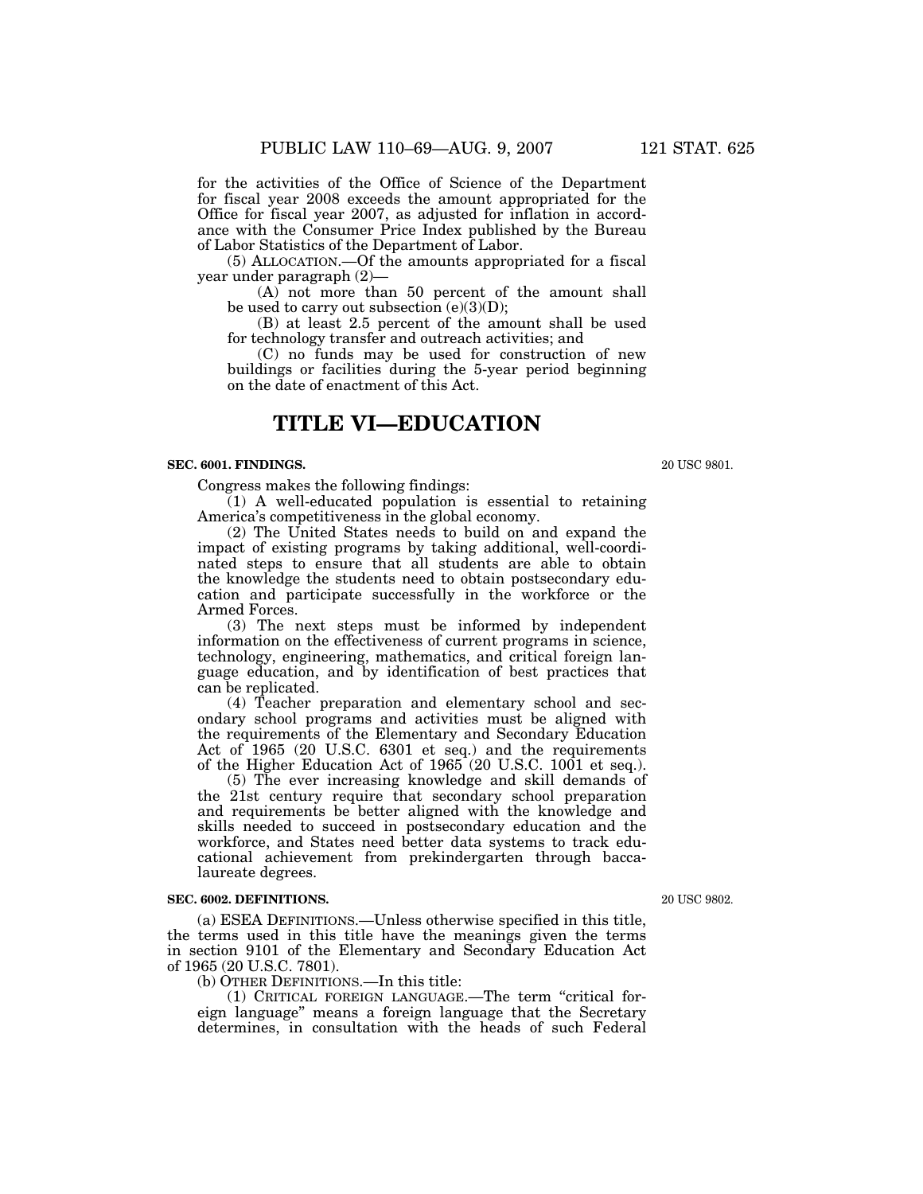for the activities of the Office of Science of the Department for fiscal year 2008 exceeds the amount appropriated for the Office for fiscal year 2007, as adjusted for inflation in accordance with the Consumer Price Index published by the Bureau of Labor Statistics of the Department of Labor.

(5) ALLOCATION.—Of the amounts appropriated for a fiscal year under paragraph (2)—

(A) not more than 50 percent of the amount shall be used to carry out subsection (e)(3)(D);

(B) at least 2.5 percent of the amount shall be used for technology transfer and outreach activities; and

(C) no funds may be used for construction of new buildings or facilities during the 5-year period beginning on the date of enactment of this Act.

# TITLE VI—EDUCATION

### SEC. 6001. FINDINGS.

20 USC 9801.

Congress makes the following findings:

(1) A well-educated population is essential to retaining America's competitiveness in the global economy.

(2) The United States needs to build on and expand the impact of existing programs by taking additional, well-coordinated steps to ensure that all students are able to obtain the knowledge the students need to obtain postsecondary education and participate successfully in the workforce or the Armed Forces.

(3) The next steps must be informed by independent information on the effectiveness of current programs in science, technology, engineering, mathematics, and critical foreign language education, and by identification of best practices that can be replicated.

(4) Teacher preparation and elementary school and secondary school programs and activities must be aligned with the requirements of the Elementary and Secondary Education Act of 1965 (20 U.S.C. 6301 et seq.) and the requirements of the Higher Education Act of 1965 (20 U.S.C. 1001 et seq.).

(5) The ever increasing knowledge and skill demands of the 21st century require that secondary school preparation and requirements be better aligned with the knowledge and skills needed to succeed in postsecondary education and the workforce, and States need better data systems to track educational achievement from prekindergarten through baccalaureate degrees.

### SEC. 6002. DEFINITIONS.

20 USC 9802.

(a) ESEA DEFINITIONS.—Unless otherwise specified in this title, the terms used in this title have the meanings given the terms in section 9101 of the Elementary and Secondary Education Act of 1965 (20 U.S.C. 7801).

(b) OTHER DEFINITIONS.—In this title:

(1) CRITICAL FOREIGN LANGUAGE.—The term "critical foreign language" means a foreign language that the Secretary determines, in consultation with the heads of such Federal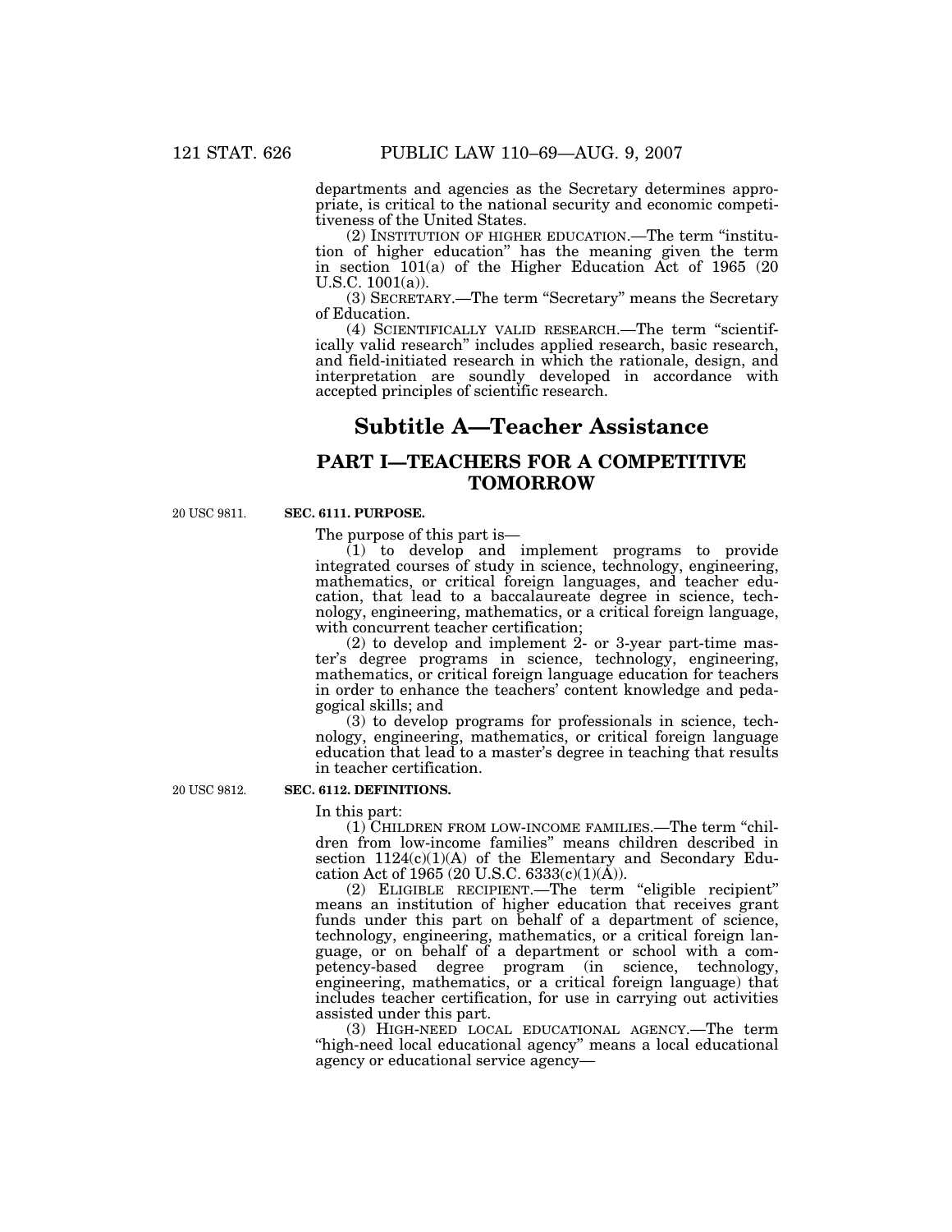departments and agencies as the Secretary determines appropriate, is critical to the national security and economic competitiveness of the United States.

(2) INSTITUTION OF HIGHER EDUCATION.—The term "institution of higher education" has the meaning given the term in section 101(a) of the Higher Education Act of 1965 (20 U.S.C. 1001(a)).

(3) SECRETARY.—The term "Secretary" means the Secretary of Education.

(4) SCIENTIFICALLY VALID RESEARCH.—The term "scientifically valid research" includes applied research, basic research, and field-initiated research in which the rationale, design, and interpretation are soundly developed in accordance with accepted principles of scientific research.

# Subtitle A—Teacher Assistance

## PART I—TEACHERS FOR A COMPETITIVE TOMORROW

20 USC 9811.

**SEC. 6111. PURPOSE.**

The purpose of this part is—

(1) to develop and implement programs to provide integrated courses of study in science, technology, engineering, mathematics, or critical foreign languages, and teacher education, that lead to a baccalaureate degree in science, technology, engineering, mathematics, or a critical foreign language, with concurrent teacher certification;

(2) to develop and implement 2- or 3-year part-time master's degree programs in science, technology, engineering, mathematics, or critical foreign language education for teachers in order to enhance the teachers' content knowledge and pedagogical skills; and

(3) to develop programs for professionals in science, technology, engineering, mathematics, or critical foreign language education that lead to a master's degree in teaching that results in teacher certification.

20 USC 9812.

**SEC. 6112. DEFINITIONS.**

In this part:

(1) CHILDREN FROM LOW-INCOME FAMILIES.—The term "children from low-income families" means children described in section 1124(c)(1)(A) of the Elementary and Secondary Education Act of 1965 (20 U.S.C. 6333(c)(1)(A)).

(2) ELIGIBLE RECIPIENT.—The term "eligible recipient" means an institution of higher education that receives grant funds under this part on behalf of a department of science, technology, engineering, mathematics, or a critical foreign language, or on behalf of a department or school with a competency-based degree program (in science, technology, engineering, mathematics, or a critical foreign language) that includes teacher certification, for use in carrying out activities assisted under this part.

(3) HIGH-NEED LOCAL EDUCATIONAL AGENCY.—The term "high-need local educational agency" means a local educational agency or educational service agency—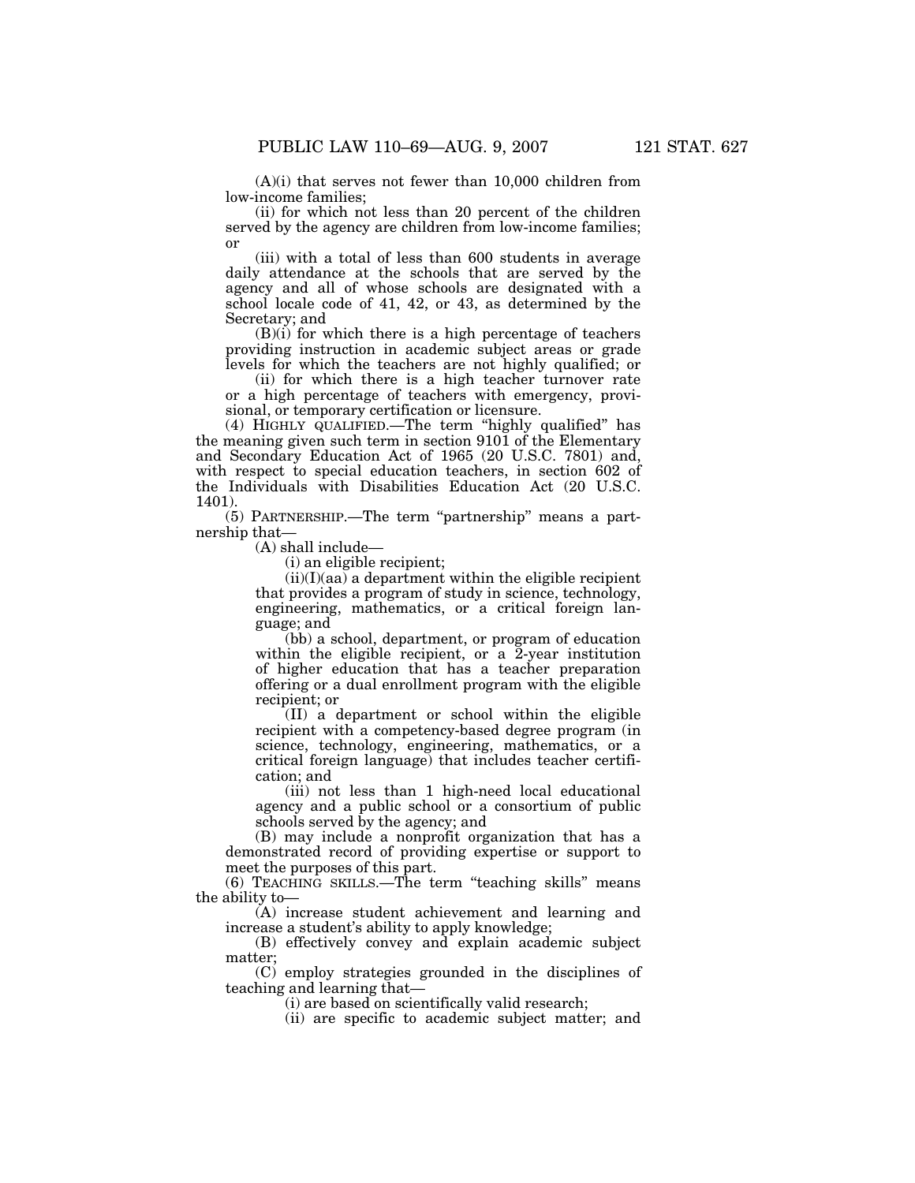(A)(i) that serves not fewer than 10,000 children from low-income families;

(ii) for which not less than 20 percent of the children served by the agency are children from low-income families; or

(iii) with a total of less than 600 students in average daily attendance at the schools that are served by the agency and all of whose schools are designated with a school locale code of 41, 42, or 43, as determined by the Secretary; and

(B)(i) for which there is a high percentage of teachers providing instruction in academic subject areas or grade levels for which the teachers are not highly qualified; or

(ii) for which there is a high teacher turnover rate or a high percentage of teachers with emergency, provisional, or temporary certification or licensure.

(4) HIGHLY QUALIFIED.—The term "highly qualified" has the meaning given such term in section 9101 of the Elementary and Secondary Education Act of 1965 (20 U.S.C. 7801) and, with respect to special education teachers, in section 602 of the Individuals with Disabilities Education Act (20 U.S.C. 1401).

(5) PARTNERSHIP.—The term "partnership" means a partnership that—

(A) shall include—

(i) an eligible recipient;

(ii)(I)(aa) a department within the eligible recipient that provides a program of study in science, technology, engineering, mathematics, or a critical foreign language; and

(bb) a school, department, or program of education within the eligible recipient, or a 2-year institution of higher education that has a teacher preparation offering or a dual enrollment program with the eligible recipient; or

(II) a department or school within the eligible recipient with a competency-based degree program (in science, technology, engineering, mathematics, or a critical foreign language) that includes teacher certification; and

(iii) not less than 1 high-need local educational agency and a public school or a consortium of public schools served by the agency; and

(B) may include a nonprofit organization that has a demonstrated record of providing expertise or support to meet the purposes of this part.

(6) TEACHING SKILLS.—The term "teaching skills" means the ability to—

(A) increase student achievement and learning and increase a student's ability to apply knowledge;

(B) effectively convey and explain academic subject matter;

(C) employ strategies grounded in the disciplines of teaching and learning that—

(i) are based on scientifically valid research;

(ii) are specific to academic subject matter; and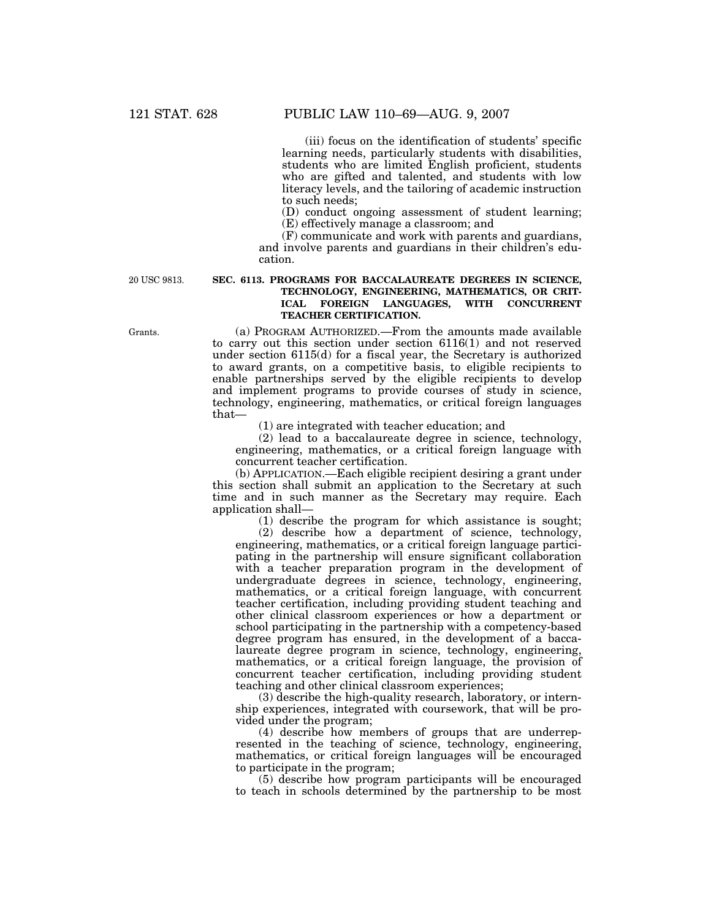(iii) focus on the identification of students' specific learning needs, particularly students with disabilities, students who are limited English proficient, students who are gifted and talented, and students with low literacy levels, and the tailoring of academic instruction to such needs;

(D) conduct ongoing assessment of student learning;

(E) effectively manage a classroom; and

(F) communicate and work with parents and guardians, and involve parents and guardians in their children's education.

20 USC 9813.

**SEC. 6113. PROGRAMS FOR BACCALAUREATE DEGREES IN SCIENCE, TECHNOLOGY, ENGINEERING, MATHEMATICS, OR CRITICAL FOREIGN LANGUAGES, WITH CONCURRENT TEACHER CERTIFICATION.**

Grants.

(a) PROGRAM AUTHORIZED.—From the amounts made available to carry out this section under section 6116(1) and not reserved under section 6115(d) for a fiscal year, the Secretary is authorized to award grants, on a competitive basis, to eligible recipients to enable partnerships served by the eligible recipients to develop and implement programs to provide courses of study in science, technology, engineering, mathematics, or critical foreign languages that—

(1) are integrated with teacher education; and

(2) lead to a baccalaureate degree in science, technology, engineering, mathematics, or a critical foreign language with concurrent teacher certification.

(b) APPLICATION.—Each eligible recipient desiring a grant under this section shall submit an application to the Secretary at such time and in such manner as the Secretary may require. Each application shall—

(1) describe the program for which assistance is sought;

(2) describe how a department of science, technology, engineering, mathematics, or a critical foreign language participating in the partnership will ensure significant collaboration with a teacher preparation program in the development of undergraduate degrees in science, technology, engineering, mathematics, or a critical foreign language, with concurrent teacher certification, including providing student teaching and other clinical classroom experiences or how a department or school participating in the partnership with a competency-based degree program has ensured, in the development of a baccalaureate degree program in science, technology, engineering, mathematics, or a critical foreign language, the provision of concurrent teacher certification, including providing student teaching and other clinical classroom experiences;

(3) describe the high-quality research, laboratory, or internship experiences, integrated with coursework, that will be provided under the program;

(4) describe how members of groups that are underrepresented in the teaching of science, technology, engineering, mathematics, or critical foreign languages will be encouraged to participate in the program;

(5) describe how program participants will be encouraged to teach in schools determined by the partnership to be most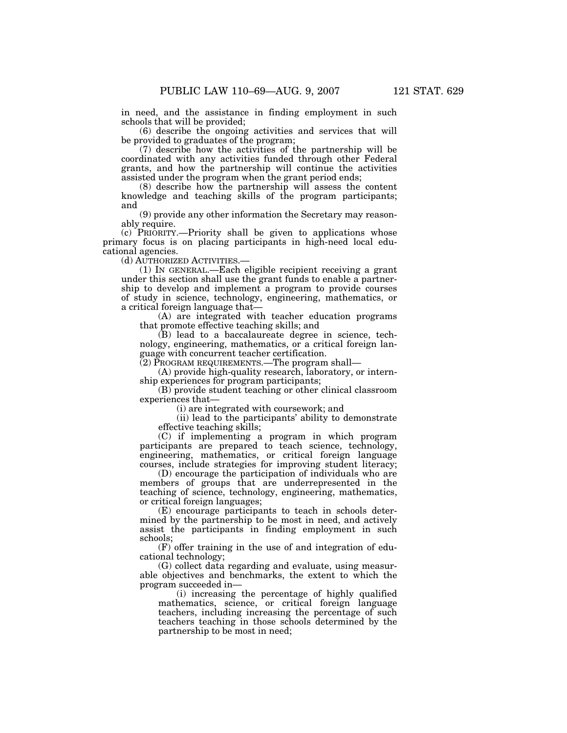in need, and the assistance in finding employment in such schools that will be provided;

(6) describe the ongoing activities and services that will be provided to graduates of the program;

(7) describe how the activities of the partnership will be coordinated with any activities funded through other Federal grants, and how the partnership will continue the activities assisted under the program when the grant period ends;

(8) describe how the partnership will assess the content knowledge and teaching skills of the program participants; and

(9) provide any other information the Secretary may reasonably require.

(c) PRIORITY.—Priority shall be given to applications whose primary focus is on placing participants in high-need local educational agencies.

(d) AUTHORIZED ACTIVITIES.—

(1) IN GENERAL.—Each eligible recipient receiving a grant under this section shall use the grant funds to enable a partnership to develop and implement a program to provide courses of study in science, technology, engineering, mathematics, or a critical foreign language that—

(A) are integrated with teacher education programs that promote effective teaching skills; and

(B) lead to a baccalaureate degree in science, technology, engineering, mathematics, or a critical foreign language with concurrent teacher certification.

(2) PROGRAM REQUIREMENTS.—The program shall—

(A) provide high-quality research, laboratory, or internship experiences for program participants;

(B) provide student teaching or other clinical classroom experiences that—

(i) are integrated with coursework; and

(ii) lead to the participants' ability to demonstrate effective teaching skills;

(C) if implementing a program in which program participants are prepared to teach science, technology, engineering, mathematics, or critical foreign language courses, include strategies for improving student literacy;

(D) encourage the participation of individuals who are members of groups that are underrepresented in the teaching of science, technology, engineering, mathematics, or critical foreign languages;

(E) encourage participants to teach in schools determined by the partnership to be most in need, and actively assist the participants in finding employment in such schools;

(F) offer training in the use of and integration of educational technology;

(G) collect data regarding and evaluate, using measurable objectives and benchmarks, the extent to which the program succeeded in—

(i) increasing the percentage of highly qualified mathematics, science, or critical foreign language teachers, including increasing the percentage of such teachers teaching in those schools determined by the partnership to be most in need;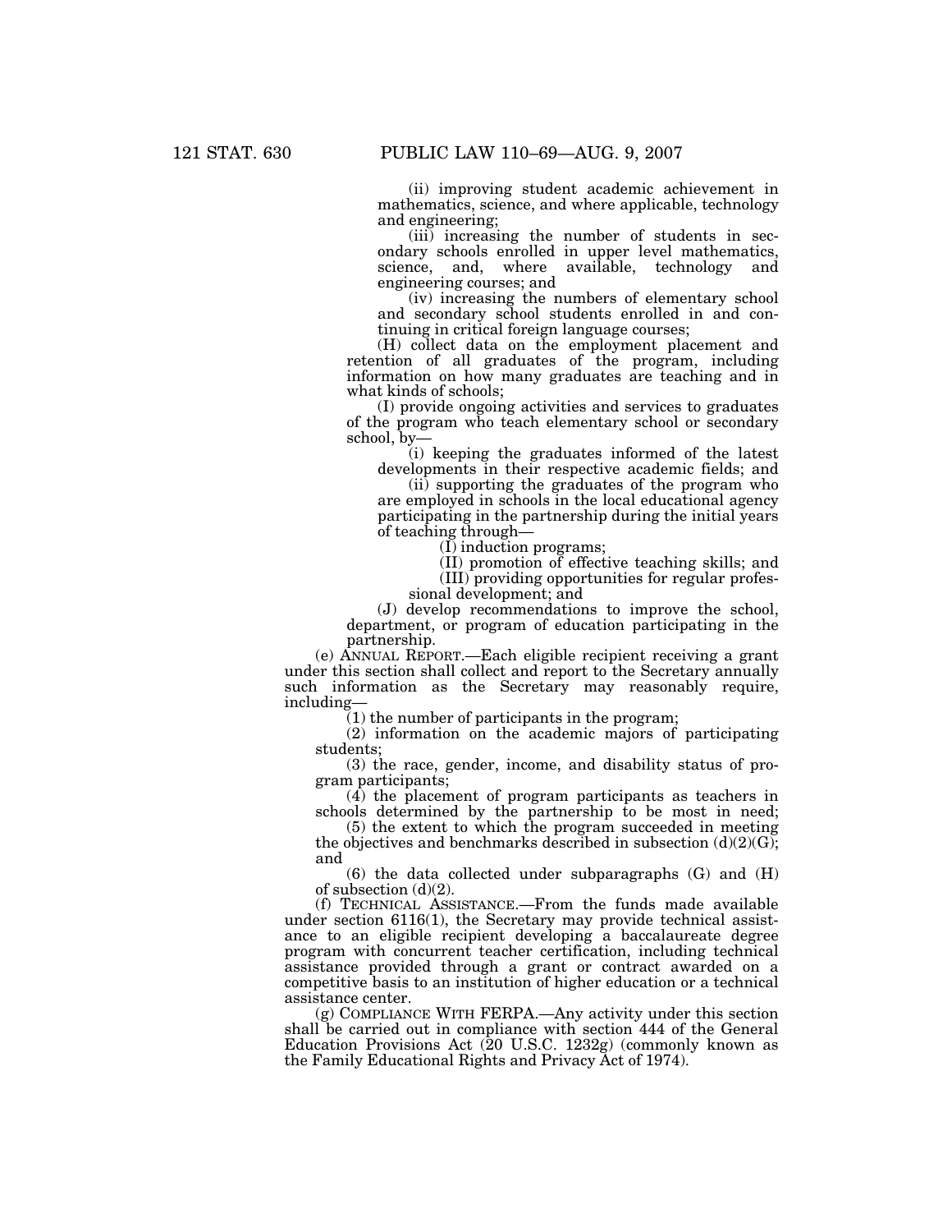(ii) improving student academic achievement in mathematics, science, and where applicable, technology and engineering;

(iii) increasing the number of students in secondary schools enrolled in upper level mathematics, science, and, where available, technology and engineering courses; and

(iv) increasing the numbers of elementary school and secondary school students enrolled in and continuing in critical foreign language courses;

(H) collect data on the employment placement and retention of all graduates of the program, including information on how many graduates are teaching and in what kinds of schools;

(I) provide ongoing activities and services to graduates of the program who teach elementary school or secondary school, by—

(i) keeping the graduates informed of the latest developments in their respective academic fields; and

(ii) supporting the graduates of the program who are employed in schools in the local educational agency participating in the partnership during the initial years of teaching through—

(I) induction programs;

(II) promotion of effective teaching skills; and

(III) providing opportunities for regular professional development; and

(J) develop recommendations to improve the school, department, or program of education participating in the partnership.

(e) ANNUAL REPORT.—Each eligible recipient receiving a grant under this section shall collect and report to the Secretary annually such information as the Secretary may reasonably require, including—

(1) the number of participants in the program;

(2) information on the academic majors of participating students;

(3) the race, gender, income, and disability status of program participants;

(4) the placement of program participants as teachers in schools determined by the partnership to be most in need;

(5) the extent to which the program succeeded in meeting the objectives and benchmarks described in subsection (d)(2)(G); and

(6) the data collected under subparagraphs (G) and (H) of subsection (d)(2).

(f) TECHNICAL ASSISTANCE.—From the funds made available under section 6116(1), the Secretary may provide technical assistance to an eligible recipient developing a baccalaureate degree program with concurrent teacher certification, including technical assistance provided through a grant or contract awarded on a competitive basis to an institution of higher education or a technical assistance center.

(g) COMPLIANCE WITH FERPA.—Any activity under this section shall be carried out in compliance with section 444 of the General Education Provisions Act (20 U.S.C. 1232g) (commonly known as the Family Educational Rights and Privacy Act of 1974).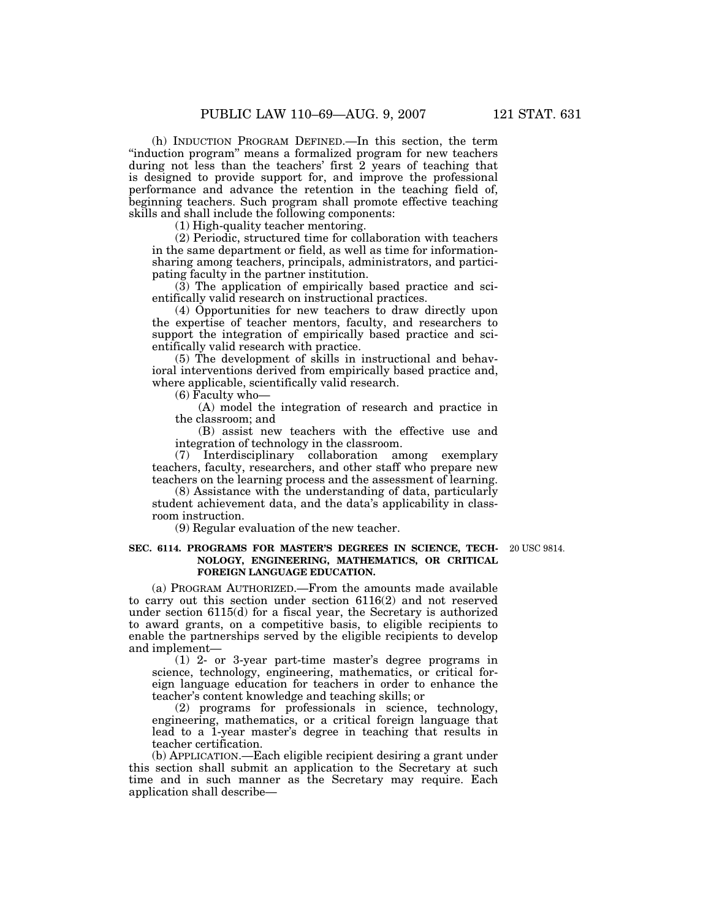(h) INDUCTION PROGRAM DEFINED.—In this section, the term "induction program" means a formalized program for new teachers during not less than the teachers' first 2 years of teaching that is designed to provide support for, and improve the professional performance and advance the retention in the teaching field of, beginning teachers. Such program shall promote effective teaching skills and shall include the following components:

(1) High-quality teacher mentoring.

(2) Periodic, structured time for collaboration with teachers in the same department or field, as well as time for information-sharing among teachers, principals, administrators, and participating faculty in the partner institution.

(3) The application of empirically based practice and scientifically valid research on instructional practices.

(4) Opportunities for new teachers to draw directly upon the expertise of teacher mentors, faculty, and researchers to support the integration of empirically based practice and scientifically valid research with practice.

(5) The development of skills in instructional and behavioral interventions derived from empirically based practice and, where applicable, scientifically valid research.

(6) Faculty who—

(A) model the integration of research and practice in the classroom; and

(B) assist new teachers with the effective use and integration of technology in the classroom.

(7) Interdisciplinary collaboration among exemplary teachers, faculty, researchers, and other staff who prepare new teachers on the learning process and the assessment of learning.

(8) Assistance with the understanding of data, particularly student achievement data, and the data's applicability in classroom instruction.

(9) Regular evaluation of the new teacher.

**SEC. 6114. PROGRAMS FOR MASTER'S DEGREES IN SCIENCE, TECHNOLOGY, ENGINEERING, MATHEMATICS, OR CRITICAL FOREIGN LANGUAGE EDUCATION.**

20 USC 9814.

(a) PROGRAM AUTHORIZED.—From the amounts made available to carry out this section under section 6116(2) and not reserved under section 6115(d) for a fiscal year, the Secretary is authorized to award grants, on a competitive basis, to eligible recipients to enable the partnerships served by the eligible recipients to develop and implement—

(1) 2- or 3-year part-time master's degree programs in science, technology, engineering, mathematics, or critical foreign language education for teachers in order to enhance the teacher's content knowledge and teaching skills; or

(2) programs for professionals in science, technology, engineering, mathematics, or a critical foreign language that lead to a 1-year master's degree in teaching that results in teacher certification.

(b) APPLICATION.—Each eligible recipient desiring a grant under this section shall submit an application to the Secretary at such time and in such manner as the Secretary may require. Each application shall describe—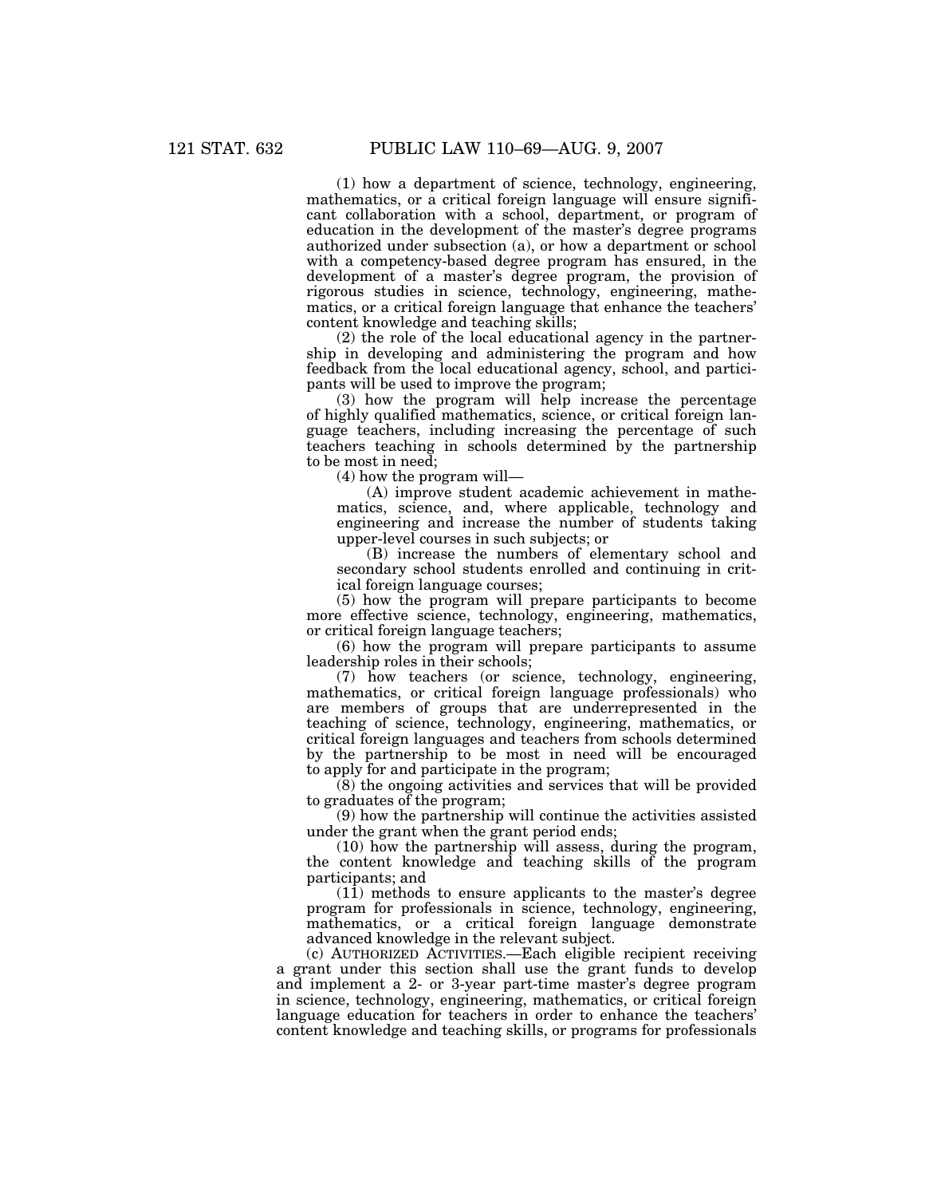(1) how a department of science, technology, engineering, mathematics, or a critical foreign language will ensure significant collaboration with a school, department, or program of education in the development of the master's degree programs authorized under subsection (a), or how a department or school with a competency-based degree program has ensured, in the development of a master's degree program, the provision of rigorous studies in science, technology, engineering, mathematics, or a critical foreign language that enhance the teachers' content knowledge and teaching skills;

(2) the role of the local educational agency in the partnership in developing and administering the program and how feedback from the local educational agency, school, and participants will be used to improve the program;

(3) how the program will help increase the percentage of highly qualified mathematics, science, or critical foreign language teachers, including increasing the percentage of such teachers teaching in schools determined by the partnership to be most in need;

(4) how the program will—

(A) improve student academic achievement in mathematics, science, and, where applicable, technology and engineering and increase the number of students taking upper-level courses in such subjects; or

(B) increase the numbers of elementary school and secondary school students enrolled and continuing in critical foreign language courses;

(5) how the program will prepare participants to become more effective science, technology, engineering, mathematics, or critical foreign language teachers;

(6) how the program will prepare participants to assume leadership roles in their schools;

(7) how teachers (or science, technology, engineering, mathematics, or critical foreign language professionals) who are members of groups that are underrepresented in the teaching of science, technology, engineering, mathematics, or critical foreign languages and teachers from schools determined by the partnership to be most in need will be encouraged to apply for and participate in the program;

(8) the ongoing activities and services that will be provided to graduates of the program;

(9) how the partnership will continue the activities assisted under the grant when the grant period ends;

(10) how the partnership will assess, during the program, the content knowledge and teaching skills of the program participants; and

(11) methods to ensure applicants to the master's degree program for professionals in science, technology, engineering, mathematics, or a critical foreign language demonstrate advanced knowledge in the relevant subject.

(c) AUTHORIZED ACTIVITIES.—Each eligible recipient receiving a grant under this section shall use the grant funds to develop and implement a 2- or 3-year part-time master's degree program in science, technology, engineering, mathematics, or critical foreign language education for teachers in order to enhance the teachers' content knowledge and teaching skills, or programs for professionals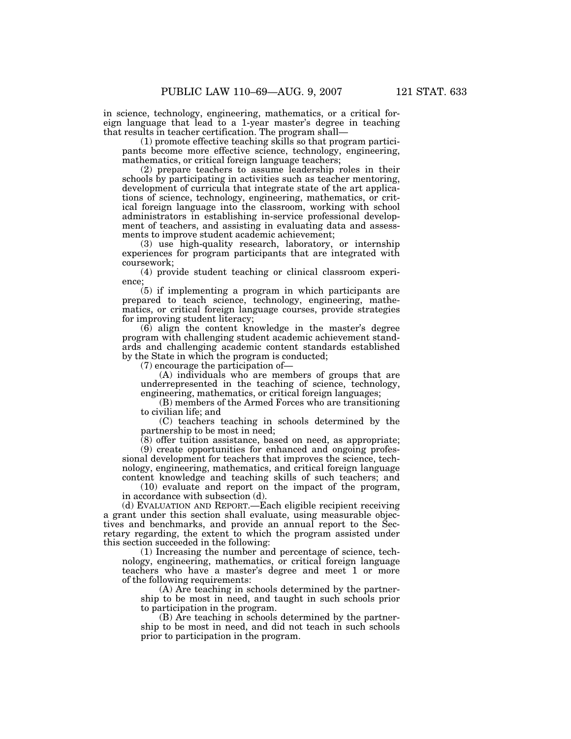in science, technology, engineering, mathematics, or a critical foreign language that lead to a 1-year master's degree in teaching that results in teacher certification. The program shall—

(1) promote effective teaching skills so that program participants become more effective science, technology, engineering, mathematics, or critical foreign language teachers;

(2) prepare teachers to assume leadership roles in their schools by participating in activities such as teacher mentoring, development of curricula that integrate state of the art applications of science, technology, engineering, mathematics, or critical foreign language into the classroom, working with school administrators in establishing in-service professional development of teachers, and assisting in evaluating data and assessments to improve student academic achievement;

(3) use high-quality research, laboratory, or internship experiences for program participants that are integrated with coursework;

(4) provide student teaching or clinical classroom experience;

(5) if implementing a program in which participants are prepared to teach science, technology, engineering, mathematics, or critical foreign language courses, provide strategies for improving student literacy;

(6) align the content knowledge in the master's degree program with challenging student academic achievement standards and challenging academic content standards established by the State in which the program is conducted;

(7) encourage the participation of—

(A) individuals who are members of groups that are underrepresented in the teaching of science, technology, engineering, mathematics, or critical foreign languages;

(B) members of the Armed Forces who are transitioning to civilian life; and

(C) teachers teaching in schools determined by the partnership to be most in need;

(8) offer tuition assistance, based on need, as appropriate;

(9) create opportunities for enhanced and ongoing professional development for teachers that improves the science, technology, engineering, mathematics, and critical foreign language content knowledge and teaching skills of such teachers; and

(10) evaluate and report on the impact of the program, in accordance with subsection (d).

(d) EVALUATION AND REPORT.—Each eligible recipient receiving a grant under this section shall evaluate, using measurable objectives and benchmarks, and provide an annual report to the Secretary regarding, the extent to which the program assisted under this section succeeded in the following:

(1) Increasing the number and percentage of science, technology, engineering, mathematics, or critical foreign language teachers who have a master's degree and meet 1 or more of the following requirements:

(A) Are teaching in schools determined by the partnership to be most in need, and taught in such schools prior to participation in the program.

(B) Are teaching in schools determined by the partnership to be most in need, and did not teach in such schools prior to participation in the program.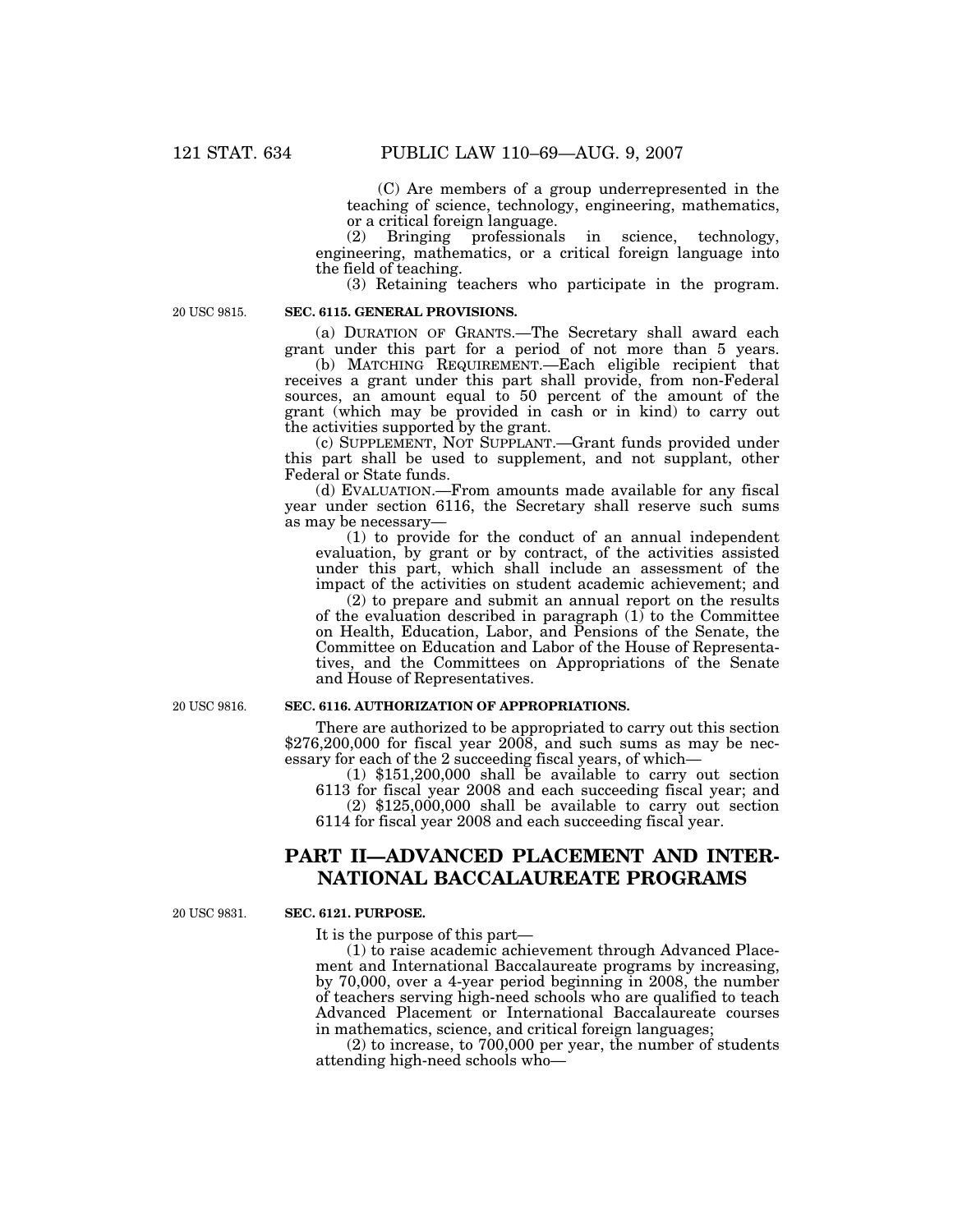(C) Are members of a group underrepresented in the teaching of science, technology, engineering, mathematics, or a critical foreign language.

(2) Bringing professionals in science, technology, engineering, mathematics, or a critical foreign language into the field of teaching.

(3) Retaining teachers who participate in the program.

20 USC 9815.

**SEC. 6115. GENERAL PROVISIONS.**

(a) DURATION OF GRANTS.—The Secretary shall award each grant under this part for a period of not more than 5 years.

(b) MATCHING REQUIREMENT.—Each eligible recipient that receives a grant under this part shall provide, from non-Federal sources, an amount equal to 50 percent of the amount of the grant (which may be provided in cash or in kind) to carry out the activities supported by the grant.

(c) SUPPLEMENT, NOT SUPPLANT.—Grant funds provided under this part shall be used to supplement, and not supplant, other Federal or State funds.

(d) EVALUATION.—From amounts made available for any fiscal year under section 6116, the Secretary shall reserve such sums as may be necessary—

(1) to provide for the conduct of an annual independent evaluation, by grant or by contract, of the activities assisted under this part, which shall include an assessment of the impact of the activities on student academic achievement; and

(2) to prepare and submit an annual report on the results of the evaluation described in paragraph (1) to the Committee on Health, Education, Labor, and Pensions of the Senate, the Committee on Education and Labor of the House of Representatives, and the Committees on Appropriations of the Senate and House of Representatives.

20 USC 9816.

**SEC. 6116. AUTHORIZATION OF APPROPRIATIONS.**

There are authorized to be appropriated to carry out this section $276,200,000 for fiscal year 2008, and such sums as may be necessary for each of the 2 succeeding fiscal years, of which—

(1) $151,200,000 shall be available to carry out section 6113 for fiscal year 2008 and each succeeding fiscal year; and

(2) $125,000,000 shall be available to carry out section 6114 for fiscal year 2008 and each succeeding fiscal year.

## PART II—ADVANCED PLACEMENT AND INTERNATIONAL BACCALAUREATE PROGRAMS

20 USC 9831.

**SEC. 6121. PURPOSE.**

It is the purpose of this part—

(1) to raise academic achievement through Advanced Placement and International Baccalaureate programs by increasing, by 70,000, over a 4-year period beginning in 2008, the number of teachers serving high-need schools who are qualified to teach Advanced Placement or International Baccalaureate courses in mathematics, science, and critical foreign languages;

(2) to increase, to 700,000 per year, the number of students attending high-need schools who—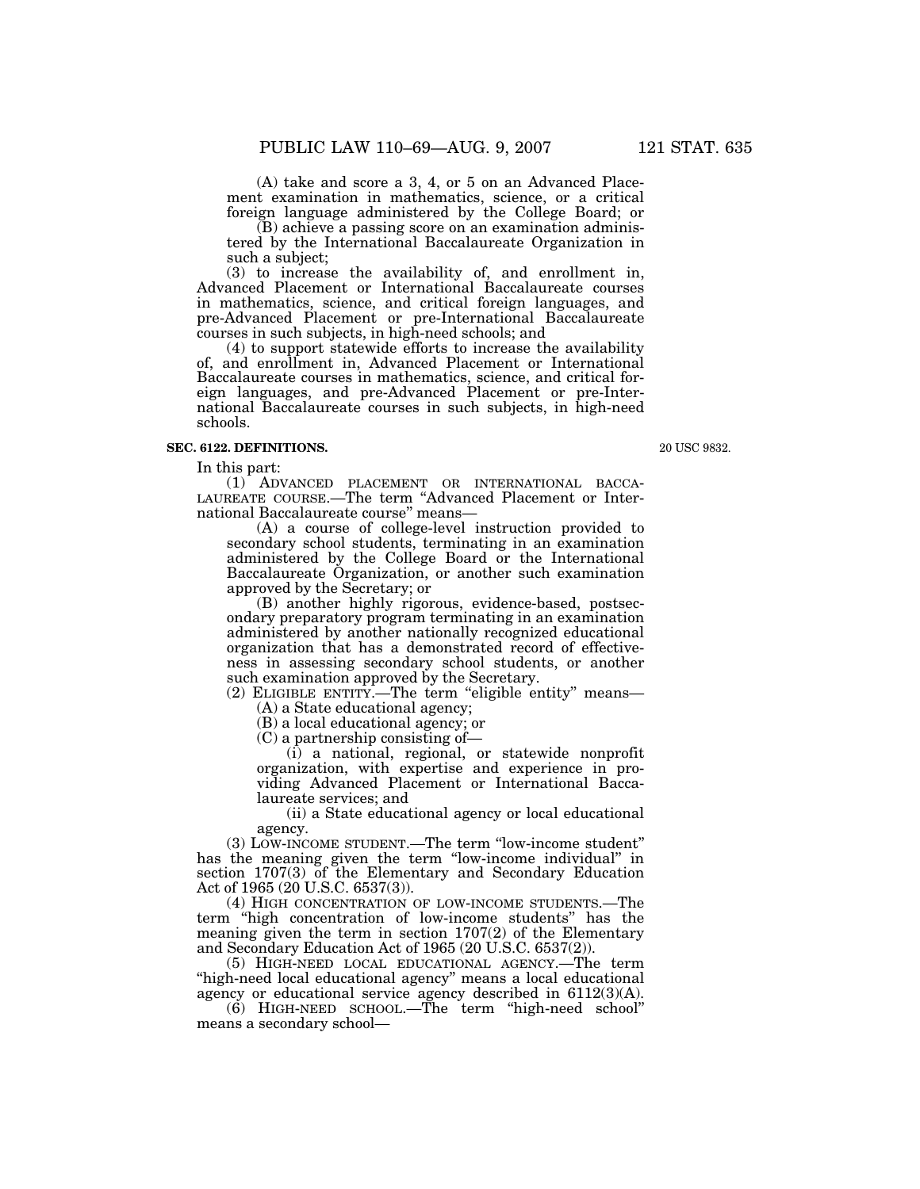(A) take and score a 3, 4, or 5 on an Advanced Placement examination in mathematics, science, or a critical foreign language administered by the College Board; or

(B) achieve a passing score on an examination administered by the International Baccalaureate Organization in such a subject;

(3) to increase the availability of, and enrollment in, Advanced Placement or International Baccalaureate courses in mathematics, science, and critical foreign languages, and pre-Advanced Placement or pre-International Baccalaureate courses in such subjects, in high-need schools; and

(4) to support statewide efforts to increase the availability of, and enrollment in, Advanced Placement or International Baccalaureate courses in mathematics, science, and critical foreign languages, and pre-Advanced Placement or pre-International Baccalaureate courses in such subjects, in high-need schools.

**SEC. 6122. DEFINITIONS.**

20 USC 9832.

In this part:

(1) ADVANCED PLACEMENT OR INTERNATIONAL BACCALAUREATE COURSE.—The term "Advanced Placement or International Baccalaureate course" means—

(A) a course of college-level instruction provided to secondary school students, terminating in an examination administered by the College Board or the International Baccalaureate Organization, or another such examination approved by the Secretary; or

(B) another highly rigorous, evidence-based, postsecondary preparatory program terminating in an examination administered by another nationally recognized educational organization that has a demonstrated record of effectiveness in assessing secondary school students, or another such examination approved by the Secretary.

(2) ELIGIBLE ENTITY.—The term "eligible entity" means—

(A) a State educational agency;

(B) a local educational agency; or

(C) a partnership consisting of—

(i) a national, regional, or statewide nonprofit organization, with expertise and experience in providing Advanced Placement or International Baccalaureate services; and

(ii) a State educational agency or local educational agency.

(3) LOW-INCOME STUDENT.—The term "low-income student" has the meaning given the term "low-income individual" in section 1707(3) of the Elementary and Secondary Education Act of 1965 (20 U.S.C. 6537(3)).

(4) HIGH CONCENTRATION OF LOW-INCOME STUDENTS.—The term "high concentration of low-income students" has the meaning given the term in section 1707(2) of the Elementary and Secondary Education Act of 1965 (20 U.S.C. 6537(2)).

(5) HIGH-NEED LOCAL EDUCATIONAL AGENCY.—The term "high-need local educational agency" means a local educational agency or educational service agency described in 6112(3)(A).

(6) HIGH-NEED SCHOOL.—The term "high-need school" means a secondary school—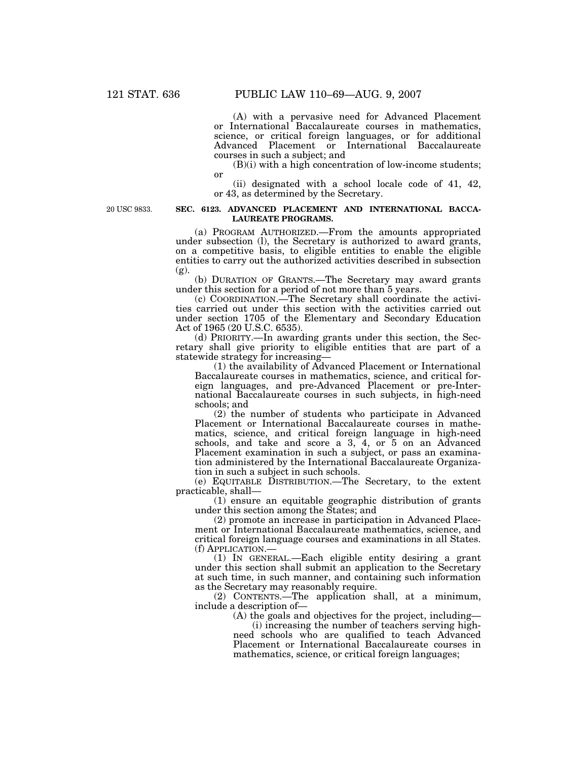(A) with a pervasive need for Advanced Placement or International Baccalaureate courses in mathematics, science, or critical foreign languages, or for additional Advanced Placement or International Baccalaureate courses in such a subject; and

(B)(i) with a high concentration of low-income students; or

(ii) designated with a school locale code of 41, 42, or 43, as determined by the Secretary.

20 USC 9833.

**SEC. 6123. ADVANCED PLACEMENT AND INTERNATIONAL BACCALAUREATE PROGRAMS.**

(a) PROGRAM AUTHORIZED.—From the amounts appropriated under subsection (l), the Secretary is authorized to award grants, on a competitive basis, to eligible entities to enable the eligible entities to carry out the authorized activities described in subsection (g).

(b) DURATION OF GRANTS.—The Secretary may award grants under this section for a period of not more than 5 years.

(c) COORDINATION.—The Secretary shall coordinate the activities carried out under this section with the activities carried out under section 1705 of the Elementary and Secondary Education Act of 1965 (20 U.S.C. 6535).

(d) PRIORITY.—In awarding grants under this section, the Secretary shall give priority to eligible entities that are part of a statewide strategy for increasing—

(1) the availability of Advanced Placement or International Baccalaureate courses in mathematics, science, and critical foreign languages, and pre-Advanced Placement or pre-International Baccalaureate courses in such subjects, in high-need schools; and

(2) the number of students who participate in Advanced Placement or International Baccalaureate courses in mathematics, science, and critical foreign language in high-need schools, and take and score a 3, 4, or 5 on an Advanced Placement examination in such a subject, or pass an examination administered by the International Baccalaureate Organization in such a subject in such schools.

(e) EQUITABLE DISTRIBUTION.—The Secretary, to the extent practicable, shall—

(1) ensure an equitable geographic distribution of grants under this section among the States; and

(2) promote an increase in participation in Advanced Placement or International Baccalaureate mathematics, science, and critical foreign language courses and examinations in all States.

(f) APPLICATION.—

(1) IN GENERAL.—Each eligible entity desiring a grant under this section shall submit an application to the Secretary at such time, in such manner, and containing such information as the Secretary may reasonably require.

(2) CONTENTS.—The application shall, at a minimum, include a description of—

(A) the goals and objectives for the project, including—

(i) increasing the number of teachers serving high-need schools who are qualified to teach Advanced Placement or International Baccalaureate courses in mathematics, science, or critical foreign languages;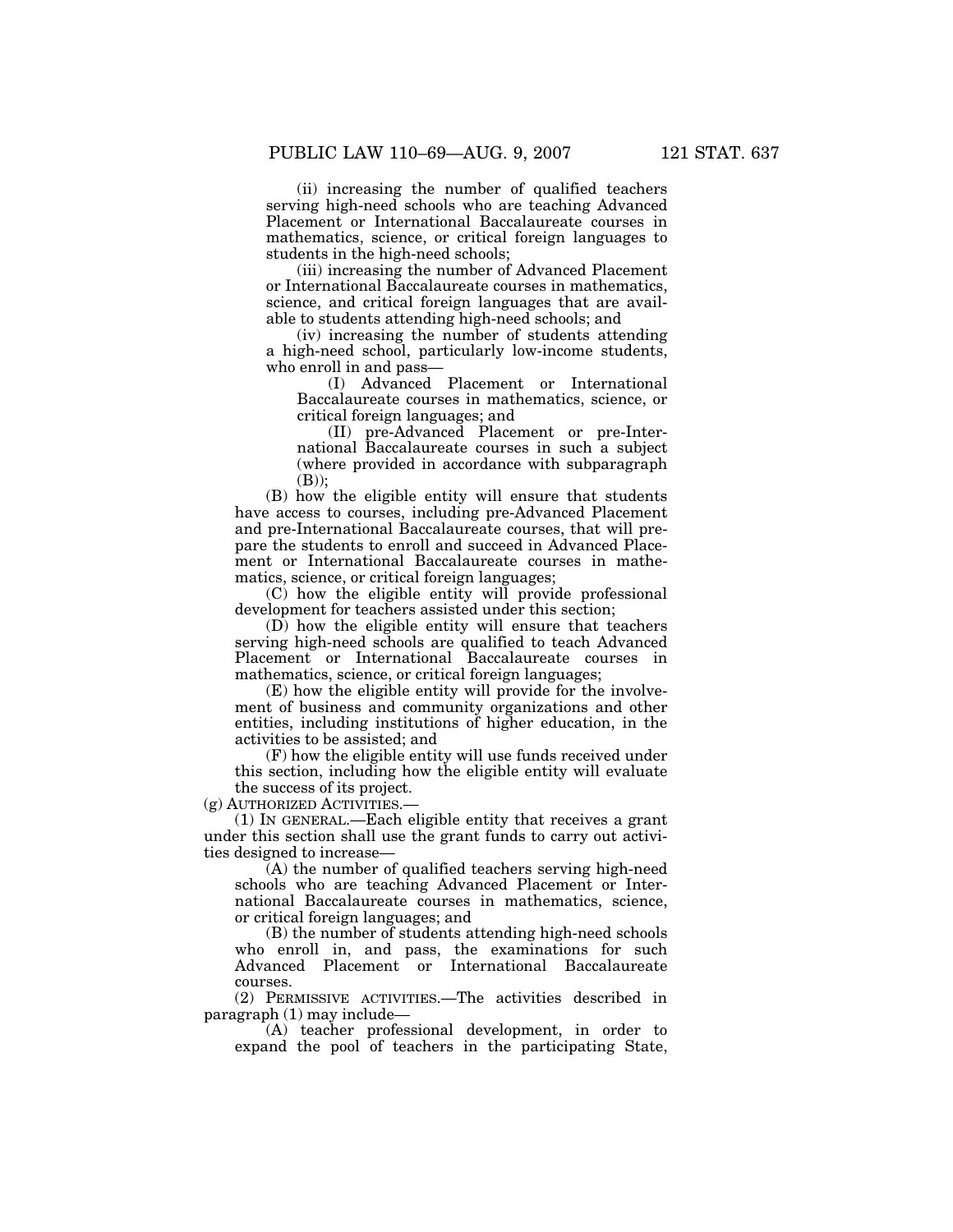(ii) increasing the number of qualified teachers serving high-need schools who are teaching Advanced Placement or International Baccalaureate courses in mathematics, science, or critical foreign languages to students in the high-need schools;

(iii) increasing the number of Advanced Placement or International Baccalaureate courses in mathematics, science, and critical foreign languages that are available to students attending high-need schools; and

(iv) increasing the number of students attending a high-need school, particularly low-income students, who enroll in and pass—

(I) Advanced Placement or International Baccalaureate courses in mathematics, science, or critical foreign languages; and

(II) pre-Advanced Placement or pre-International Baccalaureate courses in such a subject (where provided in accordance with subparagraph (B));

(B) how the eligible entity will ensure that students have access to courses, including pre-Advanced Placement and pre-International Baccalaureate courses, that will prepare the students to enroll and succeed in Advanced Placement or International Baccalaureate courses in mathematics, science, or critical foreign languages;

(C) how the eligible entity will provide professional development for teachers assisted under this section;

(D) how the eligible entity will ensure that teachers serving high-need schools are qualified to teach Advanced Placement or International Baccalaureate courses in mathematics, science, or critical foreign languages;

(E) how the eligible entity will provide for the involvement of business and community organizations and other entities, including institutions of higher education, in the activities to be assisted; and

(F) how the eligible entity will use funds received under this section, including how the eligible entity will evaluate the success of its project.

(g) AUTHORIZED ACTIVITIES.—

(1) IN GENERAL.—Each eligible entity that receives a grant under this section shall use the grant funds to carry out activities designed to increase—

(A) the number of qualified teachers serving high-need schools who are teaching Advanced Placement or International Baccalaureate courses in mathematics, science, or critical foreign languages; and

(B) the number of students attending high-need schools who enroll in, and pass, the examinations for such Advanced Placement or International Baccalaureate courses.

(2) PERMISSIVE ACTIVITIES.—The activities described in paragraph (1) may include—

(A) teacher professional development, in order to expand the pool of teachers in the participating State,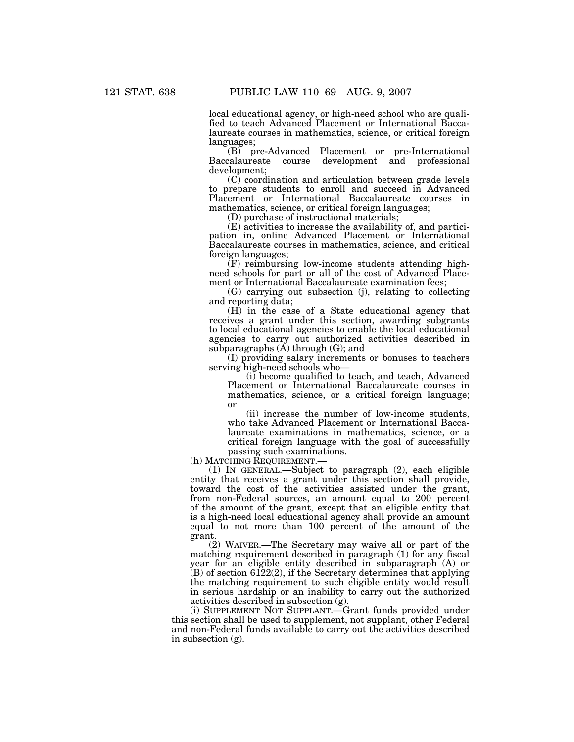local educational agency, or high-need school who are qualified to teach Advanced Placement or International Baccalaureate courses in mathematics, science, or critical foreign languages;

(B) pre-Advanced Placement or pre-International Baccalaureate course development and professional development;

(C) coordination and articulation between grade levels to prepare students to enroll and succeed in Advanced Placement or International Baccalaureate courses in mathematics, science, or critical foreign languages;

(D) purchase of instructional materials;

(E) activities to increase the availability of, and participation in, online Advanced Placement or International Baccalaureate courses in mathematics, science, and critical foreign languages;

(F) reimbursing low-income students attending high-need schools for part or all of the cost of Advanced Placement or International Baccalaureate examination fees;

(G) carrying out subsection (j), relating to collecting and reporting data;

(H) in the case of a State educational agency that receives a grant under this section, awarding subgrants to local educational agencies to enable the local educational agencies to carry out authorized activities described in subparagraphs (A) through (G); and

(I) providing salary increments or bonuses to teachers serving high-need schools who—

(i) become qualified to teach, and teach, Advanced Placement or International Baccalaureate courses in mathematics, science, or a critical foreign language; or

(ii) increase the number of low-income students, who take Advanced Placement or International Baccalaureate examinations in mathematics, science, or a critical foreign language with the goal of successfully passing such examinations.

(h) MATCHING REQUIREMENT.—

(1) IN GENERAL.—Subject to paragraph (2), each eligible entity that receives a grant under this section shall provide, toward the cost of the activities assisted under the grant, from non-Federal sources, an amount equal to 200 percent of the amount of the grant, except that an eligible entity that is a high-need local educational agency shall provide an amount equal to not more than 100 percent of the amount of the grant.

(2) WAIVER.—The Secretary may waive all or part of the matching requirement described in paragraph (1) for any fiscal year for an eligible entity described in subparagraph (A) or (B) of section 6122(2), if the Secretary determines that applying the matching requirement to such eligible entity would result in serious hardship or an inability to carry out the authorized activities described in subsection (g).

(i) SUPPLEMENT NOT SUPPLANT.—Grant funds provided under this section shall be used to supplement, not supplant, other Federal and non-Federal funds available to carry out the activities described in subsection (g).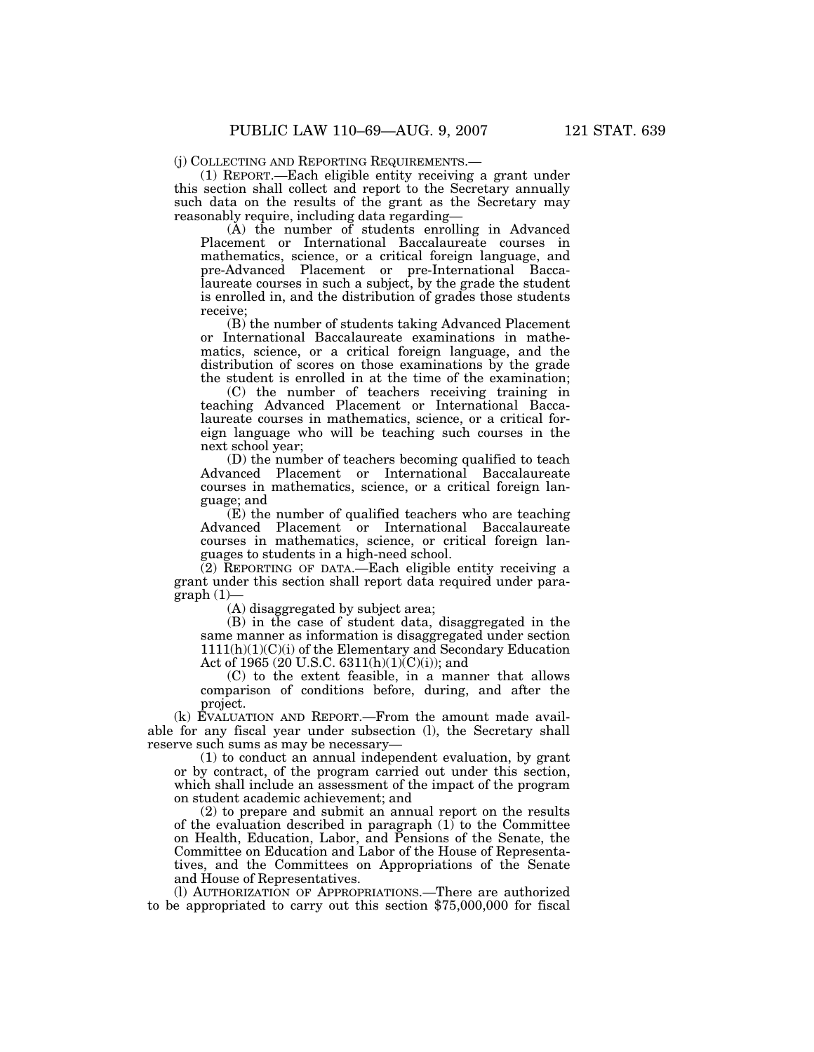(j) COLLECTING AND REPORTING REQUIREMENTS.—

(1) REPORT.—Each eligible entity receiving a grant under this section shall collect and report to the Secretary annually such data on the results of the grant as the Secretary may reasonably require, including data regarding—

(A) the number of students enrolling in Advanced Placement or International Baccalaureate courses in mathematics, science, or a critical foreign language, and pre-Advanced Placement or pre-International Baccalaureate courses in such a subject, by the grade the student is enrolled in, and the distribution of grades those students receive;

(B) the number of students taking Advanced Placement or International Baccalaureate examinations in mathematics, science, or a critical foreign language, and the distribution of scores on those examinations by the grade the student is enrolled in at the time of the examination;

(C) the number of teachers receiving training in teaching Advanced Placement or International Baccalaureate courses in mathematics, science, or a critical foreign language who will be teaching such courses in the next school year;

(D) the number of teachers becoming qualified to teach Advanced Placement or International Baccalaureate courses in mathematics, science, or a critical foreign language; and

(E) the number of qualified teachers who are teaching Advanced Placement or International Baccalaureate courses in mathematics, science, or critical foreign languages to students in a high-need school.

(2) REPORTING OF DATA.—Each eligible entity receiving a grant under this section shall report data required under paragraph (1)—

(A) disaggregated by subject area;

(B) in the case of student data, disaggregated in the same manner as information is disaggregated under section 1111(h)(1)(C)(i) of the Elementary and Secondary Education Act of 1965 (20 U.S.C. 6311(h)(1)(C)(i)); and

(C) to the extent feasible, in a manner that allows comparison of conditions before, during, and after the project.

(k) EVALUATION AND REPORT.—From the amount made available for any fiscal year under subsection (l), the Secretary shall reserve such sums as may be necessary—

(1) to conduct an annual independent evaluation, by grant or by contract, of the program carried out under this section, which shall include an assessment of the impact of the program on student academic achievement; and

(2) to prepare and submit an annual report on the results of the evaluation described in paragraph (1) to the Committee on Health, Education, Labor, and Pensions of the Senate, the Committee on Education and Labor of the House of Representatives, and the Committees on Appropriations of the Senate and House of Representatives.

(l) AUTHORIZATION OF APPROPRIATIONS.—There are authorized to be appropriated to carry out this section $75,000,000 for fiscal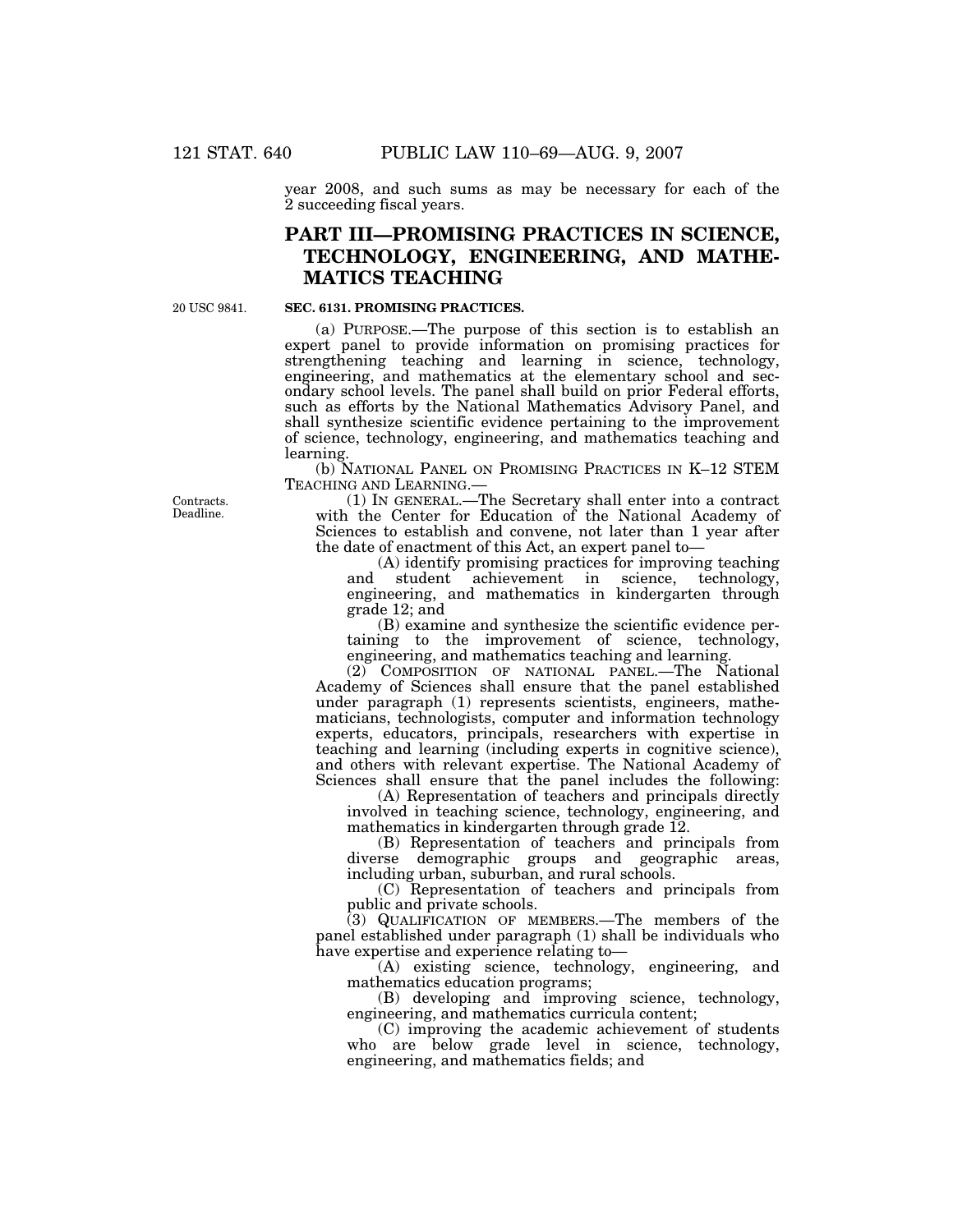year 2008, and such sums as may be necessary for each of the 2 succeeding fiscal years.

## PART III—PROMISING PRACTICES IN SCIENCE, TECHNOLOGY, ENGINEERING, AND MATHEMATICS TEACHING

20 USC 9841.

**SEC. 6131. PROMISING PRACTICES.**

(a) PURPOSE.—The purpose of this section is to establish an expert panel to provide information on promising practices for strengthening teaching and learning in science, technology, engineering, and mathematics at the elementary school and secondary school levels. The panel shall build on prior Federal efforts, such as efforts by the National Mathematics Advisory Panel, and shall synthesize scientific evidence pertaining to the improvement of science, technology, engineering, and mathematics teaching and learning.

(b) NATIONAL PANEL ON PROMISING PRACTICES IN K–12 STEM TEACHING AND LEARNING.—

Contracts. Deadline.

(1) IN GENERAL.—The Secretary shall enter into a contract with the Center for Education of the National Academy of Sciences to establish and convene, not later than 1 year after the date of enactment of this Act, an expert panel to—

(A) identify promising practices for improving teaching and student achievement in science, technology, engineering, and mathematics in kindergarten through grade 12; and

(B) examine and synthesize the scientific evidence pertaining to the improvement of science, technology, engineering, and mathematics teaching and learning.

(2) COMPOSITION OF NATIONAL PANEL.—The National Academy of Sciences shall ensure that the panel established under paragraph (1) represents scientists, engineers, mathematicians, technologists, computer and information technology experts, educators, principals, researchers with expertise in teaching and learning (including experts in cognitive science), and others with relevant expertise. The National Academy of Sciences shall ensure that the panel includes the following:

(A) Representation of teachers and principals directly involved in teaching science, technology, engineering, and mathematics in kindergarten through grade 12.

(B) Representation of teachers and principals from diverse demographic groups and geographic areas, including urban, suburban, and rural schools.

(C) Representation of teachers and principals from public and private schools.

(3) QUALIFICATION OF MEMBERS.—The members of the panel established under paragraph (1) shall be individuals who have expertise and experience relating to—

(A) existing science, technology, engineering, and mathematics education programs;

(B) developing and improving science, technology, engineering, and mathematics curricula content;

(C) improving the academic achievement of students who are below grade level in science, technology, engineering, and mathematics fields; and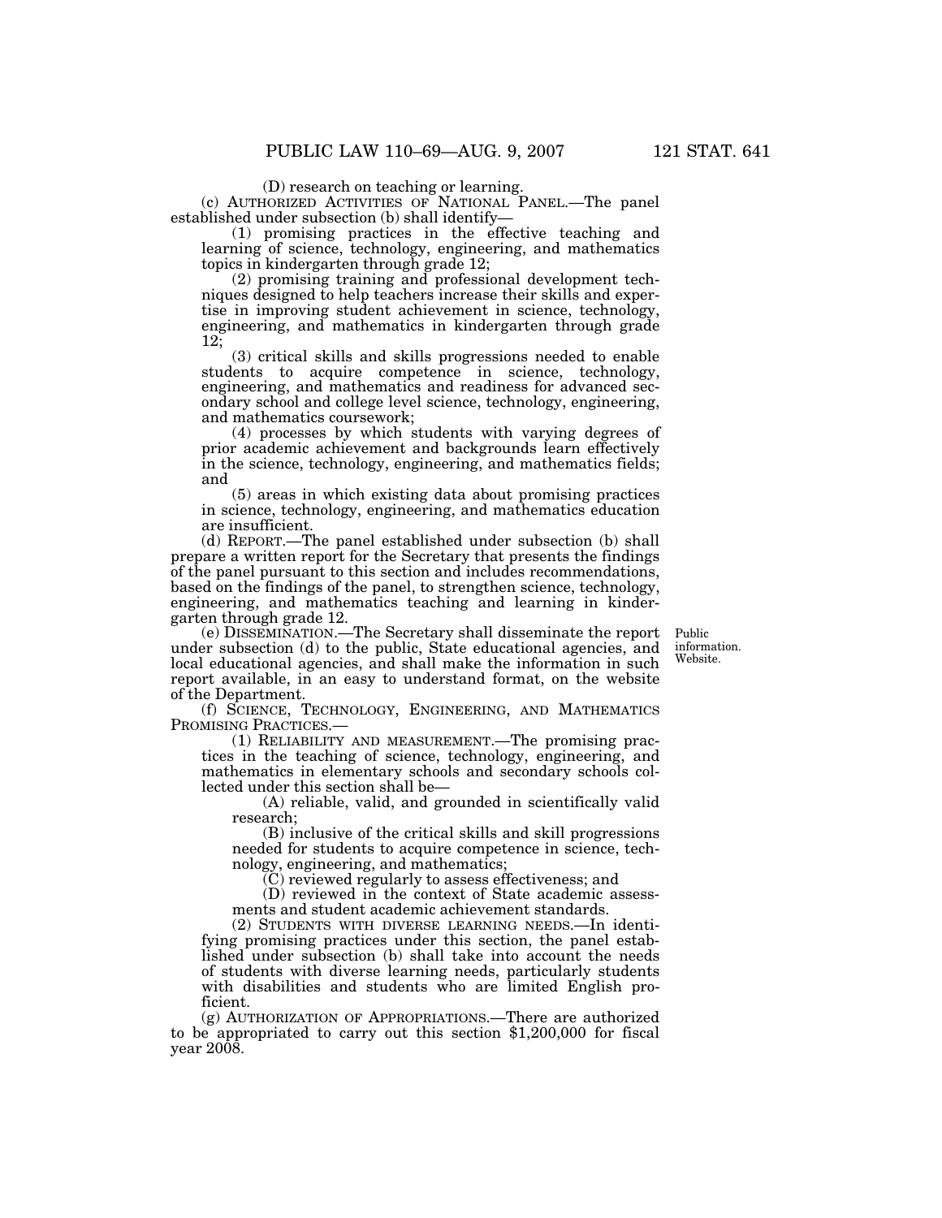(D) research on teaching or learning.

(c) AUTHORIZED ACTIVITIES OF NATIONAL PANEL.—The panel established under subsection (b) shall identify—

(1) promising practices in the effective teaching and learning of science, technology, engineering, and mathematics topics in kindergarten through grade 12;

(2) promising training and professional development techniques designed to help teachers increase their skills and expertise in improving student achievement in science, technology, engineering, and mathematics in kindergarten through grade 12;

(3) critical skills and skills progressions needed to enable students to acquire competence in science, technology, engineering, and mathematics and readiness for advanced secondary school and college level science, technology, engineering, and mathematics coursework;

(4) processes by which students with varying degrees of prior academic achievement and backgrounds learn effectively in the science, technology, engineering, and mathematics fields; and

(5) areas in which existing data about promising practices in science, technology, engineering, and mathematics education are insufficient.

(d) REPORT.—The panel established under subsection (b) shall prepare a written report for the Secretary that presents the findings of the panel pursuant to this section and includes recommendations, based on the findings of the panel, to strengthen science, technology, engineering, and mathematics teaching and learning in kindergarten through grade 12.

(e) DISSEMINATION.—The Secretary shall disseminate the report under subsection (d) to the public, State educational agencies, and local educational agencies, and shall make the information in such report available, in an easy to understand format, on the website of the Department.

Public information. Website.

(f) SCIENCE, TECHNOLOGY, ENGINEERING, AND MATHEMATICS PROMISING PRACTICES.—

(1) RELIABILITY AND MEASUREMENT.—The promising practices in the teaching of science, technology, engineering, and mathematics in elementary schools and secondary schools collected under this section shall be—

(A) reliable, valid, and grounded in scientifically valid research;

(B) inclusive of the critical skills and skill progressions needed for students to acquire competence in science, technology, engineering, and mathematics;

(C) reviewed regularly to assess effectiveness; and

(D) reviewed in the context of State academic assessments and student academic achievement standards.

(2) STUDENTS WITH DIVERSE LEARNING NEEDS.—In identifying promising practices under this section, the panel established under subsection (b) shall take into account the needs of students with diverse learning needs, particularly students with disabilities and students who are limited English proficient.

(g) AUTHORIZATION OF APPROPRIATIONS.—There are authorized to be appropriated to carry out this section $1,200,000 for fiscal year 2008.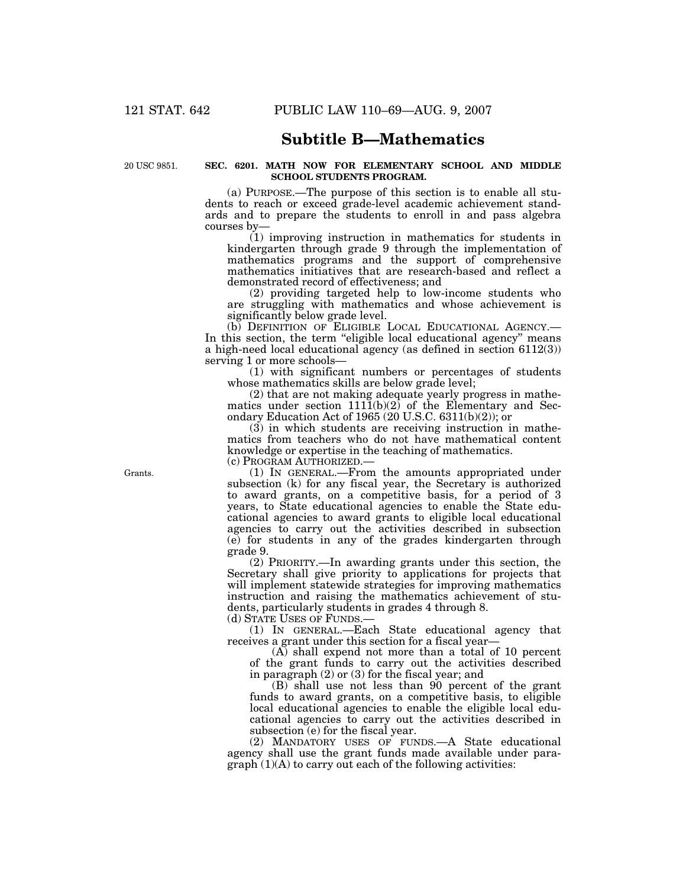## Subtitle B—Mathematics

20 USC 9851.

**SEC. 6201. MATH NOW FOR ELEMENTARY SCHOOL AND MIDDLE SCHOOL STUDENTS PROGRAM.**

(a) PURPOSE.—The purpose of this section is to enable all students to reach or exceed grade-level academic achievement standards and to prepare the students to enroll in and pass algebra courses by—

(1) improving instruction in mathematics for students in kindergarten through grade 9 through the implementation of mathematics programs and the support of comprehensive mathematics initiatives that are research-based and reflect a demonstrated record of effectiveness; and

(2) providing targeted help to low-income students who are struggling with mathematics and whose achievement is significantly below grade level.

(b) DEFINITION OF ELIGIBLE LOCAL EDUCATIONAL AGENCY.—In this section, the term "eligible local educational agency" means a high-need local educational agency (as defined in section 6112(3)) serving 1 or more schools—

(1) with significant numbers or percentages of students whose mathematics skills are below grade level;

(2) that are not making adequate yearly progress in mathematics under section 1111(b)(2) of the Elementary and Secondary Education Act of 1965 (20 U.S.C. 6311(b)(2)); or

(3) in which students are receiving instruction in mathematics from teachers who do not have mathematical content knowledge or expertise in the teaching of mathematics.

(c) PROGRAM AUTHORIZED.—

Grants.

(1) IN GENERAL.—From the amounts appropriated under subsection (k) for any fiscal year, the Secretary is authorized to award grants, on a competitive basis, for a period of 3 years, to State educational agencies to enable the State educational agencies to award grants to eligible local educational agencies to carry out the activities described in subsection (e) for students in any of the grades kindergarten through grade 9.

(2) PRIORITY.—In awarding grants under this section, the Secretary shall give priority to applications for projects that will implement statewide strategies for improving mathematics instruction and raising the mathematics achievement of students, particularly students in grades 4 through 8.

(d) STATE USES OF FUNDS.—

(1) IN GENERAL.—Each State educational agency that receives a grant under this section for a fiscal year—

(A) shall expend not more than a total of 10 percent of the grant funds to carry out the activities described in paragraph (2) or (3) for the fiscal year; and

(B) shall use not less than 90 percent of the grant funds to award grants, on a competitive basis, to eligible local educational agencies to enable the eligible local educational agencies to carry out the activities described in subsection (e) for the fiscal year.

(2) MANDATORY USES OF FUNDS.—A State educational agency shall use the grant funds made available under paragraph (1)(A) to carry out each of the following activities: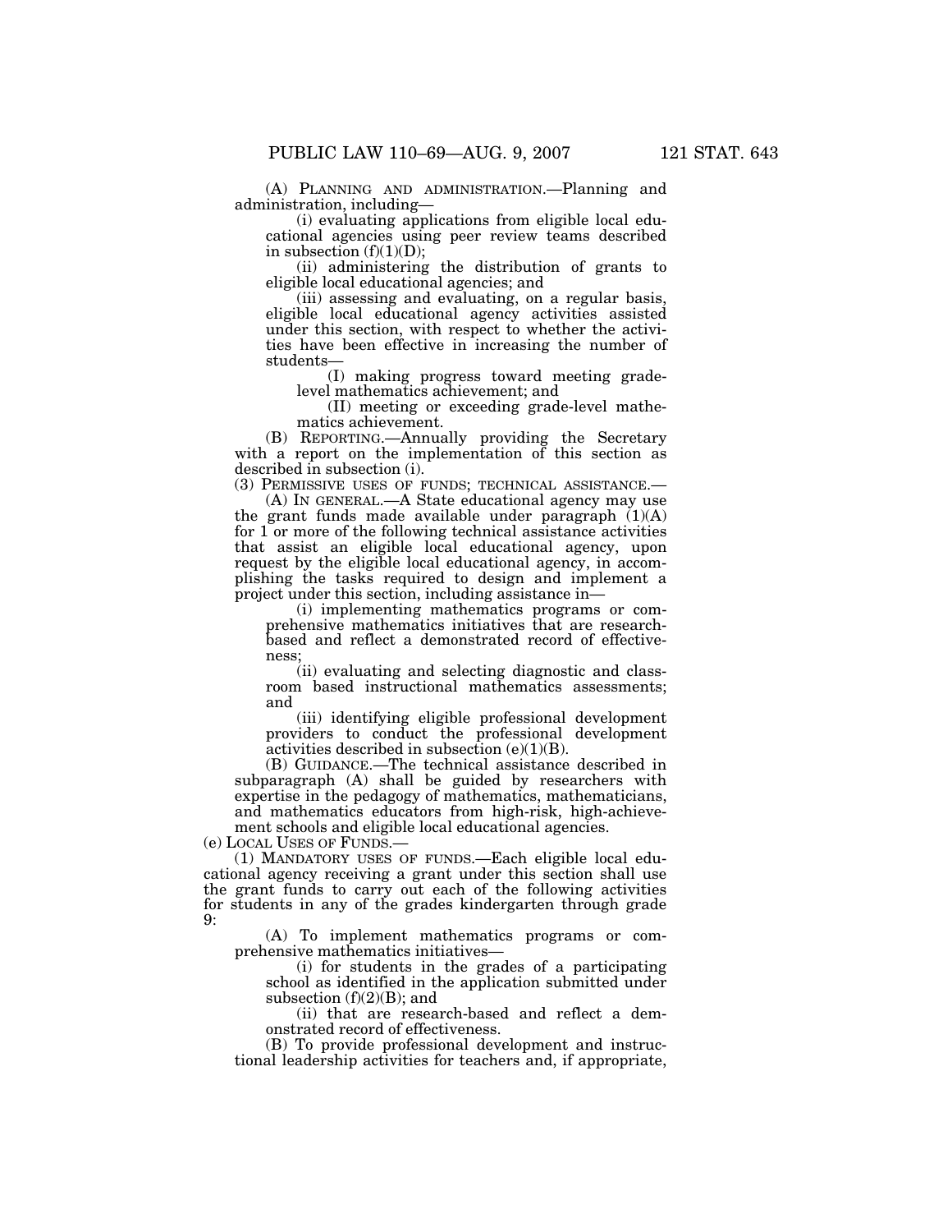(A) PLANNING AND ADMINISTRATION.—Planning and administration, including—

(i) evaluating applications from eligible local educational agencies using peer review teams described in subsection (f)(1)(D);

(ii) administering the distribution of grants to eligible local educational agencies; and

(iii) assessing and evaluating, on a regular basis, eligible local educational agency activities assisted under this section, with respect to whether the activities have been effective in increasing the number of students—

(I) making progress toward meeting grade-level mathematics achievement; and

(II) meeting or exceeding grade-level mathematics achievement.

(B) REPORTING.—Annually providing the Secretary with a report on the implementation of this section as described in subsection (i).

(3) PERMISSIVE USES OF FUNDS; TECHNICAL ASSISTANCE.—

(A) IN GENERAL.—A State educational agency may use the grant funds made available under paragraph (1)(A) for 1 or more of the following technical assistance activities that assist an eligible local educational agency, upon request by the eligible local educational agency, in accomplishing the tasks required to design and implement a project under this section, including assistance in—

(i) implementing mathematics programs or comprehensive mathematics initiatives that are research-based and reflect a demonstrated record of effectiveness;

(ii) evaluating and selecting diagnostic and classroom based instructional mathematics assessments; and

(iii) identifying eligible professional development providers to conduct the professional development activities described in subsection (e)(1)(B).

(B) GUIDANCE.—The technical assistance described in subparagraph (A) shall be guided by researchers with expertise in the pedagogy of mathematics, mathematicians, and mathematics educators from high-risk, high-achievement schools and eligible local educational agencies.

(e) LOCAL USES OF FUNDS.—

(1) MANDATORY USES OF FUNDS.—Each eligible local educational agency receiving a grant under this section shall use the grant funds to carry out each of the following activities for students in any of the grades kindergarten through grade 9:

(A) To implement mathematics programs or comprehensive mathematics initiatives—

(i) for students in the grades of a participating school as identified in the application submitted under subsection (f)(2)(B); and

(ii) that are research-based and reflect a demonstrated record of effectiveness.

(B) To provide professional development and instructional leadership activities for teachers and, if appropriate,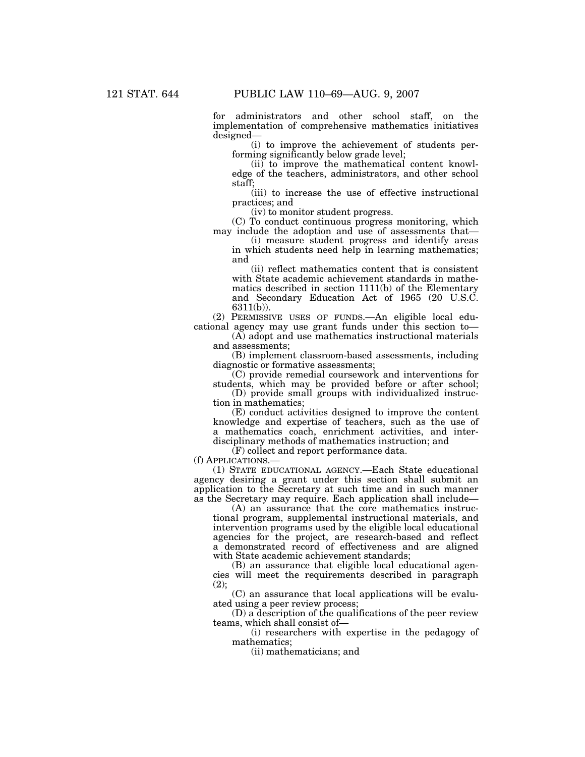for administrators and other school staff, on the implementation of comprehensive mathematics initiatives designed—

(i) to improve the achievement of students performing significantly below grade level;

(ii) to improve the mathematical content knowledge of the teachers, administrators, and other school staff;

(iii) to increase the use of effective instructional practices; and

(iv) to monitor student progress.

(C) To conduct continuous progress monitoring, which may include the adoption and use of assessments that—

(i) measure student progress and identify areas in which students need help in learning mathematics; and

(ii) reflect mathematics content that is consistent with State academic achievement standards in mathematics described in section 1111(b) of the Elementary and Secondary Education Act of 1965 (20 U.S.C. 6311(b)).

(2) PERMISSIVE USES OF FUNDS.—An eligible local educational agency may use grant funds under this section to—

(A) adopt and use mathematics instructional materials and assessments;

(B) implement classroom-based assessments, including diagnostic or formative assessments;

(C) provide remedial coursework and interventions for students, which may be provided before or after school;

(D) provide small groups with individualized instruction in mathematics;

(E) conduct activities designed to improve the content knowledge and expertise of teachers, such as the use of a mathematics coach, enrichment activities, and interdisciplinary methods of mathematics instruction; and

(F) collect and report performance data.

(f) APPLICATIONS.—

(1) STATE EDUCATIONAL AGENCY.—Each State educational agency desiring a grant under this section shall submit an application to the Secretary at such time and in such manner as the Secretary may require. Each application shall include—

(A) an assurance that the core mathematics instructional program, supplemental instructional materials, and intervention programs used by the eligible local educational agencies for the project, are research-based and reflect a demonstrated record of effectiveness and are aligned with State academic achievement standards;

(B) an assurance that eligible local educational agencies will meet the requirements described in paragraph (2);

(C) an assurance that local applications will be evaluated using a peer review process;

(D) a description of the qualifications of the peer review teams, which shall consist of—

(i) researchers with expertise in the pedagogy of mathematics;

(ii) mathematicians; and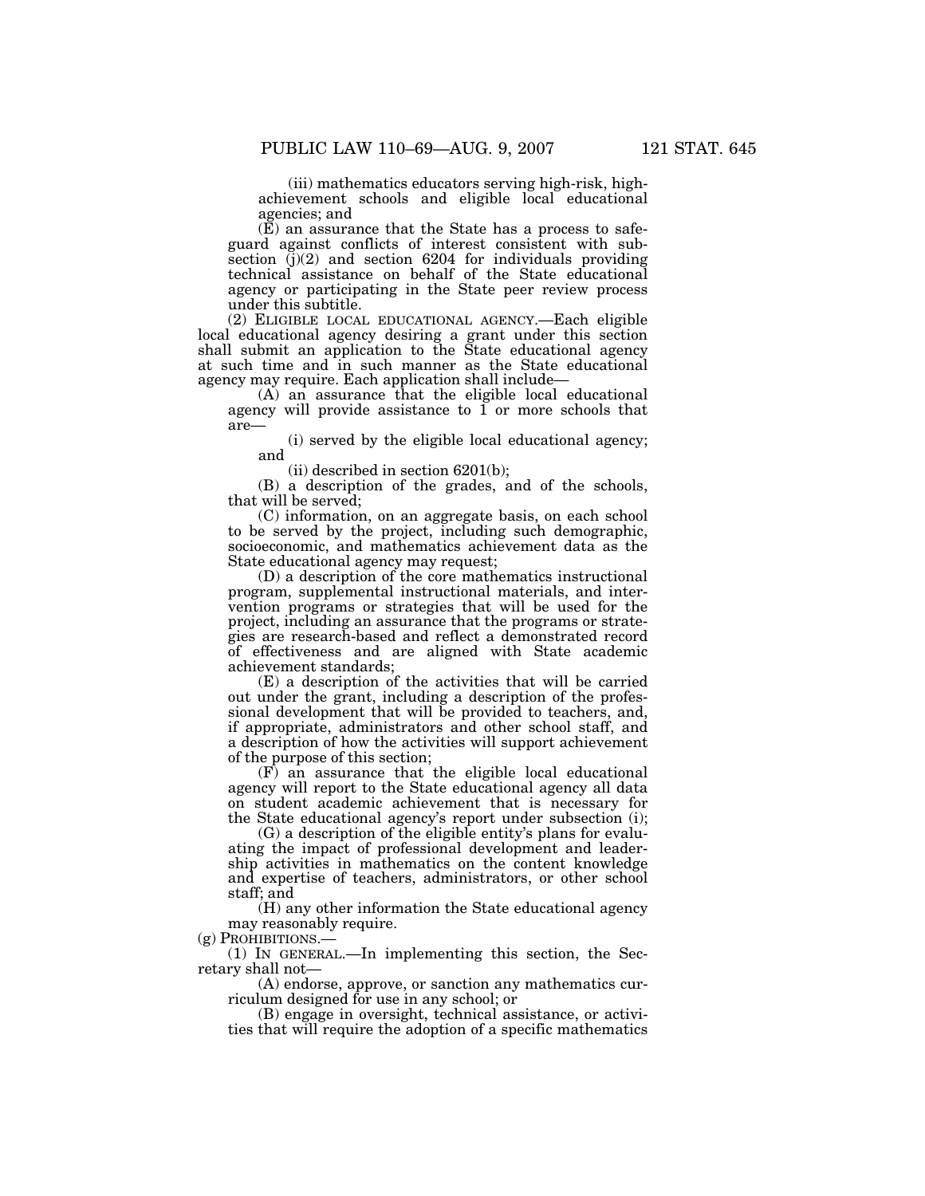(iii) mathematics educators serving high-risk, high-achievement schools and eligible local educational agencies; and

(E) an assurance that the State has a process to safeguard against conflicts of interest consistent with subsection (j)(2) and section 6204 for individuals providing technical assistance on behalf of the State educational agency or participating in the State peer review process under this subtitle.

(2) ELIGIBLE LOCAL EDUCATIONAL AGENCY.—Each eligible local educational agency desiring a grant under this section shall submit an application to the State educational agency at such time and in such manner as the State educational agency may require. Each application shall include—

(A) an assurance that the eligible local educational agency will provide assistance to 1 or more schools that are—

(i) served by the eligible local educational agency; and

(ii) described in section 6201(b);

(B) a description of the grades, and of the schools, that will be served;

(C) information, on an aggregate basis, on each school to be served by the project, including such demographic, socioeconomic, and mathematics achievement data as the State educational agency may request;

(D) a description of the core mathematics instructional program, supplemental instructional materials, and intervention programs or strategies that will be used for the project, including an assurance that the programs or strategies are research-based and reflect a demonstrated record of effectiveness and are aligned with State academic achievement standards;

(E) a description of the activities that will be carried out under the grant, including a description of the professional development that will be provided to teachers, and, if appropriate, administrators and other school staff, and a description of how the activities will support achievement of the purpose of this section;

(F) an assurance that the eligible local educational agency will report to the State educational agency all data on student academic achievement that is necessary for the State educational agency's report under subsection (i);

(G) a description of the eligible entity's plans for evaluating the impact of professional development and leadership activities in mathematics on the content knowledge and expertise of teachers, administrators, or other school staff; and

(H) any other information the State educational agency may reasonably require.

(g) PROHIBITIONS.—

(1) IN GENERAL.—In implementing this section, the Secretary shall not—

(A) endorse, approve, or sanction any mathematics curriculum designed for use in any school; or

(B) engage in oversight, technical assistance, or activities that will require the adoption of a specific mathematics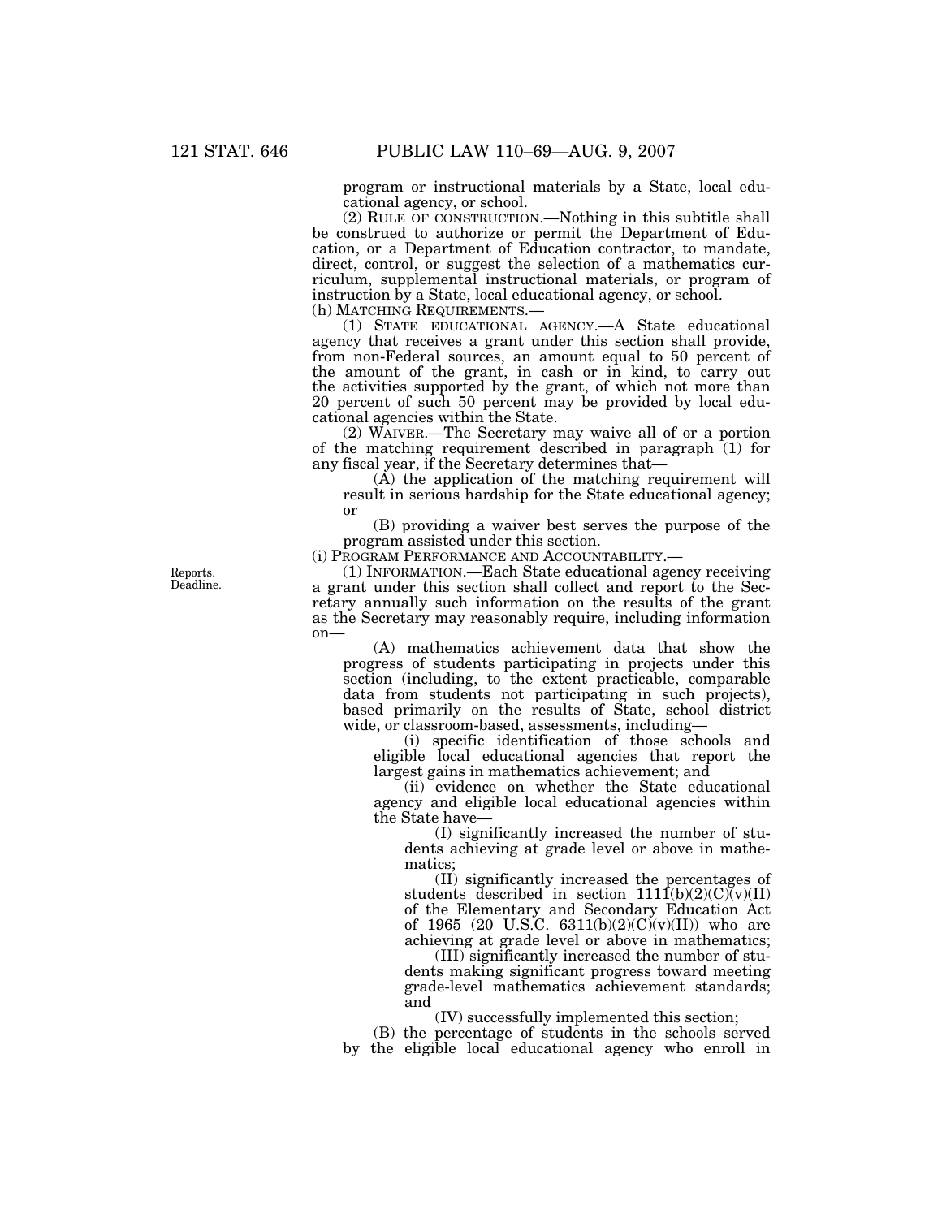program or instructional materials by a State, local educational agency, or school.

(2) RULE OF CONSTRUCTION.—Nothing in this subtitle shall be construed to authorize or permit the Department of Education, or a Department of Education contractor, to mandate, direct, control, or suggest the selection of a mathematics curriculum, supplemental instructional materials, or program of instruction by a State, local educational agency, or school.

(h) MATCHING REQUIREMENTS.—

(1) STATE EDUCATIONAL AGENCY.—A State educational agency that receives a grant under this section shall provide, from non-Federal sources, an amount equal to 50 percent of the amount of the grant, in cash or in kind, to carry out the activities supported by the grant, of which not more than 20 percent of such 50 percent may be provided by local educational agencies within the State.

(2) WAIVER.—The Secretary may waive all of or a portion of the matching requirement described in paragraph (1) for any fiscal year, if the Secretary determines that—

(A) the application of the matching requirement will result in serious hardship for the State educational agency; or

(B) providing a waiver best serves the purpose of the program assisted under this section.

(i) PROGRAM PERFORMANCE AND ACCOUNTABILITY.—

Reports. Deadline.

(1) INFORMATION.—Each State educational agency receiving a grant under this section shall collect and report to the Secretary annually such information on the results of the grant as the Secretary may reasonably require, including information on—

(A) mathematics achievement data that show the progress of students participating in projects under this section (including, to the extent practicable, comparable data from students not participating in such projects), based primarily on the results of State, school district wide, or classroom-based, assessments, including—

(i) specific identification of those schools and eligible local educational agencies that report the largest gains in mathematics achievement; and

(ii) evidence on whether the State educational agency and eligible local educational agencies within the State have—

(I) significantly increased the number of students achieving at grade level or above in mathematics;

(II) significantly increased the percentages of students described in section 1111(b)(2)(C)(v)(II) of the Elementary and Secondary Education Act of 1965 (20 U.S.C. 6311(b)(2)(C)(v)(II)) who are achieving at grade level or above in mathematics;

(III) significantly increased the number of students making significant progress toward meeting grade-level mathematics achievement standards; and

(IV) successfully implemented this section;

(B) the percentage of students in the schools served by the eligible local educational agency who enroll in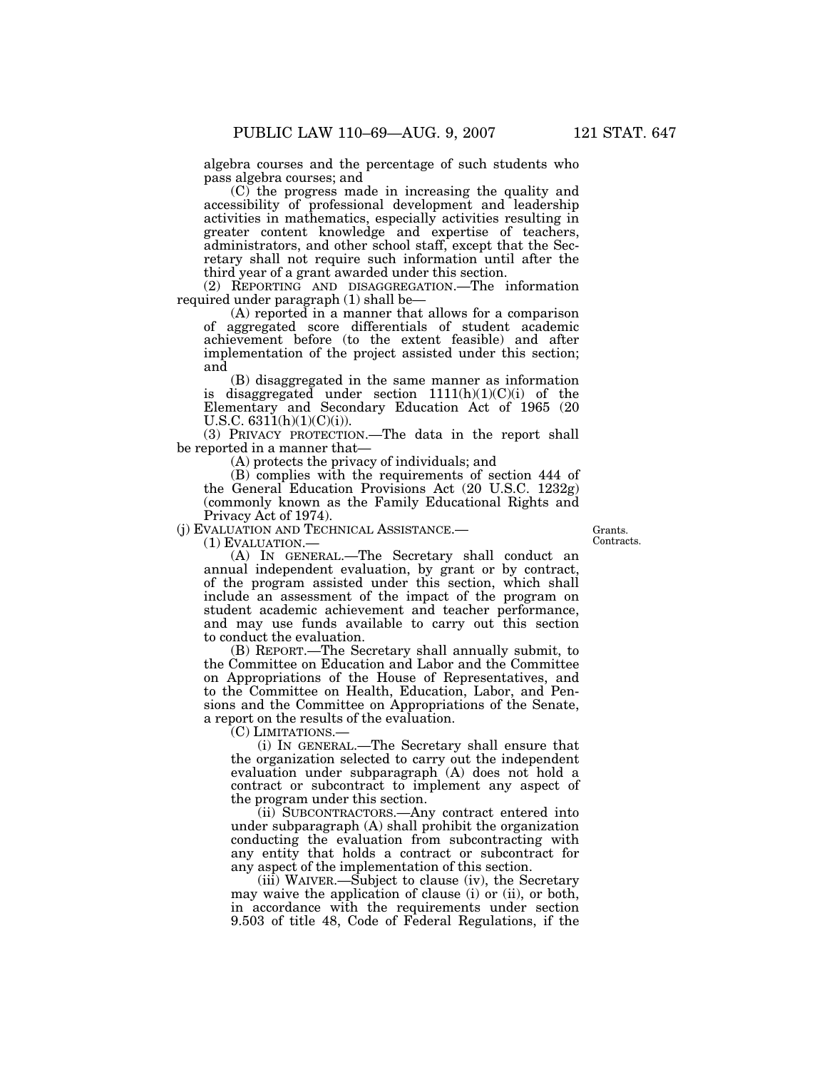algebra courses and the percentage of such students who pass algebra courses; and

(C) the progress made in increasing the quality and accessibility of professional development and leadership activities in mathematics, especially activities resulting in greater content knowledge and expertise of teachers, administrators, and other school staff, except that the Secretary shall not require such information until after the third year of a grant awarded under this section.

(2) REPORTING AND DISAGGREGATION.—The information required under paragraph (1) shall be—

(A) reported in a manner that allows for a comparison of aggregated score differentials of student academic achievement before (to the extent feasible) and after implementation of the project assisted under this section; and

(B) disaggregated in the same manner as information is disaggregated under section 1111(h)(1)(C)(i) of the Elementary and Secondary Education Act of 1965 (20 U.S.C. 6311(h)(1)(C)(i)).

(3) PRIVACY PROTECTION.—The data in the report shall be reported in a manner that—

(A) protects the privacy of individuals; and

(B) complies with the requirements of section 444 of the General Education Provisions Act (20 U.S.C. 1232g) (commonly known as the Family Educational Rights and Privacy Act of 1974).

(j) EVALUATION AND TECHNICAL ASSISTANCE.—

Grants. Contracts.

(1) EVALUATION.—

(A) IN GENERAL.—The Secretary shall conduct an annual independent evaluation, by grant or by contract, of the program assisted under this section, which shall include an assessment of the impact of the program on student academic achievement and teacher performance, and may use funds available to carry out this section to conduct the evaluation.

(B) REPORT.—The Secretary shall annually submit, to the Committee on Education and Labor and the Committee on Appropriations of the House of Representatives, and to the Committee on Health, Education, Labor, and Pensions and the Committee on Appropriations of the Senate, a report on the results of the evaluation.

(C) LIMITATIONS.—

(i) IN GENERAL.—The Secretary shall ensure that the organization selected to carry out the independent evaluation under subparagraph (A) does not hold a contract or subcontract to implement any aspect of the program under this section.

(ii) SUBCONTRACTORS.—Any contract entered into under subparagraph (A) shall prohibit the organization conducting the evaluation from subcontracting with any entity that holds a contract or subcontract for any aspect of the implementation of this section.

(iii) WAIVER.—Subject to clause (iv), the Secretary may waive the application of clause (i) or (ii), or both, in accordance with the requirements under section 9.503 of title 48, Code of Federal Regulations, if the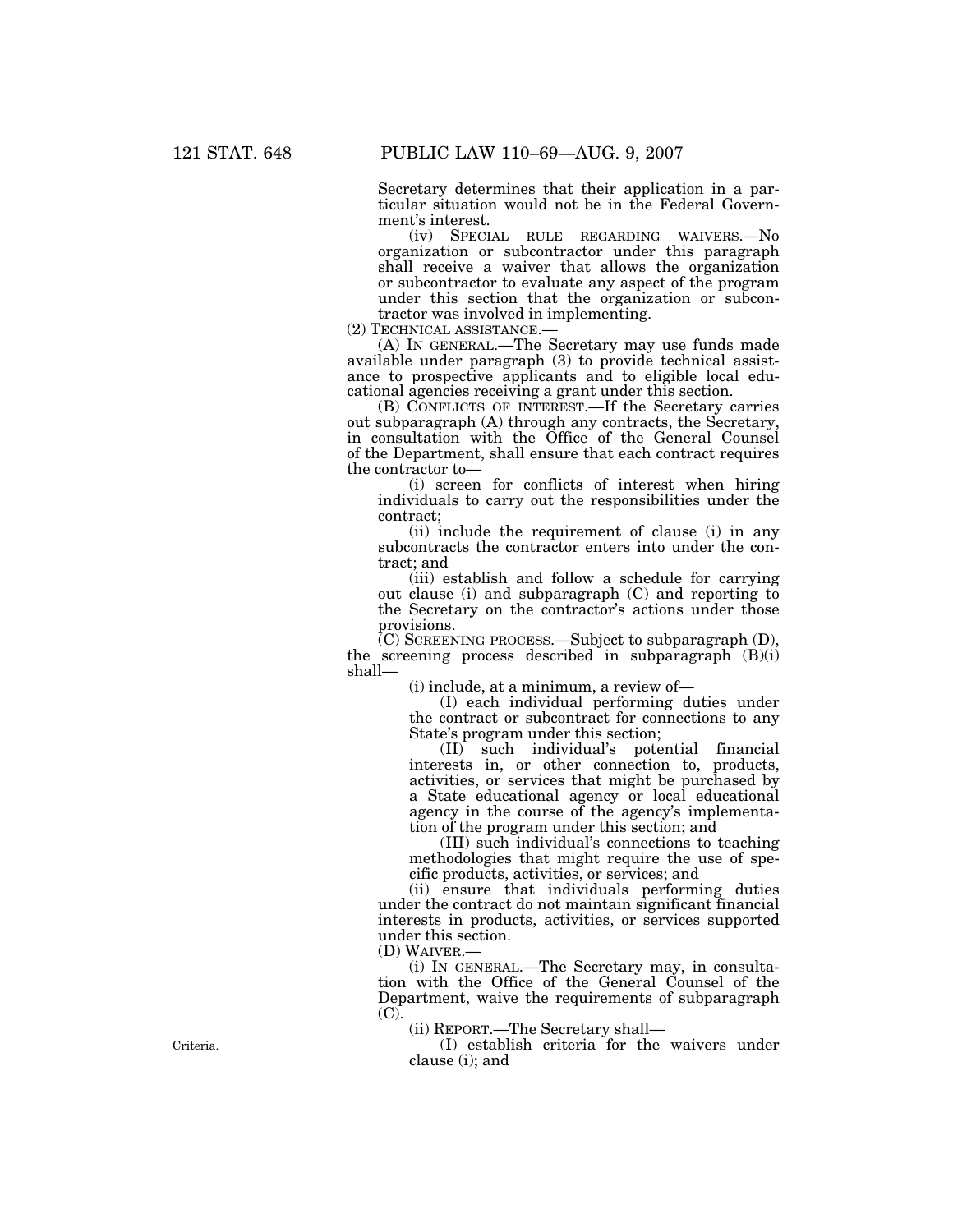Secretary determines that their application in a particular situation would not be in the Federal Government's interest.

(iv) SPECIAL RULE REGARDING WAIVERS.—No organization or subcontractor under this paragraph shall receive a waiver that allows the organization or subcontractor to evaluate any aspect of the program under this section that the organization or subcontractor was involved in implementing.

(2) TECHNICAL ASSISTANCE.—

(A) IN GENERAL.—The Secretary may use funds made available under paragraph (3) to provide technical assistance to prospective applicants and to eligible local educational agencies receiving a grant under this section.

(B) CONFLICTS OF INTEREST.—If the Secretary carries out subparagraph (A) through any contracts, the Secretary, in consultation with the Office of the General Counsel of the Department, shall ensure that each contract requires the contractor to—

(i) screen for conflicts of interest when hiring individuals to carry out the responsibilities under the contract;

(ii) include the requirement of clause (i) in any subcontracts the contractor enters into under the contract; and

(iii) establish and follow a schedule for carrying out clause (i) and subparagraph (C) and reporting to the Secretary on the contractor's actions under those provisions.

(C) SCREENING PROCESS.—Subject to subparagraph (D), the screening process described in subparagraph (B)(i) shall—

(i) include, at a minimum, a review of—

(I) each individual performing duties under the contract or subcontract for connections to any State's program under this section;

(II) such individual's potential financial interests in, or other connection to, products, activities, or services that might be purchased by a State educational agency or local educational agency in the course of the agency's implementation of the program under this section; and

(III) such individual's connections to teaching methodologies that might require the use of specific products, activities, or services; and

(ii) ensure that individuals performing duties under the contract do not maintain significant financial interests in products, activities, or services supported under this section.

(D) WAIVER.—

(i) IN GENERAL.—The Secretary may, in consultation with the Office of the General Counsel of the Department, waive the requirements of subparagraph (C).

(ii) REPORT.—The Secretary shall—

Criteria.

(I) establish criteria for the waivers under clause (i); and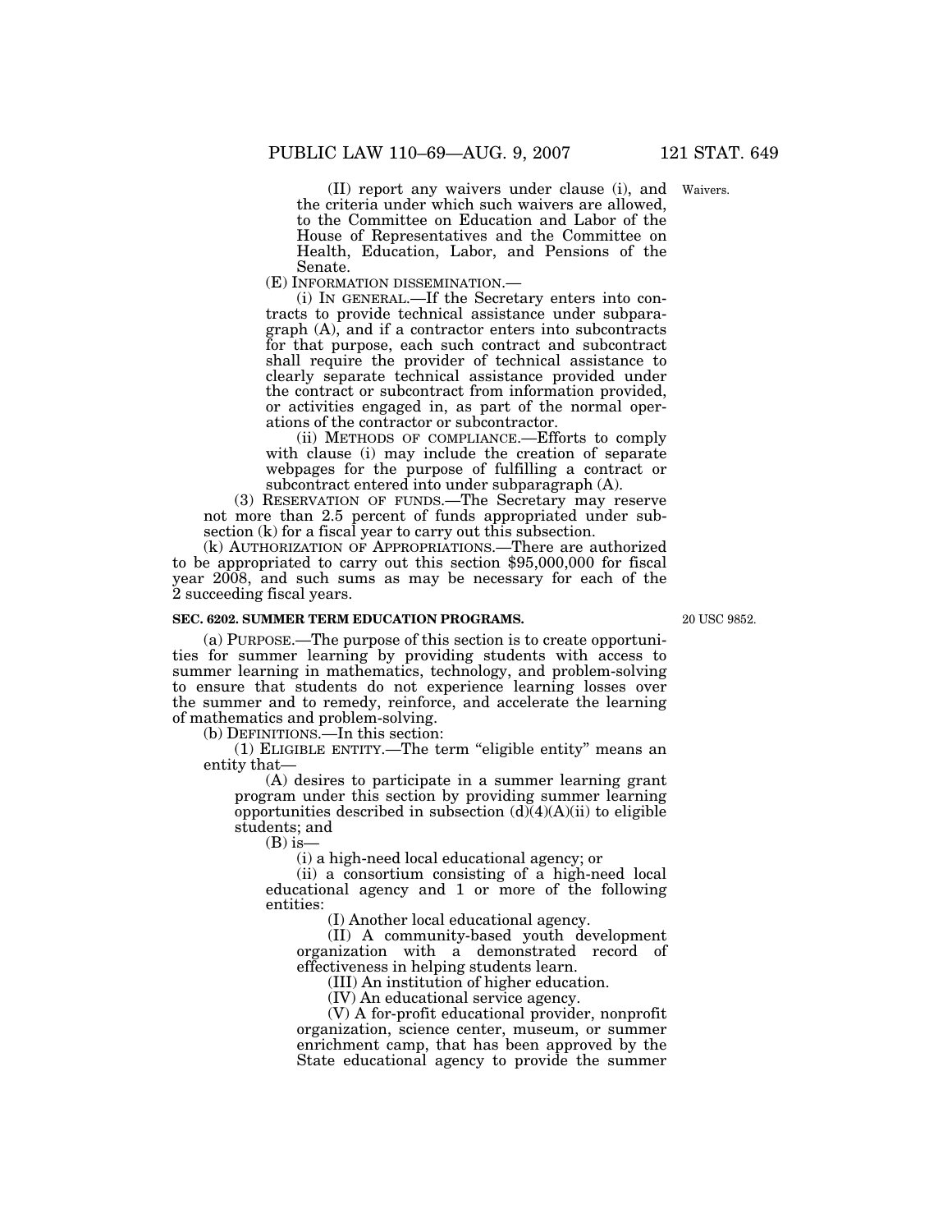(II) report any waivers under clause (i), and the criteria under which such waivers are allowed, to the Committee on Education and Labor of the House of Representatives and the Committee on Health, Education, Labor, and Pensions of the Senate.

(E) INFORMATION DISSEMINATION.—

(i) IN GENERAL.—If the Secretary enters into contracts to provide technical assistance under subparagraph (A), and if a contractor enters into subcontracts for that purpose, each such contract and subcontract shall require the provider of technical assistance to clearly separate technical assistance provided under the contract or subcontract from information provided, or activities engaged in, as part of the normal operations of the contractor or subcontractor.

(ii) METHODS OF COMPLIANCE.—Efforts to comply with clause (i) may include the creation of separate webpages for the purpose of fulfilling a contract or subcontract entered into under subparagraph (A).

(3) RESERVATION OF FUNDS.—The Secretary may reserve not more than 2.5 percent of funds appropriated under subsection (k) for a fiscal year to carry out this subsection.

(k) AUTHORIZATION OF APPROPRIATIONS.—There are authorized to be appropriated to carry out this section $95,000,000 for fiscal year 2008, and such sums as may be necessary for each of the 2 succeeding fiscal years.

**SEC. 6202. SUMMER TERM EDUCATION PROGRAMS.**

20 USC 9852.

(a) PURPOSE.—The purpose of this section is to create opportunities for summer learning by providing students with access to summer learning in mathematics, technology, and problem-solving to ensure that students do not experience learning losses over the summer and to remedy, reinforce, and accelerate the learning of mathematics and problem-solving.

(b) DEFINITIONS.—In this section:

(1) ELIGIBLE ENTITY.—The term "eligible entity" means an entity that—

(A) desires to participate in a summer learning grant program under this section by providing summer learning opportunities described in subsection (d)(4)(A)(ii) to eligible students; and

(B) is—

(i) a high-need local educational agency; or

(ii) a consortium consisting of a high-need local educational agency and 1 or more of the following entities:

(I) Another local educational agency.

(II) A community-based youth development organization with a demonstrated record of effectiveness in helping students learn.

(III) An institution of higher education.

(IV) An educational service agency.

(V) A for-profit educational provider, nonprofit organization, science center, museum, or summer enrichment camp, that has been approved by the State educational agency to provide the summer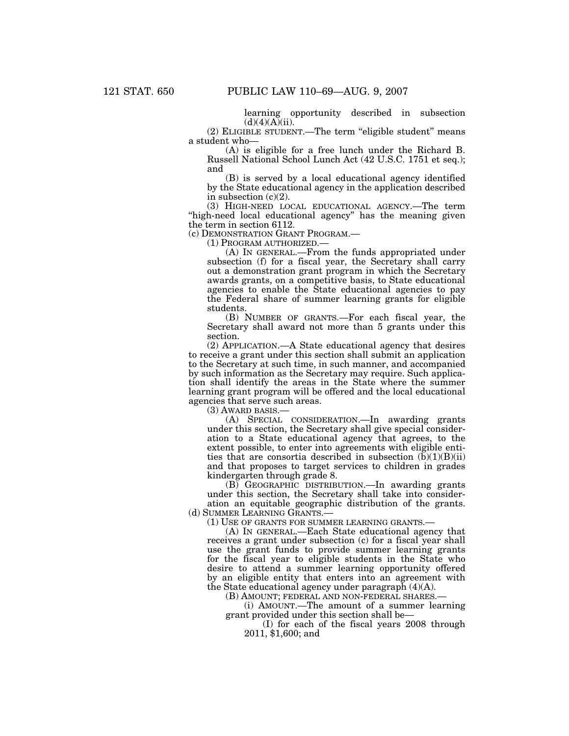learning opportunity described in subsection (d)(4)(A)(ii).

(2) ELIGIBLE STUDENT.—The term "eligible student" means a student who—

(A) is eligible for a free lunch under the Richard B. Russell National School Lunch Act (42 U.S.C. 1751 et seq.); and

(B) is served by a local educational agency identified by the State educational agency in the application described in subsection (c)(2).

(3) HIGH-NEED LOCAL EDUCATIONAL AGENCY.—The term "high-need local educational agency" has the meaning given the term in section 6112.

(c) DEMONSTRATION GRANT PROGRAM.—

(1) PROGRAM AUTHORIZED.—

(A) IN GENERAL.—From the funds appropriated under subsection (f) for a fiscal year, the Secretary shall carry out a demonstration grant program in which the Secretary awards grants, on a competitive basis, to State educational agencies to enable the State educational agencies to pay the Federal share of summer learning grants for eligible students.

(B) NUMBER OF GRANTS.—For each fiscal year, the Secretary shall award not more than 5 grants under this section.

(2) APPLICATION.—A State educational agency that desires to receive a grant under this section shall submit an application to the Secretary at such time, in such manner, and accompanied by such information as the Secretary may require. Such application shall identify the areas in the State where the summer learning grant program will be offered and the local educational agencies that serve such areas.

(3) AWARD BASIS.—

(A) SPECIAL CONSIDERATION.—In awarding grants under this section, the Secretary shall give special consideration to a State educational agency that agrees, to the extent possible, to enter into agreements with eligible entities that are consortia described in subsection (b)(1)(B)(ii) and that proposes to target services to children in grades kindergarten through grade 8.

(B) GEOGRAPHIC DISTRIBUTION.—In awarding grants under this section, the Secretary shall take into consideration an equitable geographic distribution of the grants.

(d) SUMMER LEARNING GRANTS.—

(1) USE OF GRANTS FOR SUMMER LEARNING GRANTS.—

(A) IN GENERAL.—Each State educational agency that receives a grant under subsection (c) for a fiscal year shall use the grant funds to provide summer learning grants for the fiscal year to eligible students in the State who desire to attend a summer learning opportunity offered by an eligible entity that enters into an agreement with the State educational agency under paragraph (4)(A).

(B) AMOUNT; FEDERAL AND NON-FEDERAL SHARES.—

(i) AMOUNT.—The amount of a summer learning grant provided under this section shall be—

(I) for each of the fiscal years 2008 through 2011, $1,600; and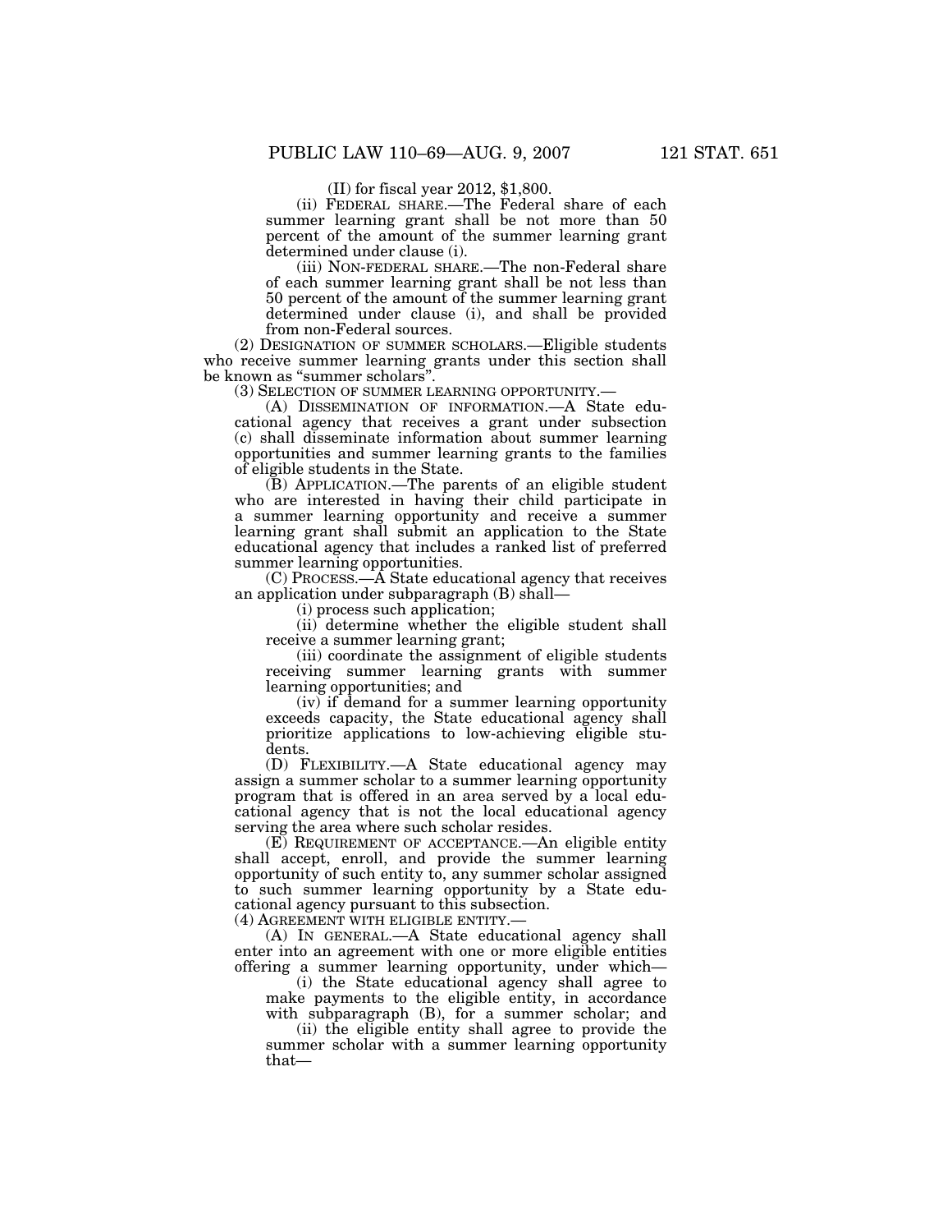(II) for fiscal year 2012, $1,800.

(ii) FEDERAL SHARE.—The Federal share of each summer learning grant shall be not more than 50 percent of the amount of the summer learning grant determined under clause (i).

(iii) NON-FEDERAL SHARE.—The non-Federal share of each summer learning grant shall be not less than 50 percent of the amount of the summer learning grant determined under clause (i), and shall be provided from non-Federal sources.

(2) DESIGNATION OF SUMMER SCHOLARS.—Eligible students who receive summer learning grants under this section shall be known as "summer scholars".

(3) SELECTION OF SUMMER LEARNING OPPORTUNITY.—

(A) DISSEMINATION OF INFORMATION.—A State educational agency that receives a grant under subsection (c) shall disseminate information about summer learning opportunities and summer learning grants to the families of eligible students in the State.

(B) APPLICATION.—The parents of an eligible student who are interested in having their child participate in a summer learning opportunity and receive a summer learning grant shall submit an application to the State educational agency that includes a ranked list of preferred summer learning opportunities.

(C) PROCESS.—A State educational agency that receives an application under subparagraph (B) shall—

(i) process such application;

(ii) determine whether the eligible student shall receive a summer learning grant;

(iii) coordinate the assignment of eligible students receiving summer learning grants with summer learning opportunities; and

(iv) if demand for a summer learning opportunity exceeds capacity, the State educational agency shall prioritize applications to low-achieving eligible students.

(D) FLEXIBILITY.—A State educational agency may assign a summer scholar to a summer learning opportunity program that is offered in an area served by a local educational agency that is not the local educational agency serving the area where such scholar resides.

(E) REQUIREMENT OF ACCEPTANCE.—An eligible entity shall accept, enroll, and provide the summer learning opportunity of such entity to, any summer scholar assigned to such summer learning opportunity by a State educational agency pursuant to this subsection.

(4) AGREEMENT WITH ELIGIBLE ENTITY.—

(A) IN GENERAL.—A State educational agency shall enter into an agreement with one or more eligible entities offering a summer learning opportunity, under which—

(i) the State educational agency shall agree to make payments to the eligible entity, in accordance with subparagraph (B), for a summer scholar; and

(ii) the eligible entity shall agree to provide the summer scholar with a summer learning opportunity that—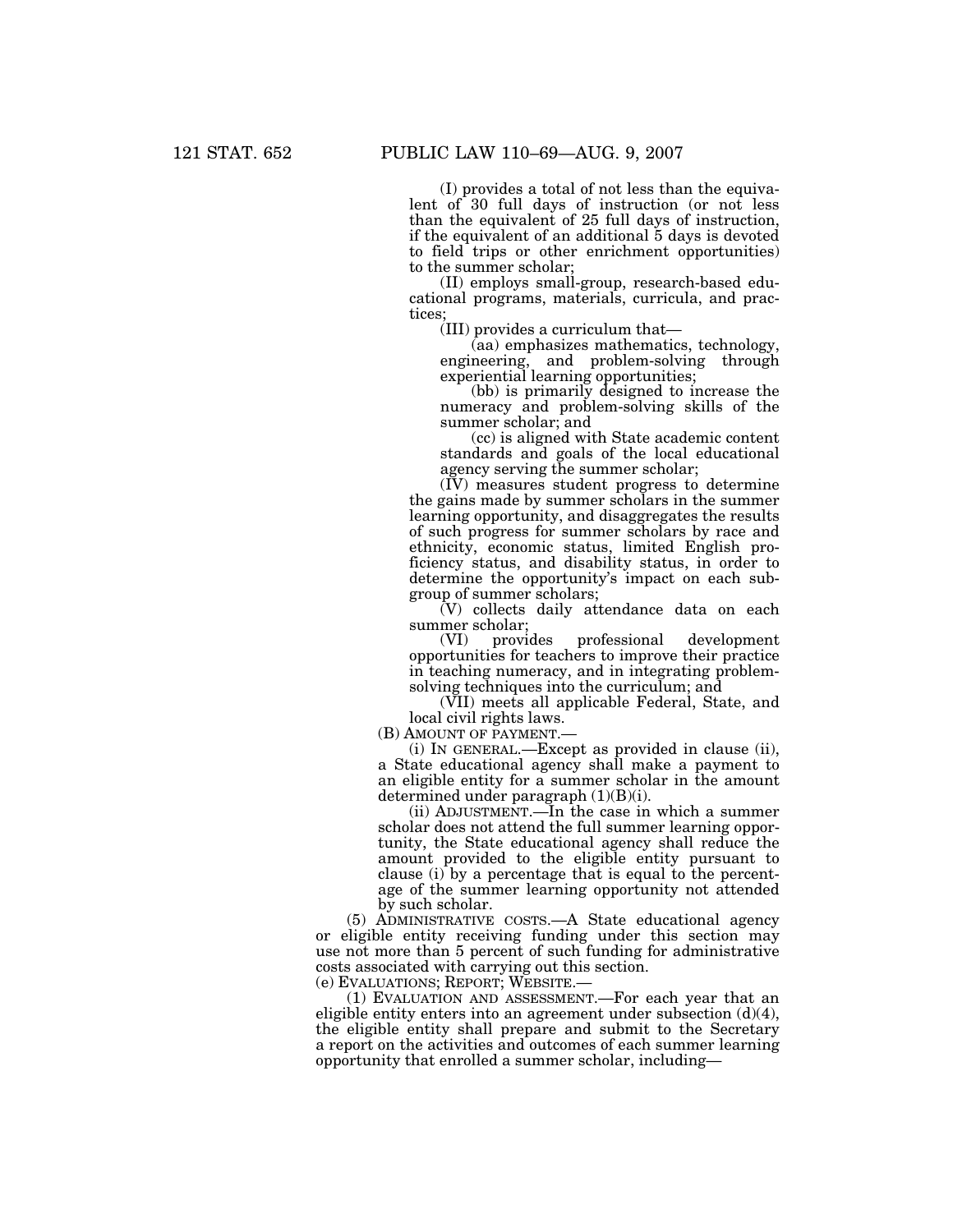(I) provides a total of not less than the equivalent of 30 full days of instruction (or not less than the equivalent of 25 full days of instruction, if the equivalent of an additional 5 days is devoted to field trips or other enrichment opportunities) to the summer scholar;

(II) employs small-group, research-based educational programs, materials, curricula, and practices;

(III) provides a curriculum that—

(aa) emphasizes mathematics, technology, engineering, and problem-solving through experiential learning opportunities;

(bb) is primarily designed to increase the numeracy and problem-solving skills of the summer scholar; and

(cc) is aligned with State academic content standards and goals of the local educational agency serving the summer scholar;

(IV) measures student progress to determine the gains made by summer scholars in the summer learning opportunity, and disaggregates the results of such progress for summer scholars by race and ethnicity, economic status, limited English proficiency status, and disability status, in order to determine the opportunity's impact on each subgroup of summer scholars;

(V) collects daily attendance data on each summer scholar;

(VI) provides professional development opportunities for teachers to improve their practice in teaching numeracy, and in integrating problem-solving techniques into the curriculum; and

(VII) meets all applicable Federal, State, and local civil rights laws.

(B) AMOUNT OF PAYMENT.—

(i) IN GENERAL.—Except as provided in clause (ii), a State educational agency shall make a payment to an eligible entity for a summer scholar in the amount determined under paragraph (1)(B)(i).

(ii) ADJUSTMENT.—In the case in which a summer scholar does not attend the full summer learning opportunity, the State educational agency shall reduce the amount provided to the eligible entity pursuant to clause (i) by a percentage that is equal to the percentage of the summer learning opportunity not attended by such scholar.

(5) ADMINISTRATIVE COSTS.—A State educational agency or eligible entity receiving funding under this section may use not more than 5 percent of such funding for administrative costs associated with carrying out this section.

(e) EVALUATIONS; REPORT; WEBSITE.—

(1) EVALUATION AND ASSESSMENT.—For each year that an eligible entity enters into an agreement under subsection (d)(4), the eligible entity shall prepare and submit to the Secretary a report on the activities and outcomes of each summer learning opportunity that enrolled a summer scholar, including—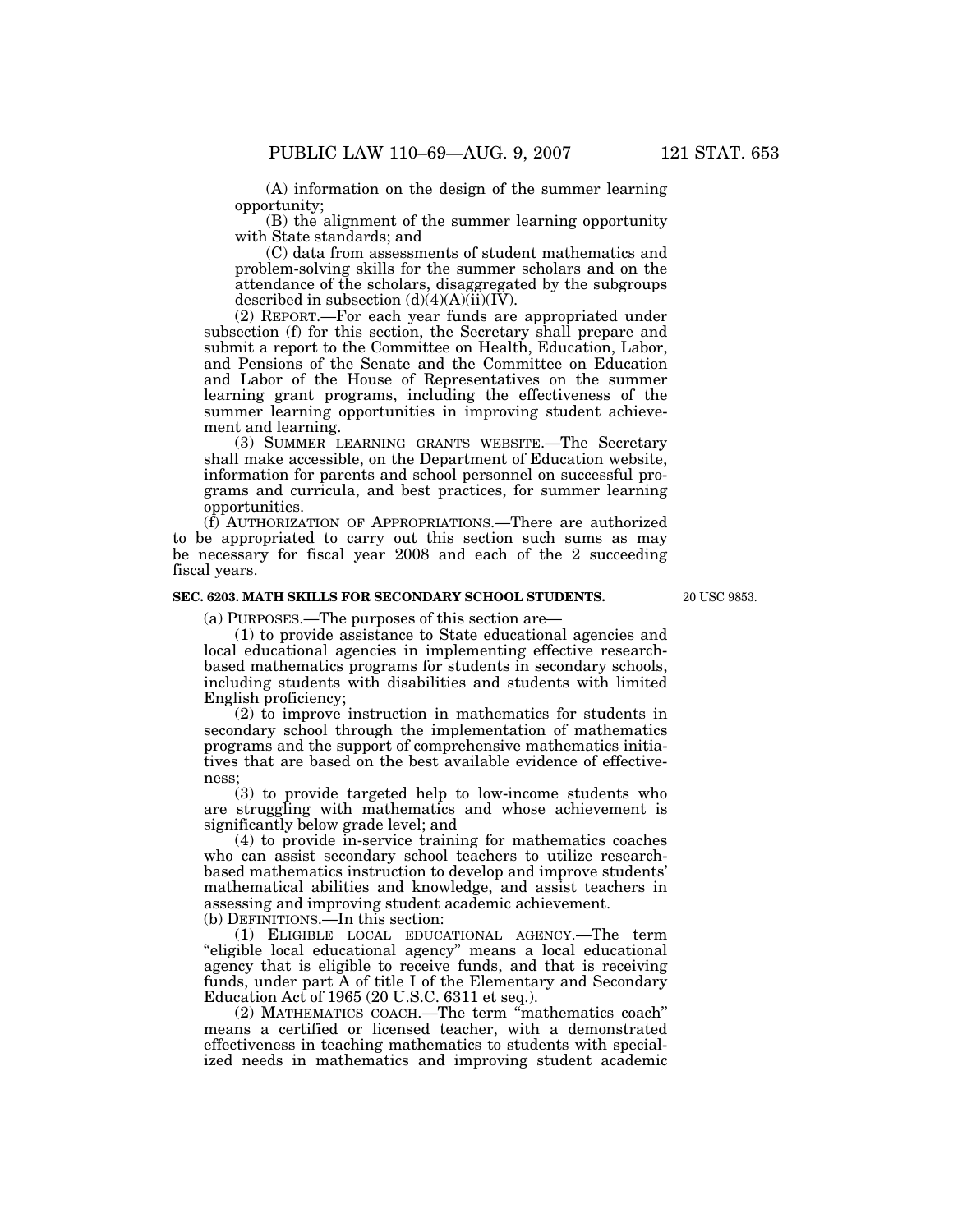(A) information on the design of the summer learning opportunity;

(B) the alignment of the summer learning opportunity with State standards; and

(C) data from assessments of student mathematics and problem-solving skills for the summer scholars and on the attendance of the scholars, disaggregated by the subgroups described in subsection (d)(4)(A)(ii)(IV).

(2) REPORT.—For each year funds are appropriated under subsection (f) for this section, the Secretary shall prepare and submit a report to the Committee on Health, Education, Labor, and Pensions of the Senate and the Committee on Education and Labor of the House of Representatives on the summer learning grant programs, including the effectiveness of the summer learning opportunities in improving student achievement and learning.

(3) SUMMER LEARNING GRANTS WEBSITE.—The Secretary shall make accessible, on the Department of Education website, information for parents and school personnel on successful programs and curricula, and best practices, for summer learning opportunities.

(f) AUTHORIZATION OF APPROPRIATIONS.—There are authorized to be appropriated to carry out this section such sums as may be necessary for fiscal year 2008 and each of the 2 succeeding fiscal years.

**SEC. 6203. MATH SKILLS FOR SECONDARY SCHOOL STUDENTS.**

20 USC 9853.

(a) PURPOSES.—The purposes of this section are—

(1) to provide assistance to State educational agencies and local educational agencies in implementing effective research-based mathematics programs for students in secondary schools, including students with disabilities and students with limited English proficiency;

(2) to improve instruction in mathematics for students in secondary school through the implementation of mathematics programs and the support of comprehensive mathematics initiatives that are based on the best available evidence of effectiveness;

(3) to provide targeted help to low-income students who are struggling with mathematics and whose achievement is significantly below grade level; and

(4) to provide in-service training for mathematics coaches who can assist secondary school teachers to utilize research-based mathematics instruction to develop and improve students' mathematical abilities and knowledge, and assist teachers in assessing and improving student academic achievement.

(b) DEFINITIONS.—In this section:

(1) ELIGIBLE LOCAL EDUCATIONAL AGENCY.—The term "eligible local educational agency" means a local educational agency that is eligible to receive funds, and that is receiving funds, under part A of title I of the Elementary and Secondary Education Act of 1965 (20 U.S.C. 6311 et seq.).

(2) MATHEMATICS COACH.—The term "mathematics coach" means a certified or licensed teacher, with a demonstrated effectiveness in teaching mathematics to students with specialized needs in mathematics and improving student academic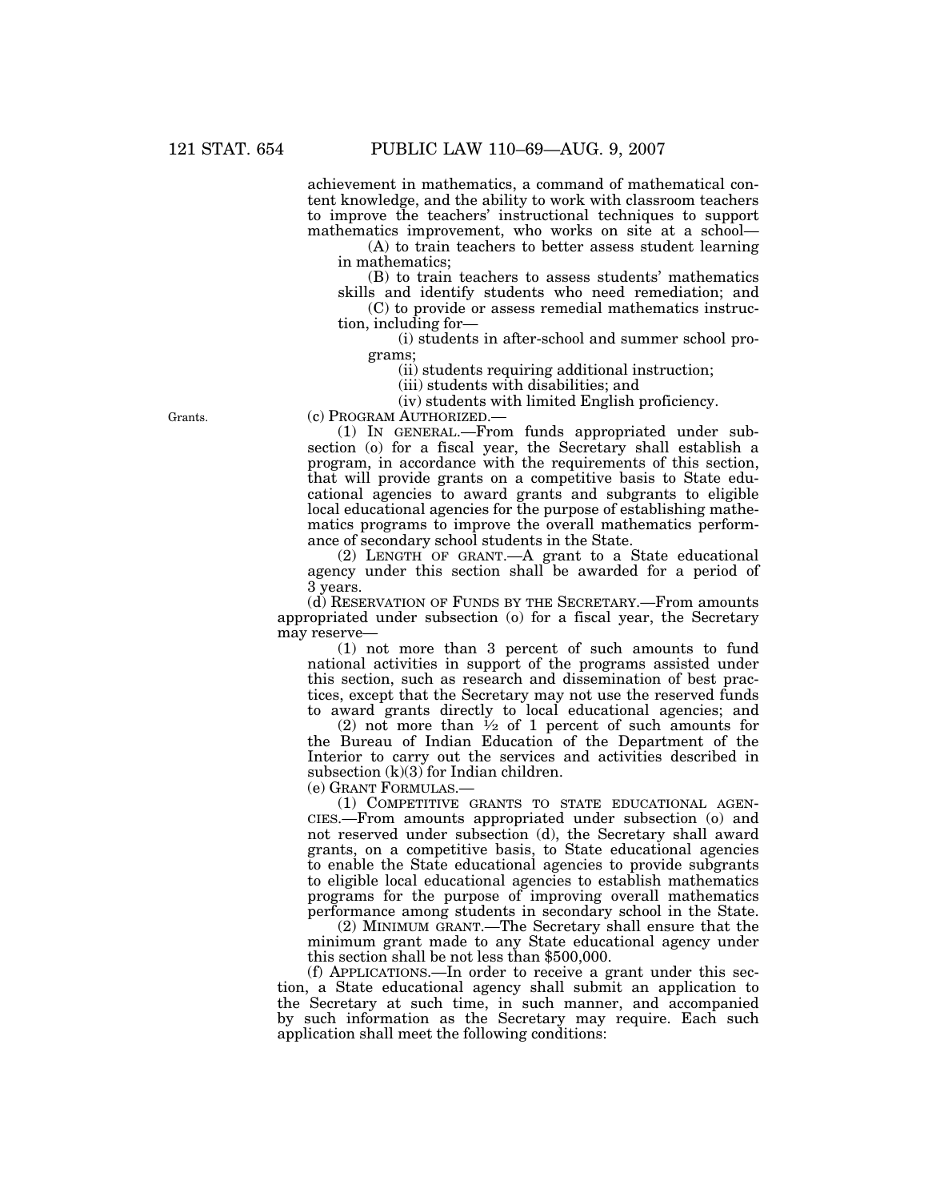achievement in mathematics, a command of mathematical content knowledge, and the ability to work with classroom teachers to improve the teachers' instructional techniques to support mathematics improvement, who works on site at a school—

(A) to train teachers to better assess student learning in mathematics;

(B) to train teachers to assess students' mathematics skills and identify students who need remediation; and

(C) to provide or assess remedial mathematics instruction, including for—

(i) students in after-school and summer school programs;

(ii) students requiring additional instruction;

(iii) students with disabilities; and

(iv) students with limited English proficiency.

Grants.

(c) PROGRAM AUTHORIZED.—

(1) IN GENERAL.—From funds appropriated under subsection (o) for a fiscal year, the Secretary shall establish a program, in accordance with the requirements of this section, that will provide grants on a competitive basis to State educational agencies to award grants and subgrants to eligible local educational agencies for the purpose of establishing mathematics programs to improve the overall mathematics performance of secondary school students in the State.

(2) LENGTH OF GRANT.—A grant to a State educational agency under this section shall be awarded for a period of 3 years.

(d) RESERVATION OF FUNDS BY THE SECRETARY.—From amounts appropriated under subsection (o) for a fiscal year, the Secretary may reserve—

(1) not more than 3 percent of such amounts to fund national activities in support of the programs assisted under this section, such as research and dissemination of best practices, except that the Secretary may not use the reserved funds to award grants directly to local educational agencies; and

(2) not more than ½ of 1 percent of such amounts for the Bureau of Indian Education of the Department of the Interior to carry out the services and activities described in subsection (k)(3) for Indian children.

(e) GRANT FORMULAS.—

(1) COMPETITIVE GRANTS TO STATE EDUCATIONAL AGENCIES.—From amounts appropriated under subsection (o) and not reserved under subsection (d), the Secretary shall award grants, on a competitive basis, to State educational agencies to enable the State educational agencies to provide subgrants to eligible local educational agencies to establish mathematics programs for the purpose of improving overall mathematics performance among students in secondary school in the State.

(2) MINIMUM GRANT.—The Secretary shall ensure that the minimum grant made to any State educational agency under this section shall be not less than $500,000.

(f) APPLICATIONS.—In order to receive a grant under this section, a State educational agency shall submit an application to the Secretary at such time, in such manner, and accompanied by such information as the Secretary may require. Each such application shall meet the following conditions: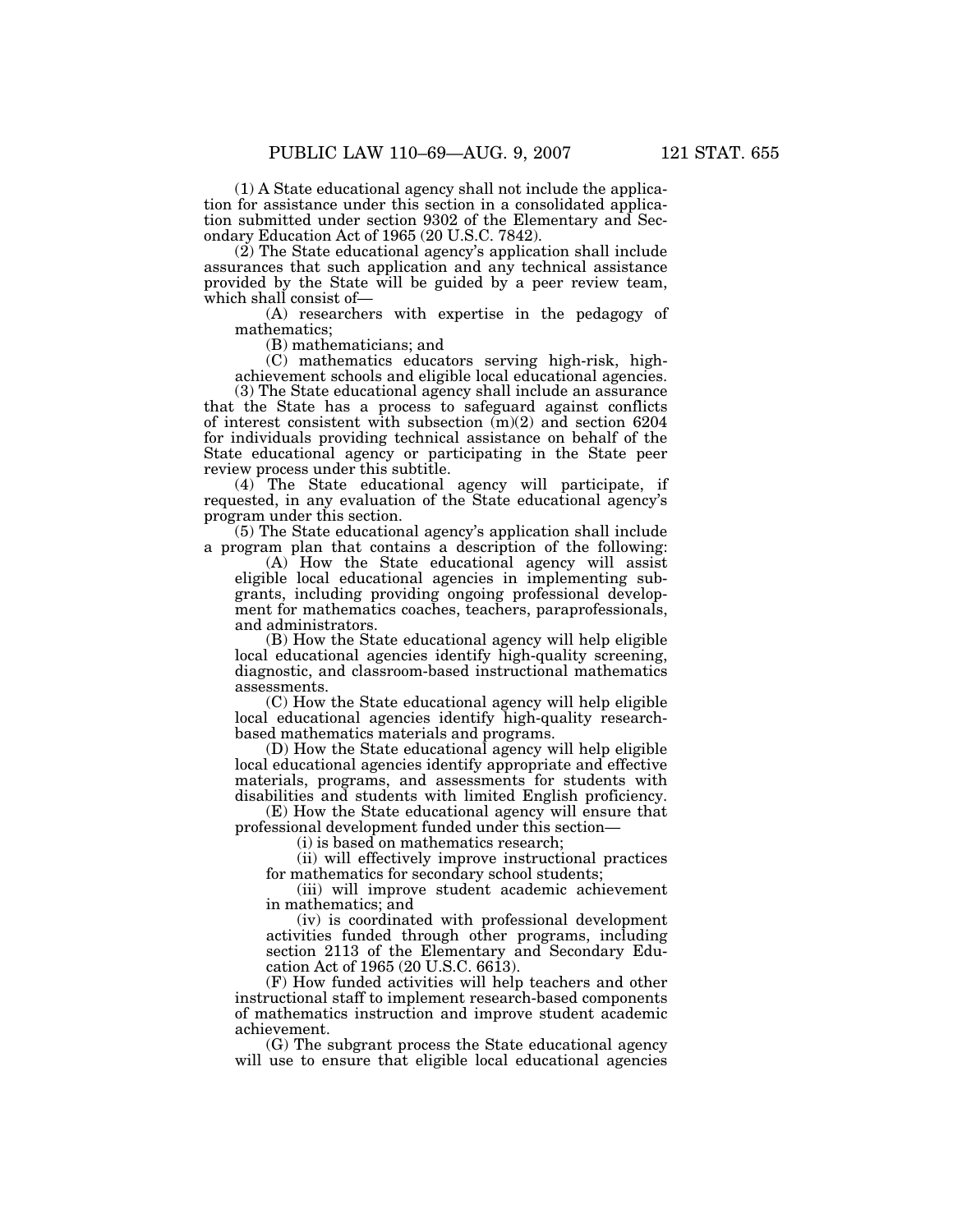(1) A State educational agency shall not include the application for assistance under this section in a consolidated application submitted under section 9302 of the Elementary and Secondary Education Act of 1965 (20 U.S.C. 7842).

(2) The State educational agency's application shall include assurances that such application and any technical assistance provided by the State will be guided by a peer review team, which shall consist of—

(A) researchers with expertise in the pedagogy of mathematics;

(B) mathematicians; and

(C) mathematics educators serving high-risk, high-achievement schools and eligible local educational agencies.

(3) The State educational agency shall include an assurance that the State has a process to safeguard against conflicts of interest consistent with subsection (m)(2) and section 6204 for individuals providing technical assistance on behalf of the State educational agency or participating in the State peer review process under this subtitle.

(4) The State educational agency will participate, if requested, in any evaluation of the State educational agency's program under this section.

(5) The State educational agency's application shall include a program plan that contains a description of the following:

(A) How the State educational agency will assist eligible local educational agencies in implementing subgrants, including providing ongoing professional development for mathematics coaches, teachers, paraprofessionals, and administrators.

(B) How the State educational agency will help eligible local educational agencies identify high-quality screening, diagnostic, and classroom-based instructional mathematics assessments.

(C) How the State educational agency will help eligible local educational agencies identify high-quality research-based mathematics materials and programs.

(D) How the State educational agency will help eligible local educational agencies identify appropriate and effective materials, programs, and assessments for students with disabilities and students with limited English proficiency.

(E) How the State educational agency will ensure that professional development funded under this section—

(i) is based on mathematics research;

(ii) will effectively improve instructional practices for mathematics for secondary school students;

(iii) will improve student academic achievement in mathematics; and

(iv) is coordinated with professional development activities funded through other programs, including section 2113 of the Elementary and Secondary Education Act of 1965 (20 U.S.C. 6613).

(F) How funded activities will help teachers and other instructional staff to implement research-based components of mathematics instruction and improve student academic achievement.

(G) The subgrant process the State educational agency will use to ensure that eligible local educational agencies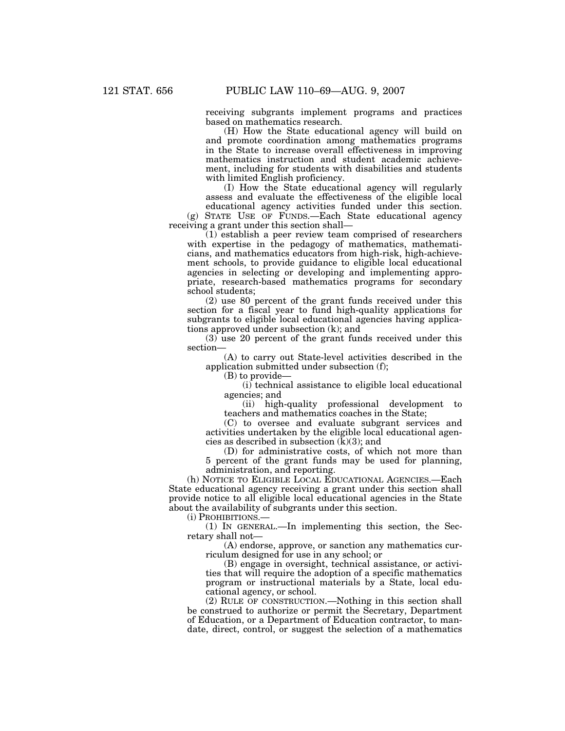receiving subgrants implement programs and practices based on mathematics research.

(H) How the State educational agency will build on and promote coordination among mathematics programs in the State to increase overall effectiveness in improving mathematics instruction and student academic achievement, including for students with disabilities and students with limited English proficiency.

(I) How the State educational agency will regularly assess and evaluate the effectiveness of the eligible local educational agency activities funded under this section.

(g) STATE USE OF FUNDS.—Each State educational agency receiving a grant under this section shall—

(1) establish a peer review team comprised of researchers with expertise in the pedagogy of mathematics, mathematicians, and mathematics educators from high-risk, high-achievement schools, to provide guidance to eligible local educational agencies in selecting or developing and implementing appropriate, research-based mathematics programs for secondary school students;

(2) use 80 percent of the grant funds received under this section for a fiscal year to fund high-quality applications for subgrants to eligible local educational agencies having applications approved under subsection (k); and

(3) use 20 percent of the grant funds received under this section—

(A) to carry out State-level activities described in the application submitted under subsection (f);

(B) to provide—

(i) technical assistance to eligible local educational agencies; and

(ii) high-quality professional development to teachers and mathematics coaches in the State;

(C) to oversee and evaluate subgrant services and activities undertaken by the eligible local educational agencies as described in subsection (k)(3); and

(D) for administrative costs, of which not more than 5 percent of the grant funds may be used for planning, administration, and reporting.

(h) NOTICE TO ELIGIBLE LOCAL EDUCATIONAL AGENCIES.—Each State educational agency receiving a grant under this section shall provide notice to all eligible local educational agencies in the State about the availability of subgrants under this section.

(i) PROHIBITIONS.—

(1) IN GENERAL.—In implementing this section, the Secretary shall not—

(A) endorse, approve, or sanction any mathematics curriculum designed for use in any school; or

(B) engage in oversight, technical assistance, or activities that will require the adoption of a specific mathematics program or instructional materials by a State, local educational agency, or school.

(2) RULE OF CONSTRUCTION.—Nothing in this section shall be construed to authorize or permit the Secretary, Department of Education, or a Department of Education contractor, to mandate, direct, control, or suggest the selection of a mathematics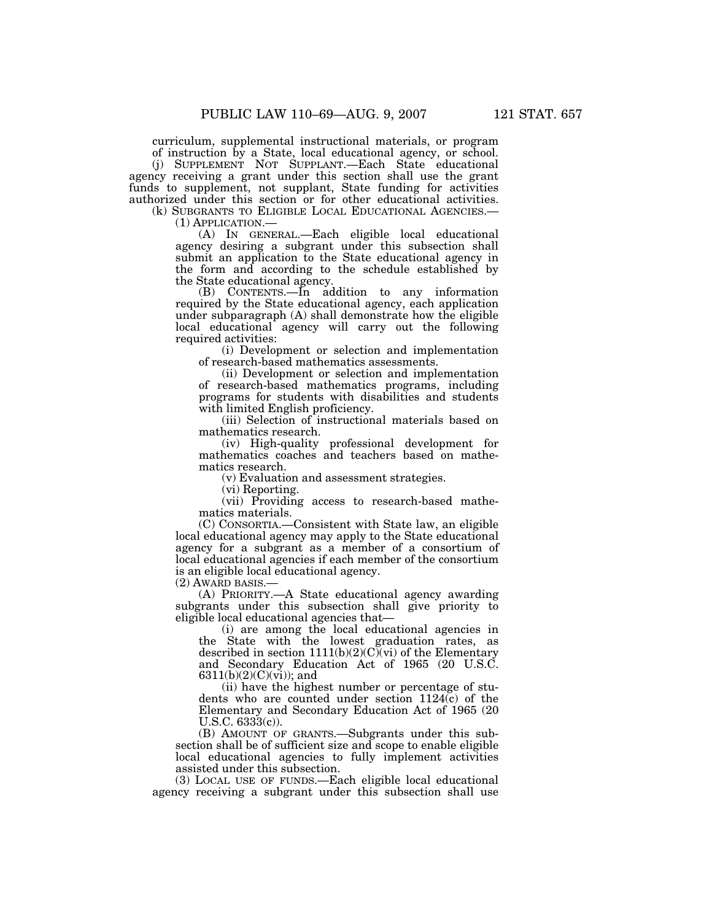curriculum, supplemental instructional materials, or program of instruction by a State, local educational agency, or school.

(j) SUPPLEMENT NOT SUPPLANT.—Each State educational agency receiving a grant under this section shall use the grant funds to supplement, not supplant, State funding for activities authorized under this section or for other educational activities.

(k) SUBGRANTS TO ELIGIBLE LOCAL EDUCATIONAL AGENCIES.—

(1) APPLICATION.—

(A) IN GENERAL.—Each eligible local educational agency desiring a subgrant under this subsection shall submit an application to the State educational agency in the form and according to the schedule established by the State educational agency.

(B) CONTENTS.—In addition to any information required by the State educational agency, each application under subparagraph (A) shall demonstrate how the eligible local educational agency will carry out the following required activities:

(i) Development or selection and implementation of research-based mathematics assessments.

(ii) Development or selection and implementation of research-based mathematics programs, including programs for students with disabilities and students with limited English proficiency.

(iii) Selection of instructional materials based on mathematics research.

(iv) High-quality professional development for mathematics coaches and teachers based on mathematics research.

(v) Evaluation and assessment strategies.

(vi) Reporting.

(vii) Providing access to research-based mathematics materials.

(C) CONSORTIA.—Consistent with State law, an eligible local educational agency may apply to the State educational agency for a subgrant as a member of a consortium of local educational agencies if each member of the consortium is an eligible local educational agency.

(2) AWARD BASIS.—

(A) PRIORITY.—A State educational agency awarding subgrants under this subsection shall give priority to eligible local educational agencies that—

(i) are among the local educational agencies in the State with the lowest graduation rates, as described in section 1111(b)(2)(C)(vi) of the Elementary and Secondary Education Act of 1965 (20 U.S.C. 6311(b)(2)(C)(vi)); and

(ii) have the highest number or percentage of students who are counted under section 1124(c) of the Elementary and Secondary Education Act of 1965 (20 U.S.C. 6333(c)).

(B) AMOUNT OF GRANTS.—Subgrants under this subsection shall be of sufficient size and scope to enable eligible local educational agencies to fully implement activities assisted under this subsection.

(3) LOCAL USE OF FUNDS.—Each eligible local educational agency receiving a subgrant under this subsection shall use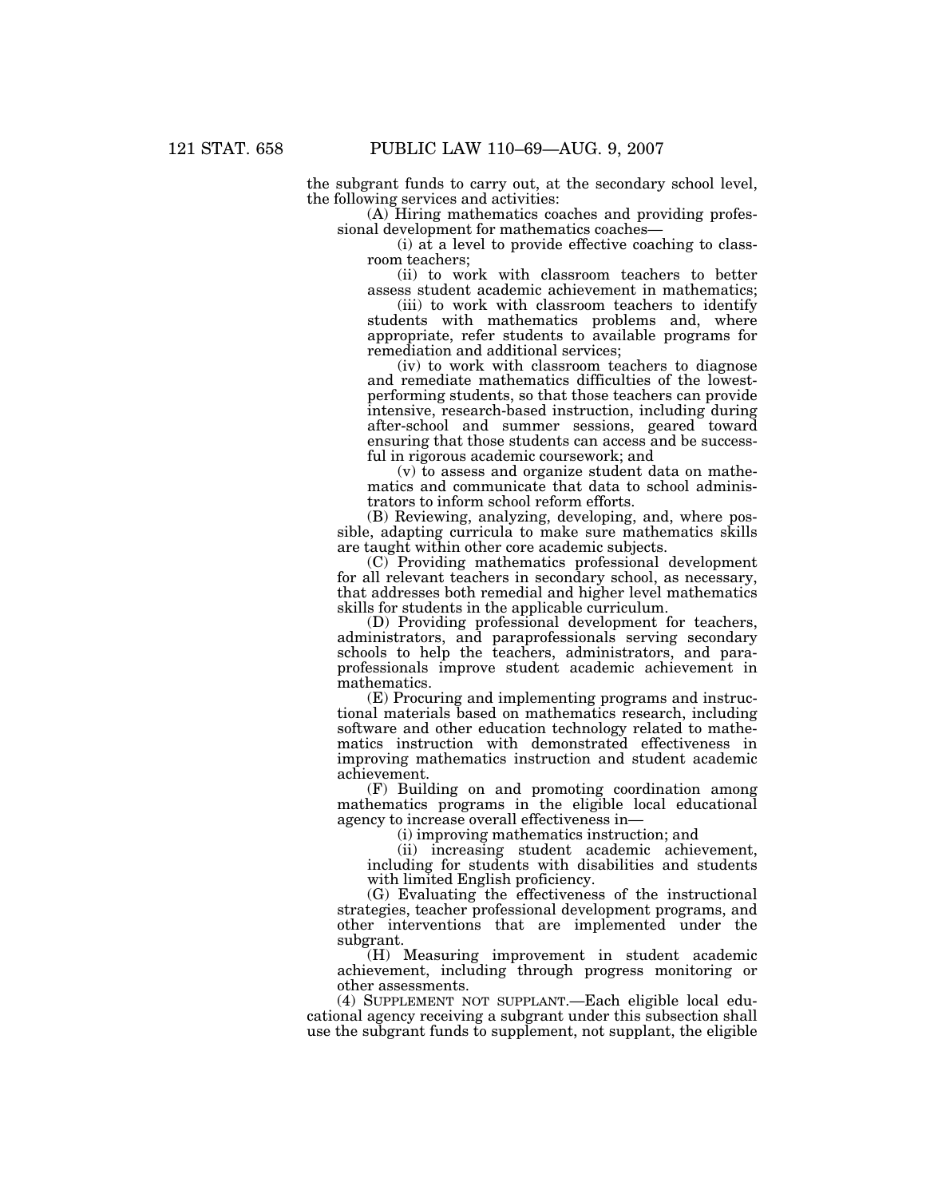the subgrant funds to carry out, at the secondary school level, the following services and activities:

(A) Hiring mathematics coaches and providing professional development for mathematics coaches—

(i) at a level to provide effective coaching to classroom teachers;

(ii) to work with classroom teachers to better assess student academic achievement in mathematics;

(iii) to work with classroom teachers to identify students with mathematics problems and, where appropriate, refer students to available programs for remediation and additional services;

(iv) to work with classroom teachers to diagnose and remediate mathematics difficulties of the lowest-performing students, so that those teachers can provide intensive, research-based instruction, including during after-school and summer sessions, geared toward ensuring that those students can access and be successful in rigorous academic coursework; and

(v) to assess and organize student data on mathematics and communicate that data to school administrators to inform school reform efforts.

(B) Reviewing, analyzing, developing, and, where possible, adapting curricula to make sure mathematics skills are taught within other core academic subjects.

(C) Providing mathematics professional development for all relevant teachers in secondary school, as necessary, that addresses both remedial and higher level mathematics skills for students in the applicable curriculum.

(D) Providing professional development for teachers, administrators, and paraprofessionals serving secondary schools to help the teachers, administrators, and paraprofessionals improve student academic achievement in mathematics.

(E) Procuring and implementing programs and instructional materials based on mathematics research, including software and other education technology related to mathematics instruction with demonstrated effectiveness in improving mathematics instruction and student academic achievement.

(F) Building on and promoting coordination among mathematics programs in the eligible local educational agency to increase overall effectiveness in—

(i) improving mathematics instruction; and

(ii) increasing student academic achievement, including for students with disabilities and students with limited English proficiency.

(G) Evaluating the effectiveness of the instructional strategies, teacher professional development programs, and other interventions that are implemented under the subgrant.

(H) Measuring improvement in student academic achievement, including through progress monitoring or other assessments.

(4) SUPPLEMENT NOT SUPPLANT.—Each eligible local educational agency receiving a subgrant under this subsection shall use the subgrant funds to supplement, not supplant, the eligible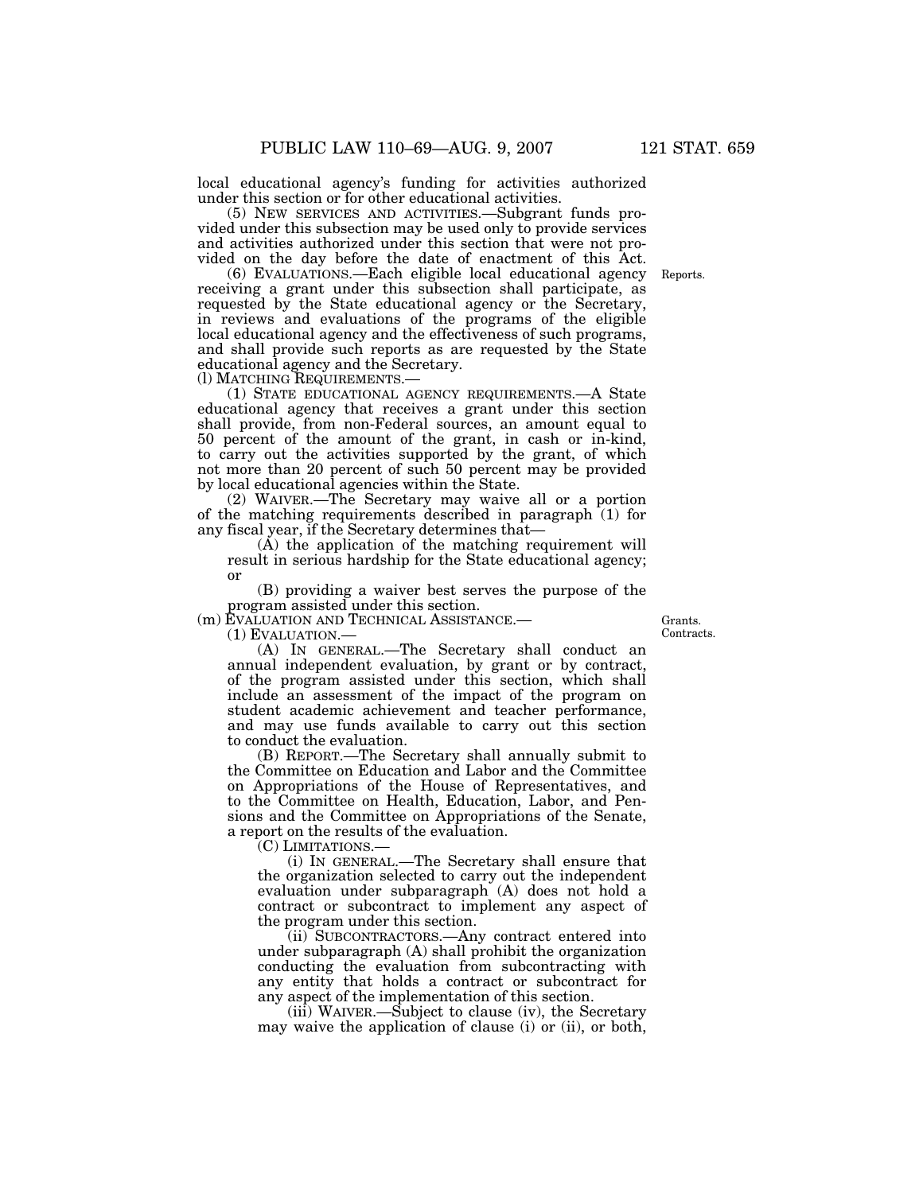local educational agency's funding for activities authorized under this section or for other educational activities.

(5) NEW SERVICES AND ACTIVITIES.—Subgrant funds provided under this subsection may be used only to provide services and activities authorized under this section that were not provided on the day before the date of enactment of this Act.

(6) EVALUATIONS.—Each eligible local educational agency receiving a grant under this subsection shall participate, as requested by the State educational agency or the Secretary, in reviews and evaluations of the programs of the eligible local educational agency and the effectiveness of such programs, and shall provide such reports as are requested by the State educational agency and the Secretary.

Reports.

(l) MATCHING REQUIREMENTS.—

(1) STATE EDUCATIONAL AGENCY REQUIREMENTS.—A State educational agency that receives a grant under this section shall provide, from non-Federal sources, an amount equal to 50 percent of the amount of the grant, in cash or in-kind, to carry out the activities supported by the grant, of which not more than 20 percent of such 50 percent may be provided by local educational agencies within the State.

(2) WAIVER.—The Secretary may waive all or a portion of the matching requirements described in paragraph (1) for any fiscal year, if the Secretary determines that—

(A) the application of the matching requirement will result in serious hardship for the State educational agency; or

(B) providing a waiver best serves the purpose of the program assisted under this section.

(m) EVALUATION AND TECHNICAL ASSISTANCE.—

Grants.
Contracts.

(1) EVALUATION.—

(A) IN GENERAL.—The Secretary shall conduct an annual independent evaluation, by grant or by contract, of the program assisted under this section, which shall include an assessment of the impact of the program on student academic achievement and teacher performance, and may use funds available to carry out this section to conduct the evaluation.

(B) REPORT.—The Secretary shall annually submit to the Committee on Education and Labor and the Committee on Appropriations of the House of Representatives, and to the Committee on Health, Education, Labor, and Pensions and the Committee on Appropriations of the Senate, a report on the results of the evaluation.

(C) LIMITATIONS.—

(i) IN GENERAL.—The Secretary shall ensure that the organization selected to carry out the independent evaluation under subparagraph (A) does not hold a contract or subcontract to implement any aspect of the program under this section.

(ii) SUBCONTRACTORS.—Any contract entered into under subparagraph (A) shall prohibit the organization conducting the evaluation from subcontracting with any entity that holds a contract or subcontract for any aspect of the implementation of this section.

(iii) WAIVER.—Subject to clause (iv), the Secretary may waive the application of clause (i) or (ii), or both,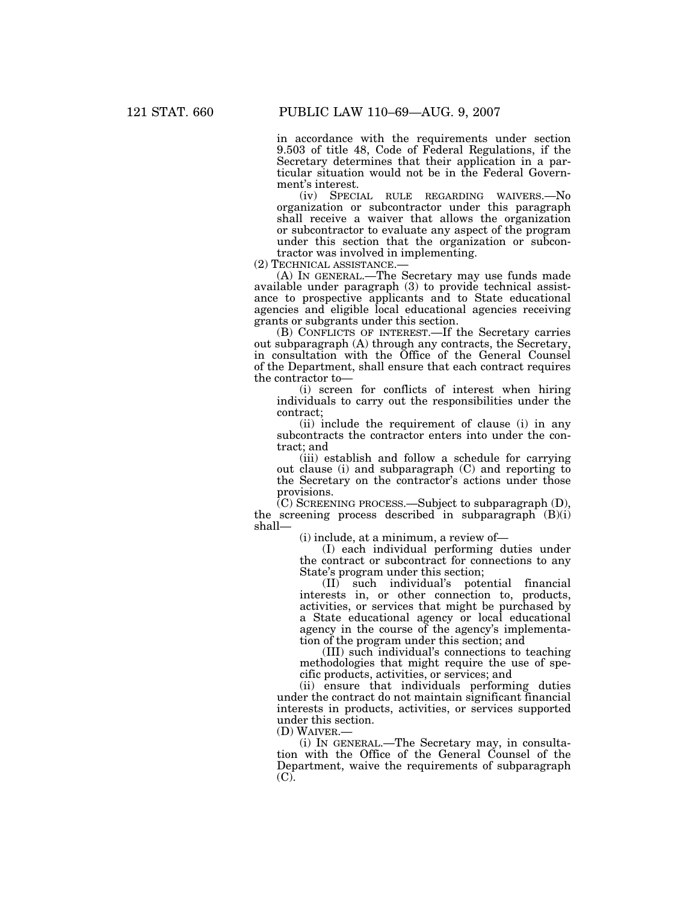in accordance with the requirements under section 9.503 of title 48, Code of Federal Regulations, if the Secretary determines that their application in a particular situation would not be in the Federal Government's interest.

(iv) SPECIAL RULE REGARDING WAIVERS.—No organization or subcontractor under this paragraph shall receive a waiver that allows the organization or subcontractor to evaluate any aspect of the program under this section that the organization or subcontractor was involved in implementing.

(2) TECHNICAL ASSISTANCE.—

(A) IN GENERAL.—The Secretary may use funds made available under paragraph (3) to provide technical assistance to prospective applicants and to State educational agencies and eligible local educational agencies receiving grants or subgrants under this section.

(B) CONFLICTS OF INTEREST.—If the Secretary carries out subparagraph (A) through any contracts, the Secretary, in consultation with the Office of the General Counsel of the Department, shall ensure that each contract requires the contractor to—

(i) screen for conflicts of interest when hiring individuals to carry out the responsibilities under the contract;

(ii) include the requirement of clause (i) in any subcontracts the contractor enters into under the contract; and

(iii) establish and follow a schedule for carrying out clause (i) and subparagraph (C) and reporting to the Secretary on the contractor's actions under those provisions.

(C) SCREENING PROCESS.—Subject to subparagraph (D), the screening process described in subparagraph (B)(i) shall—

(i) include, at a minimum, a review of—

(I) each individual performing duties under the contract or subcontract for connections to any State's program under this section;

(II) such individual's potential financial interests in, or other connection to, products, activities, or services that might be purchased by a State educational agency or local educational agency in the course of the agency's implementation of the program under this section; and

(III) such individual's connections to teaching methodologies that might require the use of specific products, activities, or services; and

(ii) ensure that individuals performing duties under the contract do not maintain significant financial interests in products, activities, or services supported under this section.

(D) WAIVER.—

(i) IN GENERAL.—The Secretary may, in consultation with the Office of the General Counsel of the Department, waive the requirements of subparagraph (C).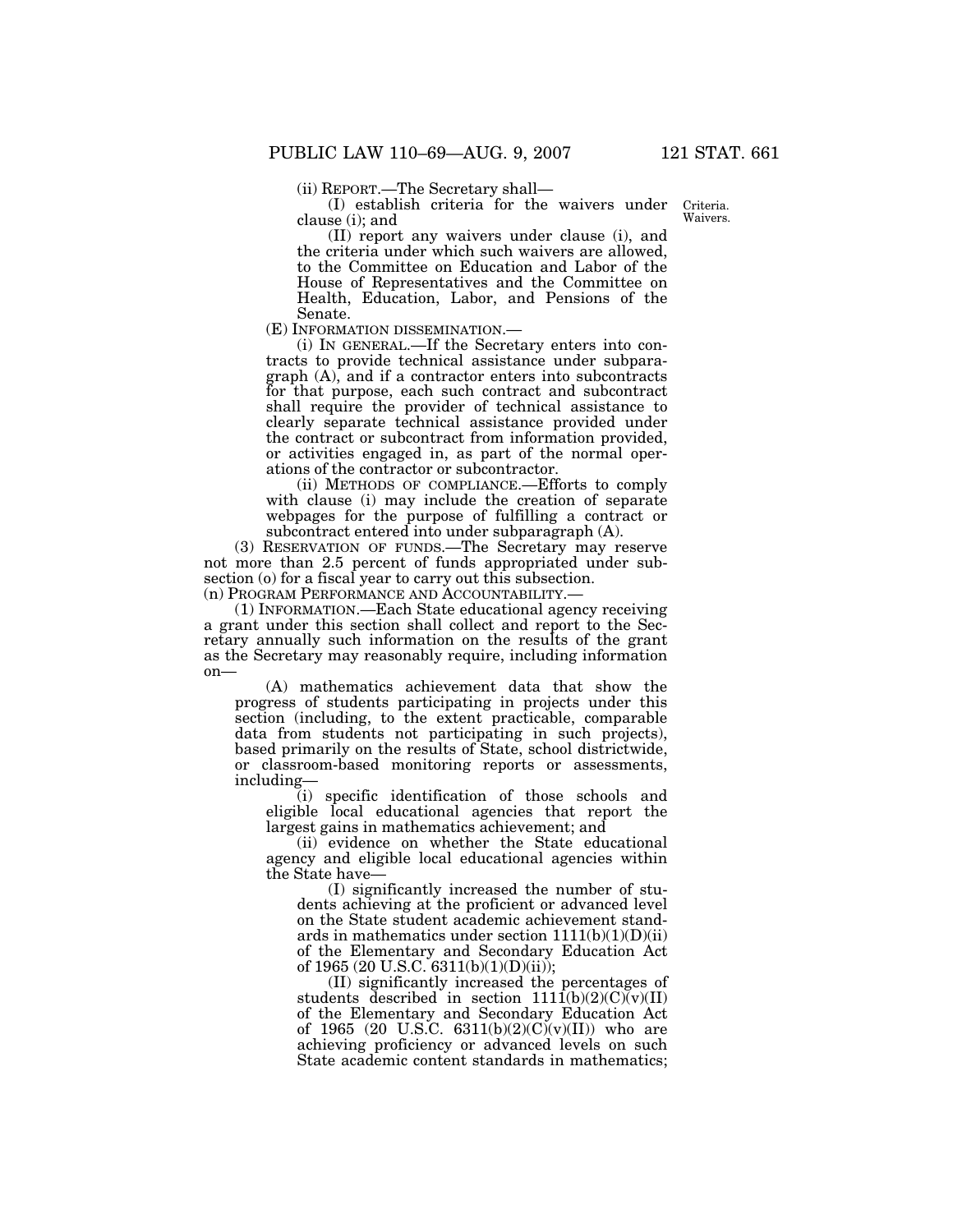(ii) REPORT.—The Secretary shall—

(I) establish criteria for the waivers under clause (i); and

(II) report any waivers under clause (i), and the criteria under which such waivers are allowed, to the Committee on Education and Labor of the House of Representatives and the Committee on Health, Education, Labor, and Pensions of the Senate.

Criteria. Waivers.

(E) INFORMATION DISSEMINATION.—

(i) IN GENERAL.—If the Secretary enters into contracts to provide technical assistance under subparagraph (A), and if a contractor enters into subcontracts for that purpose, each such contract and subcontract shall require the provider of technical assistance to clearly separate technical assistance provided under the contract or subcontract from information provided, or activities engaged in, as part of the normal operations of the contractor or subcontractor.

(ii) METHODS OF COMPLIANCE.—Efforts to comply with clause (i) may include the creation of separate webpages for the purpose of fulfilling a contract or subcontract entered into under subparagraph (A).

(3) RESERVATION OF FUNDS.—The Secretary may reserve not more than 2.5 percent of funds appropriated under subsection (o) for a fiscal year to carry out this subsection.

(n) PROGRAM PERFORMANCE AND ACCOUNTABILITY.—

(1) INFORMATION.—Each State educational agency receiving a grant under this section shall collect and report to the Secretary annually such information on the results of the grant as the Secretary may reasonably require, including information on—

(A) mathematics achievement data that show the progress of students participating in projects under this section (including, to the extent practicable, comparable data from students not participating in such projects), based primarily on the results of State, school districtwide, or classroom-based monitoring reports or assessments, including—

(i) specific identification of those schools and eligible local educational agencies that report the largest gains in mathematics achievement; and

(ii) evidence on whether the State educational agency and eligible local educational agencies within the State have—

(I) significantly increased the number of students achieving at the proficient or advanced level on the State student academic achievement standards in mathematics under section 1111(b)(1)(D)(ii) of the Elementary and Secondary Education Act of 1965 (20 U.S.C. 6311(b)(1)(D)(ii));

(II) significantly increased the percentages of students described in section 1111(b)(2)(C)(v)(II) of the Elementary and Secondary Education Act of 1965 (20 U.S.C. 6311(b)(2)(C)(v)(II)) who are achieving proficiency or advanced levels on such State academic content standards in mathematics;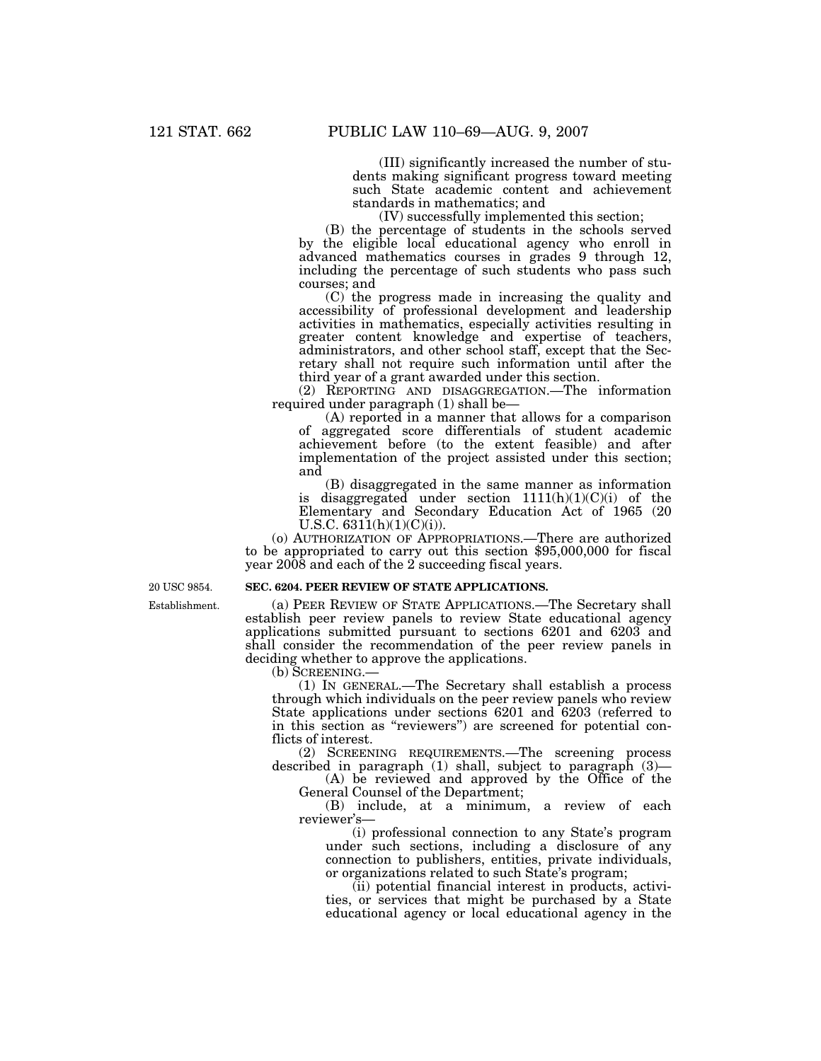(III) significantly increased the number of students making significant progress toward meeting such State academic content and achievement standards in mathematics; and

(IV) successfully implemented this section;

(B) the percentage of students in the schools served by the eligible local educational agency who enroll in advanced mathematics courses in grades 9 through 12, including the percentage of such students who pass such courses; and

(C) the progress made in increasing the quality and accessibility of professional development and leadership activities in mathematics, especially activities resulting in greater content knowledge and expertise of teachers, administrators, and other school staff, except that the Secretary shall not require such information until after the third year of a grant awarded under this section.

(2) REPORTING AND DISAGGREGATION.—The information required under paragraph (1) shall be—

(A) reported in a manner that allows for a comparison of aggregated score differentials of student academic achievement before (to the extent feasible) and after implementation of the project assisted under this section; and

(B) disaggregated in the same manner as information is disaggregated under section 1111(h)(1)(C)(i) of the Elementary and Secondary Education Act of 1965 (20 U.S.C. 6311(h)(1)(C)(i)).

(o) AUTHORIZATION OF APPROPRIATIONS.—There are authorized to be appropriated to carry out this section $95,000,000 for fiscal year 2008 and each of the 2 succeeding fiscal years.

20 USC 9854.

**SEC. 6204. PEER REVIEW OF STATE APPLICATIONS.**

Establishment.

(a) PEER REVIEW OF STATE APPLICATIONS.—The Secretary shall establish peer review panels to review State educational agency applications submitted pursuant to sections 6201 and 6203 and shall consider the recommendation of the peer review panels in deciding whether to approve the applications.

(b) SCREENING.—

(1) IN GENERAL.—The Secretary shall establish a process through which individuals on the peer review panels who review State applications under sections 6201 and 6203 (referred to in this section as "reviewers") are screened for potential conflicts of interest.

(2) SCREENING REQUIREMENTS.—The screening process described in paragraph (1) shall, subject to paragraph (3)—

(A) be reviewed and approved by the Office of the General Counsel of the Department;

(B) include, at a minimum, a review of each reviewer's—

(i) professional connection to any State's program under such sections, including a disclosure of any connection to publishers, entities, private individuals, or organizations related to such State's program;

(ii) potential financial interest in products, activities, or services that might be purchased by a State educational agency or local educational agency in the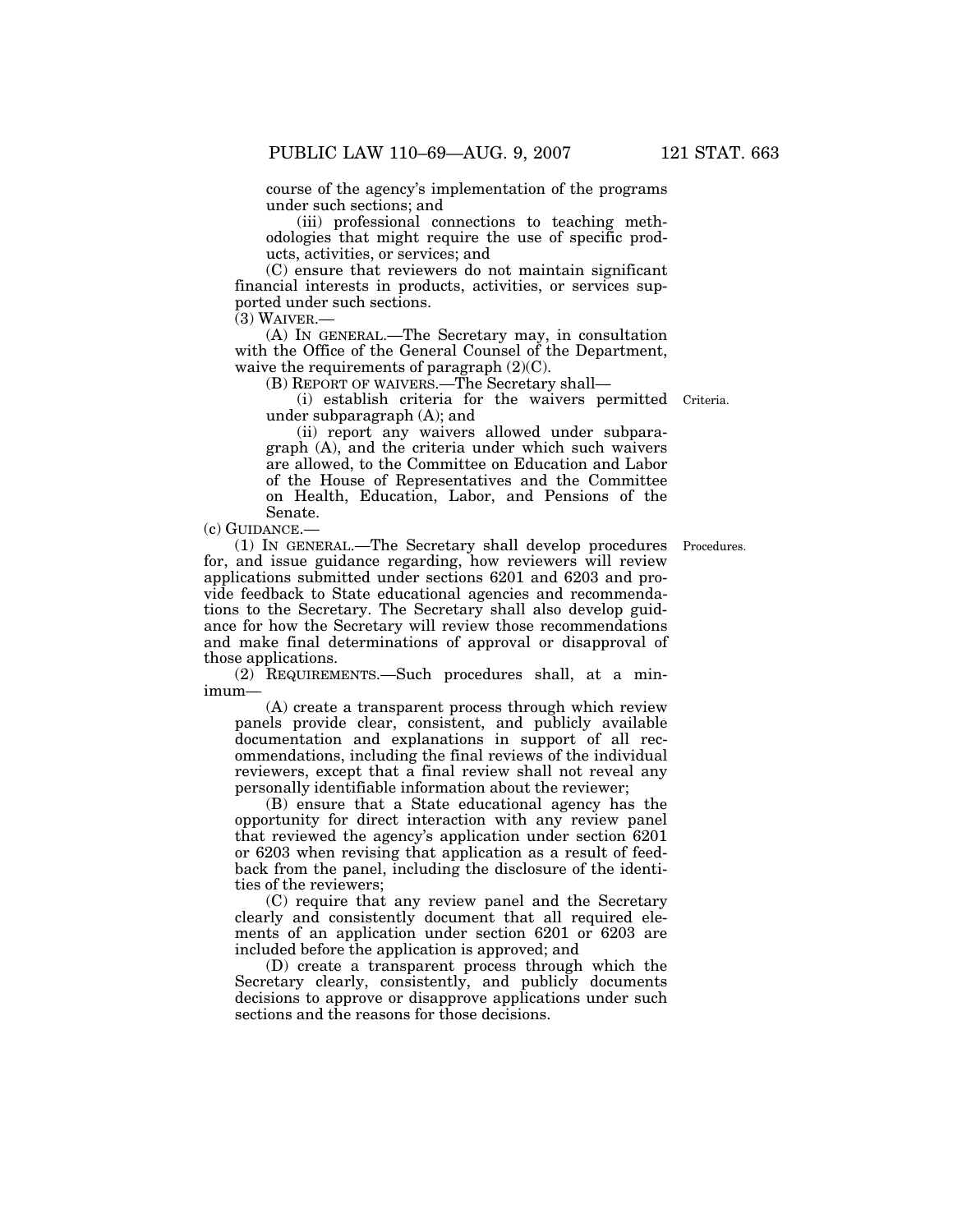course of the agency's implementation of the programs under such sections; and

(iii) professional connections to teaching methodologies that might require the use of specific products, activities, or services; and

(C) ensure that reviewers do not maintain significant financial interests in products, activities, or services supported under such sections.

(3) WAIVER.—

(A) IN GENERAL.—The Secretary may, in consultation with the Office of the General Counsel of the Department, waive the requirements of paragraph (2)(C).

(B) REPORT OF WAIVERS.—The Secretary shall—

(i) establish criteria for the waivers permitted under subparagraph (A); and

Criteria.

(ii) report any waivers allowed under subparagraph (A), and the criteria under which such waivers are allowed, to the Committee on Education and Labor of the House of Representatives and the Committee on Health, Education, Labor, and Pensions of the Senate.

(c) GUIDANCE.—

Procedures.

(1) IN GENERAL.—The Secretary shall develop procedures for, and issue guidance regarding, how reviewers will review applications submitted under sections 6201 and 6203 and provide feedback to State educational agencies and recommendations to the Secretary. The Secretary shall also develop guidance for how the Secretary will review those recommendations and make final determinations of approval or disapproval of those applications.

(2) REQUIREMENTS.—Such procedures shall, at a minimum—

(A) create a transparent process through which review panels provide clear, consistent, and publicly available documentation and explanations in support of all recommendations, including the final reviews of the individual reviewers, except that a final review shall not reveal any personally identifiable information about the reviewer;

(B) ensure that a State educational agency has the opportunity for direct interaction with any review panel that reviewed the agency's application under section 6201 or 6203 when revising that application as a result of feedback from the panel, including the disclosure of the identities of the reviewers;

(C) require that any review panel and the Secretary clearly and consistently document that all required elements of an application under section 6201 or 6203 are included before the application is approved; and

(D) create a transparent process through which the Secretary clearly, consistently, and publicly documents decisions to approve or disapprove applications under such sections and the reasons for those decisions.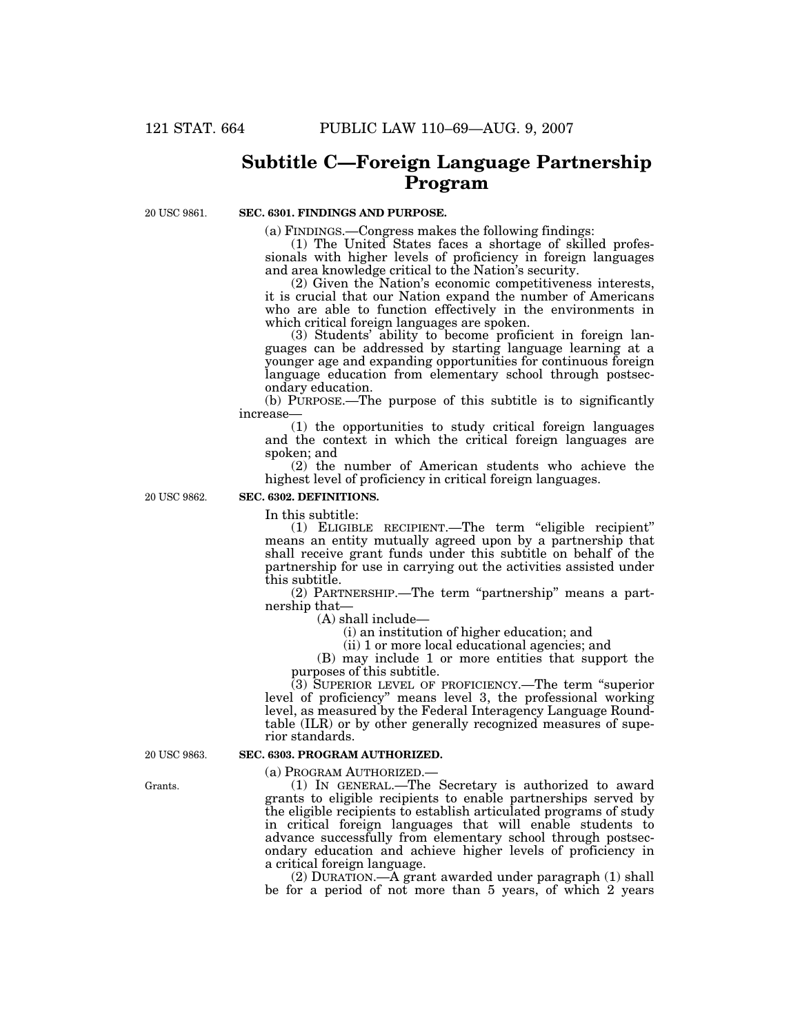# Subtitle C—Foreign Language Partnership Program

20 USC 9861.

**SEC. 6301. FINDINGS AND PURPOSE.**

(a) FINDINGS.—Congress makes the following findings:

(1) The United States faces a shortage of skilled professionals with higher levels of proficiency in foreign languages and area knowledge critical to the Nation's security.

(2) Given the Nation's economic competitiveness interests, it is crucial that our Nation expand the number of Americans who are able to function effectively in the environments in which critical foreign languages are spoken.

(3) Students' ability to become proficient in foreign languages can be addressed by starting language learning at a younger age and expanding opportunities for continuous foreign language education from elementary school through postsecondary education.

(b) PURPOSE.—The purpose of this subtitle is to significantly increase—

(1) the opportunities to study critical foreign languages and the context in which the critical foreign languages are spoken; and

(2) the number of American students who achieve the highest level of proficiency in critical foreign languages.

20 USC 9862.

**SEC. 6302. DEFINITIONS.**

In this subtitle:

(1) ELIGIBLE RECIPIENT.—The term "eligible recipient" means an entity mutually agreed upon by a partnership that shall receive grant funds under this subtitle on behalf of the partnership for use in carrying out the activities assisted under this subtitle.

(2) PARTNERSHIP.—The term "partnership" means a partnership that—

(A) shall include—

(i) an institution of higher education; and

(ii) 1 or more local educational agencies; and

(B) may include 1 or more entities that support the purposes of this subtitle.

(3) SUPERIOR LEVEL OF PROFICIENCY.—The term "superior level of proficiency" means level 3, the professional working level, as measured by the Federal Interagency Language Roundtable (ILR) or by other generally recognized measures of superior standards.

20 USC 9863.

**SEC. 6303. PROGRAM AUTHORIZED.**

(a) PROGRAM AUTHORIZED.—

Grants.

(1) IN GENERAL.—The Secretary is authorized to award grants to eligible recipients to enable partnerships served by the eligible recipients to establish articulated programs of study in critical foreign languages that will enable students to advance successfully from elementary school through postsecondary education and achieve higher levels of proficiency in a critical foreign language.

(2) DURATION.—A grant awarded under paragraph (1) shall be for a period of not more than 5 years, of which 2 years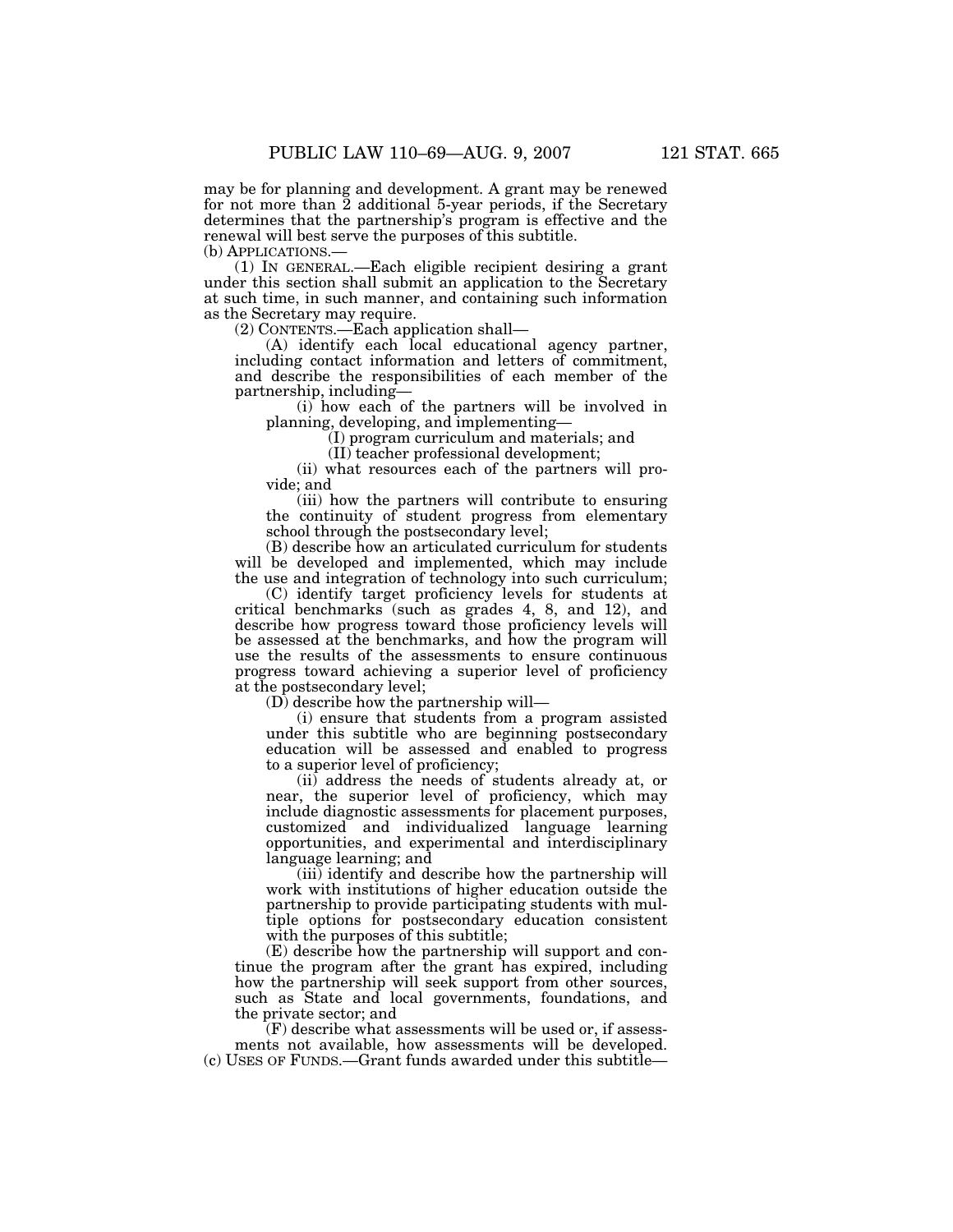may be for planning and development. A grant may be renewed for not more than 2 additional 5-year periods, if the Secretary determines that the partnership's program is effective and the renewal will best serve the purposes of this subtitle.

(b) APPLICATIONS.—

(1) IN GENERAL.—Each eligible recipient desiring a grant under this section shall submit an application to the Secretary at such time, in such manner, and containing such information as the Secretary may require.

(2) CONTENTS.—Each application shall—

(A) identify each local educational agency partner, including contact information and letters of commitment, and describe the responsibilities of each member of the partnership, including—

(i) how each of the partners will be involved in planning, developing, and implementing—

(I) program curriculum and materials; and

(II) teacher professional development;

(ii) what resources each of the partners will provide; and

(iii) how the partners will contribute to ensuring the continuity of student progress from elementary school through the postsecondary level;

(B) describe how an articulated curriculum for students will be developed and implemented, which may include the use and integration of technology into such curriculum;

(C) identify target proficiency levels for students at critical benchmarks (such as grades 4, 8, and 12), and describe how progress toward those proficiency levels will be assessed at the benchmarks, and how the program will use the results of the assessments to ensure continuous progress toward achieving a superior level of proficiency at the postsecondary level;

(D) describe how the partnership will—

(i) ensure that students from a program assisted under this subtitle who are beginning postsecondary education will be assessed and enabled to progress to a superior level of proficiency;

(ii) address the needs of students already at, or near, the superior level of proficiency, which may include diagnostic assessments for placement purposes, customized and individualized language learning opportunities, and experimental and interdisciplinary language learning; and

(iii) identify and describe how the partnership will work with institutions of higher education outside the partnership to provide participating students with multiple options for postsecondary education consistent with the purposes of this subtitle;

(E) describe how the partnership will support and continue the program after the grant has expired, including how the partnership will seek support from other sources, such as State and local governments, foundations, and the private sector; and

(F) describe what assessments will be used or, if assessments not available, how assessments will be developed.

(c) USES OF FUNDS.—Grant funds awarded under this subtitle—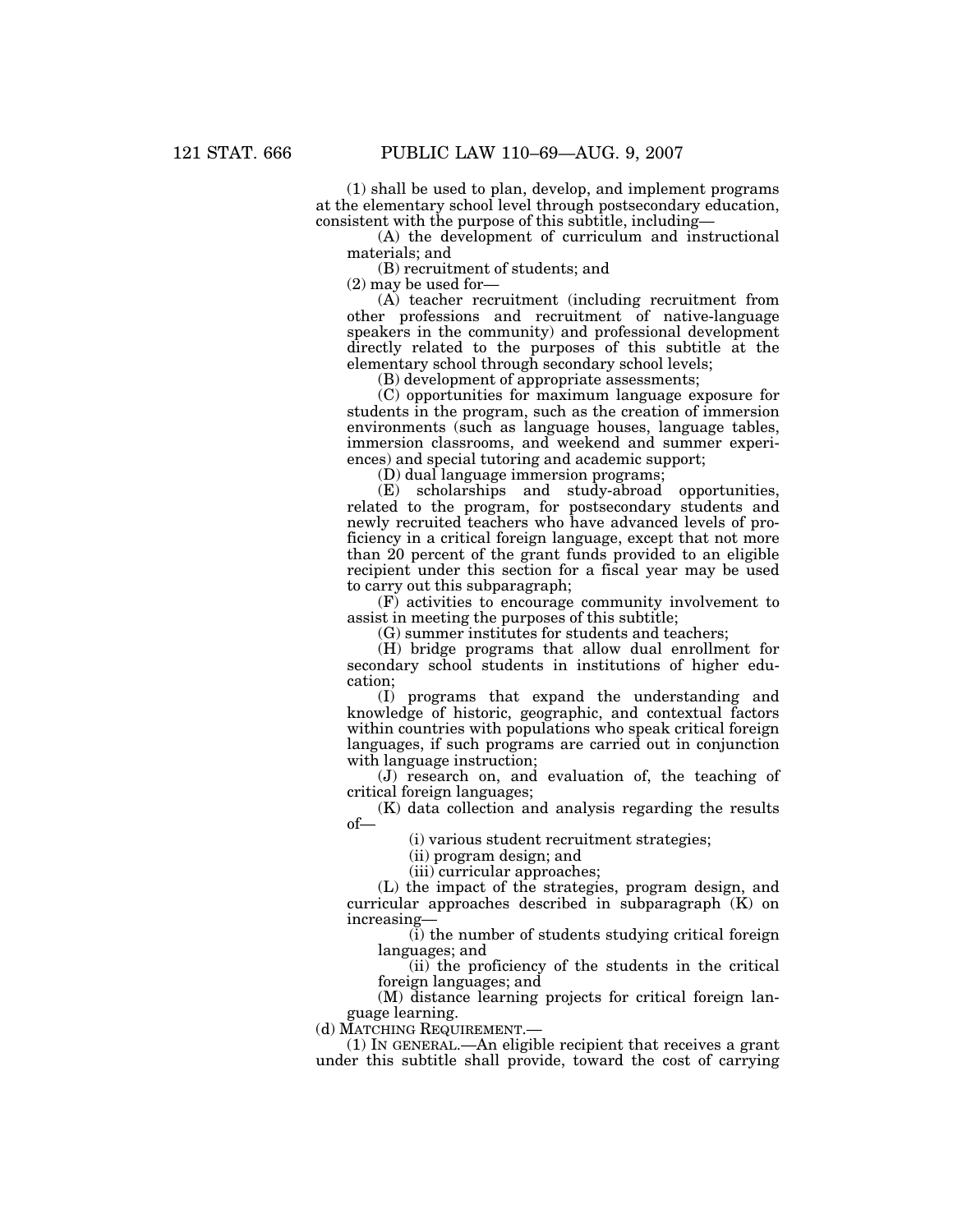(1) shall be used to plan, develop, and implement programs at the elementary school level through postsecondary education, consistent with the purpose of this subtitle, including—

(A) the development of curriculum and instructional materials; and

(B) recruitment of students; and

(2) may be used for—

(A) teacher recruitment (including recruitment from other professions and recruitment of native-language speakers in the community) and professional development directly related to the purposes of this subtitle at the elementary school through secondary school levels;

(B) development of appropriate assessments;

(C) opportunities for maximum language exposure for students in the program, such as the creation of immersion environments (such as language houses, language tables, immersion classrooms, and weekend and summer experiences) and special tutoring and academic support;

(D) dual language immersion programs;

(E) scholarships and study-abroad opportunities, related to the program, for postsecondary students and newly recruited teachers who have advanced levels of proficiency in a critical foreign language, except that not more than 20 percent of the grant funds provided to an eligible recipient under this section for a fiscal year may be used to carry out this subparagraph;

(F) activities to encourage community involvement to assist in meeting the purposes of this subtitle;

(G) summer institutes for students and teachers;

(H) bridge programs that allow dual enrollment for secondary school students in institutions of higher education;

(I) programs that expand the understanding and knowledge of historic, geographic, and contextual factors within countries with populations who speak critical foreign languages, if such programs are carried out in conjunction with language instruction;

(J) research on, and evaluation of, the teaching of critical foreign languages;

(K) data collection and analysis regarding the results of—

(i) various student recruitment strategies;

(ii) program design; and

(iii) curricular approaches;

(L) the impact of the strategies, program design, and curricular approaches described in subparagraph (K) on increasing—

(i) the number of students studying critical foreign languages; and

(ii) the proficiency of the students in the critical foreign languages; and

(M) distance learning projects for critical foreign language learning.

(d) MATCHING REQUIREMENT.—

(1) IN GENERAL.—An eligible recipient that receives a grant under this subtitle shall provide, toward the cost of carrying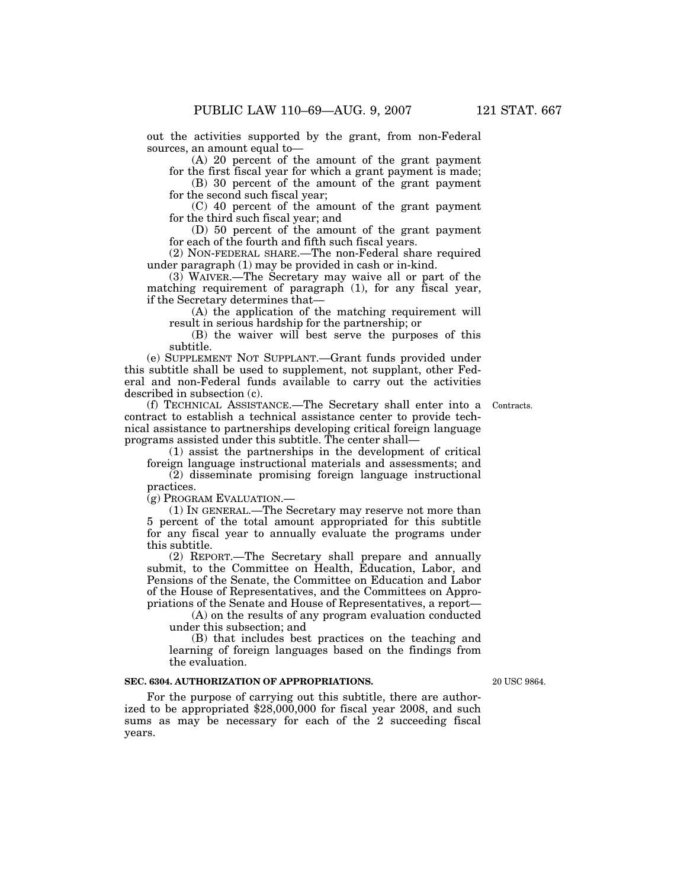out the activities supported by the grant, from non-Federal sources, an amount equal to—

(A) 20 percent of the amount of the grant payment for the first fiscal year for which a grant payment is made;

(B) 30 percent of the amount of the grant payment for the second such fiscal year;

(C) 40 percent of the amount of the grant payment for the third such fiscal year; and

(D) 50 percent of the amount of the grant payment for each of the fourth and fifth such fiscal years.

(2) NON-FEDERAL SHARE.—The non-Federal share required under paragraph (1) may be provided in cash or in-kind.

(3) WAIVER.—The Secretary may waive all or part of the matching requirement of paragraph (1), for any fiscal year, if the Secretary determines that—

(A) the application of the matching requirement will result in serious hardship for the partnership; or

(B) the waiver will best serve the purposes of this subtitle.

(e) SUPPLEMENT NOT SUPPLANT.—Grant funds provided under this subtitle shall be used to supplement, not supplant, other Federal and non-Federal funds available to carry out the activities described in subsection (c).

Contracts.

(f) TECHNICAL ASSISTANCE.—The Secretary shall enter into a contract to establish a technical assistance center to provide technical assistance to partnerships developing critical foreign language programs assisted under this subtitle. The center shall—

(1) assist the partnerships in the development of critical foreign language instructional materials and assessments; and

(2) disseminate promising foreign language instructional practices.

(g) PROGRAM EVALUATION.—

(1) IN GENERAL.—The Secretary may reserve not more than 5 percent of the total amount appropriated for this subtitle for any fiscal year to annually evaluate the programs under this subtitle.

(2) REPORT.—The Secretary shall prepare and annually submit, to the Committee on Health, Education, Labor, and Pensions of the Senate, the Committee on Education and Labor of the House of Representatives, and the Committees on Appropriations of the Senate and House of Representatives, a report—

(A) on the results of any program evaluation conducted under this subsection; and

(B) that includes best practices on the teaching and learning of foreign languages based on the findings from the evaluation.

**SEC. 6304. AUTHORIZATION OF APPROPRIATIONS.**

20 USC 9864.

For the purpose of carrying out this subtitle, there are authorized to be appropriated $28,000,000 for fiscal year 2008, and such sums as may be necessary for each of the 2 succeeding fiscal years.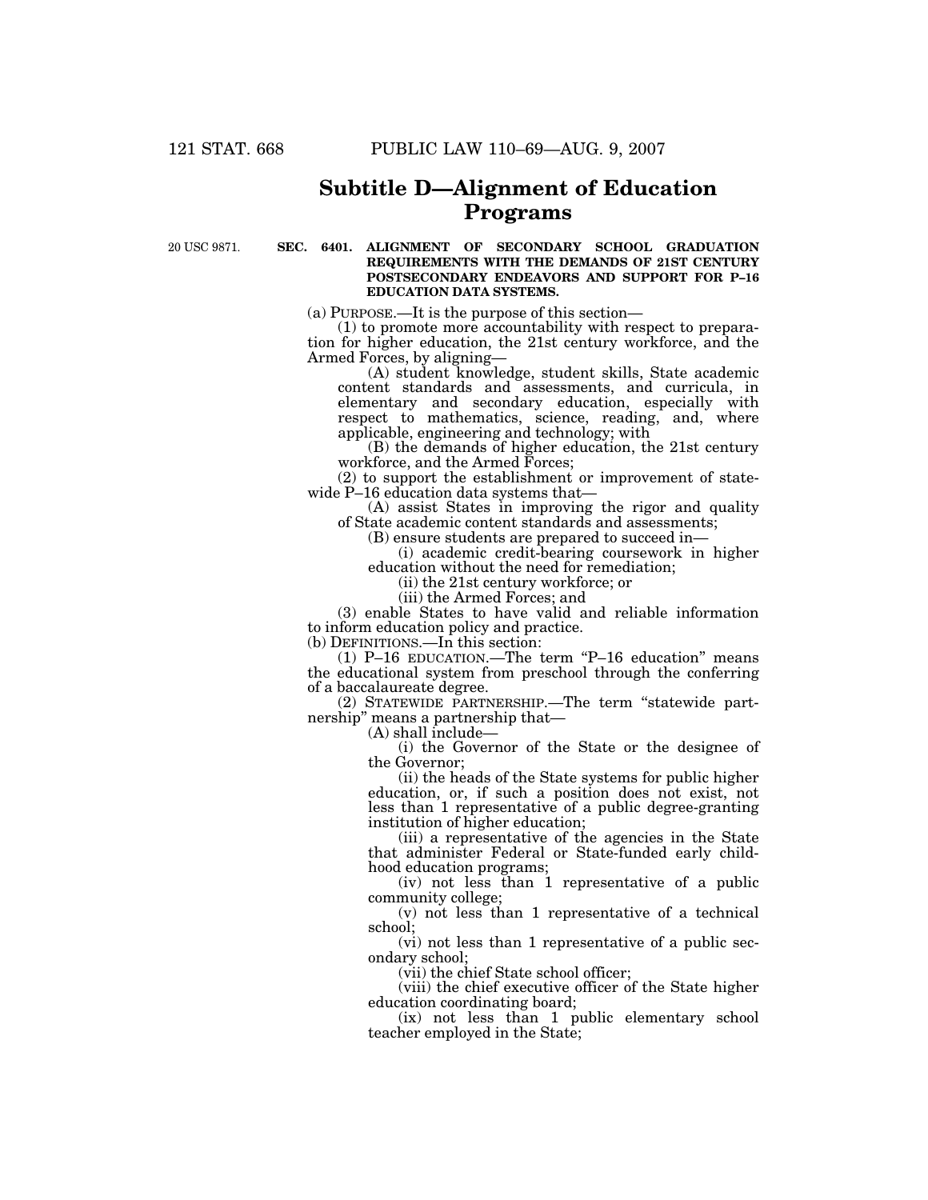# Subtitle D—Alignment of Education Programs

20 USC 9871.

**SEC. 6401. ALIGNMENT OF SECONDARY SCHOOL GRADUATION REQUIREMENTS WITH THE DEMANDS OF 21ST CENTURY POSTSECONDARY ENDEAVORS AND SUPPORT FOR P–16 EDUCATION DATA SYSTEMS.**

(a) PURPOSE.—It is the purpose of this section—

(1) to promote more accountability with respect to preparation for higher education, the 21st century workforce, and the Armed Forces, by aligning—

(A) student knowledge, student skills, State academic content standards and assessments, and curricula, in elementary and secondary education, especially with respect to mathematics, science, reading, and, where applicable, engineering and technology; with

(B) the demands of higher education, the 21st century workforce, and the Armed Forces;

(2) to support the establishment or improvement of statewide P–16 education data systems that—

(A) assist States in improving the rigor and quality of State academic content standards and assessments;

(B) ensure students are prepared to succeed in—

(i) academic credit-bearing coursework in higher education without the need for remediation;

(ii) the 21st century workforce; or

(iii) the Armed Forces; and

(3) enable States to have valid and reliable information to inform education policy and practice.

(b) DEFINITIONS.—In this section:

(1) P–16 EDUCATION.—The term "P–16 education" means the educational system from preschool through the conferring of a baccalaureate degree.

(2) STATEWIDE PARTNERSHIP.—The term "statewide partnership" means a partnership that—

(A) shall include—

(i) the Governor of the State or the designee of the Governor;

(ii) the heads of the State systems for public higher education, or, if such a position does not exist, not less than 1 representative of a public degree-granting institution of higher education;

(iii) a representative of the agencies in the State that administer Federal or State-funded early childhood education programs;

(iv) not less than 1 representative of a public community college;

(v) not less than 1 representative of a technical school;

(vi) not less than 1 representative of a public secondary school;

(vii) the chief State school officer;

(viii) the chief executive officer of the State higher education coordinating board;

(ix) not less than 1 public elementary school teacher employed in the State;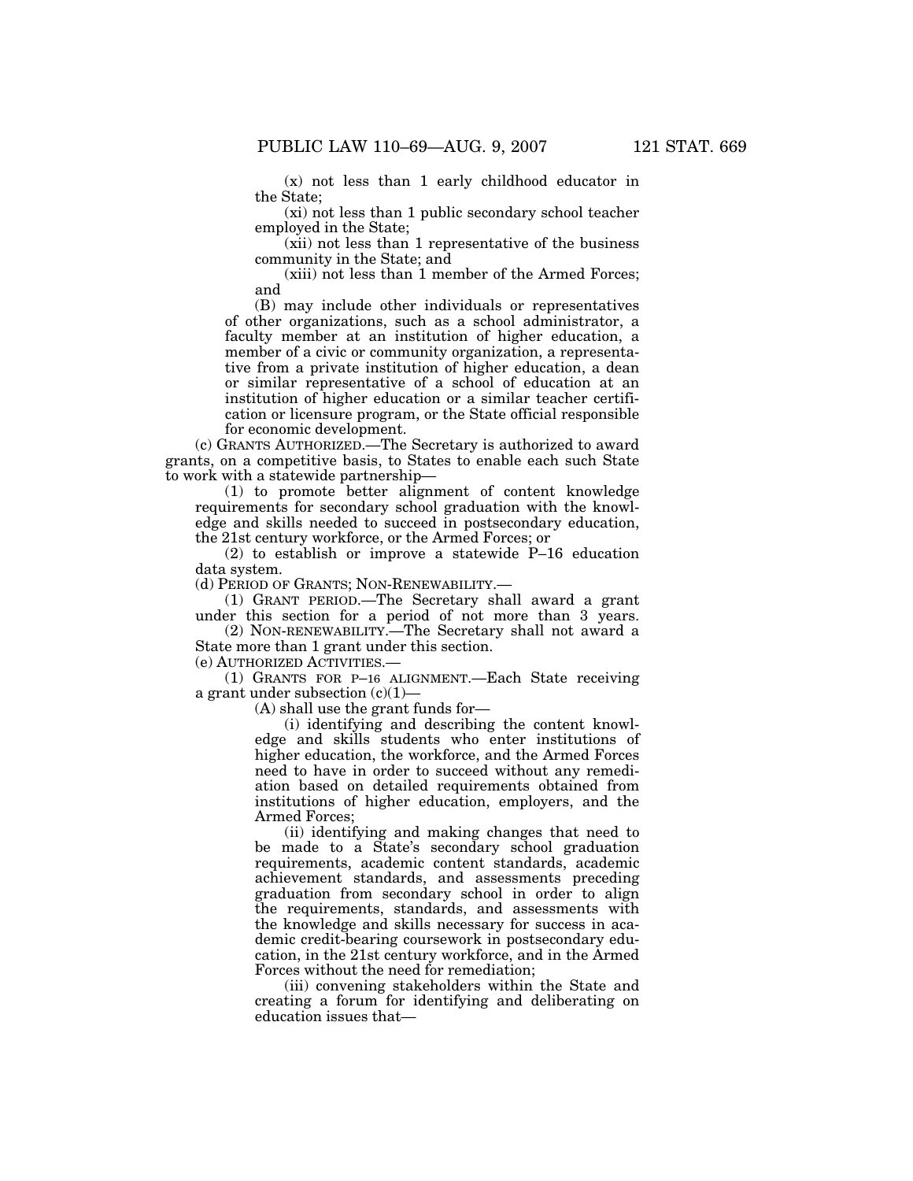(x) not less than 1 early childhood educator in the State;

(xi) not less than 1 public secondary school teacher employed in the State;

(xii) not less than 1 representative of the business community in the State; and

(xiii) not less than 1 member of the Armed Forces; and

(B) may include other individuals or representatives of other organizations, such as a school administrator, a faculty member at an institution of higher education, a member of a civic or community organization, a representative from a private institution of higher education, a dean or similar representative of a school of education at an institution of higher education or a similar teacher certification or licensure program, or the State official responsible for economic development.

(c) GRANTS AUTHORIZED.—The Secretary is authorized to award grants, on a competitive basis, to States to enable each such State to work with a statewide partnership—

(1) to promote better alignment of content knowledge requirements for secondary school graduation with the knowledge and skills needed to succeed in postsecondary education, the 21st century workforce, or the Armed Forces; or

(2) to establish or improve a statewide P–16 education data system.

(d) PERIOD OF GRANTS; NON-RENEWABILITY.—

(1) GRANT PERIOD.—The Secretary shall award a grant under this section for a period of not more than 3 years.

(2) NON-RENEWABILITY.—The Secretary shall not award a State more than 1 grant under this section.

(e) AUTHORIZED ACTIVITIES.—

(1) GRANTS FOR P–16 ALIGNMENT.—Each State receiving a grant under subsection (c)(1)—

(A) shall use the grant funds for—

(i) identifying and describing the content knowledge and skills students who enter institutions of higher education, the workforce, and the Armed Forces need to have in order to succeed without any remediation based on detailed requirements obtained from institutions of higher education, employers, and the Armed Forces;

(ii) identifying and making changes that need to be made to a State's secondary school graduation requirements, academic content standards, academic achievement standards, and assessments preceding graduation from secondary school in order to align the requirements, standards, and assessments with the knowledge and skills necessary for success in academic credit-bearing coursework in postsecondary education, in the 21st century workforce, and in the Armed Forces without the need for remediation;

(iii) convening stakeholders within the State and creating a forum for identifying and deliberating on education issues that—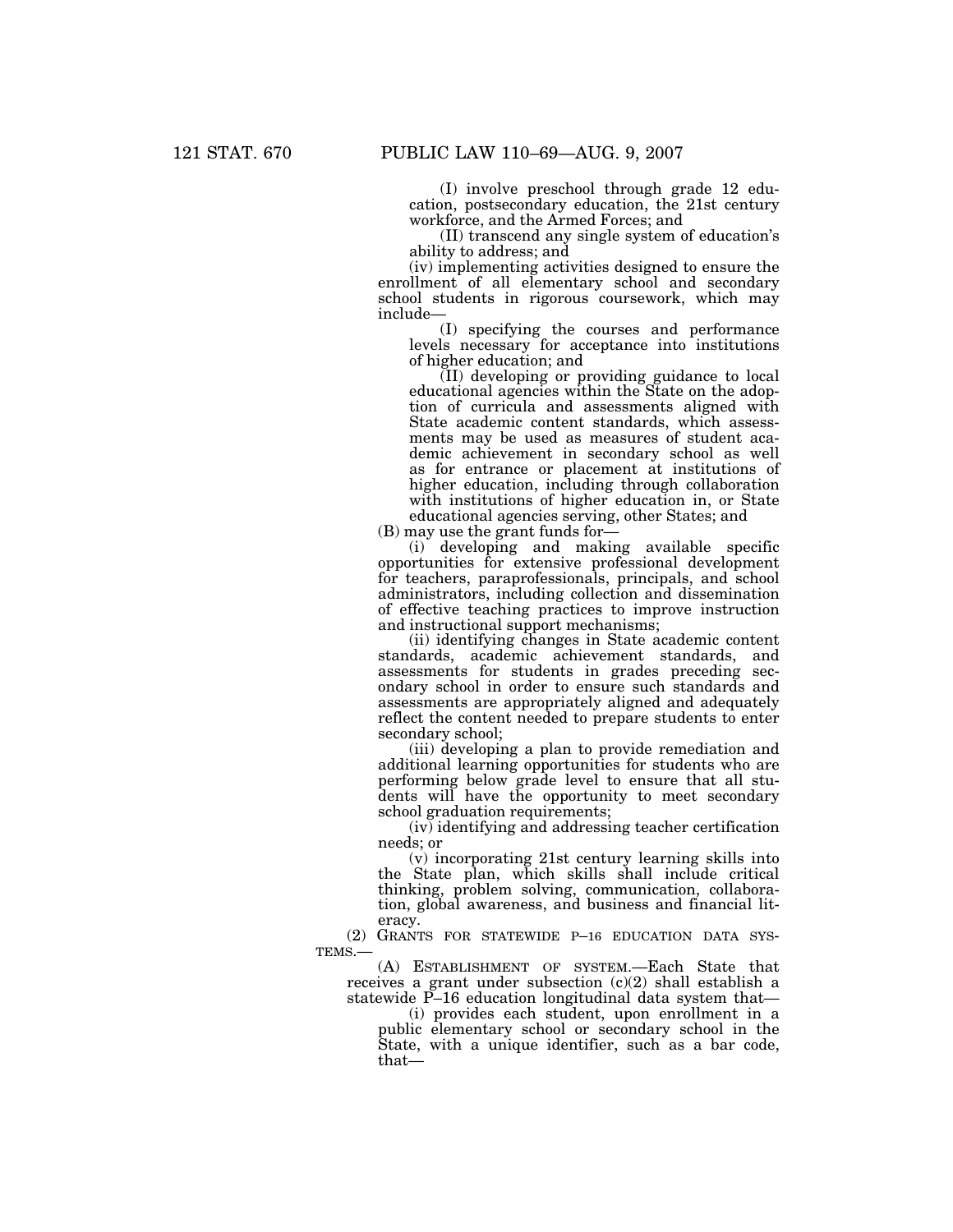(I) involve preschool through grade 12 education, postsecondary education, the 21st century workforce, and the Armed Forces; and

(II) transcend any single system of education's ability to address; and

(iv) implementing activities designed to ensure the enrollment of all elementary school and secondary school students in rigorous coursework, which may include—

(I) specifying the courses and performance levels necessary for acceptance into institutions of higher education; and

(II) developing or providing guidance to local educational agencies within the State on the adoption of curricula and assessments aligned with State academic content standards, which assessments may be used as measures of student academic achievement in secondary school as well as for entrance or placement at institutions of higher education, including through collaboration with institutions of higher education in, or State educational agencies serving, other States; and

(B) may use the grant funds for—

(i) developing and making available specific opportunities for extensive professional development for teachers, paraprofessionals, principals, and school administrators, including collection and dissemination of effective teaching practices to improve instruction and instructional support mechanisms;

(ii) identifying changes in State academic content standards, academic achievement standards, and assessments for students in grades preceding secondary school in order to ensure such standards and assessments are appropriately aligned and adequately reflect the content needed to prepare students to enter secondary school;

(iii) developing a plan to provide remediation and additional learning opportunities for students who are performing below grade level to ensure that all students will have the opportunity to meet secondary school graduation requirements;

(iv) identifying and addressing teacher certification needs; or

(v) incorporating 21st century learning skills into the State plan, which skills shall include critical thinking, problem solving, communication, collaboration, global awareness, and business and financial literacy.

(2) GRANTS FOR STATEWIDE P–16 EDUCATION DATA SYSTEMS.—

(A) ESTABLISHMENT OF SYSTEM.—Each State that receives a grant under subsection (c)(2) shall establish a statewide P–16 education longitudinal data system that—

(i) provides each student, upon enrollment in a public elementary school or secondary school in the State, with a unique identifier, such as a bar code, that—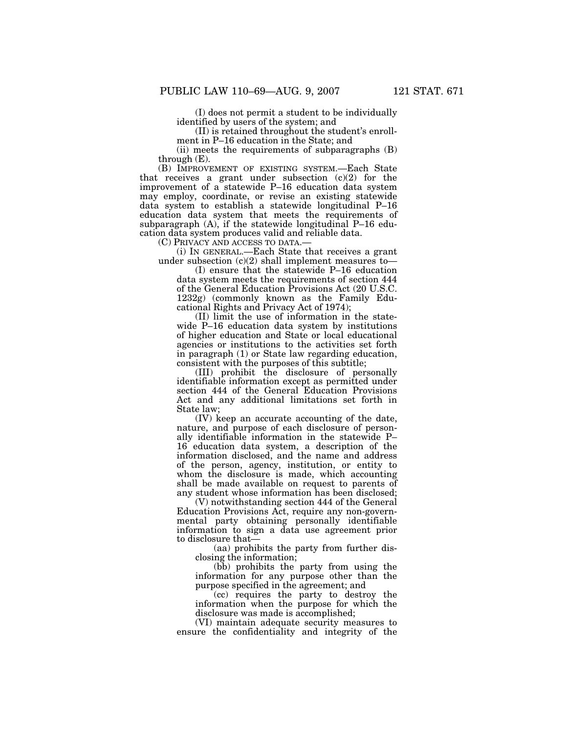(I) does not permit a student to be individually identified by users of the system; and

(II) is retained throughout the student's enrollment in P–16 education in the State; and

(ii) meets the requirements of subparagraphs (B) through (E).

(B) IMPROVEMENT OF EXISTING SYSTEM.—Each State that receives a grant under subsection (c)(2) for the improvement of a statewide P–16 education data system may employ, coordinate, or revise an existing statewide data system to establish a statewide longitudinal P–16 education data system that meets the requirements of subparagraph (A), if the statewide longitudinal P–16 education data system produces valid and reliable data.

(C) PRIVACY AND ACCESS TO DATA.—

(i) IN GENERAL.—Each State that receives a grant under subsection (c)(2) shall implement measures to—

(I) ensure that the statewide P–16 education data system meets the requirements of section 444 of the General Education Provisions Act (20 U.S.C. 1232g) (commonly known as the Family Educational Rights and Privacy Act of 1974);

(II) limit the use of information in the statewide P–16 education data system by institutions of higher education and State or local educational agencies or institutions to the activities set forth in paragraph (1) or State law regarding education, consistent with the purposes of this subtitle;

(III) prohibit the disclosure of personally identifiable information except as permitted under section 444 of the General Education Provisions Act and any additional limitations set forth in State law;

(IV) keep an accurate accounting of the date, nature, and purpose of each disclosure of personally identifiable information in the statewide P–16 education data system, a description of the information disclosed, and the name and address of the person, agency, institution, or entity to whom the disclosure is made, which accounting shall be made available on request to parents of any student whose information has been disclosed;

(V) notwithstanding section 444 of the General Education Provisions Act, require any non-governmental party obtaining personally identifiable information to sign a data use agreement prior to disclosure that—

(aa) prohibits the party from further disclosing the information;

(bb) prohibits the party from using the information for any purpose other than the purpose specified in the agreement; and

(cc) requires the party to destroy the information when the purpose for which the disclosure was made is accomplished;

(VI) maintain adequate security measures to ensure the confidentiality and integrity of the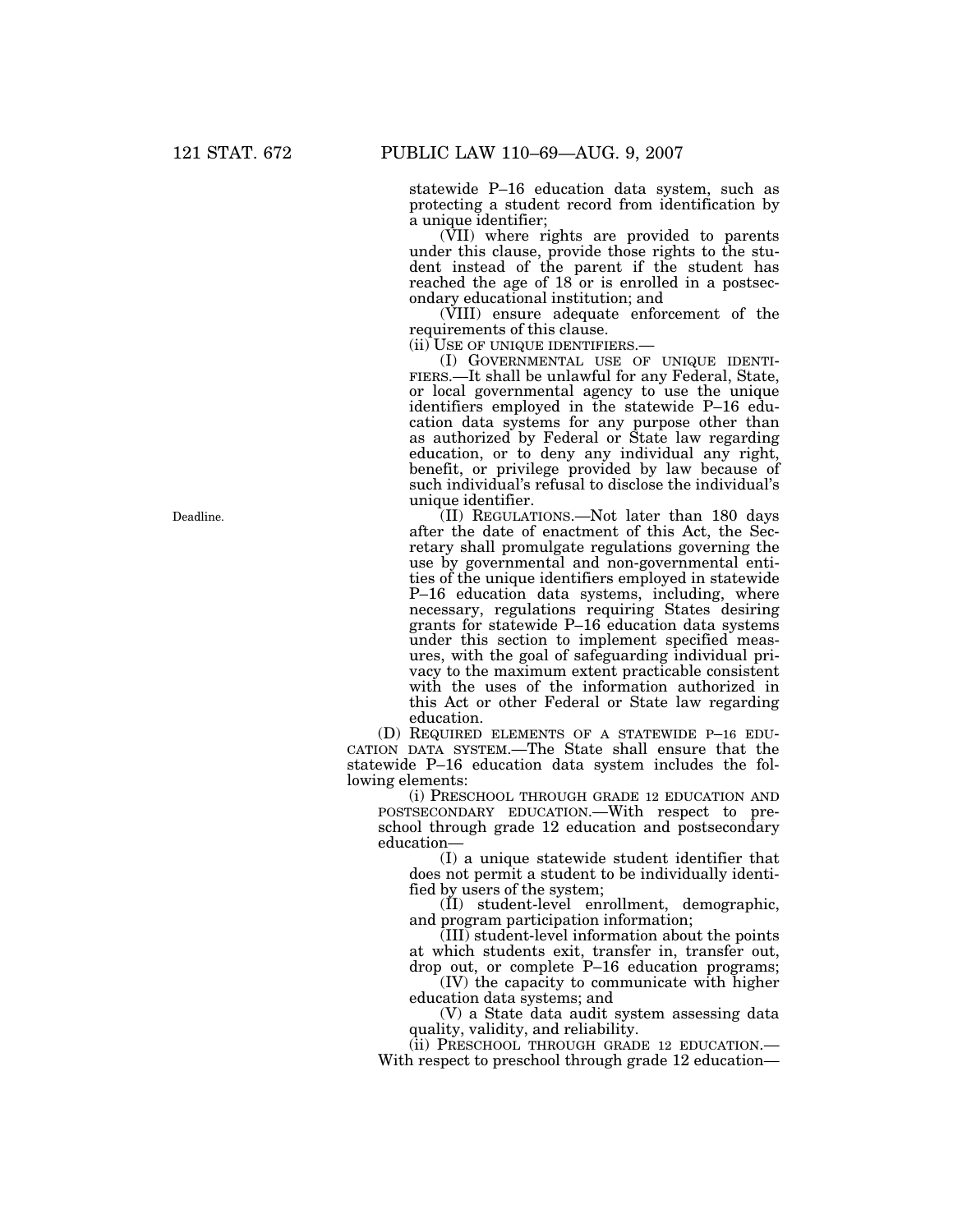statewide P–16 education data system, such as protecting a student record from identification by a unique identifier;

(VII) where rights are provided to parents under this clause, provide those rights to the student instead of the parent if the student has reached the age of 18 or is enrolled in a postsecondary educational institution; and

(VIII) ensure adequate enforcement of the requirements of this clause.

(ii) USE OF UNIQUE IDENTIFIERS.—

(I) GOVERNMENTAL USE OF UNIQUE IDENTIFIERS.—It shall be unlawful for any Federal, State, or local governmental agency to use the unique identifiers employed in the statewide P–16 education data systems for any purpose other than as authorized by Federal or State law regarding education, or to deny any individual any right, benefit, or privilege provided by law because of such individual's refusal to disclose the individual's unique identifier.

Deadline.

(II) REGULATIONS.—Not later than 180 days after the date of enactment of this Act, the Secretary shall promulgate regulations governing the use by governmental and non-governmental entities of the unique identifiers employed in statewide P–16 education data systems, including, where necessary, regulations requiring States desiring grants for statewide P–16 education data systems under this section to implement specified measures, with the goal of safeguarding individual privacy to the maximum extent practicable consistent with the uses of the information authorized in this Act or other Federal or State law regarding education.

(D) REQUIRED ELEMENTS OF A STATEWIDE P–16 EDUCATION DATA SYSTEM.—The State shall ensure that the statewide P–16 education data system includes the following elements:

(i) PRESCHOOL THROUGH GRADE 12 EDUCATION AND POSTSECONDARY EDUCATION.—With respect to preschool through grade 12 education and postsecondary education—

(I) a unique statewide student identifier that does not permit a student to be individually identified by users of the system;

(II) student-level enrollment, demographic, and program participation information;

(III) student-level information about the points at which students exit, transfer in, transfer out, drop out, or complete P–16 education programs;

(IV) the capacity to communicate with higher education data systems; and

(V) a State data audit system assessing data quality, validity, and reliability.

(ii) PRESCHOOL THROUGH GRADE 12 EDUCATION.—With respect to preschool through grade 12 education—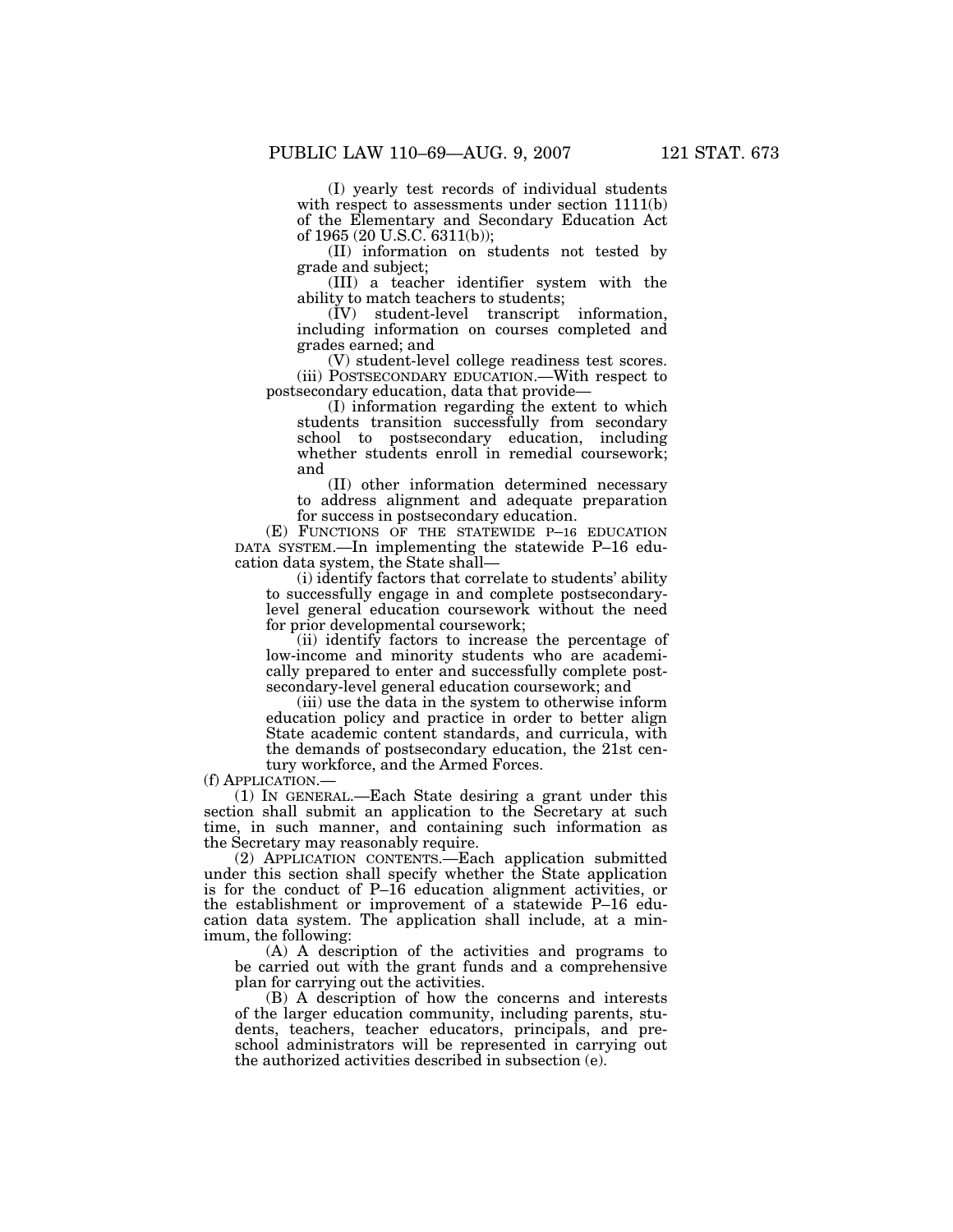(I) yearly test records of individual students with respect to assessments under section 1111(b) of the Elementary and Secondary Education Act of 1965 (20 U.S.C. 6311(b));

(II) information on students not tested by grade and subject;

(III) a teacher identifier system with the ability to match teachers to students;

(IV) student-level transcript information, including information on courses completed and grades earned; and

(V) student-level college readiness test scores.

(iii) POSTSECONDARY EDUCATION.—With respect to postsecondary education, data that provide—

(I) information regarding the extent to which students transition successfully from secondary school to postsecondary education, including whether students enroll in remedial coursework; and

(II) other information determined necessary to address alignment and adequate preparation for success in postsecondary education.

(E) FUNCTIONS OF THE STATEWIDE P–16 EDUCATION DATA SYSTEM.—In implementing the statewide P–16 education data system, the State shall—

(i) identify factors that correlate to students' ability to successfully engage in and complete postsecondary-level general education coursework without the need for prior developmental coursework;

(ii) identify factors to increase the percentage of low-income and minority students who are academically prepared to enter and successfully complete postsecondary-level general education coursework; and

(iii) use the data in the system to otherwise inform education policy and practice in order to better align State academic content standards, and curricula, with the demands of postsecondary education, the 21st century workforce, and the Armed Forces.

(f) APPLICATION.—

(1) IN GENERAL.—Each State desiring a grant under this section shall submit an application to the Secretary at such time, in such manner, and containing such information as the Secretary may reasonably require.

(2) APPLICATION CONTENTS.—Each application submitted under this section shall specify whether the State application is for the conduct of P–16 education alignment activities, or the establishment or improvement of a statewide P–16 education data system. The application shall include, at a minimum, the following:

(A) A description of the activities and programs to be carried out with the grant funds and a comprehensive plan for carrying out the activities.

(B) A description of how the concerns and interests of the larger education community, including parents, students, teachers, teacher educators, principals, and preschool administrators will be represented in carrying out the authorized activities described in subsection (e).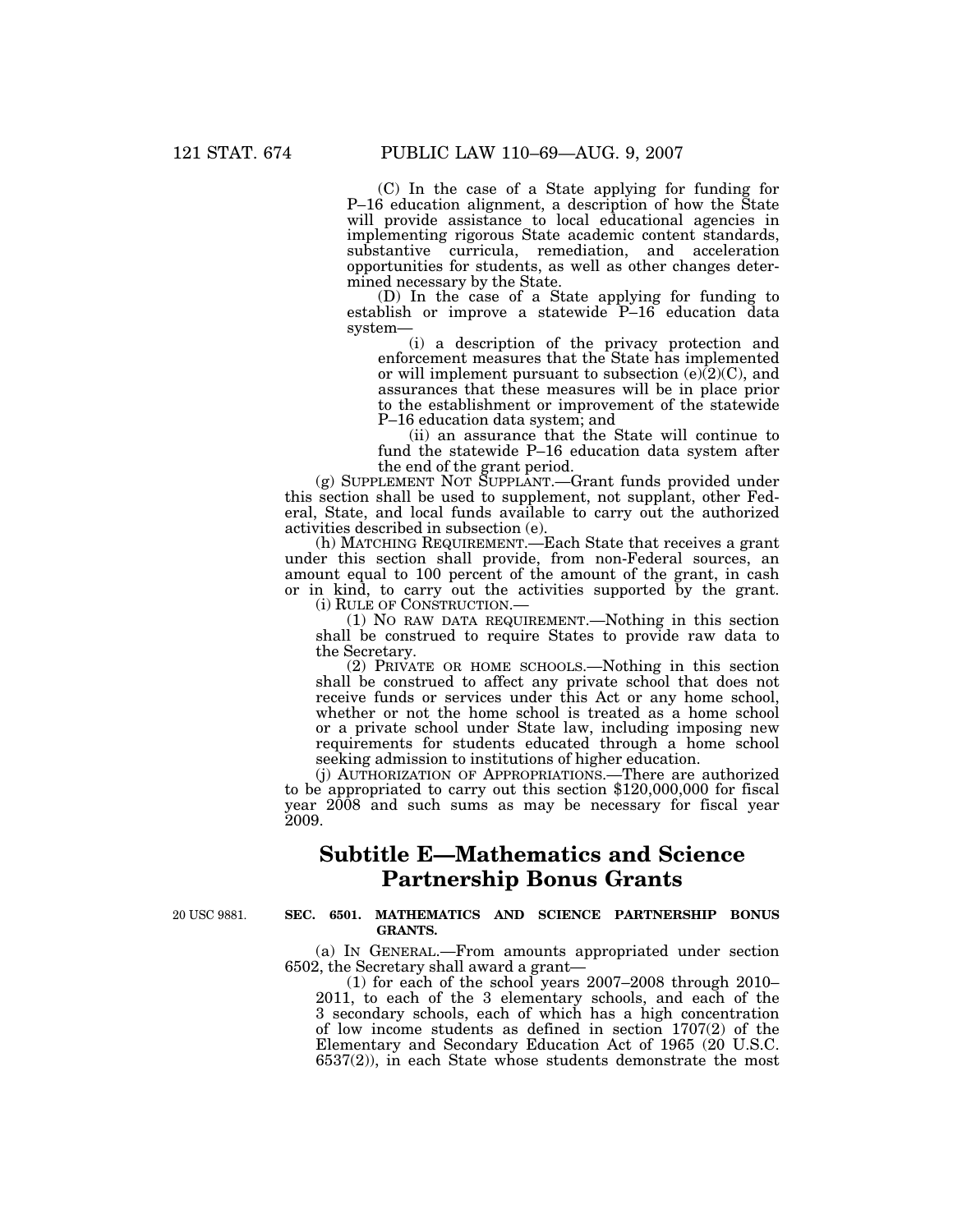(C) In the case of a State applying for funding for P–16 education alignment, a description of how the State will provide assistance to local educational agencies in implementing rigorous State academic content standards, substantive curricula, remediation, and acceleration opportunities for students, as well as other changes determined necessary by the State.

(D) In the case of a State applying for funding to establish or improve a statewide P–16 education data system—

(i) a description of the privacy protection and enforcement measures that the State has implemented or will implement pursuant to subsection (e)(2)(C), and assurances that these measures will be in place prior to the establishment or improvement of the statewide P–16 education data system; and

(ii) an assurance that the State will continue to fund the statewide P–16 education data system after the end of the grant period.

(g) SUPPLEMENT NOT SUPPLANT.—Grant funds provided under this section shall be used to supplement, not supplant, other Federal, State, and local funds available to carry out the authorized activities described in subsection (e).

(h) MATCHING REQUIREMENT.—Each State that receives a grant under this section shall provide, from non-Federal sources, an amount equal to 100 percent of the amount of the grant, in cash or in kind, to carry out the activities supported by the grant.

(i) RULE OF CONSTRUCTION.—

(1) NO RAW DATA REQUIREMENT.—Nothing in this section shall be construed to require States to provide raw data to the Secretary.

(2) PRIVATE OR HOME SCHOOLS.—Nothing in this section shall be construed to affect any private school that does not receive funds or services under this Act or any home school, whether or not the home school is treated as a home school or a private school under State law, including imposing new requirements for students educated through a home school seeking admission to institutions of higher education.

(j) AUTHORIZATION OF APPROPRIATIONS.—There are authorized to be appropriated to carry out this section $120,000,000 for fiscal year 2008 and such sums as may be necessary for fiscal year 2009.

## Subtitle E—Mathematics and Science Partnership Bonus Grants

20 USC 9881.

**SEC. 6501. MATHEMATICS AND SCIENCE PARTNERSHIP BONUS GRANTS.**

(a) IN GENERAL.—From amounts appropriated under section 6502, the Secretary shall award a grant—

(1) for each of the school years 2007–2008 through 2010–2011, to each of the 3 elementary schools, and each of the 3 secondary schools, each of which has a high concentration of low income students as defined in section 1707(2) of the Elementary and Secondary Education Act of 1965 (20 U.S.C. 6537(2)), in each State whose students demonstrate the most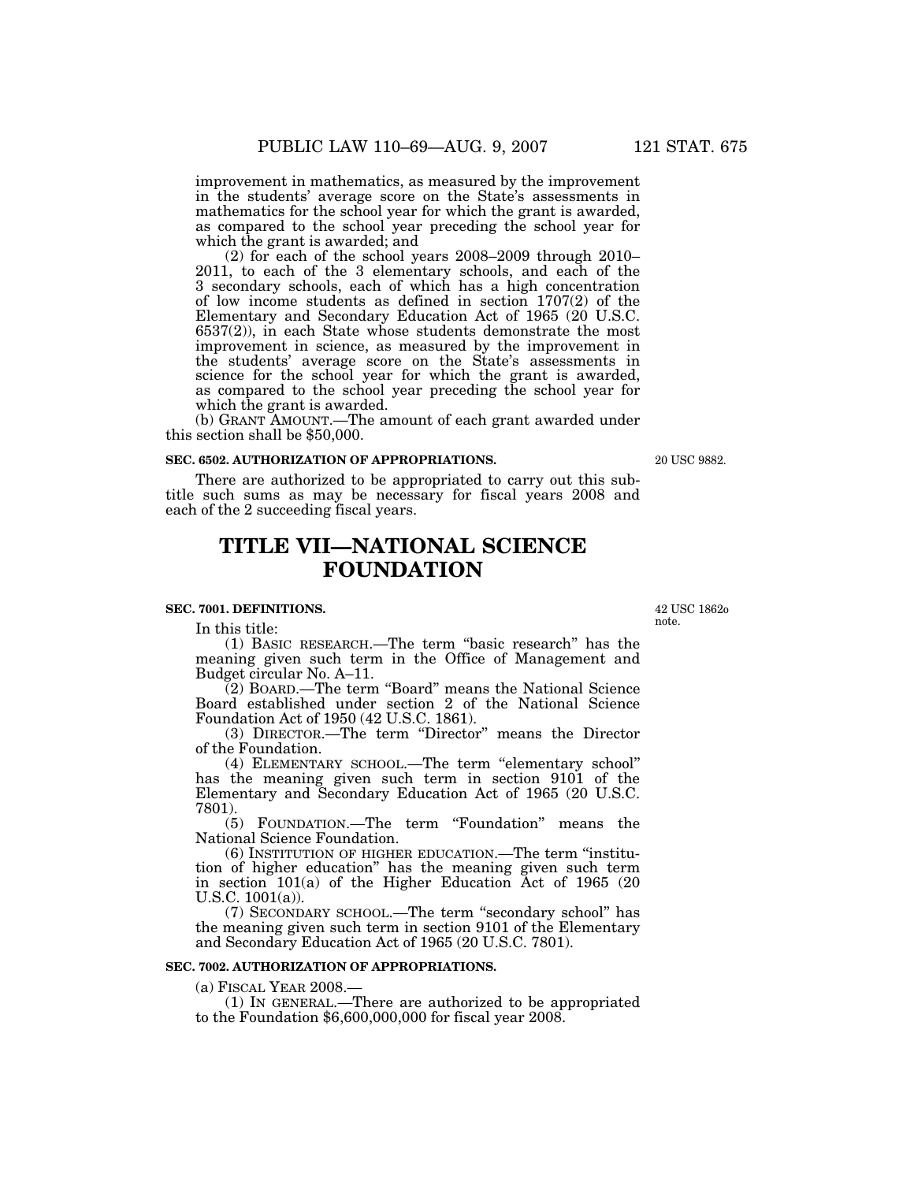improvement in mathematics, as measured by the improvement in the students' average score on the State's assessments in mathematics for the school year for which the grant is awarded, as compared to the school year preceding the school year for which the grant is awarded; and

(2) for each of the school years 2008–2009 through 2010–2011, to each of the 3 elementary schools, and each of the 3 secondary schools, each of which has a high concentration of low income students as defined in section 1707(2) of the Elementary and Secondary Education Act of 1965 (20 U.S.C. 6537(2)), in each State whose students demonstrate the most improvement in science, as measured by the improvement in the students' average score on the State's assessments in science for the school year for which the grant is awarded, as compared to the school year preceding the school year for which the grant is awarded.

(b) GRANT AMOUNT.—The amount of each grant awarded under this section shall be $50,000.

**SEC. 6502. AUTHORIZATION OF APPROPRIATIONS.**

20 USC 9882.

There are authorized to be appropriated to carry out this subtitle such sums as may be necessary for fiscal years 2008 and each of the 2 succeeding fiscal years.

# TITLE VII—NATIONAL SCIENCE FOUNDATION

**SEC. 7001. DEFINITIONS.**

42 USC 1862o note.

In this title:

(1) BASIC RESEARCH.—The term "basic research" has the meaning given such term in the Office of Management and Budget circular No. A–11.

(2) BOARD.—The term "Board" means the National Science Board established under section 2 of the National Science Foundation Act of 1950 (42 U.S.C. 1861).

(3) DIRECTOR.—The term "Director" means the Director of the Foundation.

(4) ELEMENTARY SCHOOL.—The term "elementary school" has the meaning given such term in section 9101 of the Elementary and Secondary Education Act of 1965 (20 U.S.C. 7801).

(5) FOUNDATION.—The term "Foundation" means the National Science Foundation.

(6) INSTITUTION OF HIGHER EDUCATION.—The term "institution of higher education" has the meaning given such term in section 101(a) of the Higher Education Act of 1965 (20 U.S.C. 1001(a)).

(7) SECONDARY SCHOOL.—The term "secondary school" has the meaning given such term in section 9101 of the Elementary and Secondary Education Act of 1965 (20 U.S.C. 7801).

**SEC. 7002. AUTHORIZATION OF APPROPRIATIONS.**

(a) FISCAL YEAR 2008.—

(1) IN GENERAL.—There are authorized to be appropriated to the Foundation $6,600,000,000 for fiscal year 2008.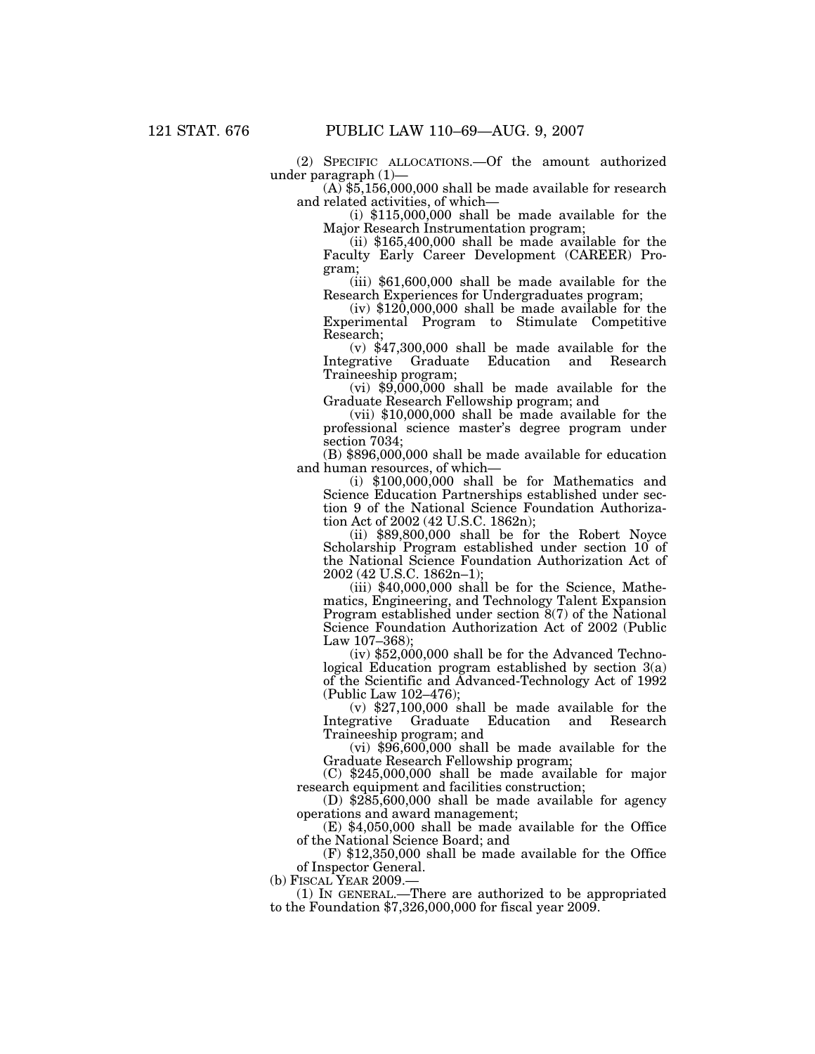(2) SPECIFIC ALLOCATIONS.—Of the amount authorized under paragraph (1)—

(A) $5,156,000,000 shall be made available for research and related activities, of which—

(i) $115,000,000 shall be made available for the Major Research Instrumentation program;

(ii) $165,400,000 shall be made available for the Faculty Early Career Development (CAREER) Program;

(iii) $61,600,000 shall be made available for the Research Experiences for Undergraduates program;

(iv) $120,000,000 shall be made available for the Experimental Program to Stimulate Competitive Research;

(v) $47,300,000 shall be made available for the Integrative Graduate Education and Research Traineeship program;

(vi) $9,000,000 shall be made available for the Graduate Research Fellowship program; and

(vii) $10,000,000 shall be made available for the professional science master's degree program under section 7034;

(B) $896,000,000 shall be made available for education and human resources, of which—

(i) $100,000,000 shall be for Mathematics and Science Education Partnerships established under section 9 of the National Science Foundation Authorization Act of 2002 (42 U.S.C. 1862n);

(ii) $89,800,000 shall be for the Robert Noyce Scholarship Program established under section 10 of the National Science Foundation Authorization Act of 2002 (42 U.S.C. 1862n–1);

(iii) $40,000,000 shall be for the Science, Mathematics, Engineering, and Technology Talent Expansion Program established under section 8(7) of the National Science Foundation Authorization Act of 2002 (Public Law 107–368);

(iv) $52,000,000 shall be for the Advanced Technological Education program established by section 3(a) of the Scientific and Advanced-Technology Act of 1992 (Public Law 102–476);

(v) $27,100,000 shall be made available for the Integrative Graduate Education and Research Traineeship program; and

(vi) $96,600,000 shall be made available for the Graduate Research Fellowship program;

(C) $245,000,000 shall be made available for major research equipment and facilities construction;

(D) $285,600,000 shall be made available for agency operations and award management;

(E) $4,050,000 shall be made available for the Office of the National Science Board; and

(F) $12,350,000 shall be made available for the Office of Inspector General.

(b) FISCAL YEAR 2009.—

(1) IN GENERAL.—There are authorized to be appropriated to the Foundation $7,326,000,000 for fiscal year 2009.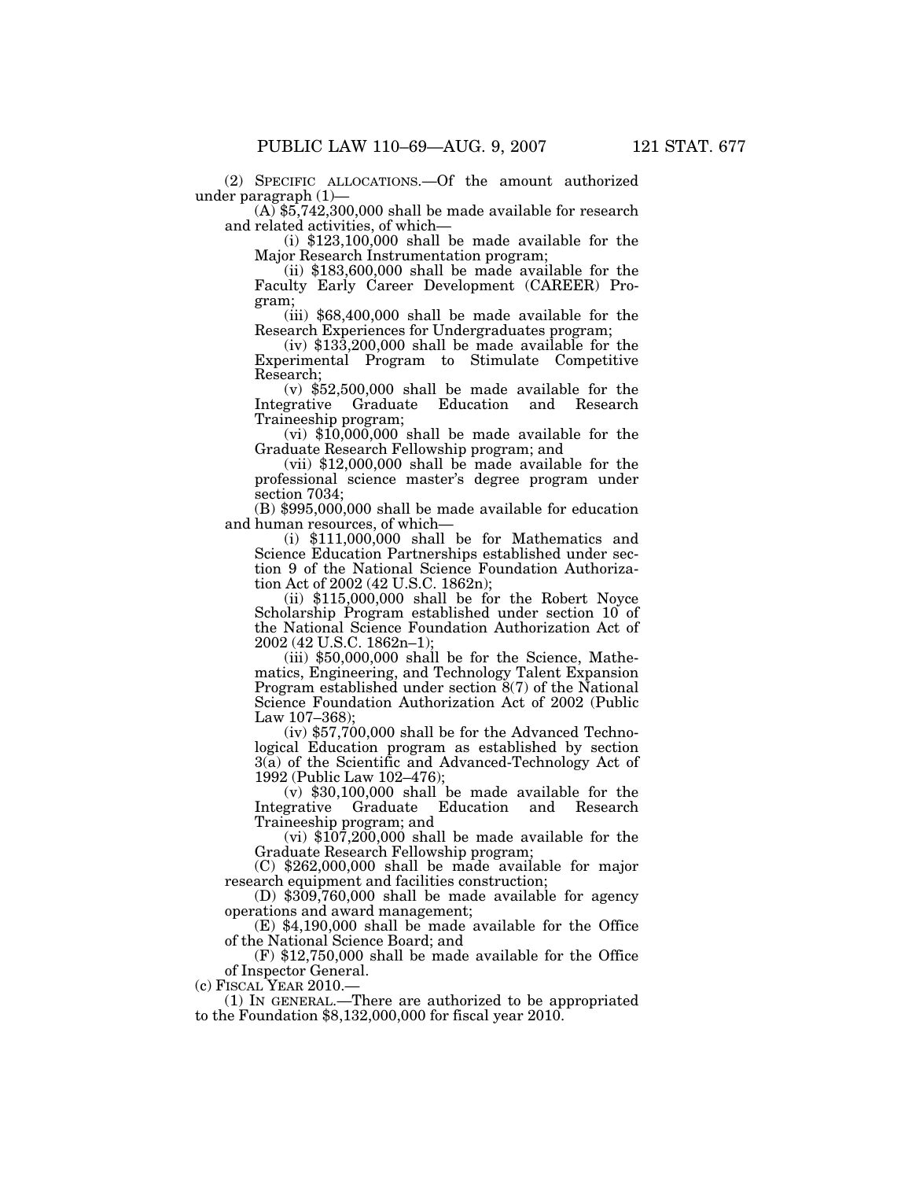(2) SPECIFIC ALLOCATIONS.—Of the amount authorized under paragraph (1)—

(A) $5,742,300,000 shall be made available for research and related activities, of which—

(i) $123,100,000 shall be made available for the Major Research Instrumentation program;

(ii) $183,600,000 shall be made available for the Faculty Early Career Development (CAREER) Program;

(iii) $68,400,000 shall be made available for the Research Experiences for Undergraduates program;

(iv) $133,200,000 shall be made available for the Experimental Program to Stimulate Competitive Research;

(v) $52,500,000 shall be made available for the Integrative Graduate Education and Research Traineeship program;

(vi) $10,000,000 shall be made available for the Graduate Research Fellowship program; and

(vii) $12,000,000 shall be made available for the professional science master's degree program under section 7034;

(B) $995,000,000 shall be made available for education and human resources, of which—

(i) $111,000,000 shall be for Mathematics and Science Education Partnerships established under section 9 of the National Science Foundation Authorization Act of 2002 (42 U.S.C. 1862n);

(ii) $115,000,000 shall be for the Robert Noyce Scholarship Program established under section 10 of the National Science Foundation Authorization Act of 2002 (42 U.S.C. 1862n–1);

(iii) $50,000,000 shall be for the Science, Mathematics, Engineering, and Technology Talent Expansion Program established under section 8(7) of the National Science Foundation Authorization Act of 2002 (Public Law 107–368);

(iv) $57,700,000 shall be for the Advanced Technological Education program as established by section 3(a) of the Scientific and Advanced-Technology Act of 1992 (Public Law 102–476);

(v) $30,100,000 shall be made available for the Integrative Graduate Education and Research Traineeship program; and

(vi) $107,200,000 shall be made available for the Graduate Research Fellowship program;

(C) $262,000,000 shall be made available for major research equipment and facilities construction;

(D) $309,760,000 shall be made available for agency operations and award management;

(E) $4,190,000 shall be made available for the Office of the National Science Board; and

(F) $12,750,000 shall be made available for the Office of Inspector General.

(c) FISCAL YEAR 2010.—

(1) IN GENERAL.—There are authorized to be appropriated to the Foundation $8,132,000,000 for fiscal year 2010.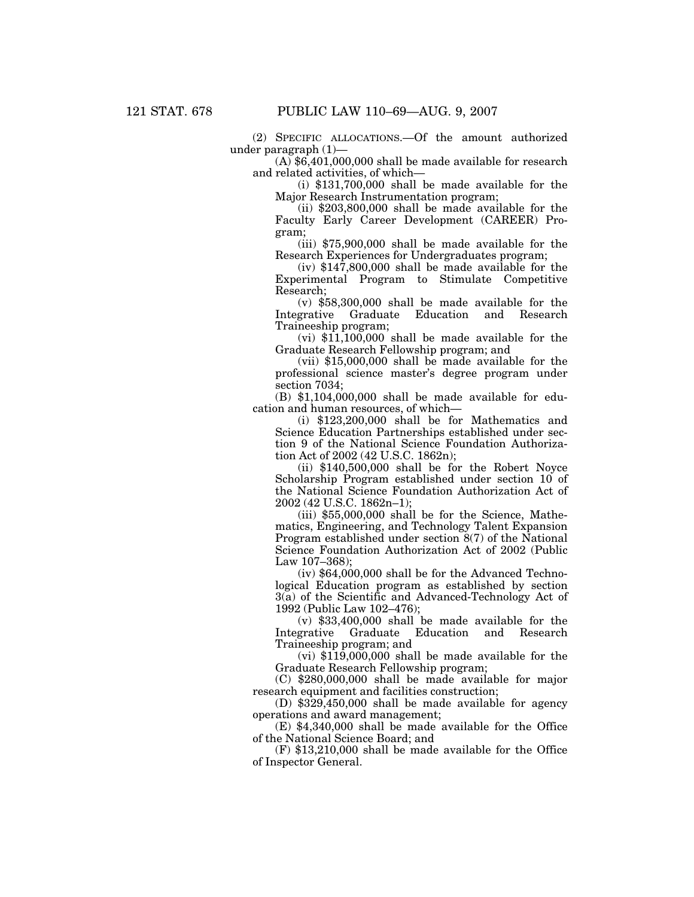(2) SPECIFIC ALLOCATIONS.—Of the amount authorized under paragraph (1)—

(A) $6,401,000,000 shall be made available for research and related activities, of which—

(i) $131,700,000 shall be made available for the Major Research Instrumentation program;

(ii) $203,800,000 shall be made available for the Faculty Early Career Development (CAREER) Program;

(iii) $75,900,000 shall be made available for the Research Experiences for Undergraduates program;

(iv) $147,800,000 shall be made available for the Experimental Program to Stimulate Competitive Research;

(v) $58,300,000 shall be made available for the Integrative Graduate Education and Research Traineeship program;

(vi) $11,100,000 shall be made available for the Graduate Research Fellowship program; and

(vii) $15,000,000 shall be made available for the professional science master's degree program under section 7034;

(B) $1,104,000,000 shall be made available for education and human resources, of which—

(i) $123,200,000 shall be for Mathematics and Science Education Partnerships established under section 9 of the National Science Foundation Authorization Act of 2002 (42 U.S.C. 1862n);

(ii) $140,500,000 shall be for the Robert Noyce Scholarship Program established under section 10 of the National Science Foundation Authorization Act of 2002 (42 U.S.C. 1862n–1);

(iii) $55,000,000 shall be for the Science, Mathematics, Engineering, and Technology Talent Expansion Program established under section 8(7) of the National Science Foundation Authorization Act of 2002 (Public Law 107–368);

(iv) $64,000,000 shall be for the Advanced Technological Education program as established by section 3(a) of the Scientific and Advanced-Technology Act of 1992 (Public Law 102–476);

(v) $33,400,000 shall be made available for the Integrative Graduate Education and Research Traineeship program; and

(vi) $119,000,000 shall be made available for the Graduate Research Fellowship program;

(C) $280,000,000 shall be made available for major research equipment and facilities construction;

(D) $329,450,000 shall be made available for agency operations and award management;

(E) $4,340,000 shall be made available for the Office of the National Science Board; and

(F) $13,210,000 shall be made available for the Office of Inspector General.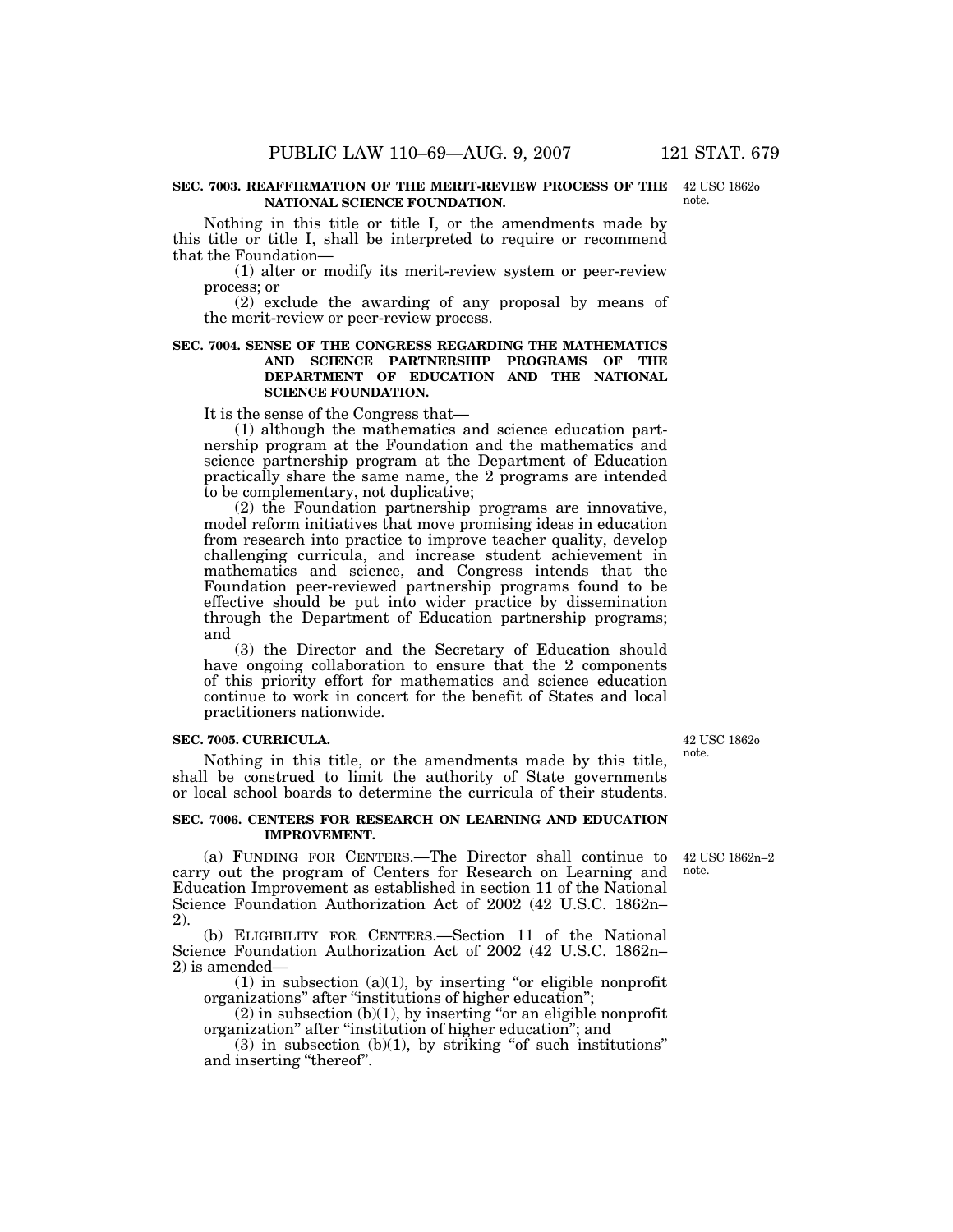**SEC. 7003. REAFFIRMATION OF THE MERIT-REVIEW PROCESS OF THE NATIONAL SCIENCE FOUNDATION.**

42 USC 1862o note.

Nothing in this title or title I, or the amendments made by this title or title I, shall be interpreted to require or recommend that the Foundation—

(1) alter or modify its merit-review system or peer-review process; or

(2) exclude the awarding of any proposal by means of the merit-review or peer-review process.

**SEC. 7004. SENSE OF THE CONGRESS REGARDING THE MATHEMATICS AND SCIENCE PARTNERSHIP PROGRAMS OF THE DEPARTMENT OF EDUCATION AND THE NATIONAL SCIENCE FOUNDATION.**

It is the sense of the Congress that—

(1) although the mathematics and science education partnership program at the Foundation and the mathematics and science partnership program at the Department of Education practically share the same name, the 2 programs are intended to be complementary, not duplicative;

(2) the Foundation partnership programs are innovative, model reform initiatives that move promising ideas in education from research into practice to improve teacher quality, develop challenging curricula, and increase student achievement in mathematics and science, and Congress intends that the Foundation peer-reviewed partnership programs found to be effective should be put into wider practice by dissemination through the Department of Education partnership programs; and

(3) the Director and the Secretary of Education should have ongoing collaboration to ensure that the 2 components of this priority effort for mathematics and science education continue to work in concert for the benefit of States and local practitioners nationwide.

**SEC. 7005. CURRICULA.**

42 USC 1862o note.

Nothing in this title, or the amendments made by this title, shall be construed to limit the authority of State governments or local school boards to determine the curricula of their students.

**SEC. 7006. CENTERS FOR RESEARCH ON LEARNING AND EDUCATION IMPROVEMENT.**

42 USC 1862n–2 note.

(a) FUNDING FOR CENTERS.—The Director shall continue to carry out the program of Centers for Research on Learning and Education Improvement as established in section 11 of the National Science Foundation Authorization Act of 2002 (42 U.S.C. 1862n–2).

(b) ELIGIBILITY FOR CENTERS.—Section 11 of the National Science Foundation Authorization Act of 2002 (42 U.S.C. 1862n–2) is amended—

(1) in subsection (a)(1), by inserting "or eligible nonprofit organizations" after "institutions of higher education";

(2) in subsection (b)(1), by inserting "or an eligible nonprofit organization" after "institution of higher education"; and

(3) in subsection (b)(1), by striking "of such institutions" and inserting "thereof".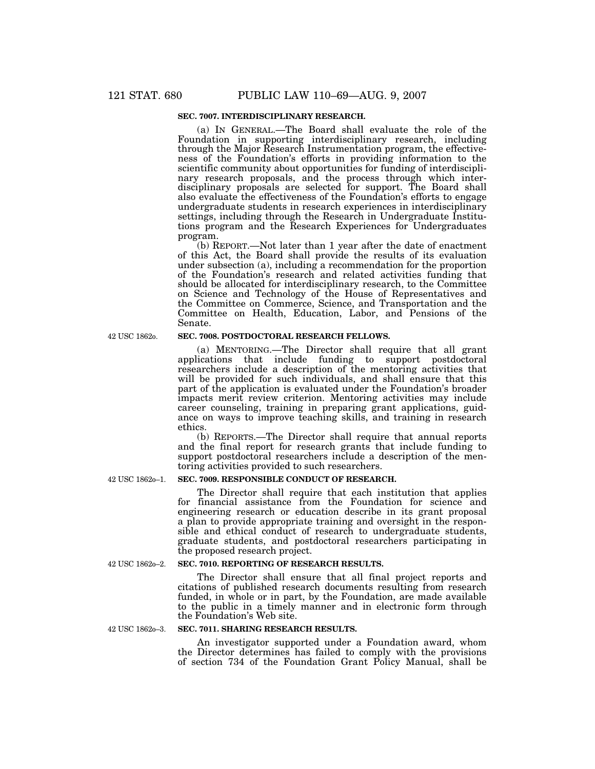**SEC. 7007. INTERDISCIPLINARY RESEARCH.**

(a) IN GENERAL.—The Board shall evaluate the role of the Foundation in supporting interdisciplinary research, including through the Major Research Instrumentation program, the effectiveness of the Foundation's efforts in providing information to the scientific community about opportunities for funding of interdisciplinary research proposals, and the process through which interdisciplinary proposals are selected for support. The Board shall also evaluate the effectiveness of the Foundation's efforts to engage undergraduate students in research experiences in interdisciplinary settings, including through the Research in Undergraduate Institutions program and the Research Experiences for Undergraduates program.

(b) REPORT.—Not later than 1 year after the date of enactment of this Act, the Board shall provide the results of its evaluation under subsection (a), including a recommendation for the proportion of the Foundation's research and related activities funding that should be allocated for interdisciplinary research, to the Committee on Science and Technology of the House of Representatives and the Committee on Commerce, Science, and Transportation and the Committee on Health, Education, Labor, and Pensions of the Senate.

42 USC 1862o.

**SEC. 7008. POSTDOCTORAL RESEARCH FELLOWS.**

(a) MENTORING.—The Director shall require that all grant applications that include funding to support postdoctoral researchers include a description of the mentoring activities that will be provided for such individuals, and shall ensure that this part of the application is evaluated under the Foundation's broader impacts merit review criterion. Mentoring activities may include career counseling, training in preparing grant applications, guidance on ways to improve teaching skills, and training in research ethics.

(b) REPORTS.—The Director shall require that annual reports and the final report for research grants that include funding to support postdoctoral researchers include a description of the mentoring activities provided to such researchers.

42 USC 1862o–1.

**SEC. 7009. RESPONSIBLE CONDUCT OF RESEARCH.**

The Director shall require that each institution that applies for financial assistance from the Foundation for science and engineering research or education describe in its grant proposal a plan to provide appropriate training and oversight in the responsible and ethical conduct of research to undergraduate students, graduate students, and postdoctoral researchers participating in the proposed research project.

42 USC 1862o–2.

**SEC. 7010. REPORTING OF RESEARCH RESULTS.**

The Director shall ensure that all final project reports and citations of published research documents resulting from research funded, in whole or in part, by the Foundation, are made available to the public in a timely manner and in electronic form through the Foundation's Web site.

42 USC 1862o–3.

**SEC. 7011. SHARING RESEARCH RESULTS.**

An investigator supported under a Foundation award, whom the Director determines has failed to comply with the provisions of section 734 of the Foundation Grant Policy Manual, shall be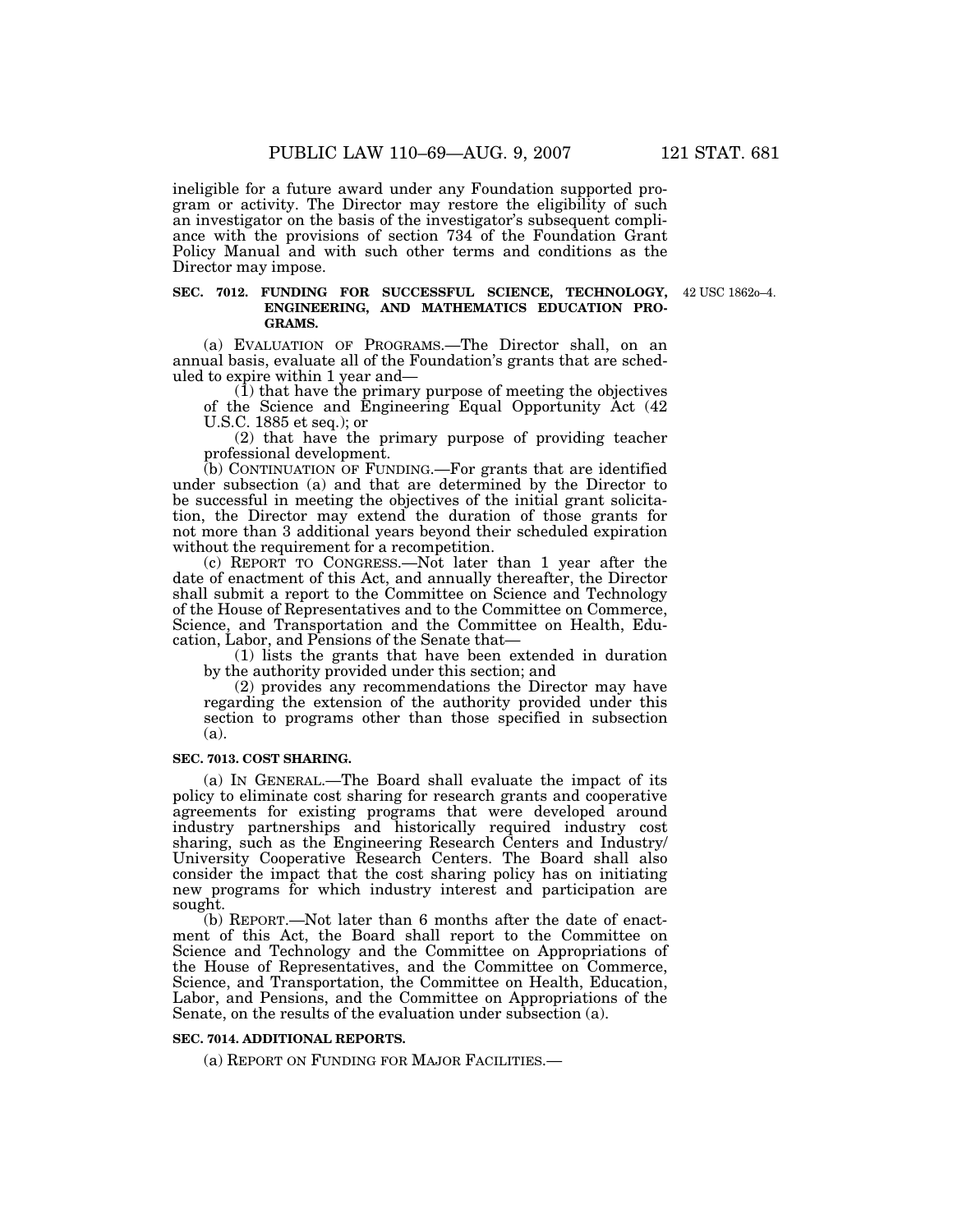ineligible for a future award under any Foundation supported program or activity. The Director may restore the eligibility of such an investigator on the basis of the investigator's subsequent compliance with the provisions of section 734 of the Foundation Grant Policy Manual and with such other terms and conditions as the Director may impose.

**SEC. 7012. FUNDING FOR SUCCESSFUL SCIENCE, TECHNOLOGY, ENGINEERING, AND MATHEMATICS EDUCATION PROGRAMS.**

42 USC 1862o–4.

(a) EVALUATION OF PROGRAMS.—The Director shall, on an annual basis, evaluate all of the Foundation's grants that are scheduled to expire within 1 year and—

(1) that have the primary purpose of meeting the objectives of the Science and Engineering Equal Opportunity Act (42 U.S.C. 1885 et seq.); or

(2) that have the primary purpose of providing teacher professional development.

(b) CONTINUATION OF FUNDING.—For grants that are identified under subsection (a) and that are determined by the Director to be successful in meeting the objectives of the initial grant solicitation, the Director may extend the duration of those grants for not more than 3 additional years beyond their scheduled expiration without the requirement for a recompetition.

(c) REPORT TO CONGRESS.—Not later than 1 year after the date of enactment of this Act, and annually thereafter, the Director shall submit a report to the Committee on Science and Technology of the House of Representatives and to the Committee on Commerce, Science, and Transportation and the Committee on Health, Education, Labor, and Pensions of the Senate that—

(1) lists the grants that have been extended in duration by the authority provided under this section; and

(2) provides any recommendations the Director may have regarding the extension of the authority provided under this section to programs other than those specified in subsection (a).

**SEC. 7013. COST SHARING.**

(a) IN GENERAL.—The Board shall evaluate the impact of its policy to eliminate cost sharing for research grants and cooperative agreements for existing programs that were developed around industry partnerships and historically required industry cost sharing, such as the Engineering Research Centers and Industry/University Cooperative Research Centers. The Board shall also consider the impact that the cost sharing policy has on initiating new programs for which industry interest and participation are sought.

(b) REPORT.—Not later than 6 months after the date of enactment of this Act, the Board shall report to the Committee on Science and Technology and the Committee on Appropriations of the House of Representatives, and the Committee on Commerce, Science, and Transportation, the Committee on Health, Education, Labor, and Pensions, and the Committee on Appropriations of the Senate, on the results of the evaluation under subsection (a).

**SEC. 7014. ADDITIONAL REPORTS.**

(a) REPORT ON FUNDING FOR MAJOR FACILITIES.—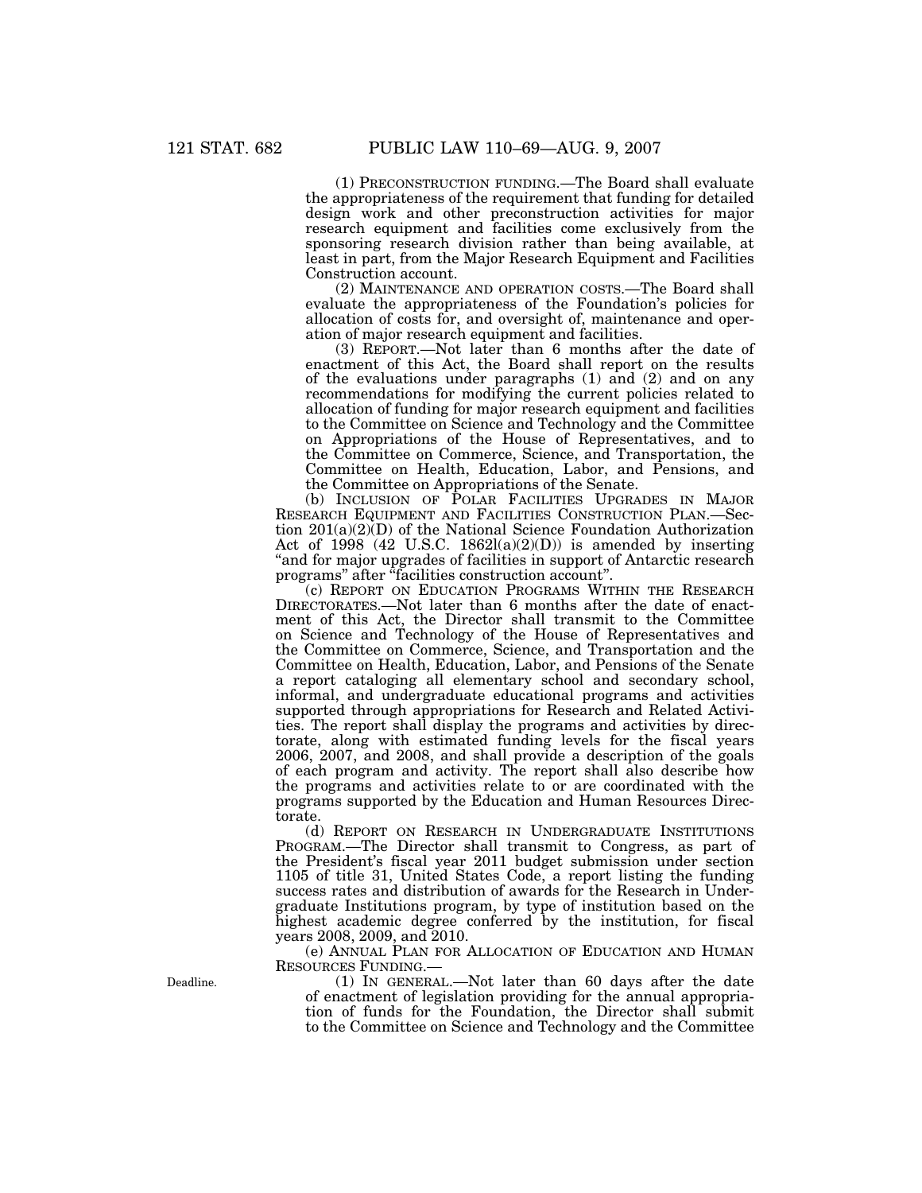(1) PRECONSTRUCTION FUNDING.—The Board shall evaluate the appropriateness of the requirement that funding for detailed design work and other preconstruction activities for major research equipment and facilities come exclusively from the sponsoring research division rather than being available, at least in part, from the Major Research Equipment and Facilities Construction account.

(2) MAINTENANCE AND OPERATION COSTS.—The Board shall evaluate the appropriateness of the Foundation's policies for allocation of costs for, and oversight of, maintenance and operation of major research equipment and facilities.

(3) REPORT.—Not later than 6 months after the date of enactment of this Act, the Board shall report on the results of the evaluations under paragraphs (1) and (2) and on any recommendations for modifying the current policies related to allocation of funding for major research equipment and facilities to the Committee on Science and Technology and the Committee on Appropriations of the House of Representatives, and to the Committee on Commerce, Science, and Transportation, the Committee on Health, Education, Labor, and Pensions, and the Committee on Appropriations of the Senate.

(b) INCLUSION OF POLAR FACILITIES UPGRADES IN MAJOR RESEARCH EQUIPMENT AND FACILITIES CONSTRUCTION PLAN.—Section 201(a)(2)(D) of the National Science Foundation Authorization Act of 1998 (42 U.S.C. 1862l(a)(2)(D)) is amended by inserting "and for major upgrades of facilities in support of Antarctic research programs" after "facilities construction account".

(c) REPORT ON EDUCATION PROGRAMS WITHIN THE RESEARCH DIRECTORATES.—Not later than 6 months after the date of enactment of this Act, the Director shall transmit to the Committee on Science and Technology of the House of Representatives and the Committee on Commerce, Science, and Transportation and the Committee on Health, Education, Labor, and Pensions of the Senate a report cataloging all elementary school and secondary school, informal, and undergraduate educational programs and activities supported through appropriations for Research and Related Activities. The report shall display the programs and activities by directorate, along with estimated funding levels for the fiscal years 2006, 2007, and 2008, and shall provide a description of the goals of each program and activity. The report shall also describe how the programs and activities relate to or are coordinated with the programs supported by the Education and Human Resources Directorate.

(d) REPORT ON RESEARCH IN UNDERGRADUATE INSTITUTIONS PROGRAM.—The Director shall transmit to Congress, as part of the President's fiscal year 2011 budget submission under section 1105 of title 31, United States Code, a report listing the funding success rates and distribution of awards for the Research in Undergraduate Institutions program, by type of institution based on the highest academic degree conferred by the institution, for fiscal years 2008, 2009, and 2010.

(e) ANNUAL PLAN FOR ALLOCATION OF EDUCATION AND HUMAN RESOURCES FUNDING.—

Deadline.

(1) IN GENERAL.—Not later than 60 days after the date of enactment of legislation providing for the annual appropriation of funds for the Foundation, the Director shall submit to the Committee on Science and Technology and the Committee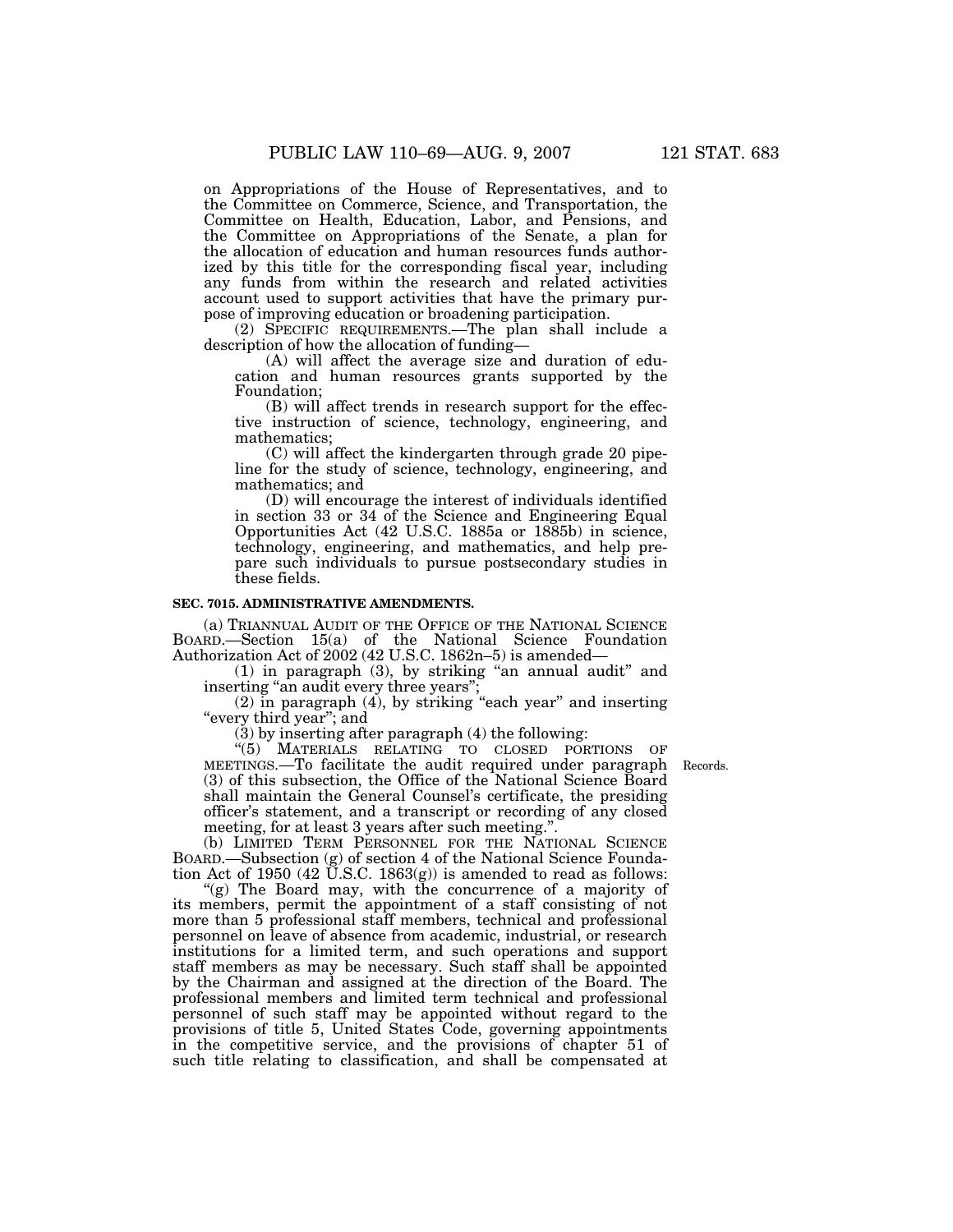on Appropriations of the House of Representatives, and to the Committee on Commerce, Science, and Transportation, the Committee on Health, Education, Labor, and Pensions, and the Committee on Appropriations of the Senate, a plan for the allocation of education and human resources funds authorized by this title for the corresponding fiscal year, including any funds from within the research and related activities account used to support activities that have the primary purpose of improving education or broadening participation.

(2) SPECIFIC REQUIREMENTS.—The plan shall include a description of how the allocation of funding—

(A) will affect the average size and duration of education and human resources grants supported by the Foundation;

(B) will affect trends in research support for the effective instruction of science, technology, engineering, and mathematics;

(C) will affect the kindergarten through grade 20 pipeline for the study of science, technology, engineering, and mathematics; and

(D) will encourage the interest of individuals identified in section 33 or 34 of the Science and Engineering Equal Opportunities Act (42 U.S.C. 1885a or 1885b) in science, technology, engineering, and mathematics, and help prepare such individuals to pursue postsecondary studies in these fields.

**SEC. 7015. ADMINISTRATIVE AMENDMENTS.**

(a) TRIANNUAL AUDIT OF THE OFFICE OF THE NATIONAL SCIENCE BOARD.—Section 15(a) of the National Science Foundation Authorization Act of 2002 (42 U.S.C. 1862n–5) is amended—

(1) in paragraph (3), by striking "an annual audit" and inserting "an audit every three years";

(2) in paragraph (4), by striking "each year" and inserting "every third year"; and

(3) by inserting after paragraph (4) the following:

"(5) MATERIALS RELATING TO CLOSED PORTIONS OF MEETINGS.—To facilitate the audit required under paragraph (3) of this subsection, the Office of the National Science Board shall maintain the General Counsel's certificate, the presiding officer's statement, and a transcript or recording of any closed meeting, for at least 3 years after such meeting.".

Records.

(b) LIMITED TERM PERSONNEL FOR THE NATIONAL SCIENCE BOARD.—Subsection (g) of section 4 of the National Science Foundation Act of 1950 (42 U.S.C. 1863(g)) is amended to read as follows:

"(g) The Board may, with the concurrence of a majority of its members, permit the appointment of a staff consisting of not more than 5 professional staff members, technical and professional personnel on leave of absence from academic, industrial, or research institutions for a limited term, and such operations and support staff members as may be necessary. Such staff shall be appointed by the Chairman and assigned at the direction of the Board. The professional members and limited term technical and professional personnel of such staff may be appointed without regard to the provisions of title 5, United States Code, governing appointments in the competitive service, and the provisions of chapter 51 of such title relating to classification, and shall be compensated at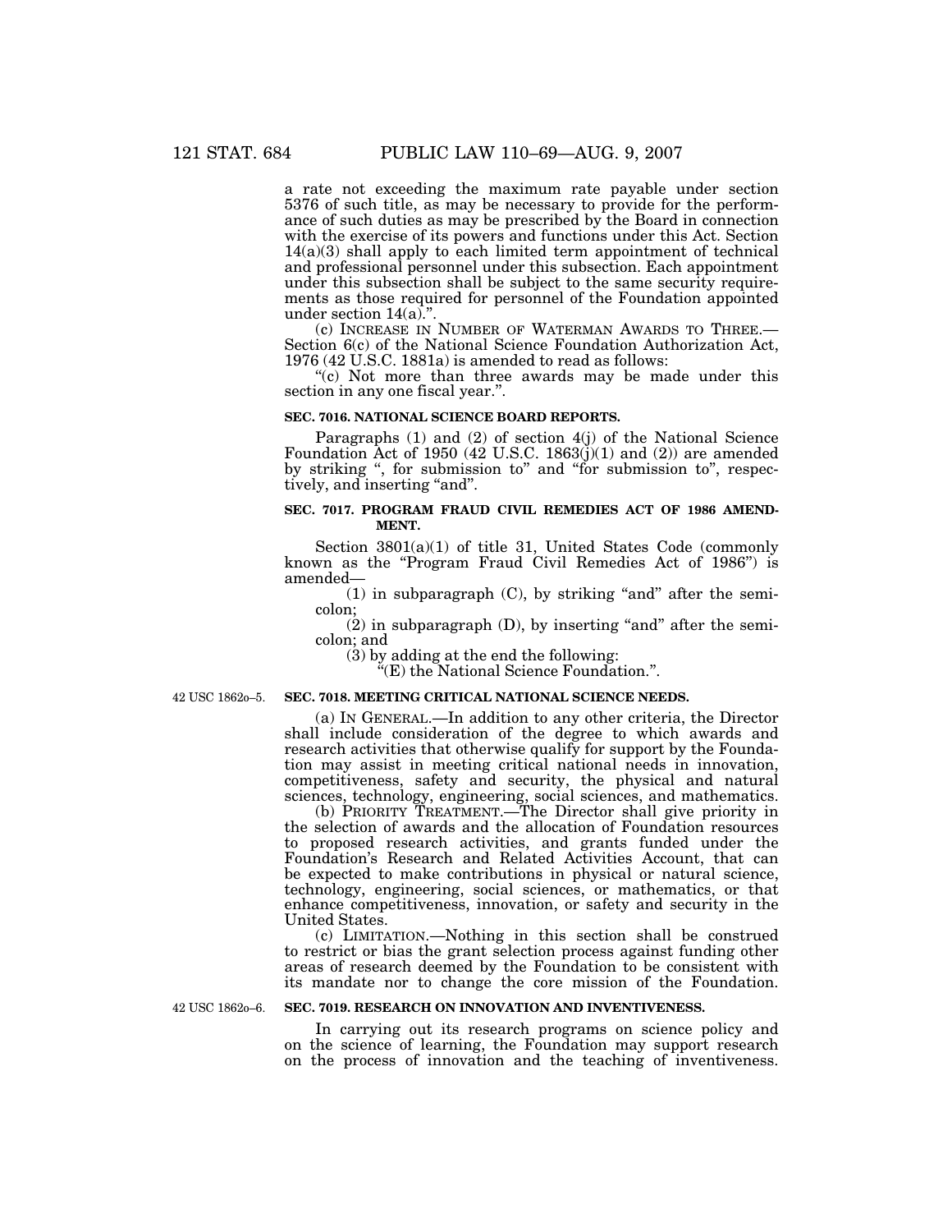a rate not exceeding the maximum rate payable under section 5376 of such title, as may be necessary to provide for the performance of such duties as may be prescribed by the Board in connection with the exercise of its powers and functions under this Act. Section 14(a)(3) shall apply to each limited term appointment of technical and professional personnel under this subsection. Each appointment under this subsection shall be subject to the same security requirements as those required for personnel of the Foundation appointed under section 14(a).".

(c) INCREASE IN NUMBER OF WATERMAN AWARDS TO THREE.—Section 6(c) of the National Science Foundation Authorization Act, 1976 (42 U.S.C. 1881a) is amended to read as follows:

"(c) Not more than three awards may be made under this section in any one fiscal year.".

**SEC. 7016. NATIONAL SCIENCE BOARD REPORTS.**

Paragraphs (1) and (2) of section 4(j) of the National Science Foundation Act of 1950 (42 U.S.C. 1863(j)(1) and (2)) are amended by striking ", for submission to" and "for submission to", respectively, and inserting "and".

**SEC. 7017. PROGRAM FRAUD CIVIL REMEDIES ACT OF 1986 AMENDMENT.**

Section 3801(a)(1) of title 31, United States Code (commonly known as the "Program Fraud Civil Remedies Act of 1986") is amended—

(1) in subparagraph (C), by striking "and" after the semicolon;

(2) in subparagraph (D), by inserting "and" after the semicolon; and

(3) by adding at the end the following:

"(E) the National Science Foundation.".

42 USC 1862o–5.

**SEC. 7018. MEETING CRITICAL NATIONAL SCIENCE NEEDS.**

(a) IN GENERAL.—In addition to any other criteria, the Director shall include consideration of the degree to which awards and research activities that otherwise qualify for support by the Foundation may assist in meeting critical national needs in innovation, competitiveness, safety and security, the physical and natural sciences, technology, engineering, social sciences, and mathematics.

(b) PRIORITY TREATMENT.—The Director shall give priority in the selection of awards and the allocation of Foundation resources to proposed research activities, and grants funded under the Foundation's Research and Related Activities Account, that can be expected to make contributions in physical or natural science, technology, engineering, social sciences, or mathematics, or that enhance competitiveness, innovation, or safety and security in the United States.

(c) LIMITATION.—Nothing in this section shall be construed to restrict or bias the grant selection process against funding other areas of research deemed by the Foundation to be consistent with its mandate nor to change the core mission of the Foundation.

42 USC 1862o–6.

**SEC. 7019. RESEARCH ON INNOVATION AND INVENTIVENESS.**

In carrying out its research programs on science policy and on the science of learning, the Foundation may support research on the process of innovation and the teaching of inventiveness.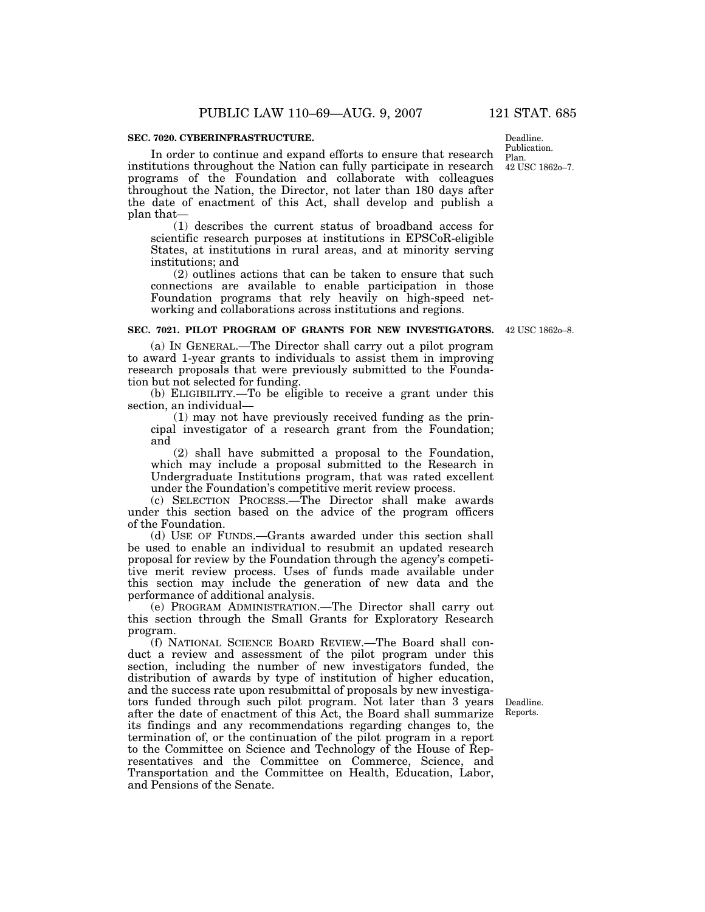**SEC. 7020. CYBERINFRASTRUCTURE.**

Deadline. Publication. Plan. 42 USC 1862o–7.

In order to continue and expand efforts to ensure that research institutions throughout the Nation can fully participate in research programs of the Foundation and collaborate with colleagues throughout the Nation, the Director, not later than 180 days after the date of enactment of this Act, shall develop and publish a plan that—

(1) describes the current status of broadband access for scientific research purposes at institutions in EPSCoR-eligible States, at institutions in rural areas, and at minority serving institutions; and

(2) outlines actions that can be taken to ensure that such connections are available to enable participation in those Foundation programs that rely heavily on high-speed networking and collaborations across institutions and regions.

**SEC. 7021. PILOT PROGRAM OF GRANTS FOR NEW INVESTIGATORS.**

42 USC 1862o–8.

(a) IN GENERAL.—The Director shall carry out a pilot program to award 1-year grants to individuals to assist them in improving research proposals that were previously submitted to the Foundation but not selected for funding.

(b) ELIGIBILITY.—To be eligible to receive a grant under this section, an individual—

(1) may not have previously received funding as the principal investigator of a research grant from the Foundation; and

(2) shall have submitted a proposal to the Foundation, which may include a proposal submitted to the Research in Undergraduate Institutions program, that was rated excellent under the Foundation's competitive merit review process.

(c) SELECTION PROCESS.—The Director shall make awards under this section based on the advice of the program officers of the Foundation.

(d) USE OF FUNDS.—Grants awarded under this section shall be used to enable an individual to resubmit an updated research proposal for review by the Foundation through the agency's competitive merit review process. Uses of funds made available under this section may include the generation of new data and the performance of additional analysis.

(e) PROGRAM ADMINISTRATION.—The Director shall carry out this section through the Small Grants for Exploratory Research program.

(f) NATIONAL SCIENCE BOARD REVIEW.—The Board shall conduct a review and assessment of the pilot program under this section, including the number of new investigators funded, the distribution of awards by type of institution of higher education, and the success rate upon resubmittal of proposals by new investigators funded through such pilot program. Not later than 3 years after the date of enactment of this Act, the Board shall summarize its findings and any recommendations regarding changes to, the termination of, or the continuation of the pilot program in a report to the Committee on Science and Technology of the House of Representatives and the Committee on Commerce, Science, and Transportation and the Committee on Health, Education, Labor, and Pensions of the Senate.

Deadline. Reports.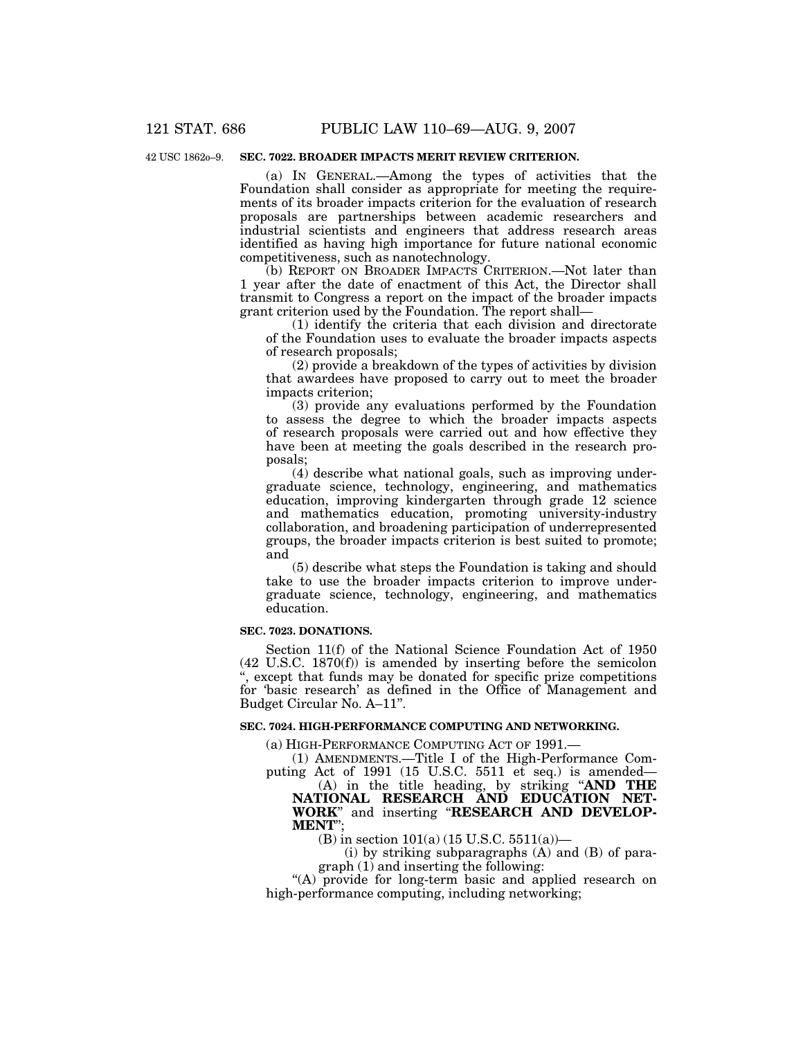42 USC 1862o–9.

**SEC. 7022. BROADER IMPACTS MERIT REVIEW CRITERION.**

(a) IN GENERAL.—Among the types of activities that the Foundation shall consider as appropriate for meeting the requirements of its broader impacts criterion for the evaluation of research proposals are partnerships between academic researchers and industrial scientists and engineers that address research areas identified as having high importance for future national economic competitiveness, such as nanotechnology.

(b) REPORT ON BROADER IMPACTS CRITERION.—Not later than 1 year after the date of enactment of this Act, the Director shall transmit to Congress a report on the impact of the broader impacts grant criterion used by the Foundation. The report shall—

(1) identify the criteria that each division and directorate of the Foundation uses to evaluate the broader impacts aspects of research proposals;

(2) provide a breakdown of the types of activities by division that awardees have proposed to carry out to meet the broader impacts criterion;

(3) provide any evaluations performed by the Foundation to assess the degree to which the broader impacts aspects of research proposals were carried out and how effective they have been at meeting the goals described in the research proposals;

(4) describe what national goals, such as improving undergraduate science, technology, engineering, and mathematics education, improving kindergarten through grade 12 science and mathematics education, promoting university-industry collaboration, and broadening participation of underrepresented groups, the broader impacts criterion is best suited to promote; and

(5) describe what steps the Foundation is taking and should take to use the broader impacts criterion to improve undergraduate science, technology, engineering, and mathematics education.

**SEC. 7023. DONATIONS.**

Section 11(f) of the National Science Foundation Act of 1950 (42 U.S.C. 1870(f)) is amended by inserting before the semicolon ", except that funds may be donated for specific prize competitions for 'basic research' as defined in the Office of Management and Budget Circular No. A–11".

**SEC. 7024. HIGH-PERFORMANCE COMPUTING AND NETWORKING.**

(a) HIGH-PERFORMANCE COMPUTING ACT OF 1991.—

(1) AMENDMENTS.—Title I of the High-Performance Computing Act of 1991 (15 U.S.C. 5511 et seq.) is amended—

(A) in the title heading, by striking "**AND THE NATIONAL RESEARCH AND EDUCATION NETWORK**" and inserting "**RESEARCH AND DEVELOPMENT**";

(B) in section 101(a) (15 U.S.C. 5511(a))—

(i) by striking subparagraphs (A) and (B) of paragraph (1) and inserting the following:

"(A) provide for long-term basic and applied research on high-performance computing, including networking;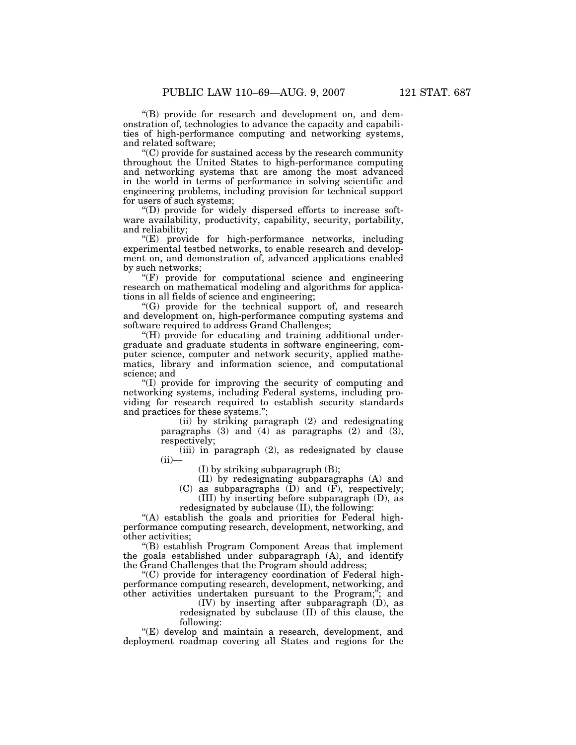"(B) provide for research and development on, and demonstration of, technologies to advance the capacity and capabilities of high-performance computing and networking systems, and related software;

"(C) provide for sustained access by the research community throughout the United States to high-performance computing and networking systems that are among the most advanced in the world in terms of performance in solving scientific and engineering problems, including provision for technical support for users of such systems;

"(D) provide for widely dispersed efforts to increase software availability, productivity, capability, security, portability, and reliability;

"(E) provide for high-performance networks, including experimental testbed networks, to enable research and development on, and demonstration of, advanced applications enabled by such networks;

"(F) provide for computational science and engineering research on mathematical modeling and algorithms for applications in all fields of science and engineering;

"(G) provide for the technical support of, and research and development on, high-performance computing systems and software required to address Grand Challenges;

"(H) provide for educating and training additional undergraduate and graduate students in software engineering, computer science, computer and network security, applied mathematics, library and information science, and computational science; and

"(I) provide for improving the security of computing and networking systems, including Federal systems, including providing for research required to establish security standards and practices for these systems.";

(ii) by striking paragraph (2) and redesignating paragraphs (3) and (4) as paragraphs (2) and (3), respectively;

(iii) in paragraph (2), as redesignated by clause (ii)—

(I) by striking subparagraph (B);

(II) by redesignating subparagraphs (A) and (C) as subparagraphs (D) and (F), respectively;

(III) by inserting before subparagraph (D), as redesignated by subclause (II), the following:

"(A) establish the goals and priorities for Federal high-performance computing research, development, networking, and other activities;

"(B) establish Program Component Areas that implement the goals established under subparagraph (A), and identify the Grand Challenges that the Program should address;

"(C) provide for interagency coordination of Federal high-performance computing research, development, networking, and other activities undertaken pursuant to the Program;"; and

(IV) by inserting after subparagraph (D), as redesignated by subclause (II) of this clause, the following:

"(E) develop and maintain a research, development, and deployment roadmap covering all States and regions for the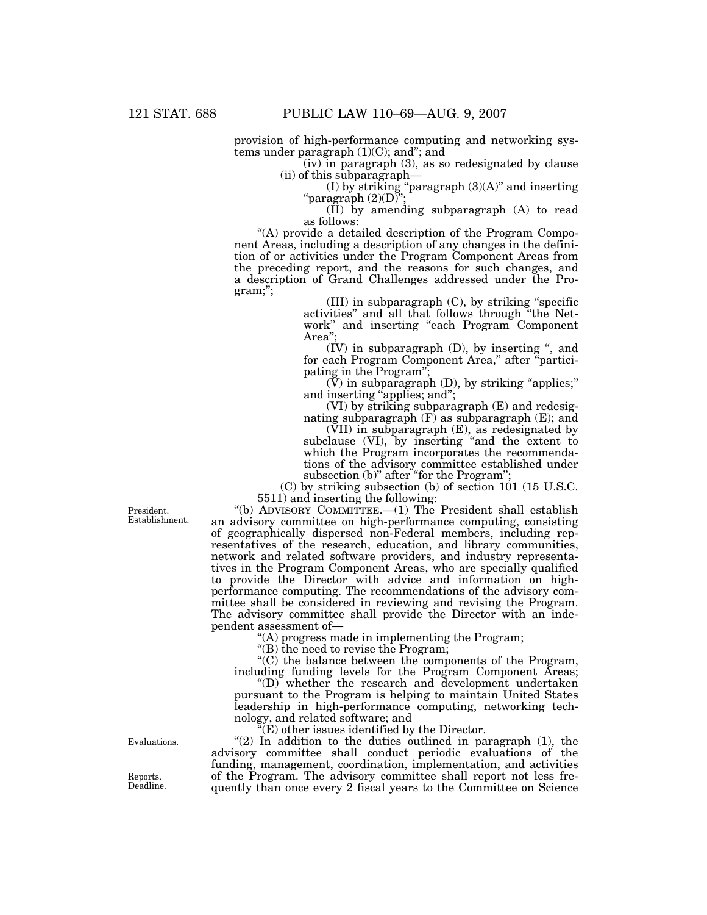provision of high-performance computing and networking systems under paragraph (1)(C); and"; and

(iv) in paragraph (3), as so redesignated by clause (ii) of this subparagraph—

(I) by striking "paragraph (3)(A)" and inserting "paragraph (2)(D)";

(II) by amending subparagraph (A) to read as follows:

"(A) provide a detailed description of the Program Component Areas, including a description of any changes in the definition of or activities under the Program Component Areas from the preceding report, and the reasons for such changes, and a description of Grand Challenges addressed under the Program;";

(III) in subparagraph (C), by striking "specific activities" and all that follows through "the Network" and inserting "each Program Component Area";

(IV) in subparagraph (D), by inserting ", and for each Program Component Area," after "participating in the Program";

(V) in subparagraph (D), by striking "applies;" and inserting "applies; and";

(VI) by striking subparagraph (E) and redesignating subparagraph (F) as subparagraph (E); and

(VII) in subparagraph (E), as redesignated by subclause (VI), by inserting "and the extent to which the Program incorporates the recommendations of the advisory committee established under subsection (b)" after "for the Program";

(C) by striking subsection (b) of section 101 (15 U.S.C. 5511) and inserting the following:

President. Establishment.

"(b) ADVISORY COMMITTEE.—(1) The President shall establish an advisory committee on high-performance computing, consisting of geographically dispersed non-Federal members, including representatives of the research, education, and library communities, network and related software providers, and industry representatives in the Program Component Areas, who are specially qualified to provide the Director with advice and information on high-performance computing. The recommendations of the advisory committee shall be considered in reviewing and revising the Program. The advisory committee shall provide the Director with an independent assessment of—

"(A) progress made in implementing the Program;

"(B) the need to revise the Program;

"(C) the balance between the components of the Program, including funding levels for the Program Component Areas;

"(D) whether the research and development undertaken pursuant to the Program is helping to maintain United States leadership in high-performance computing, networking technology, and related software; and

"(E) other issues identified by the Director.

Evaluations.

"(2) In addition to the duties outlined in paragraph (1), the advisory committee shall conduct periodic evaluations of the funding, management, coordination, implementation, and activities of the Program. The advisory committee shall report not less frequently than once every 2 fiscal years to the Committee on Science

Reports. Deadline.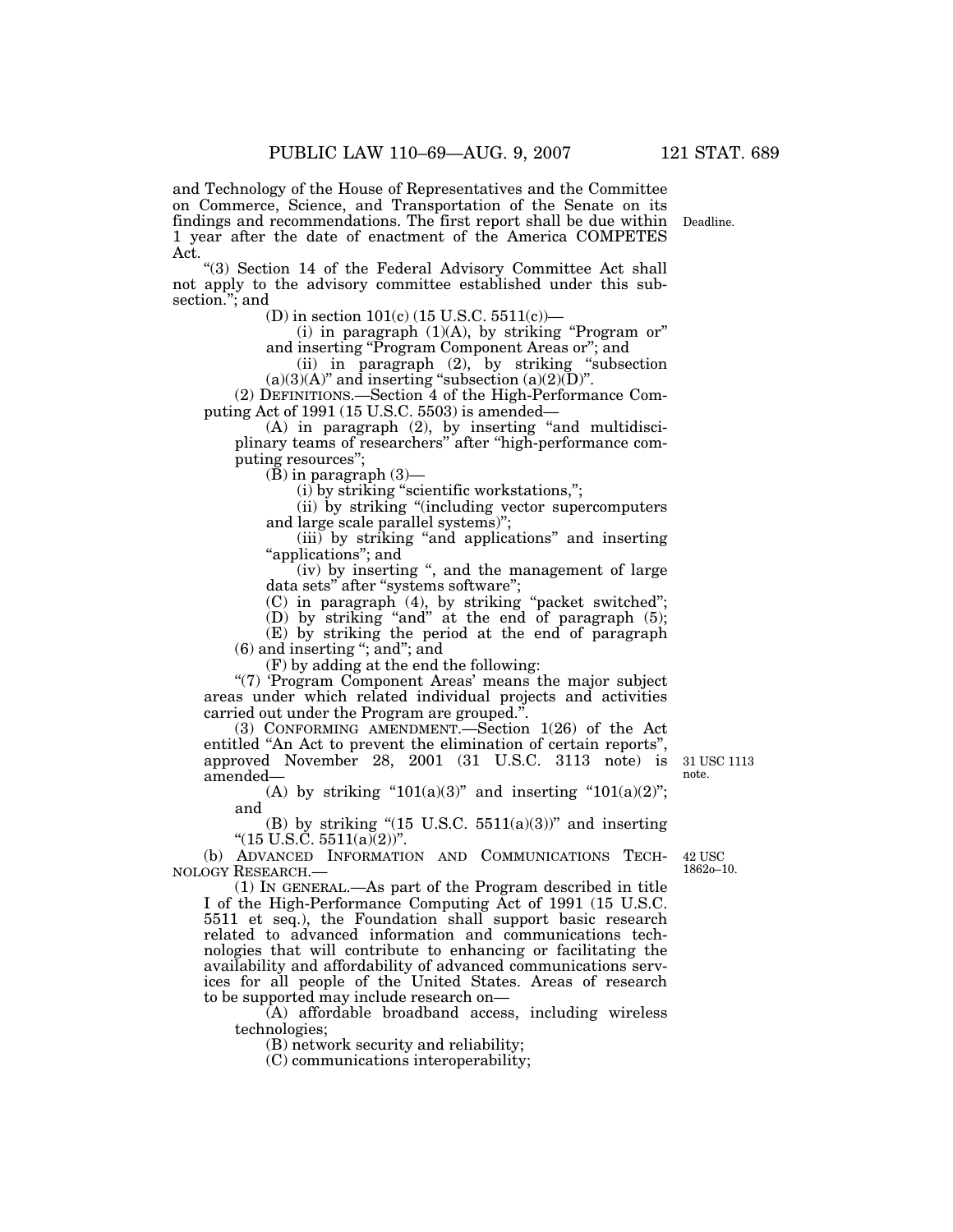and Technology of the House of Representatives and the Committee on Commerce, Science, and Transportation of the Senate on its findings and recommendations. The first report shall be due within 1 year after the date of enactment of the America COMPETES Act.

Deadline.

"(3) Section 14 of the Federal Advisory Committee Act shall not apply to the advisory committee established under this subsection."; and

(D) in section 101(c) (15 U.S.C. 5511(c))—

(i) in paragraph (1)(A), by striking "Program or" and inserting "Program Component Areas or"; and

(ii) in paragraph (2), by striking "subsection (a)(3)(A)" and inserting "subsection (a)(2)(D)".

(2) DEFINITIONS.—Section 4 of the High-Performance Computing Act of 1991 (15 U.S.C. 5503) is amended—

(A) in paragraph (2), by inserting "and multidisciplinary teams of researchers" after "high-performance computing resources";

(B) in paragraph (3)—

(i) by striking "scientific workstations,";

(ii) by striking "(including vector supercomputers and large scale parallel systems)";

(iii) by striking "and applications" and inserting "applications"; and

(iv) by inserting ", and the management of large data sets" after "systems software";

(C) in paragraph (4), by striking "packet switched";

(D) by striking "and" at the end of paragraph (5);

(E) by striking the period at the end of paragraph (6) and inserting "; and"; and

(F) by adding at the end the following:

"(7) 'Program Component Areas' means the major subject areas under which related individual projects and activities carried out under the Program are grouped.".

(3) CONFORMING AMENDMENT.—Section 1(26) of the Act entitled "An Act to prevent the elimination of certain reports", approved November 28, 2001 (31 U.S.C. 3113 note) is amended—

31 USC 1113 note.

(A) by striking "101(a)(3)" and inserting "101(a)(2)"; and

(B) by striking "(15 U.S.C. 5511(a)(3))" and inserting "(15 U.S.C. 5511(a)(2))".

(b) ADVANCED INFORMATION AND COMMUNICATIONS TECHNOLOGY RESEARCH.—

42 USC 1862o–10.

(1) IN GENERAL.—As part of the Program described in title I of the High-Performance Computing Act of 1991 (15 U.S.C. 5511 et seq.), the Foundation shall support basic research related to advanced information and communications technologies that will contribute to enhancing or facilitating the availability and affordability of advanced communications services for all people of the United States. Areas of research to be supported may include research on—

(A) affordable broadband access, including wireless technologies;

(B) network security and reliability;

(C) communications interoperability;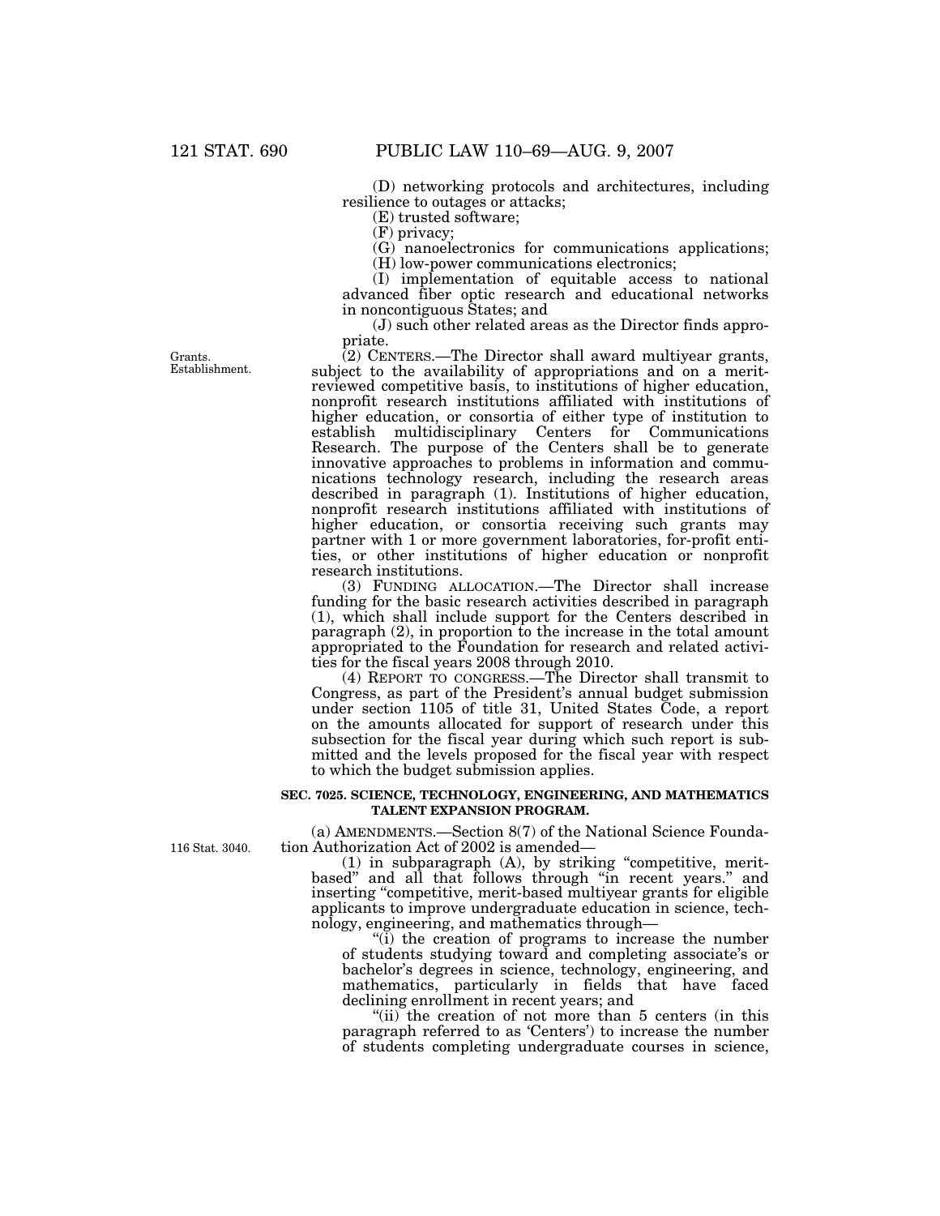(D) networking protocols and architectures, including resilience to outages or attacks;

(E) trusted software;

(F) privacy;

(G) nanoelectronics for communications applications;

(H) low-power communications electronics;

(I) implementation of equitable access to national advanced fiber optic research and educational networks in noncontiguous States; and

(J) such other related areas as the Director finds appropriate.

Grants. Establishment.

(2) CENTERS.—The Director shall award multiyear grants, subject to the availability of appropriations and on a merit-reviewed competitive basis, to institutions of higher education, nonprofit research institutions affiliated with institutions of higher education, or consortia of either type of institution to establish multidisciplinary Centers for Communications Research. The purpose of the Centers shall be to generate innovative approaches to problems in information and communications technology research, including the research areas described in paragraph (1). Institutions of higher education, nonprofit research institutions affiliated with institutions of higher education, or consortia receiving such grants may partner with 1 or more government laboratories, for-profit entities, or other institutions of higher education or nonprofit research institutions.

(3) FUNDING ALLOCATION.—The Director shall increase funding for the basic research activities described in paragraph (1), which shall include support for the Centers described in paragraph (2), in proportion to the increase in the total amount appropriated to the Foundation for research and related activities for the fiscal years 2008 through 2010.

(4) REPORT TO CONGRESS.—The Director shall transmit to Congress, as part of the President's annual budget submission under section 1105 of title 31, United States Code, a report on the amounts allocated for support of research under this subsection for the fiscal year during which such report is submitted and the levels proposed for the fiscal year with respect to which the budget submission applies.

**SEC. 7025. SCIENCE, TECHNOLOGY, ENGINEERING, AND MATHEMATICS TALENT EXPANSION PROGRAM.**

116 Stat. 3040.

(a) AMENDMENTS.—Section 8(7) of the National Science Foundation Authorization Act of 2002 is amended—

(1) in subparagraph (A), by striking "competitive, merit-based" and all that follows through "in recent years." and inserting "competitive, merit-based multiyear grants for eligible applicants to improve undergraduate education in science, technology, engineering, and mathematics through—

"(i) the creation of programs to increase the number of students studying toward and completing associate's or bachelor's degrees in science, technology, engineering, and mathematics, particularly in fields that have faced declining enrollment in recent years; and

"(ii) the creation of not more than 5 centers (in this paragraph referred to as 'Centers') to increase the number of students completing undergraduate courses in science,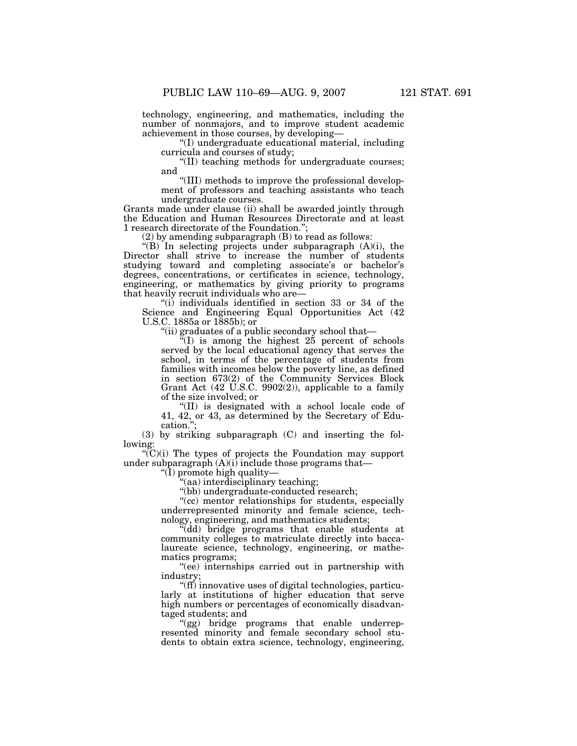technology, engineering, and mathematics, including the number of nonmajors, and to improve student academic achievement in those courses, by developing—

"(I) undergraduate educational material, including curricula and courses of study;

"(II) teaching methods for undergraduate courses; and

"(III) methods to improve the professional development of professors and teaching assistants who teach undergraduate courses.

Grants made under clause (ii) shall be awarded jointly through the Education and Human Resources Directorate and at least 1 research directorate of the Foundation.";

(2) by amending subparagraph (B) to read as follows:

"(B) In selecting projects under subparagraph (A)(i), the Director shall strive to increase the number of students studying toward and completing associate's or bachelor's degrees, concentrations, or certificates in science, technology, engineering, or mathematics by giving priority to programs that heavily recruit individuals who are—

"(i) individuals identified in section 33 or 34 of the Science and Engineering Equal Opportunities Act (42 U.S.C. 1885a or 1885b); or

"(ii) graduates of a public secondary school that—

"(I) is among the highest 25 percent of schools served by the local educational agency that serves the school, in terms of the percentage of students from families with incomes below the poverty line, as defined in section 673(2) of the Community Services Block Grant Act (42 U.S.C. 9902(2)), applicable to a family of the size involved; or

"(II) is designated with a school locale code of 41, 42, or 43, as determined by the Secretary of Education.";

(3) by striking subparagraph (C) and inserting the following:

"(C)(i) The types of projects the Foundation may support under subparagraph (A)(i) include those programs that—

"(I) promote high quality—

"(aa) interdisciplinary teaching;

"(bb) undergraduate-conducted research;

"(cc) mentor relationships for students, especially underrepresented minority and female science, technology, engineering, and mathematics students;

"(dd) bridge programs that enable students at community colleges to matriculate directly into baccalaureate science, technology, engineering, or mathematics programs;

"(ee) internships carried out in partnership with industry;

"(ff) innovative uses of digital technologies, particularly at institutions of higher education that serve high numbers or percentages of economically disadvantaged students; and

"(gg) bridge programs that enable underrepresented minority and female secondary school students to obtain extra science, technology, engineering,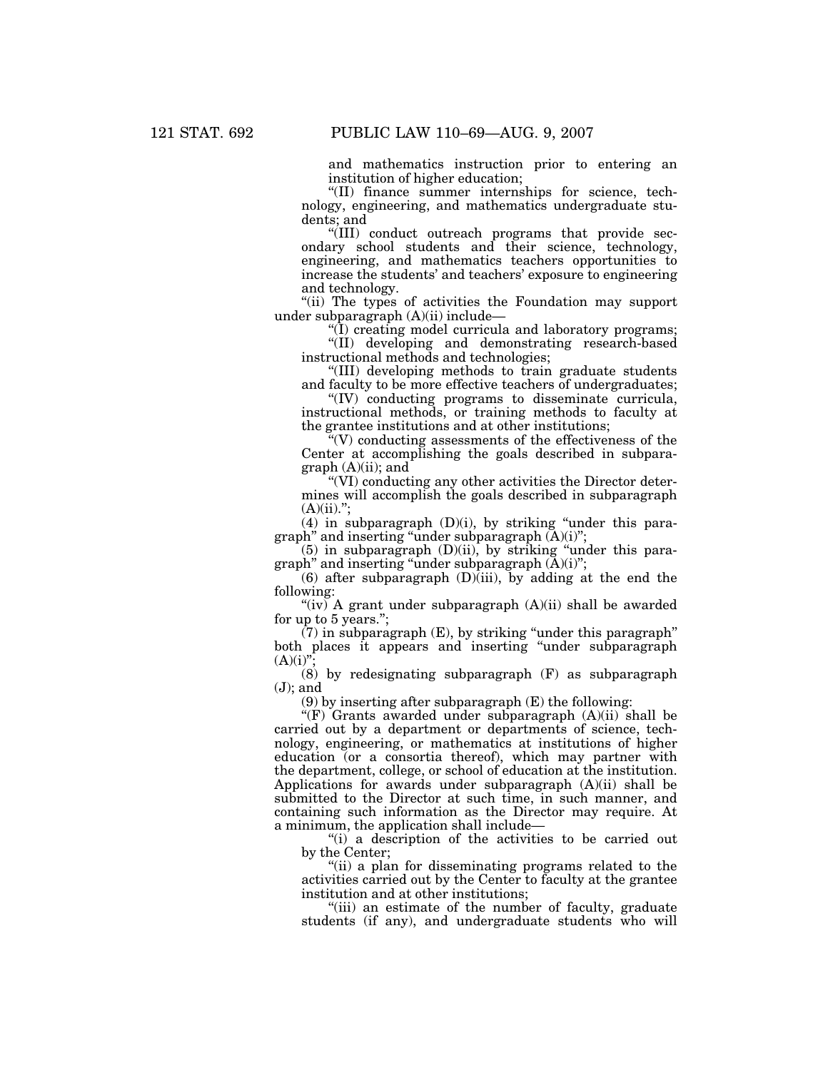and mathematics instruction prior to entering an institution of higher education;

"(II) finance summer internships for science, technology, engineering, and mathematics undergraduate students; and

"(III) conduct outreach programs that provide secondary school students and their science, technology, engineering, and mathematics teachers opportunities to increase the students' and teachers' exposure to engineering and technology.

"(ii) The types of activities the Foundation may support under subparagraph (A)(ii) include—

"(I) creating model curricula and laboratory programs;

"(II) developing and demonstrating research-based instructional methods and technologies;

"(III) developing methods to train graduate students and faculty to be more effective teachers of undergraduates;

"(IV) conducting programs to disseminate curricula, instructional methods, or training methods to faculty at the grantee institutions and at other institutions;

"(V) conducting assessments of the effectiveness of the Center at accomplishing the goals described in subparagraph (A)(ii); and

"(VI) conducting any other activities the Director determines will accomplish the goals described in subparagraph (A)(ii).";

(4) in subparagraph (D)(i), by striking "under this paragraph" and inserting "under subparagraph (A)(i)";

(5) in subparagraph (D)(ii), by striking "under this paragraph" and inserting "under subparagraph (A)(i)";

(6) after subparagraph (D)(iii), by adding at the end the following:

"(iv) A grant under subparagraph (A)(ii) shall be awarded for up to 5 years.";

(7) in subparagraph (E), by striking "under this paragraph" both places it appears and inserting "under subparagraph (A)(i)";

(8) by redesignating subparagraph (F) as subparagraph (J); and

(9) by inserting after subparagraph (E) the following:

"(F) Grants awarded under subparagraph (A)(ii) shall be carried out by a department or departments of science, technology, engineering, or mathematics at institutions of higher education (or a consortia thereof), which may partner with the department, college, or school of education at the institution. Applications for awards under subparagraph (A)(ii) shall be submitted to the Director at such time, in such manner, and containing such information as the Director may require. At a minimum, the application shall include—

"(i) a description of the activities to be carried out by the Center;

"(ii) a plan for disseminating programs related to the activities carried out by the Center to faculty at the grantee institution and at other institutions;

"(iii) an estimate of the number of faculty, graduate students (if any), and undergraduate students who will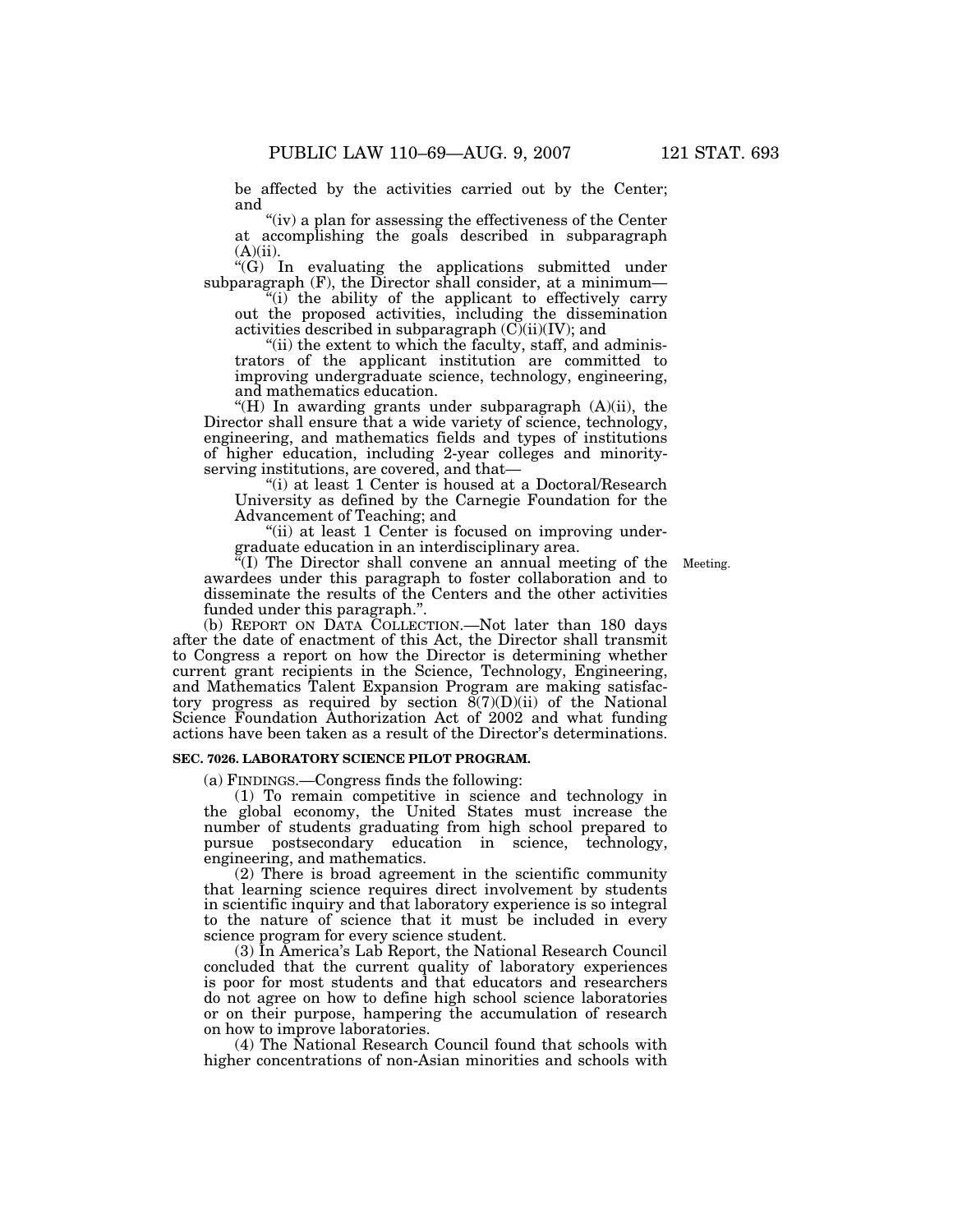be affected by the activities carried out by the Center; and

"(iv) a plan for assessing the effectiveness of the Center at accomplishing the goals described in subparagraph (A)(ii).

"(G) In evaluating the applications submitted under subparagraph (F), the Director shall consider, at a minimum—

"(i) the ability of the applicant to effectively carry out the proposed activities, including the dissemination activities described in subparagraph (C)(ii)(IV); and

"(ii) the extent to which the faculty, staff, and administrators of the applicant institution are committed to improving undergraduate science, technology, engineering, and mathematics education.

"(H) In awarding grants under subparagraph (A)(ii), the Director shall ensure that a wide variety of science, technology, engineering, and mathematics fields and types of institutions of higher education, including 2-year colleges and minority-serving institutions, are covered, and that—

"(i) at least 1 Center is housed at a Doctoral/Research University as defined by the Carnegie Foundation for the Advancement of Teaching; and

"(ii) at least 1 Center is focused on improving undergraduate education in an interdisciplinary area.

"(I) The Director shall convene an annual meeting of the awardees under this paragraph to foster collaboration and to disseminate the results of the Centers and the other activities funded under this paragraph.". Meeting.

(b) REPORT ON DATA COLLECTION.—Not later than 180 days after the date of enactment of this Act, the Director shall transmit to Congress a report on how the Director is determining whether current grant recipients in the Science, Technology, Engineering, and Mathematics Talent Expansion Program are making satisfactory progress as required by section 8(7)(D)(ii) of the National Science Foundation Authorization Act of 2002 and what funding actions have been taken as a result of the Director's determinations.

**SEC. 7026. LABORATORY SCIENCE PILOT PROGRAM.**

(a) FINDINGS.—Congress finds the following:

(1) To remain competitive in science and technology in the global economy, the United States must increase the number of students graduating from high school prepared to pursue postsecondary education in science, technology, engineering, and mathematics.

(2) There is broad agreement in the scientific community that learning science requires direct involvement by students in scientific inquiry and that laboratory experience is so integral to the nature of science that it must be included in every science program for every science student.

(3) In America's Lab Report, the National Research Council concluded that the current quality of laboratory experiences is poor for most students and that educators and researchers do not agree on how to define high school science laboratories or on their purpose, hampering the accumulation of research on how to improve laboratories.

(4) The National Research Council found that schools with higher concentrations of non-Asian minorities and schools with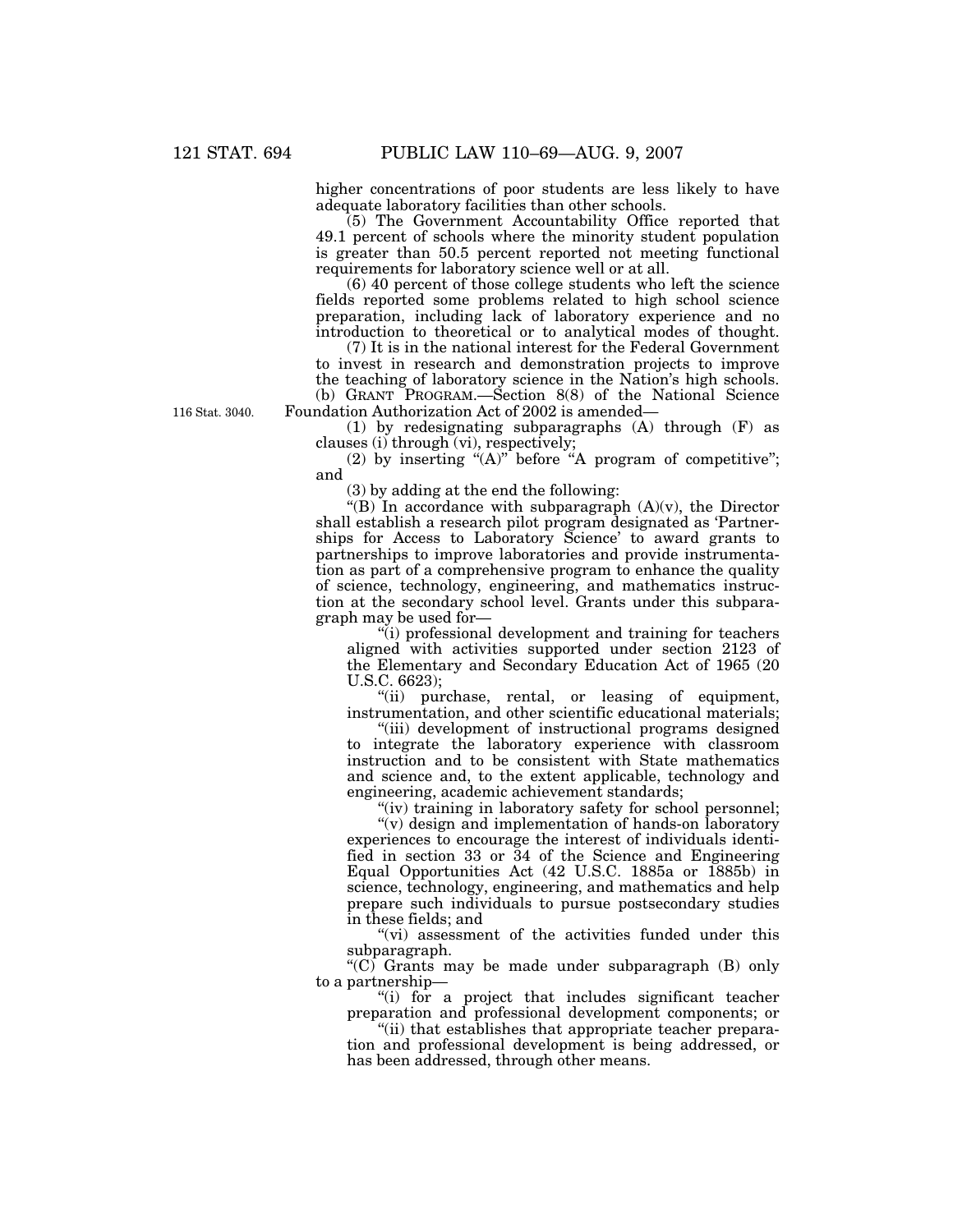higher concentrations of poor students are less likely to have adequate laboratory facilities than other schools.

(5) The Government Accountability Office reported that 49.1 percent of schools where the minority student population is greater than 50.5 percent reported not meeting functional requirements for laboratory science well or at all.

(6) 40 percent of those college students who left the science fields reported some problems related to high school science preparation, including lack of laboratory experience and no introduction to theoretical or to analytical modes of thought.

(7) It is in the national interest for the Federal Government to invest in research and demonstration projects to improve the teaching of laboratory science in the Nation's high schools.

(b) GRANT PROGRAM.—Section 8(8) of the National Science Foundation Authorization Act of 2002 is amended—

116 Stat. 3040.

(1) by redesignating subparagraphs (A) through (F) as clauses (i) through (vi), respectively;

(2) by inserting "(A)" before "A program of competitive"; and

(3) by adding at the end the following:

"(B) In accordance with subparagraph (A)(v), the Director shall establish a research pilot program designated as 'Partnerships for Access to Laboratory Science' to award grants to partnerships to improve laboratories and provide instrumentation as part of a comprehensive program to enhance the quality of science, technology, engineering, and mathematics instruction at the secondary school level. Grants under this subparagraph may be used for—

"(i) professional development and training for teachers aligned with activities supported under section 2123 of the Elementary and Secondary Education Act of 1965 (20 U.S.C. 6623);

"(ii) purchase, rental, or leasing of equipment, instrumentation, and other scientific educational materials;

"(iii) development of instructional programs designed to integrate the laboratory experience with classroom instruction and to be consistent with State mathematics and science and, to the extent applicable, technology and engineering, academic achievement standards;

"(iv) training in laboratory safety for school personnel;

"(v) design and implementation of hands-on laboratory experiences to encourage the interest of individuals identified in section 33 or 34 of the Science and Engineering Equal Opportunities Act (42 U.S.C. 1885a or 1885b) in science, technology, engineering, and mathematics and help prepare such individuals to pursue postsecondary studies in these fields; and

"(vi) assessment of the activities funded under this subparagraph.

"(C) Grants may be made under subparagraph (B) only to a partnership—

"(i) for a project that includes significant teacher preparation and professional development components; or

"(ii) that establishes that appropriate teacher preparation and professional development is being addressed, or has been addressed, through other means.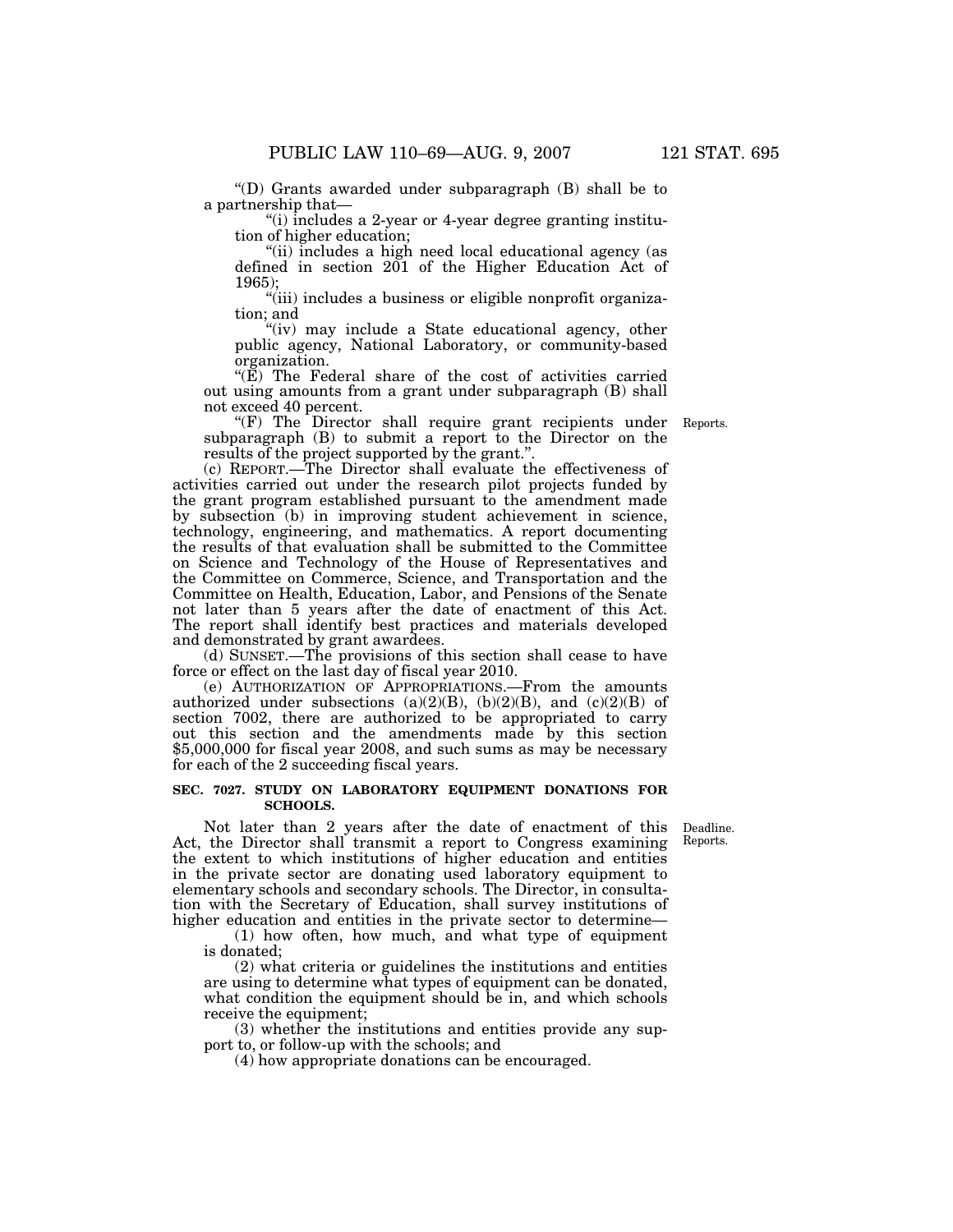"(D) Grants awarded under subparagraph (B) shall be to a partnership that—

"(i) includes a 2-year or 4-year degree granting institution of higher education;

"(ii) includes a high need local educational agency (as defined in section 201 of the Higher Education Act of 1965);

"(iii) includes a business or eligible nonprofit organization; and

"(iv) may include a State educational agency, other public agency, National Laboratory, or community-based organization.

"(E) The Federal share of the cost of activities carried out using amounts from a grant under subparagraph (B) shall not exceed 40 percent.

Reports.

"(F) The Director shall require grant recipients under subparagraph (B) to submit a report to the Director on the results of the project supported by the grant.".

(c) REPORT.—The Director shall evaluate the effectiveness of activities carried out under the research pilot projects funded by the grant program established pursuant to the amendment made by subsection (b) in improving student achievement in science, technology, engineering, and mathematics. A report documenting the results of that evaluation shall be submitted to the Committee on Science and Technology of the House of Representatives and the Committee on Commerce, Science, and Transportation and the Committee on Health, Education, Labor, and Pensions of the Senate not later than 5 years after the date of enactment of this Act. The report shall identify best practices and materials developed and demonstrated by grant awardees.

(d) SUNSET.—The provisions of this section shall cease to have force or effect on the last day of fiscal year 2010.

(e) AUTHORIZATION OF APPROPRIATIONS.—From the amounts authorized under subsections (a)(2)(B), (b)(2)(B), and (c)(2)(B) of section 7002, there are authorized to be appropriated to carry out this section and the amendments made by this section $5,000,000 for fiscal year 2008, and such sums as may be necessary for each of the 2 succeeding fiscal years.

**SEC. 7027. STUDY ON LABORATORY EQUIPMENT DONATIONS FOR SCHOOLS.**

Deadline.
Reports.

Not later than 2 years after the date of enactment of this Act, the Director shall transmit a report to Congress examining the extent to which institutions of higher education and entities in the private sector are donating used laboratory equipment to elementary schools and secondary schools. The Director, in consultation with the Secretary of Education, shall survey institutions of higher education and entities in the private sector to determine—

(1) how often, how much, and what type of equipment is donated;

(2) what criteria or guidelines the institutions and entities are using to determine what types of equipment can be donated, what condition the equipment should be in, and which schools receive the equipment;

(3) whether the institutions and entities provide any support to, or follow-up with the schools; and

(4) how appropriate donations can be encouraged.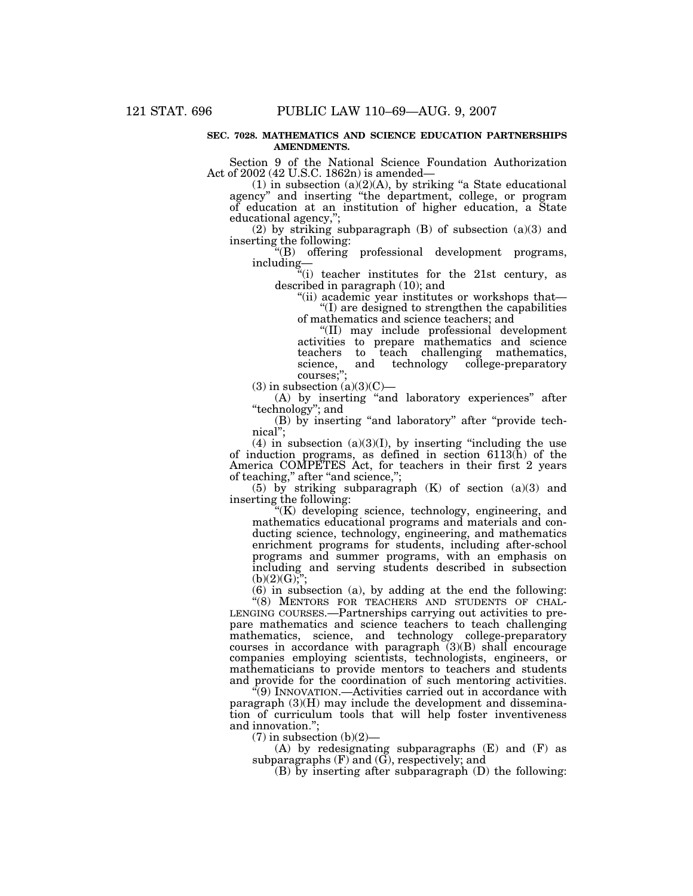**SEC. 7028. MATHEMATICS AND SCIENCE EDUCATION PARTNERSHIPS AMENDMENTS.**

Section 9 of the National Science Foundation Authorization Act of 2002 (42 U.S.C. 1862n) is amended—

(1) in subsection (a)(2)(A), by striking "a State educational agency" and inserting "the department, college, or program of education at an institution of higher education, a State educational agency,";

(2) by striking subparagraph (B) of subsection (a)(3) and inserting the following:

"(B) offering professional development programs, including—

"(i) teacher institutes for the 21st century, as described in paragraph (10); and

"(ii) academic year institutes or workshops that—

"(I) are designed to strengthen the capabilities of mathematics and science teachers; and

"(II) may include professional development activities to prepare mathematics and science teachers to teach challenging mathematics, science, and technology college-preparatory courses;";

(3) in subsection (a)(3)(C)—

(A) by inserting "and laboratory experiences" after "technology"; and

(B) by inserting "and laboratory" after "provide technical";

(4) in subsection (a)(3)(I), by inserting "including the use of induction programs, as defined in section 6113(h) of the America COMPETES Act, for teachers in their first 2 years of teaching," after "and science,";

(5) by striking subparagraph (K) of section (a)(3) and inserting the following:

"(K) developing science, technology, engineering, and mathematics educational programs and materials and conducting science, technology, engineering, and mathematics enrichment programs for students, including after-school programs and summer programs, with an emphasis on including and serving students described in subsection (b)(2)(G);";

(6) in subsection (a), by adding at the end the following:

"(8) MENTORS FOR TEACHERS AND STUDENTS OF CHALLENGING COURSES.—Partnerships carrying out activities to prepare mathematics and science teachers to teach challenging mathematics, science, and technology college-preparatory courses in accordance with paragraph (3)(B) shall encourage companies employing scientists, technologists, engineers, or mathematicians to provide mentors to teachers and students and provide for the coordination of such mentoring activities.

"(9) INNOVATION.—Activities carried out in accordance with paragraph (3)(H) may include the development and dissemination of curriculum tools that will help foster inventiveness and innovation.";

(7) in subsection (b)(2)—

(A) by redesignating subparagraphs (E) and (F) as subparagraphs (F) and (G), respectively; and

(B) by inserting after subparagraph (D) the following: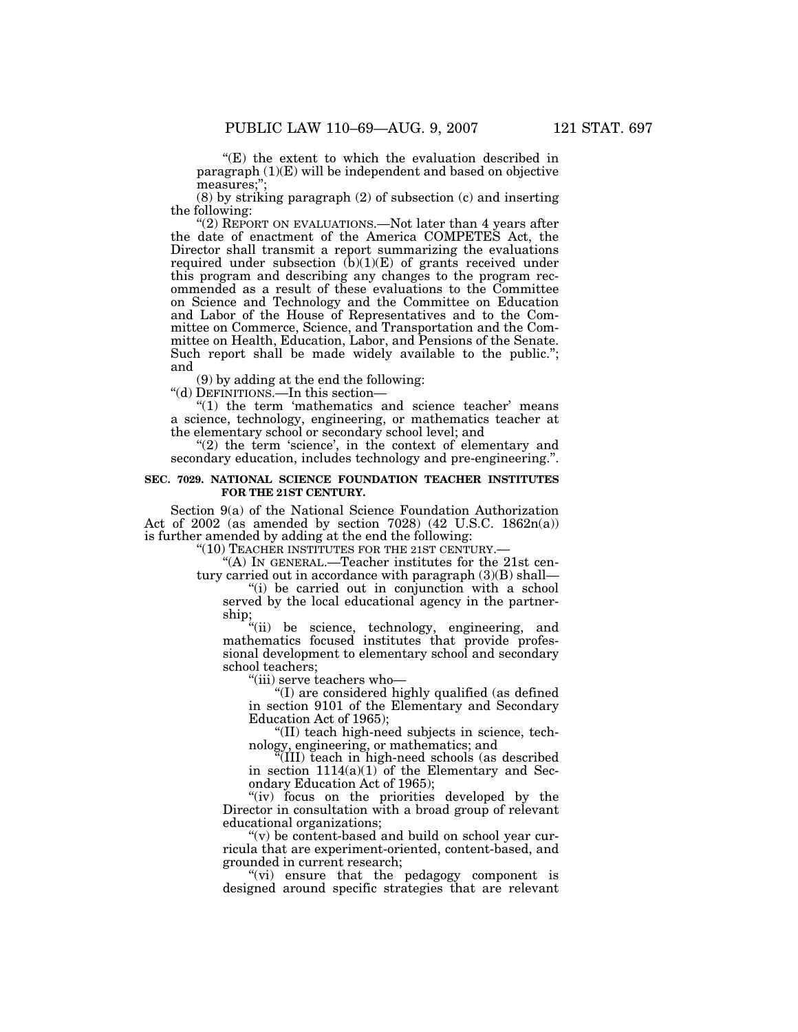"(E) the extent to which the evaluation described in paragraph (1)(E) will be independent and based on objective measures;";

(8) by striking paragraph (2) of subsection (c) and inserting the following:

"(2) REPORT ON EVALUATIONS.—Not later than 4 years after the date of enactment of the America COMPETES Act, the Director shall transmit a report summarizing the evaluations required under subsection (b)(1)(E) of grants received under this program and describing any changes to the program recommended as a result of these evaluations to the Committee on Science and Technology and the Committee on Education and Labor of the House of Representatives and to the Committee on Commerce, Science, and Transportation and the Committee on Health, Education, Labor, and Pensions of the Senate. Such report shall be made widely available to the public."; and

(9) by adding at the end the following:

"(d) DEFINITIONS.—In this section—

"(1) the term 'mathematics and science teacher' means a science, technology, engineering, or mathematics teacher at the elementary school or secondary school level; and

"(2) the term 'science', in the context of elementary and secondary education, includes technology and pre-engineering.".

**SEC. 7029. NATIONAL SCIENCE FOUNDATION TEACHER INSTITUTES FOR THE 21ST CENTURY.**

Section 9(a) of the National Science Foundation Authorization Act of 2002 (as amended by section 7028) (42 U.S.C. 1862n(a)) is further amended by adding at the end the following:

"(10) TEACHER INSTITUTES FOR THE 21ST CENTURY.—

"(A) IN GENERAL.—Teacher institutes for the 21st century carried out in accordance with paragraph (3)(B) shall—

"(i) be carried out in conjunction with a school served by the local educational agency in the partnership;

"(ii) be science, technology, engineering, and mathematics focused institutes that provide professional development to elementary school and secondary school teachers;

"(iii) serve teachers who—

"(I) are considered highly qualified (as defined in section 9101 of the Elementary and Secondary Education Act of 1965);

"(II) teach high-need subjects in science, technology, engineering, or mathematics; and

"(III) teach in high-need schools (as described in section 1114(a)(1) of the Elementary and Secondary Education Act of 1965);

"(iv) focus on the priorities developed by the Director in consultation with a broad group of relevant educational organizations;

"(v) be content-based and build on school year curricula that are experiment-oriented, content-based, and grounded in current research;

"(vi) ensure that the pedagogy component is designed around specific strategies that are relevant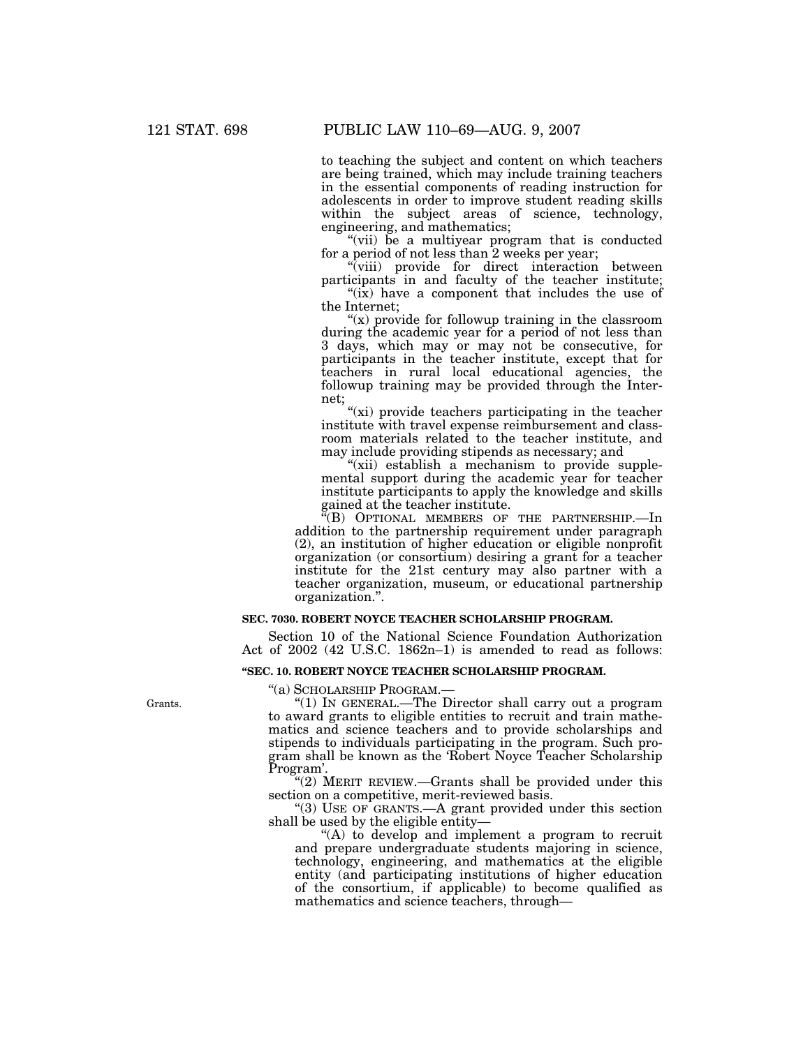to teaching the subject and content on which teachers are being trained, which may include training teachers in the essential components of reading instruction for adolescents in order to improve student reading skills within the subject areas of science, technology, engineering, and mathematics;

"(vii) be a multiyear program that is conducted for a period of not less than 2 weeks per year;

"(viii) provide for direct interaction between participants in and faculty of the teacher institute;

"(ix) have a component that includes the use of the Internet;

"(x) provide for followup training in the classroom during the academic year for a period of not less than 3 days, which may or may not be consecutive, for participants in the teacher institute, except that for teachers in rural local educational agencies, the followup training may be provided through the Internet;

"(xi) provide teachers participating in the teacher institute with travel expense reimbursement and classroom materials related to the teacher institute, and may include providing stipends as necessary; and

"(xii) establish a mechanism to provide supplemental support during the academic year for teacher institute participants to apply the knowledge and skills gained at the teacher institute.

"(B) OPTIONAL MEMBERS OF THE PARTNERSHIP.—In addition to the partnership requirement under paragraph (2), an institution of higher education or eligible nonprofit organization (or consortium) desiring a grant for a teacher institute for the 21st century may also partner with a teacher organization, museum, or educational partnership organization.".

**SEC. 7030. ROBERT NOYCE TEACHER SCHOLARSHIP PROGRAM.**

Section 10 of the National Science Foundation Authorization Act of 2002 (42 U.S.C. 1862n–1) is amended to read as follows:

**"SEC. 10. ROBERT NOYCE TEACHER SCHOLARSHIP PROGRAM.**

"(a) SCHOLARSHIP PROGRAM.—

Grants.

"(1) IN GENERAL.—The Director shall carry out a program to award grants to eligible entities to recruit and train mathematics and science teachers and to provide scholarships and stipends to individuals participating in the program. Such program shall be known as the 'Robert Noyce Teacher Scholarship Program'.

"(2) MERIT REVIEW.—Grants shall be provided under this section on a competitive, merit-reviewed basis.

"(3) USE OF GRANTS.—A grant provided under this section shall be used by the eligible entity—

"(A) to develop and implement a program to recruit and prepare undergraduate students majoring in science, technology, engineering, and mathematics at the eligible entity (and participating institutions of higher education of the consortium, if applicable) to become qualified as mathematics and science teachers, through—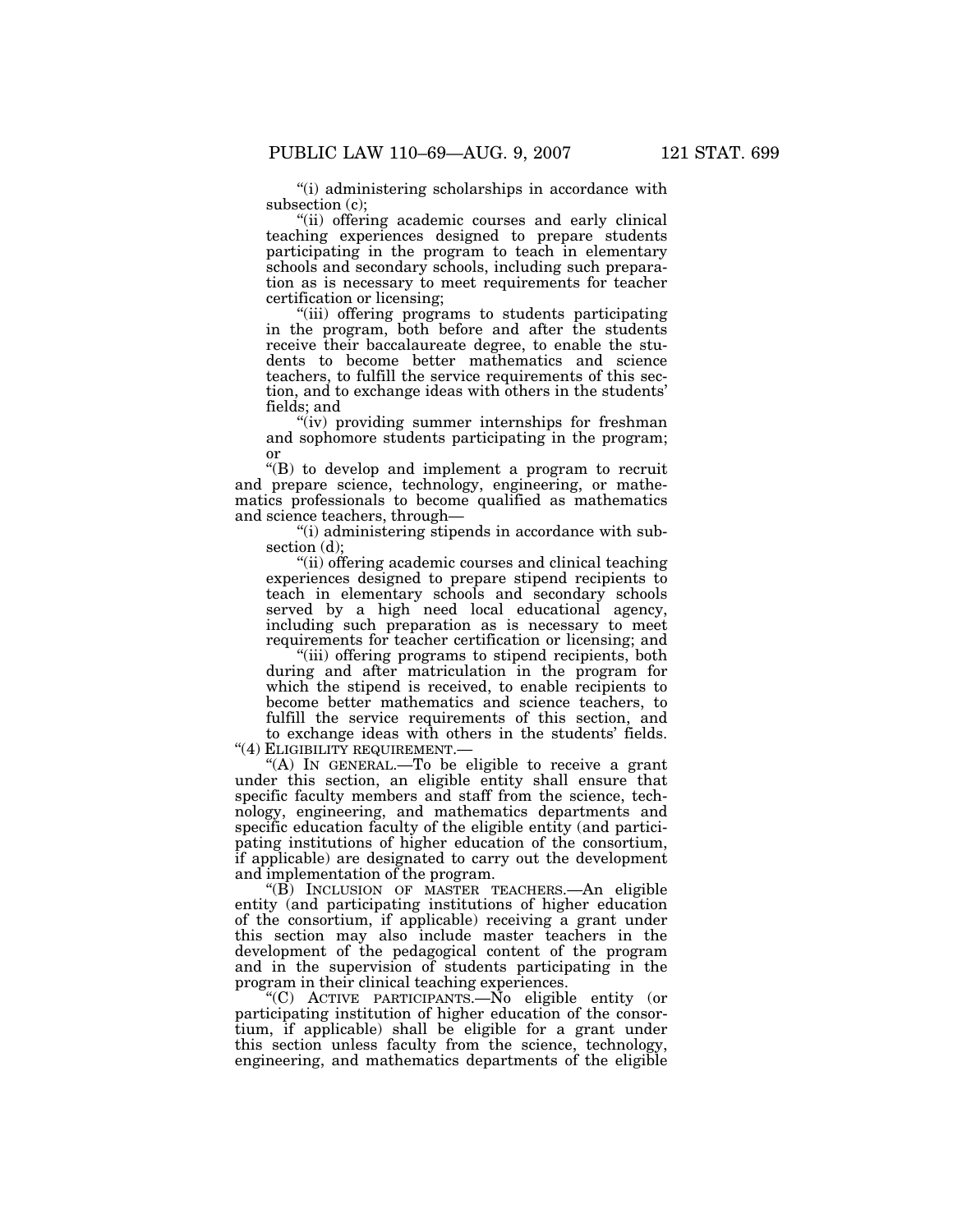"(i) administering scholarships in accordance with subsection (c);

"(ii) offering academic courses and early clinical teaching experiences designed to prepare students participating in the program to teach in elementary schools and secondary schools, including such preparation as is necessary to meet requirements for teacher certification or licensing;

"(iii) offering programs to students participating in the program, both before and after the students receive their baccalaureate degree, to enable the students to become better mathematics and science teachers, to fulfill the service requirements of this section, and to exchange ideas with others in the students' fields; and

"(iv) providing summer internships for freshman and sophomore students participating in the program; or

"(B) to develop and implement a program to recruit and prepare science, technology, engineering, or mathematics professionals to become qualified as mathematics and science teachers, through—

"(i) administering stipends in accordance with subsection (d);

"(ii) offering academic courses and clinical teaching experiences designed to prepare stipend recipients to teach in elementary schools and secondary schools served by a high need local educational agency, including such preparation as is necessary to meet requirements for teacher certification or licensing; and

"(iii) offering programs to stipend recipients, both during and after matriculation in the program for which the stipend is received, to enable recipients to become better mathematics and science teachers, to fulfill the service requirements of this section, and to exchange ideas with others in the students' fields.

"(4) ELIGIBILITY REQUIREMENT.—

"(A) IN GENERAL.—To be eligible to receive a grant under this section, an eligible entity shall ensure that specific faculty members and staff from the science, technology, engineering, and mathematics departments and specific education faculty of the eligible entity (and participating institutions of higher education of the consortium, if applicable) are designated to carry out the development and implementation of the program.

"(B) INCLUSION OF MASTER TEACHERS.—An eligible entity (and participating institutions of higher education of the consortium, if applicable) receiving a grant under this section may also include master teachers in the development of the pedagogical content of the program and in the supervision of students participating in the program in their clinical teaching experiences.

"(C) ACTIVE PARTICIPANTS.—No eligible entity (or participating institution of higher education of the consortium, if applicable) shall be eligible for a grant under this section unless faculty from the science, technology, engineering, and mathematics departments of the eligible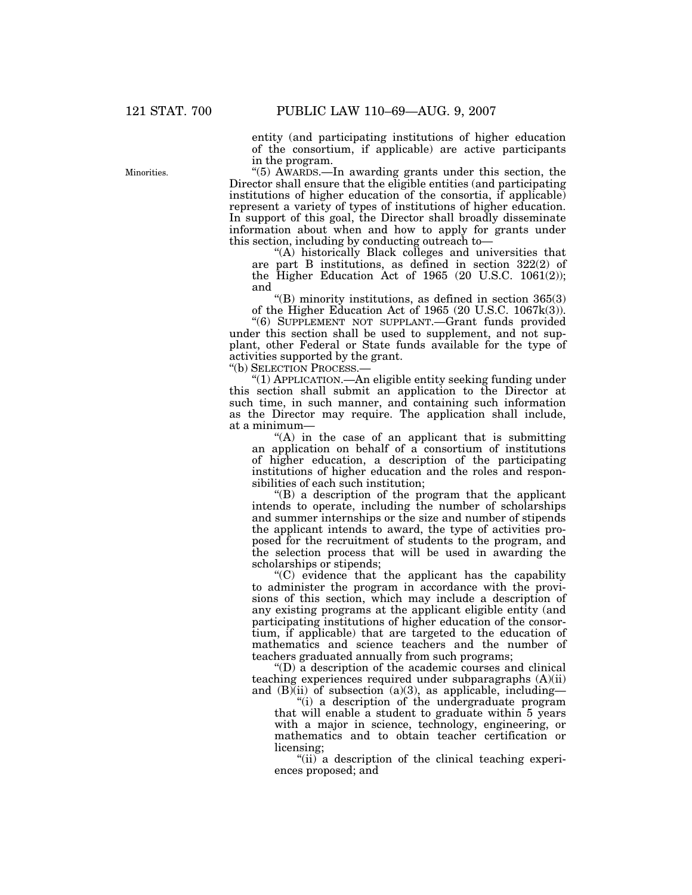entity (and participating institutions of higher education of the consortium, if applicable) are active participants in the program.

Minorities.

"(5) AWARDS.—In awarding grants under this section, the Director shall ensure that the eligible entities (and participating institutions of higher education of the consortia, if applicable) represent a variety of types of institutions of higher education. In support of this goal, the Director shall broadly disseminate information about when and how to apply for grants under this section, including by conducting outreach to—

"(A) historically Black colleges and universities that are part B institutions, as defined in section 322(2) of the Higher Education Act of 1965 (20 U.S.C. 1061(2)); and

"(B) minority institutions, as defined in section 365(3) of the Higher Education Act of 1965 (20 U.S.C. 1067k(3)).

"(6) SUPPLEMENT NOT SUPPLANT.—Grant funds provided under this section shall be used to supplement, and not supplant, other Federal or State funds available for the type of activities supported by the grant.

"(b) SELECTION PROCESS.—

"(1) APPLICATION.—An eligible entity seeking funding under this section shall submit an application to the Director at such time, in such manner, and containing such information as the Director may require. The application shall include, at a minimum—

"(A) in the case of an applicant that is submitting an application on behalf of a consortium of institutions of higher education, a description of the participating institutions of higher education and the roles and responsibilities of each such institution;

"(B) a description of the program that the applicant intends to operate, including the number of scholarships and summer internships or the size and number of stipends the applicant intends to award, the type of activities proposed for the recruitment of students to the program, and the selection process that will be used in awarding the scholarships or stipends;

"(C) evidence that the applicant has the capability to administer the program in accordance with the provisions of this section, which may include a description of any existing programs at the applicant eligible entity (and participating institutions of higher education of the consortium, if applicable) that are targeted to the education of mathematics and science teachers and the number of teachers graduated annually from such programs;

"(D) a description of the academic courses and clinical teaching experiences required under subparagraphs (A)(ii) and (B)(ii) of subsection (a)(3), as applicable, including—

"(i) a description of the undergraduate program that will enable a student to graduate within 5 years with a major in science, technology, engineering, or mathematics and to obtain teacher certification or licensing;

"(ii) a description of the clinical teaching experiences proposed; and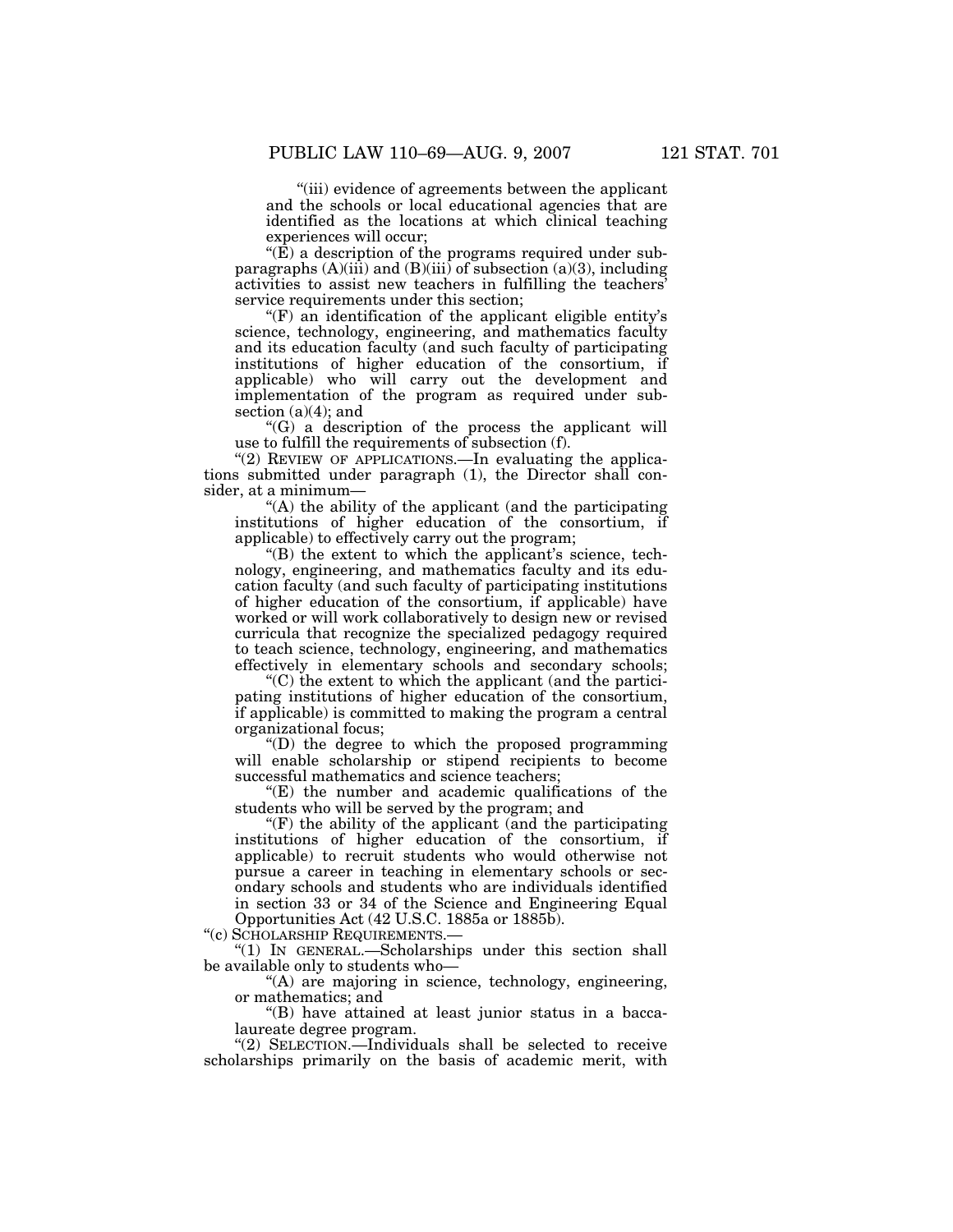"(iii) evidence of agreements between the applicant and the schools or local educational agencies that are identified as the locations at which clinical teaching experiences will occur;

"(E) a description of the programs required under subparagraphs (A)(iii) and (B)(iii) of subsection (a)(3), including activities to assist new teachers in fulfilling the teachers' service requirements under this section;

"(F) an identification of the applicant eligible entity's science, technology, engineering, and mathematics faculty and its education faculty (and such faculty of participating institutions of higher education of the consortium, if applicable) who will carry out the development and implementation of the program as required under subsection (a)(4); and

"(G) a description of the process the applicant will use to fulfill the requirements of subsection (f).

"(2) REVIEW OF APPLICATIONS.—In evaluating the applications submitted under paragraph (1), the Director shall consider, at a minimum—

"(A) the ability of the applicant (and the participating institutions of higher education of the consortium, if applicable) to effectively carry out the program;

"(B) the extent to which the applicant's science, technology, engineering, and mathematics faculty and its education faculty (and such faculty of participating institutions of higher education of the consortium, if applicable) have worked or will work collaboratively to design new or revised curricula that recognize the specialized pedagogy required to teach science, technology, engineering, and mathematics effectively in elementary schools and secondary schools;

"(C) the extent to which the applicant (and the participating institutions of higher education of the consortium, if applicable) is committed to making the program a central organizational focus;

"(D) the degree to which the proposed programming will enable scholarship or stipend recipients to become successful mathematics and science teachers;

"(E) the number and academic qualifications of the students who will be served by the program; and

"(F) the ability of the applicant (and the participating institutions of higher education of the consortium, if applicable) to recruit students who would otherwise not pursue a career in teaching in elementary schools or secondary schools and students who are individuals identified in section 33 or 34 of the Science and Engineering Equal Opportunities Act (42 U.S.C. 1885a or 1885b).

"(c) SCHOLARSHIP REQUIREMENTS.—

"(1) IN GENERAL.—Scholarships under this section shall be available only to students who—

"(A) are majoring in science, technology, engineering, or mathematics; and

"(B) have attained at least junior status in a baccalaureate degree program.

"(2) SELECTION.—Individuals shall be selected to receive scholarships primarily on the basis of academic merit, with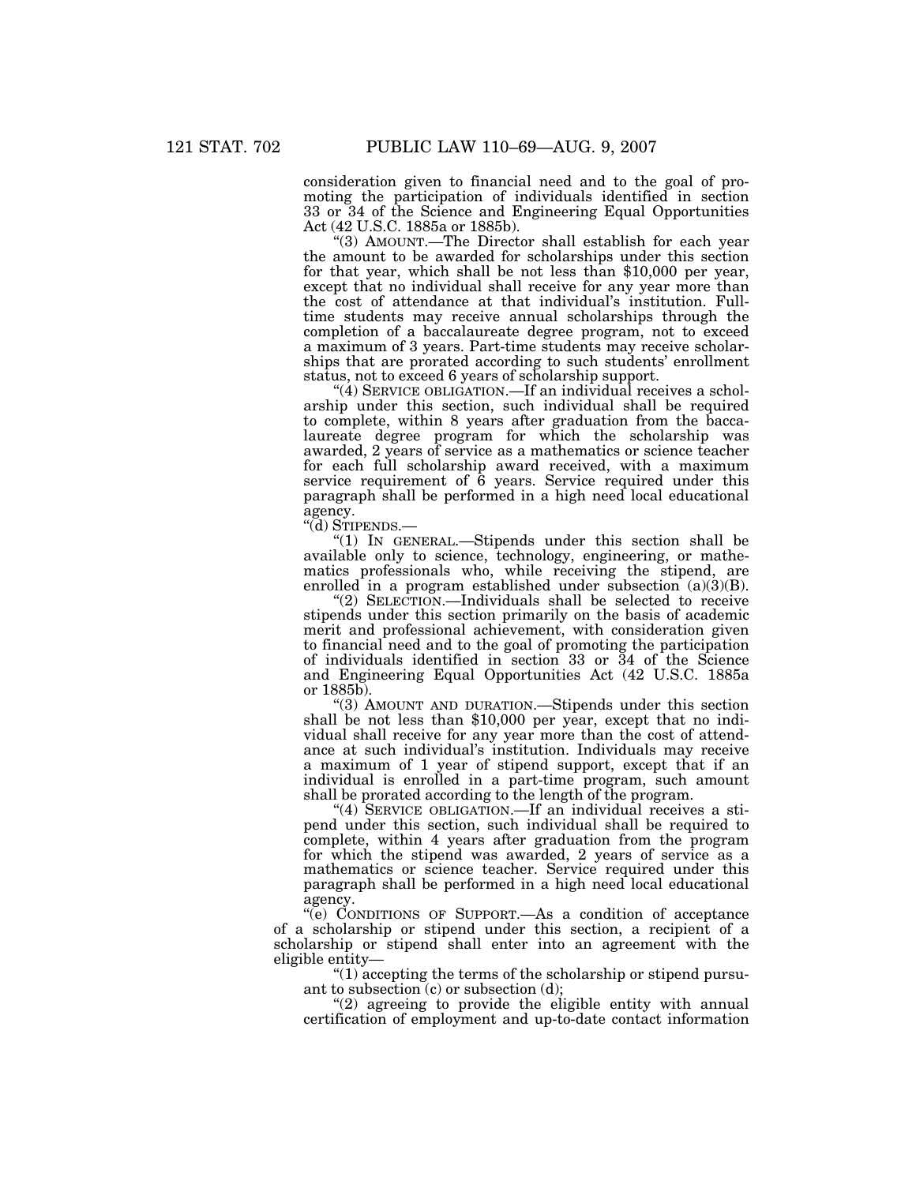consideration given to financial need and to the goal of promoting the participation of individuals identified in section 33 or 34 of the Science and Engineering Equal Opportunities Act (42 U.S.C. 1885a or 1885b).

"(3) AMOUNT.—The Director shall establish for each year the amount to be awarded for scholarships under this section for that year, which shall be not less than $10,000 per year, except that no individual shall receive for any year more than the cost of attendance at that individual's institution. Full-time students may receive annual scholarships through the completion of a baccalaureate degree program, not to exceed a maximum of 3 years. Part-time students may receive scholarships that are prorated according to such students' enrollment status, not to exceed 6 years of scholarship support.

"(4) SERVICE OBLIGATION.—If an individual receives a scholarship under this section, such individual shall be required to complete, within 8 years after graduation from the baccalaureate degree program for which the scholarship was awarded, 2 years of service as a mathematics or science teacher for each full scholarship award received, with a maximum service requirement of 6 years. Service required under this paragraph shall be performed in a high need local educational agency.

"(d) STIPENDS.—

"(1) IN GENERAL.—Stipends under this section shall be available only to science, technology, engineering, or mathematics professionals who, while receiving the stipend, are enrolled in a program established under subsection (a)(3)(B).

"(2) SELECTION.—Individuals shall be selected to receive stipends under this section primarily on the basis of academic merit and professional achievement, with consideration given to financial need and to the goal of promoting the participation of individuals identified in section 33 or 34 of the Science and Engineering Equal Opportunities Act (42 U.S.C. 1885a or 1885b).

"(3) AMOUNT AND DURATION.—Stipends under this section shall be not less than $10,000 per year, except that no individual shall receive for any year more than the cost of attendance at such individual's institution. Individuals may receive a maximum of 1 year of stipend support, except that if an individual is enrolled in a part-time program, such amount shall be prorated according to the length of the program.

"(4) SERVICE OBLIGATION.—If an individual receives a stipend under this section, such individual shall be required to complete, within 4 years after graduation from the program for which the stipend was awarded, 2 years of service as a mathematics or science teacher. Service required under this paragraph shall be performed in a high need local educational agency.

"(e) CONDITIONS OF SUPPORT.—As a condition of acceptance of a scholarship or stipend under this section, a recipient of a scholarship or stipend shall enter into an agreement with the eligible entity—

"(1) accepting the terms of the scholarship or stipend pursuant to subsection (c) or subsection (d);

"(2) agreeing to provide the eligible entity with annual certification of employment and up-to-date contact information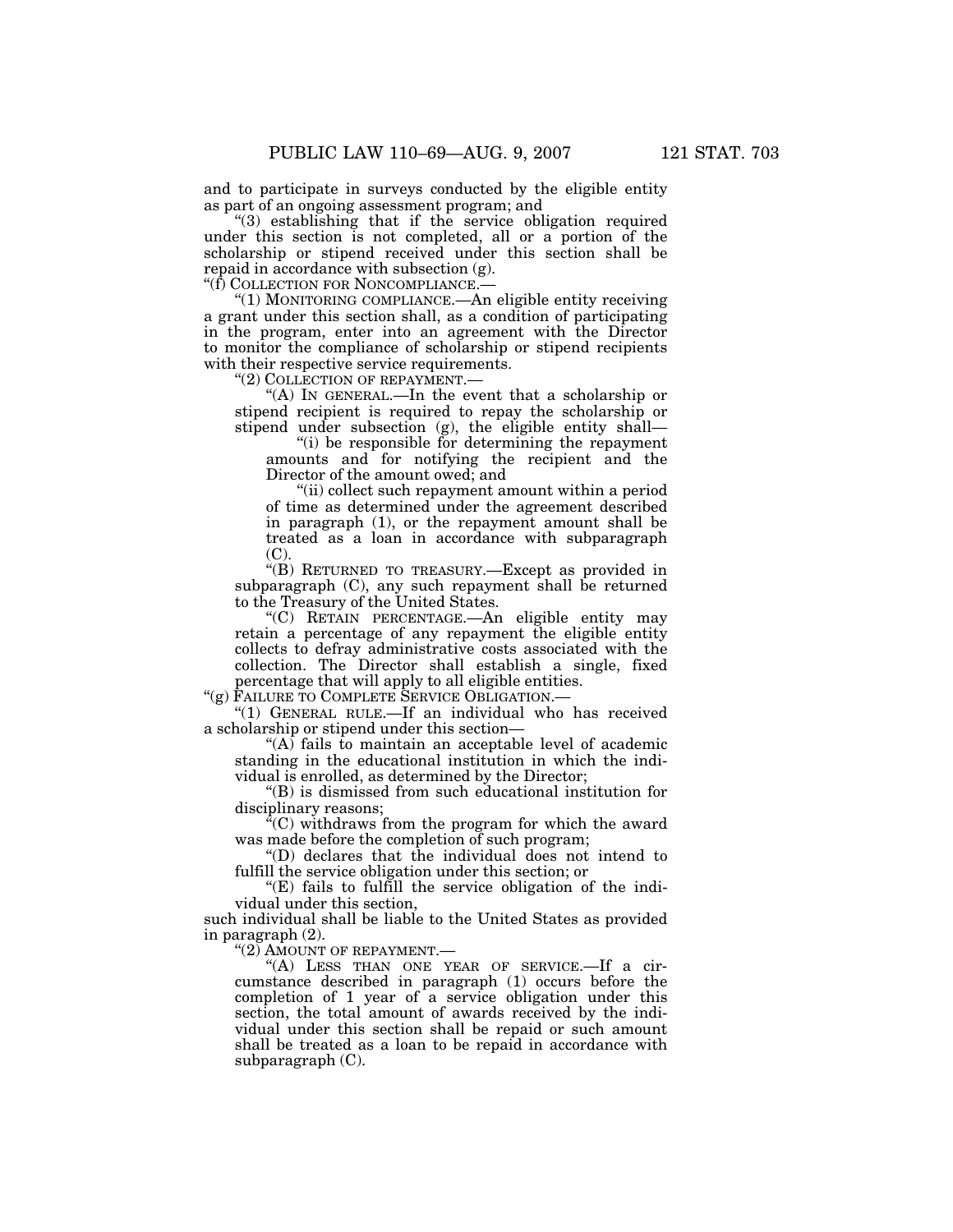and to participate in surveys conducted by the eligible entity as part of an ongoing assessment program; and

"(3) establishing that if the service obligation required under this section is not completed, all or a portion of the scholarship or stipend received under this section shall be repaid in accordance with subsection (g).

"(f) COLLECTION FOR NONCOMPLIANCE.—

"(1) MONITORING COMPLIANCE.—An eligible entity receiving a grant under this section shall, as a condition of participating in the program, enter into an agreement with the Director to monitor the compliance of scholarship or stipend recipients with their respective service requirements.

"(2) COLLECTION OF REPAYMENT.—

"(A) IN GENERAL.—In the event that a scholarship or stipend recipient is required to repay the scholarship or stipend under subsection (g), the eligible entity shall—

"(i) be responsible for determining the repayment amounts and for notifying the recipient and the Director of the amount owed; and

"(ii) collect such repayment amount within a period of time as determined under the agreement described in paragraph (1), or the repayment amount shall be treated as a loan in accordance with subparagraph (C).

"(B) RETURNED TO TREASURY.—Except as provided in subparagraph (C), any such repayment shall be returned to the Treasury of the United States.

"(C) RETAIN PERCENTAGE.—An eligible entity may retain a percentage of any repayment the eligible entity collects to defray administrative costs associated with the collection. The Director shall establish a single, fixed percentage that will apply to all eligible entities.

"(g) FAILURE TO COMPLETE SERVICE OBLIGATION.—

"(1) GENERAL RULE.—If an individual who has received a scholarship or stipend under this section—

"(A) fails to maintain an acceptable level of academic standing in the educational institution in which the individual is enrolled, as determined by the Director;

"(B) is dismissed from such educational institution for disciplinary reasons;

"(C) withdraws from the program for which the award was made before the completion of such program;

"(D) declares that the individual does not intend to fulfill the service obligation under this section; or

"(E) fails to fulfill the service obligation of the individual under this section,

such individual shall be liable to the United States as provided in paragraph (2).

"(2) AMOUNT OF REPAYMENT.—

"(A) LESS THAN ONE YEAR OF SERVICE.—If a circumstance described in paragraph (1) occurs before the completion of 1 year of a service obligation under this section, the total amount of awards received by the individual under this section shall be repaid or such amount shall be treated as a loan to be repaid in accordance with subparagraph (C).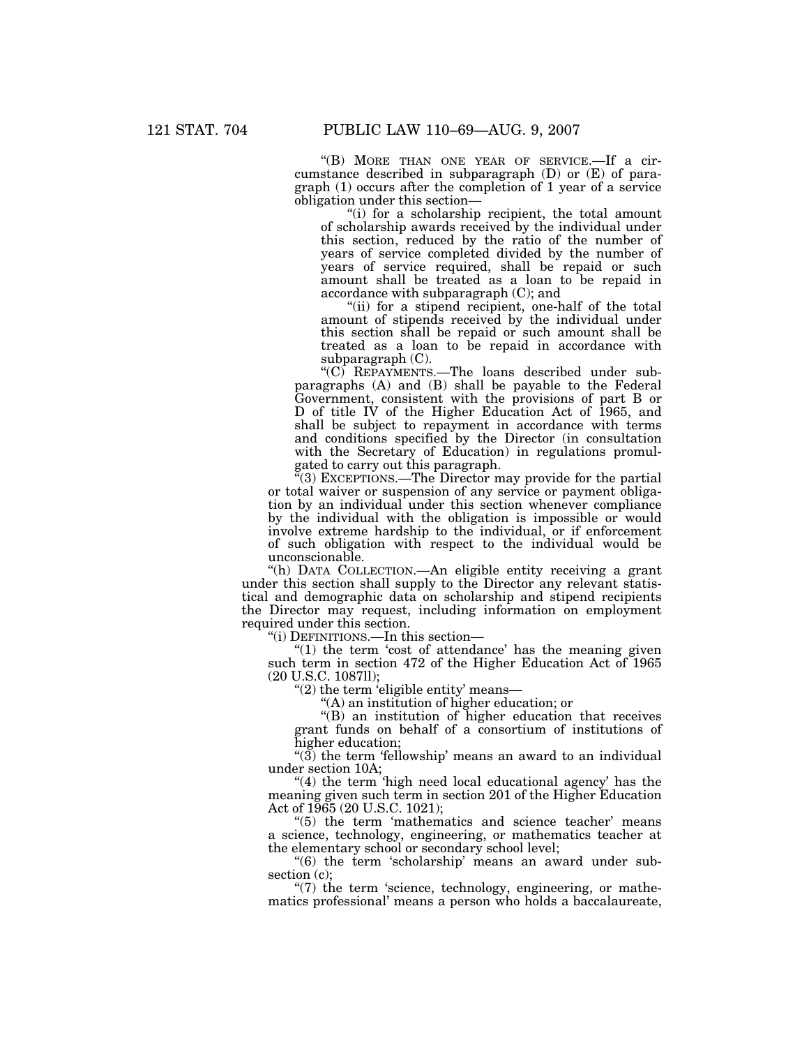"(B) MORE THAN ONE YEAR OF SERVICE.—If a circumstance described in subparagraph (D) or (E) of paragraph (1) occurs after the completion of 1 year of a service obligation under this section—

"(i) for a scholarship recipient, the total amount of scholarship awards received by the individual under this section, reduced by the ratio of the number of years of service completed divided by the number of years of service required, shall be repaid or such amount shall be treated as a loan to be repaid in accordance with subparagraph (C); and

"(ii) for a stipend recipient, one-half of the total amount of stipends received by the individual under this section shall be repaid or such amount shall be treated as a loan to be repaid in accordance with subparagraph (C).

"(C) REPAYMENTS.—The loans described under subparagraphs (A) and (B) shall be payable to the Federal Government, consistent with the provisions of part B or D of title IV of the Higher Education Act of 1965, and shall be subject to repayment in accordance with terms and conditions specified by the Director (in consultation with the Secretary of Education) in regulations promulgated to carry out this paragraph.

"(3) EXCEPTIONS.—The Director may provide for the partial or total waiver or suspension of any service or payment obligation by an individual under this section whenever compliance by the individual with the obligation is impossible or would involve extreme hardship to the individual, or if enforcement of such obligation with respect to the individual would be unconscionable.

"(h) DATA COLLECTION.—An eligible entity receiving a grant under this section shall supply to the Director any relevant statistical and demographic data on scholarship and stipend recipients the Director may request, including information on employment required under this section.

"(i) DEFINITIONS.—In this section—

"(1) the term 'cost of attendance' has the meaning given such term in section 472 of the Higher Education Act of 1965 (20 U.S.C. 1087ll);

"(2) the term 'eligible entity' means—

"(A) an institution of higher education; or

"(B) an institution of higher education that receives grant funds on behalf of a consortium of institutions of higher education;

"(3) the term 'fellowship' means an award to an individual under section 10A;

"(4) the term 'high need local educational agency' has the meaning given such term in section 201 of the Higher Education Act of 1965 (20 U.S.C. 1021);

"(5) the term 'mathematics and science teacher' means a science, technology, engineering, or mathematics teacher at the elementary school or secondary school level;

"(6) the term 'scholarship' means an award under subsection (c);

"(7) the term 'science, technology, engineering, or mathematics professional' means a person who holds a baccalaureate,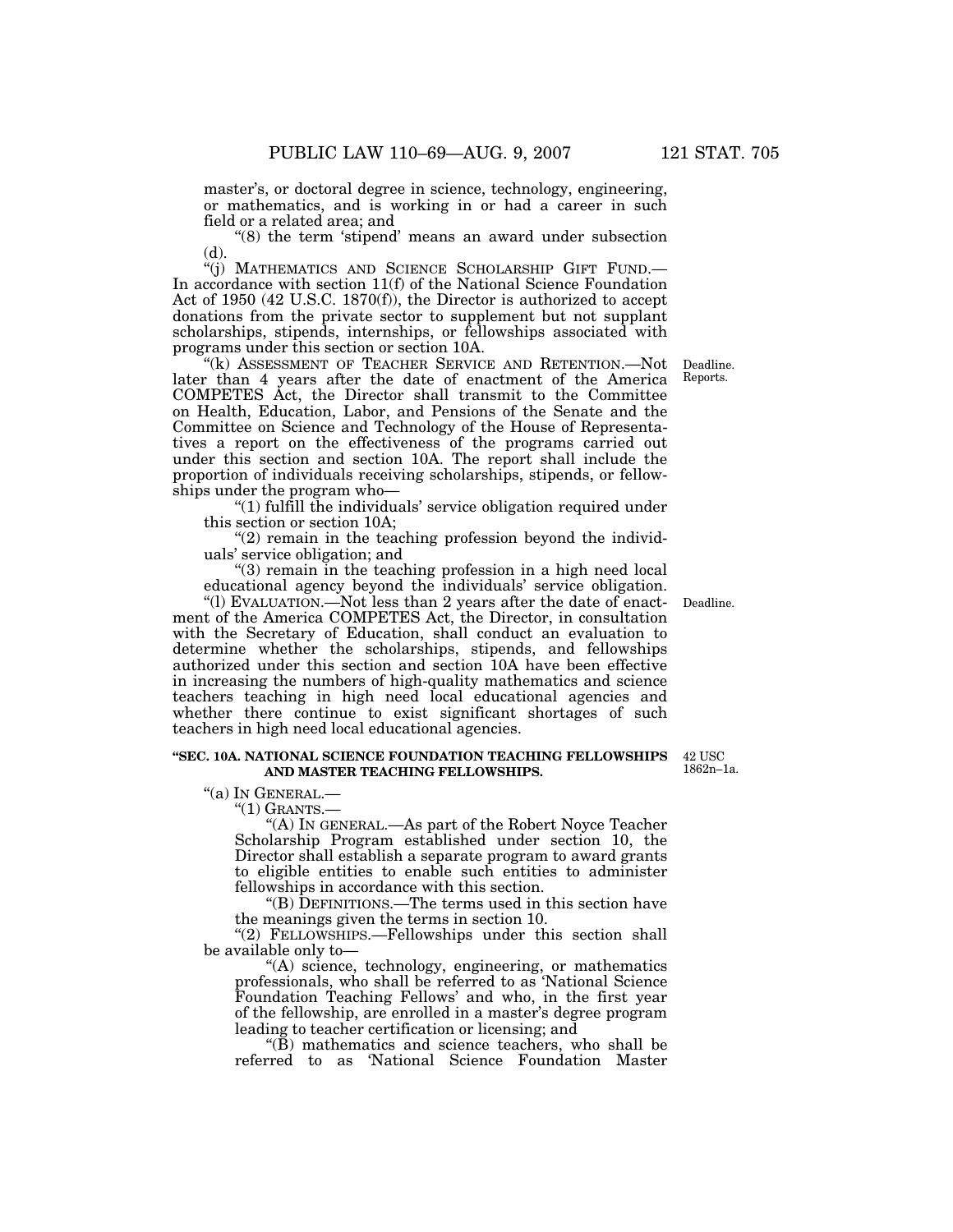master's, or doctoral degree in science, technology, engineering, or mathematics, and is working in or had a career in such field or a related area; and

"(8) the term 'stipend' means an award under subsection (d).

"(j) MATHEMATICS AND SCIENCE SCHOLARSHIP GIFT FUND.—In accordance with section 11(f) of the National Science Foundation Act of 1950 (42 U.S.C. 1870(f)), the Director is authorized to accept donations from the private sector to supplement but not supplant scholarships, stipends, internships, or fellowships associated with programs under this section or section 10A.

"(k) ASSESSMENT OF TEACHER SERVICE AND RETENTION.—Not later than 4 years after the date of enactment of the America COMPETES Act, the Director shall transmit to the Committee on Health, Education, Labor, and Pensions of the Senate and the Committee on Science and Technology of the House of Representatives a report on the effectiveness of the programs carried out under this section and section 10A. The report shall include the proportion of individuals receiving scholarships, stipends, or fellowships under the program who—

Deadline. Reports.

"(1) fulfill the individuals' service obligation required under this section or section 10A;

"(2) remain in the teaching profession beyond the individuals' service obligation; and

"(3) remain in the teaching profession in a high need local educational agency beyond the individuals' service obligation.

"(l) EVALUATION.—Not less than 2 years after the date of enactment of the America COMPETES Act, the Director, in consultation with the Secretary of Education, shall conduct an evaluation to determine whether the scholarships, stipends, and fellowships authorized under this section and section 10A have been effective in increasing the numbers of high-quality mathematics and science teachers teaching in high need local educational agencies and whether there continue to exist significant shortages of such teachers in high need local educational agencies.

Deadline.

**"SEC. 10A. NATIONAL SCIENCE FOUNDATION TEACHING FELLOWSHIPS AND MASTER TEACHING FELLOWSHIPS.**

42 USC 1862n–1a.

"(a) IN GENERAL.—

"(1) GRANTS.—

"(A) IN GENERAL.—As part of the Robert Noyce Teacher Scholarship Program established under section 10, the Director shall establish a separate program to award grants to eligible entities to enable such entities to administer fellowships in accordance with this section.

"(B) DEFINITIONS.—The terms used in this section have the meanings given the terms in section 10.

"(2) FELLOWSHIPS.—Fellowships under this section shall be available only to—

"(A) science, technology, engineering, or mathematics professionals, who shall be referred to as 'National Science Foundation Teaching Fellows' and who, in the first year of the fellowship, are enrolled in a master's degree program leading to teacher certification or licensing; and

"(B) mathematics and science teachers, who shall be referred to as 'National Science Foundation Master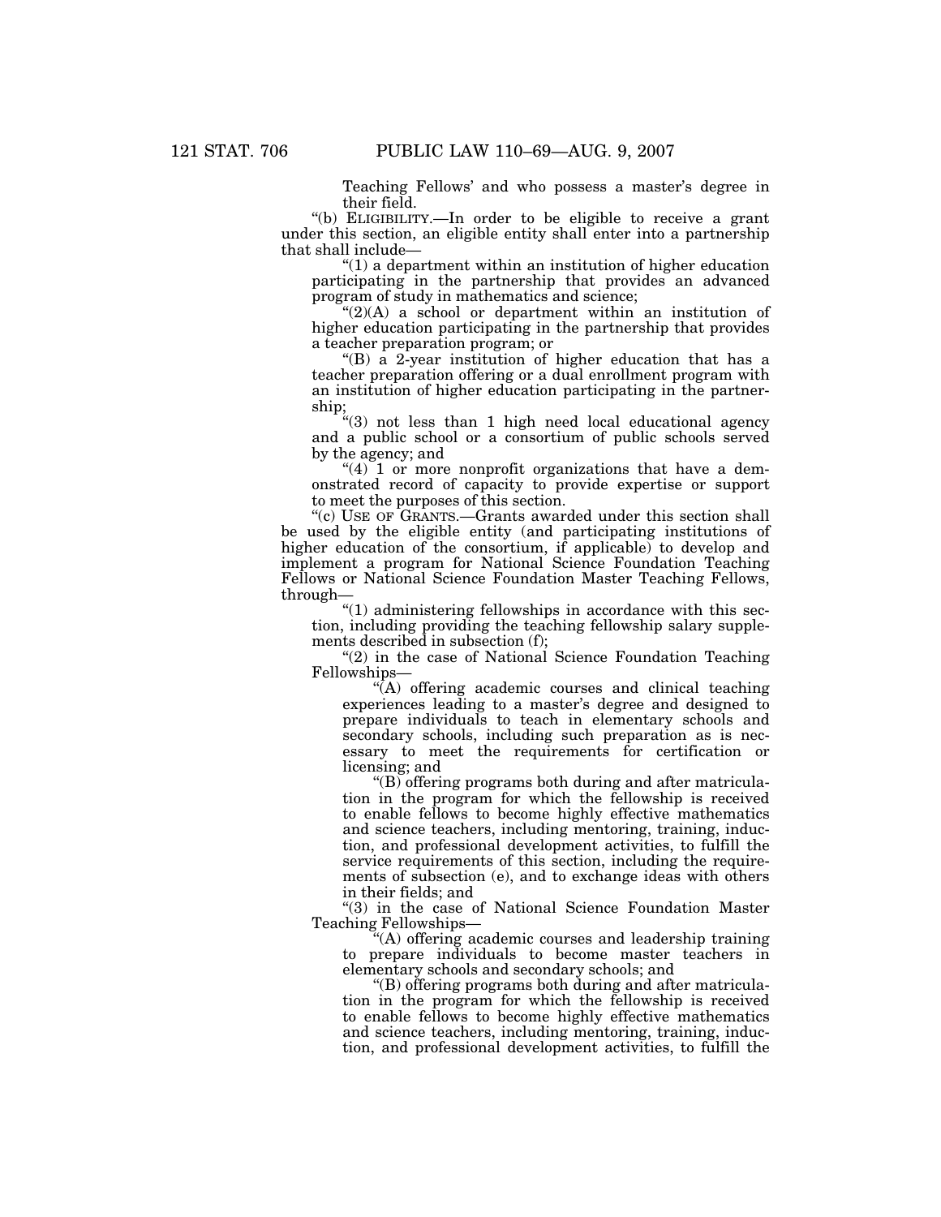Teaching Fellows' and who possess a master's degree in their field.

"(b) ELIGIBILITY.—In order to be eligible to receive a grant under this section, an eligible entity shall enter into a partnership that shall include—

"(1) a department within an institution of higher education participating in the partnership that provides an advanced program of study in mathematics and science;

"(2)(A) a school or department within an institution of higher education participating in the partnership that provides a teacher preparation program; or

"(B) a 2-year institution of higher education that has a teacher preparation offering or a dual enrollment program with an institution of higher education participating in the partnership;

"(3) not less than 1 high need local educational agency and a public school or a consortium of public schools served by the agency; and

"(4) 1 or more nonprofit organizations that have a demonstrated record of capacity to provide expertise or support to meet the purposes of this section.

"(c) USE OF GRANTS.—Grants awarded under this section shall be used by the eligible entity (and participating institutions of higher education of the consortium, if applicable) to develop and implement a program for National Science Foundation Teaching Fellows or National Science Foundation Master Teaching Fellows, through—

"(1) administering fellowships in accordance with this section, including providing the teaching fellowship salary supplements described in subsection (f);

"(2) in the case of National Science Foundation Teaching Fellowships—

"(A) offering academic courses and clinical teaching experiences leading to a master's degree and designed to prepare individuals to teach in elementary schools and secondary schools, including such preparation as is necessary to meet the requirements for certification or licensing; and

"(B) offering programs both during and after matriculation in the program for which the fellowship is received to enable fellows to become highly effective mathematics and science teachers, including mentoring, training, induction, and professional development activities, to fulfill the service requirements of this section, including the requirements of subsection (e), and to exchange ideas with others in their fields; and

"(3) in the case of National Science Foundation Master Teaching Fellowships—

"(A) offering academic courses and leadership training to prepare individuals to become master teachers in elementary schools and secondary schools; and

"(B) offering programs both during and after matriculation in the program for which the fellowship is received to enable fellows to become highly effective mathematics and science teachers, including mentoring, training, induction, and professional development activities, to fulfill the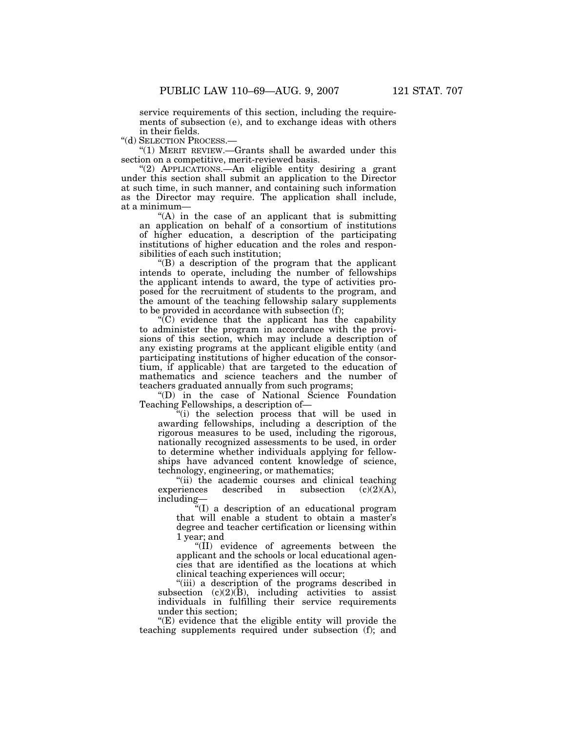service requirements of this section, including the requirements of subsection (e), and to exchange ideas with others in their fields.

"(d) SELECTION PROCESS.—

"(1) MERIT REVIEW.—Grants shall be awarded under this section on a competitive, merit-reviewed basis.

"(2) APPLICATIONS.—An eligible entity desiring a grant under this section shall submit an application to the Director at such time, in such manner, and containing such information as the Director may require. The application shall include, at a minimum—

"(A) in the case of an applicant that is submitting an application on behalf of a consortium of institutions of higher education, a description of the participating institutions of higher education and the roles and responsibilities of each such institution;

"(B) a description of the program that the applicant intends to operate, including the number of fellowships the applicant intends to award, the type of activities proposed for the recruitment of students to the program, and the amount of the teaching fellowship salary supplements to be provided in accordance with subsection (f);

"(C) evidence that the applicant has the capability to administer the program in accordance with the provisions of this section, which may include a description of any existing programs at the applicant eligible entity (and participating institutions of higher education of the consortium, if applicable) that are targeted to the education of mathematics and science teachers and the number of teachers graduated annually from such programs;

"(D) in the case of National Science Foundation Teaching Fellowships, a description of—

"(i) the selection process that will be used in awarding fellowships, including a description of the rigorous measures to be used, including the rigorous, nationally recognized assessments to be used, in order to determine whether individuals applying for fellowships have advanced content knowledge of science, technology, engineering, or mathematics;

"(ii) the academic courses and clinical teaching experiences described in subsection (c)(2)(A), including—

"(I) a description of an educational program that will enable a student to obtain a master's degree and teacher certification or licensing within 1 year; and

"(II) evidence of agreements between the applicant and the schools or local educational agencies that are identified as the locations at which clinical teaching experiences will occur;

"(iii) a description of the programs described in subsection (c)(2)(B), including activities to assist individuals in fulfilling their service requirements under this section;

"(E) evidence that the eligible entity will provide the teaching supplements required under subsection (f); and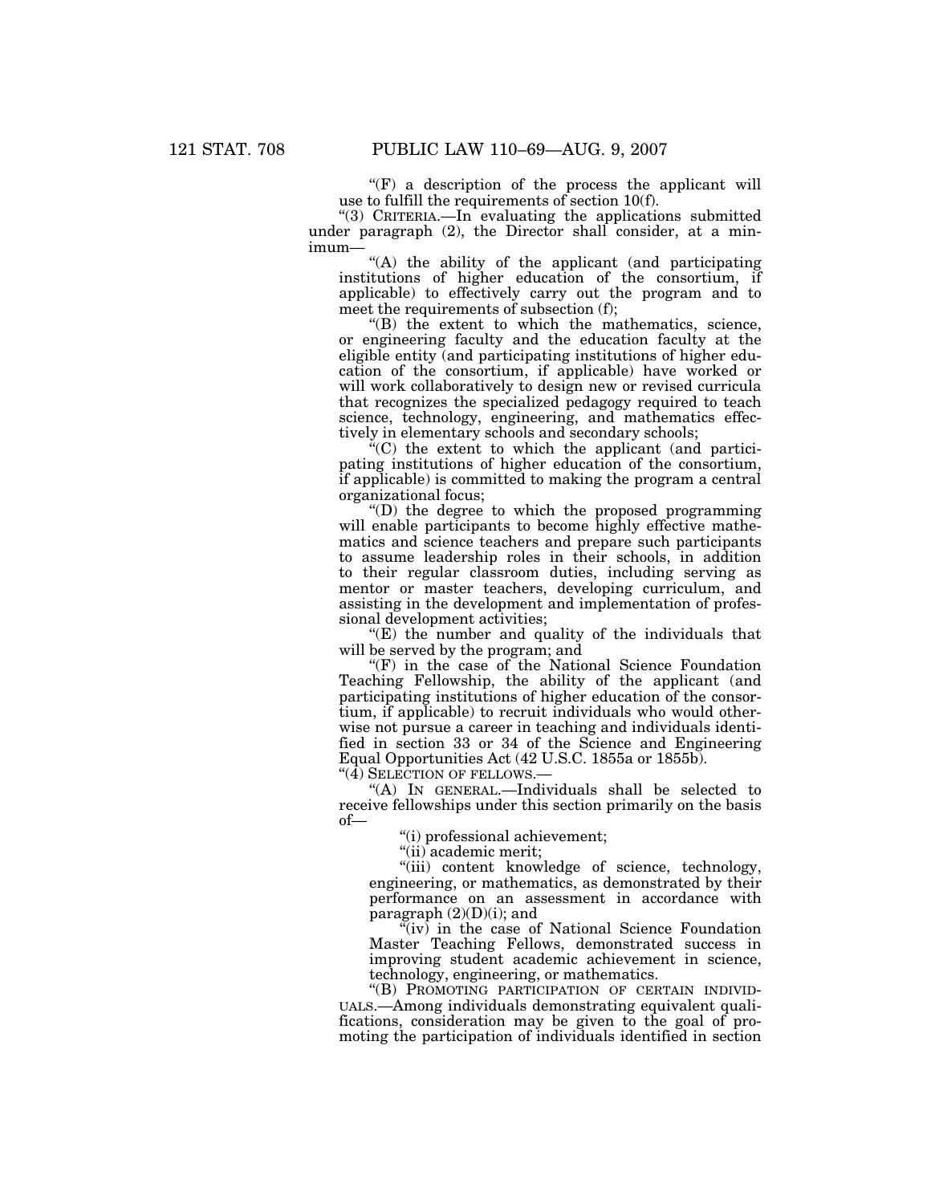"(F) a description of the process the applicant will use to fulfill the requirements of section 10(f).

"(3) CRITERIA.—In evaluating the applications submitted under paragraph (2), the Director shall consider, at a minimum—

"(A) the ability of the applicant (and participating institutions of higher education of the consortium, if applicable) to effectively carry out the program and to meet the requirements of subsection (f);

"(B) the extent to which the mathematics, science, or engineering faculty and the education faculty at the eligible entity (and participating institutions of higher education of the consortium, if applicable) have worked or will work collaboratively to design new or revised curricula that recognizes the specialized pedagogy required to teach science, technology, engineering, and mathematics effectively in elementary schools and secondary schools;

"(C) the extent to which the applicant (and participating institutions of higher education of the consortium, if applicable) is committed to making the program a central organizational focus;

"(D) the degree to which the proposed programming will enable participants to become highly effective mathematics and science teachers and prepare such participants to assume leadership roles in their schools, in addition to their regular classroom duties, including serving as mentor or master teachers, developing curriculum, and assisting in the development and implementation of professional development activities;

"(E) the number and quality of the individuals that will be served by the program; and

"(F) in the case of the National Science Foundation Teaching Fellowship, the ability of the applicant (and participating institutions of higher education of the consortium, if applicable) to recruit individuals who would otherwise not pursue a career in teaching and individuals identified in section 33 or 34 of the Science and Engineering Equal Opportunities Act (42 U.S.C. 1855a or 1855b).

"(4) SELECTION OF FELLOWS.—

"(A) IN GENERAL.—Individuals shall be selected to receive fellowships under this section primarily on the basis of—

"(i) professional achievement;

"(ii) academic merit;

"(iii) content knowledge of science, technology, engineering, or mathematics, as demonstrated by their performance on an assessment in accordance with paragraph (2)(D)(i); and

"(iv) in the case of National Science Foundation Master Teaching Fellows, demonstrated success in improving student academic achievement in science, technology, engineering, or mathematics.

"(B) PROMOTING PARTICIPATION OF CERTAIN INDIVIDUALS.—Among individuals demonstrating equivalent qualifications, consideration may be given to the goal of promoting the participation of individuals identified in section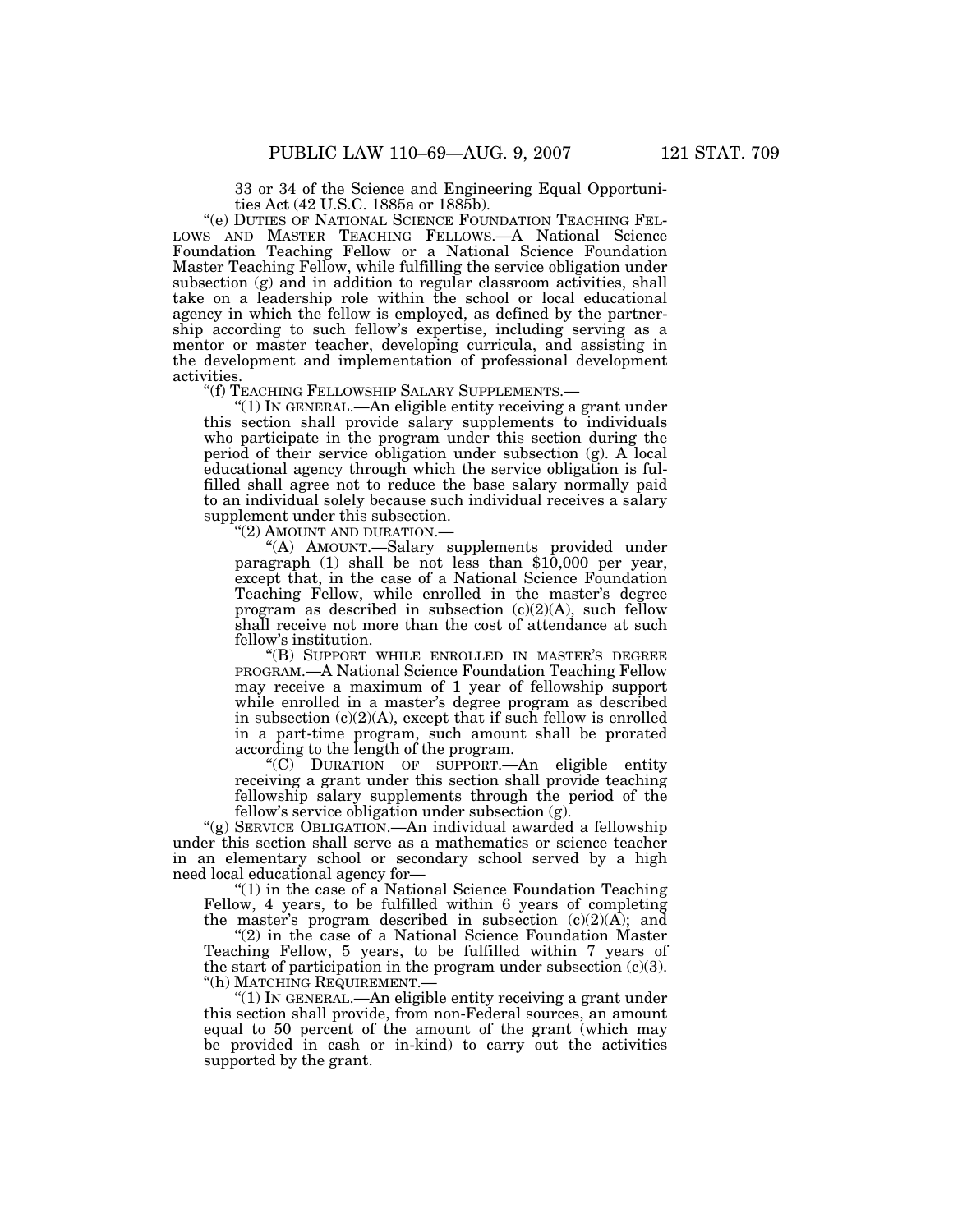33 or 34 of the Science and Engineering Equal Opportunities Act (42 U.S.C. 1885a or 1885b).

"(e) DUTIES OF NATIONAL SCIENCE FOUNDATION TEACHING FELLOWS AND MASTER TEACHING FELLOWS.—A National Science Foundation Teaching Fellow or a National Science Foundation Master Teaching Fellow, while fulfilling the service obligation under subsection (g) and in addition to regular classroom activities, shall take on a leadership role within the school or local educational agency in which the fellow is employed, as defined by the partnership according to such fellow's expertise, including serving as a mentor or master teacher, developing curricula, and assisting in the development and implementation of professional development activities.

"(f) TEACHING FELLOWSHIP SALARY SUPPLEMENTS.—

"(1) IN GENERAL.—An eligible entity receiving a grant under this section shall provide salary supplements to individuals who participate in the program under this section during the period of their service obligation under subsection (g). A local educational agency through which the service obligation is fulfilled shall agree not to reduce the base salary normally paid to an individual solely because such individual receives a salary supplement under this subsection.

"(2) AMOUNT AND DURATION.—

"(A) AMOUNT.—Salary supplements provided under paragraph (1) shall be not less than $10,000 per year, except that, in the case of a National Science Foundation Teaching Fellow, while enrolled in the master's degree program as described in subsection (c)(2)(A), such fellow shall receive not more than the cost of attendance at such fellow's institution.

"(B) SUPPORT WHILE ENROLLED IN MASTER'S DEGREE PROGRAM.—A National Science Foundation Teaching Fellow may receive a maximum of 1 year of fellowship support while enrolled in a master's degree program as described in subsection (c)(2)(A), except that if such fellow is enrolled in a part-time program, such amount shall be prorated according to the length of the program.

"(C) DURATION OF SUPPORT.—An eligible entity receiving a grant under this section shall provide teaching fellowship salary supplements through the period of the fellow's service obligation under subsection (g).

"(g) SERVICE OBLIGATION.—An individual awarded a fellowship under this section shall serve as a mathematics or science teacher in an elementary school or secondary school served by a high need local educational agency for—

"(1) in the case of a National Science Foundation Teaching Fellow, 4 years, to be fulfilled within 6 years of completing the master's program described in subsection (c)(2)(A); and

"(2) in the case of a National Science Foundation Master Teaching Fellow, 5 years, to be fulfilled within 7 years of the start of participation in the program under subsection (c)(3).

"(h) MATCHING REQUIREMENT.—

"(1) IN GENERAL.—An eligible entity receiving a grant under this section shall provide, from non-Federal sources, an amount equal to 50 percent of the amount of the grant (which may be provided in cash or in-kind) to carry out the activities supported by the grant.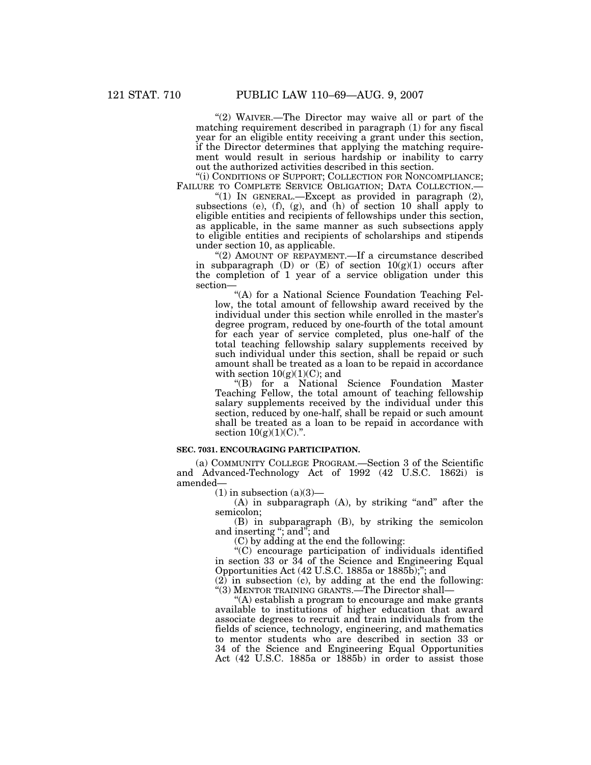"(2) WAIVER.—The Director may waive all or part of the matching requirement described in paragraph (1) for any fiscal year for an eligible entity receiving a grant under this section, if the Director determines that applying the matching requirement would result in serious hardship or inability to carry out the authorized activities described in this section.

"(i) CONDITIONS OF SUPPORT; COLLECTION FOR NONCOMPLIANCE; FAILURE TO COMPLETE SERVICE OBLIGATION; DATA COLLECTION.—

"(1) IN GENERAL.—Except as provided in paragraph (2), subsections (e), (f), (g), and (h) of section 10 shall apply to eligible entities and recipients of fellowships under this section, as applicable, in the same manner as such subsections apply to eligible entities and recipients of scholarships and stipends under section 10, as applicable.

"(2) AMOUNT OF REPAYMENT.—If a circumstance described in subparagraph (D) or (E) of section 10(g)(1) occurs after the completion of 1 year of a service obligation under this section—

"(A) for a National Science Foundation Teaching Fellow, the total amount of fellowship award received by the individual under this section while enrolled in the master's degree program, reduced by one-fourth of the total amount for each year of service completed, plus one-half of the total teaching fellowship salary supplements received by such individual under this section, shall be repaid or such amount shall be treated as a loan to be repaid in accordance with section 10(g)(1)(C); and

"(B) for a National Science Foundation Master Teaching Fellow, the total amount of teaching fellowship salary supplements received by the individual under this section, reduced by one-half, shall be repaid or such amount shall be treated as a loan to be repaid in accordance with section 10(g)(1)(C).".

**SEC. 7031. ENCOURAGING PARTICIPATION.**

(a) COMMUNITY COLLEGE PROGRAM.—Section 3 of the Scientific and Advanced-Technology Act of 1992 (42 U.S.C. 1862i) is amended—

(1) in subsection (a)(3)—

(A) in subparagraph (A), by striking "and" after the semicolon;

(B) in subparagraph (B), by striking the semicolon and inserting "; and"; and

(C) by adding at the end the following:

"(C) encourage participation of individuals identified in section 33 or 34 of the Science and Engineering Equal Opportunities Act (42 U.S.C. 1885a or 1885b);"; and

(2) in subsection (c), by adding at the end the following:

"(3) MENTOR TRAINING GRANTS.—The Director shall—

"(A) establish a program to encourage and make grants available to institutions of higher education that award associate degrees to recruit and train individuals from the fields of science, technology, engineering, and mathematics to mentor students who are described in section 33 or 34 of the Science and Engineering Equal Opportunities Act (42 U.S.C. 1885a or 1885b) in order to assist those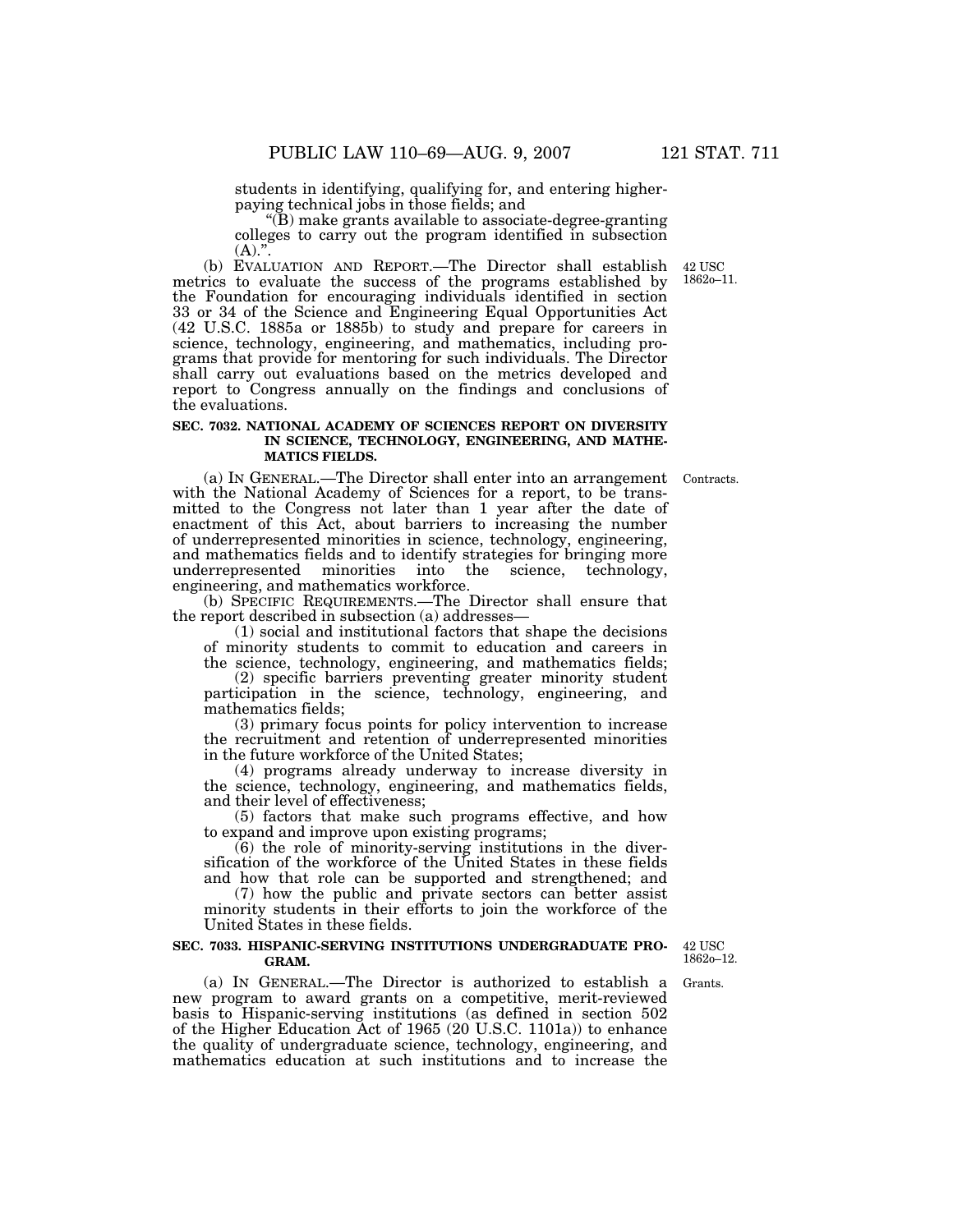students in identifying, qualifying for, and entering higher-paying technical jobs in those fields; and

"(B) make grants available to associate-degree-granting colleges to carry out the program identified in subsection (A).".

(b) EVALUATION AND REPORT.—The Director shall establish metrics to evaluate the success of the programs established by the Foundation for encouraging individuals identified in section 33 or 34 of the Science and Engineering Equal Opportunities Act (42 U.S.C. 1885a or 1885b) to study and prepare for careers in science, technology, engineering, and mathematics, including programs that provide for mentoring for such individuals. The Director shall carry out evaluations based on the metrics developed and report to Congress annually on the findings and conclusions of the evaluations.

42 USC 1862o–11.

**SEC. 7032. NATIONAL ACADEMY OF SCIENCES REPORT ON DIVERSITY IN SCIENCE, TECHNOLOGY, ENGINEERING, AND MATHEMATICS FIELDS.**

Contracts.

(a) IN GENERAL.—The Director shall enter into an arrangement with the National Academy of Sciences for a report, to be transmitted to the Congress not later than 1 year after the date of enactment of this Act, about barriers to increasing the number of underrepresented minorities in science, technology, engineering, and mathematics fields and to identify strategies for bringing more underrepresented minorities into the science, technology, engineering, and mathematics workforce.

(b) SPECIFIC REQUIREMENTS.—The Director shall ensure that the report described in subsection (a) addresses—

(1) social and institutional factors that shape the decisions of minority students to commit to education and careers in the science, technology, engineering, and mathematics fields;

(2) specific barriers preventing greater minority student participation in the science, technology, engineering, and mathematics fields;

(3) primary focus points for policy intervention to increase the recruitment and retention of underrepresented minorities in the future workforce of the United States;

(4) programs already underway to increase diversity in the science, technology, engineering, and mathematics fields, and their level of effectiveness;

(5) factors that make such programs effective, and how to expand and improve upon existing programs;

(6) the role of minority-serving institutions in the diversification of the workforce of the United States in these fields and how that role can be supported and strengthened; and

(7) how the public and private sectors can better assist minority students in their efforts to join the workforce of the United States in these fields.

**SEC. 7033. HISPANIC-SERVING INSTITUTIONS UNDERGRADUATE PROGRAM.**

42 USC 1862o–12.

Grants.

(a) IN GENERAL.—The Director is authorized to establish a new program to award grants on a competitive, merit-reviewed basis to Hispanic-serving institutions (as defined in section 502 of the Higher Education Act of 1965 (20 U.S.C. 1101a)) to enhance the quality of undergraduate science, technology, engineering, and mathematics education at such institutions and to increase the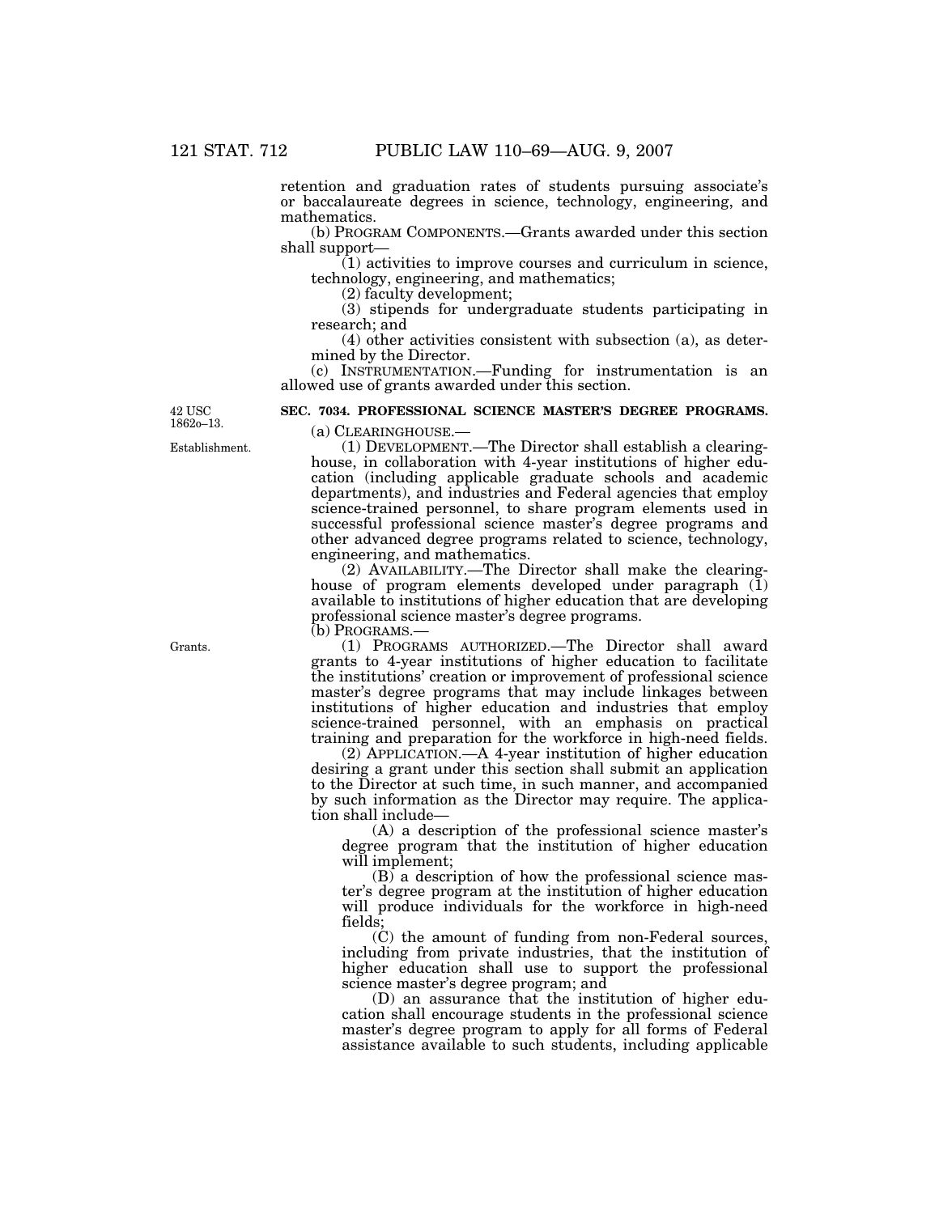retention and graduation rates of students pursuing associate's or baccalaureate degrees in science, technology, engineering, and mathematics.

(b) PROGRAM COMPONENTS.—Grants awarded under this section shall support—

(1) activities to improve courses and curriculum in science, technology, engineering, and mathematics;

(2) faculty development;

(3) stipends for undergraduate students participating in research; and

(4) other activities consistent with subsection (a), as determined by the Director.

(c) INSTRUMENTATION.—Funding for instrumentation is an allowed use of grants awarded under this section.

42 USC 1862o–13.

**SEC. 7034. PROFESSIONAL SCIENCE MASTER'S DEGREE PROGRAMS.**

(a) CLEARINGHOUSE.—

Establishment.

(1) DEVELOPMENT.—The Director shall establish a clearinghouse, in collaboration with 4-year institutions of higher education (including applicable graduate schools and academic departments), and industries and Federal agencies that employ science-trained personnel, to share program elements used in successful professional science master's degree programs and other advanced degree programs related to science, technology, engineering, and mathematics.

(2) AVAILABILITY.—The Director shall make the clearinghouse of program elements developed under paragraph (1) available to institutions of higher education that are developing professional science master's degree programs.

(b) PROGRAMS.—

Grants.

(1) PROGRAMS AUTHORIZED.—The Director shall award grants to 4-year institutions of higher education to facilitate the institutions' creation or improvement of professional science master's degree programs that may include linkages between institutions of higher education and industries that employ science-trained personnel, with an emphasis on practical training and preparation for the workforce in high-need fields.

(2) APPLICATION.—A 4-year institution of higher education desiring a grant under this section shall submit an application to the Director at such time, in such manner, and accompanied by such information as the Director may require. The application shall include—

(A) a description of the professional science master's degree program that the institution of higher education will implement;

(B) a description of how the professional science master's degree program at the institution of higher education will produce individuals for the workforce in high-need fields;

(C) the amount of funding from non-Federal sources, including from private industries, that the institution of higher education shall use to support the professional science master's degree program; and

(D) an assurance that the institution of higher education shall encourage students in the professional science master's degree program to apply for all forms of Federal assistance available to such students, including applicable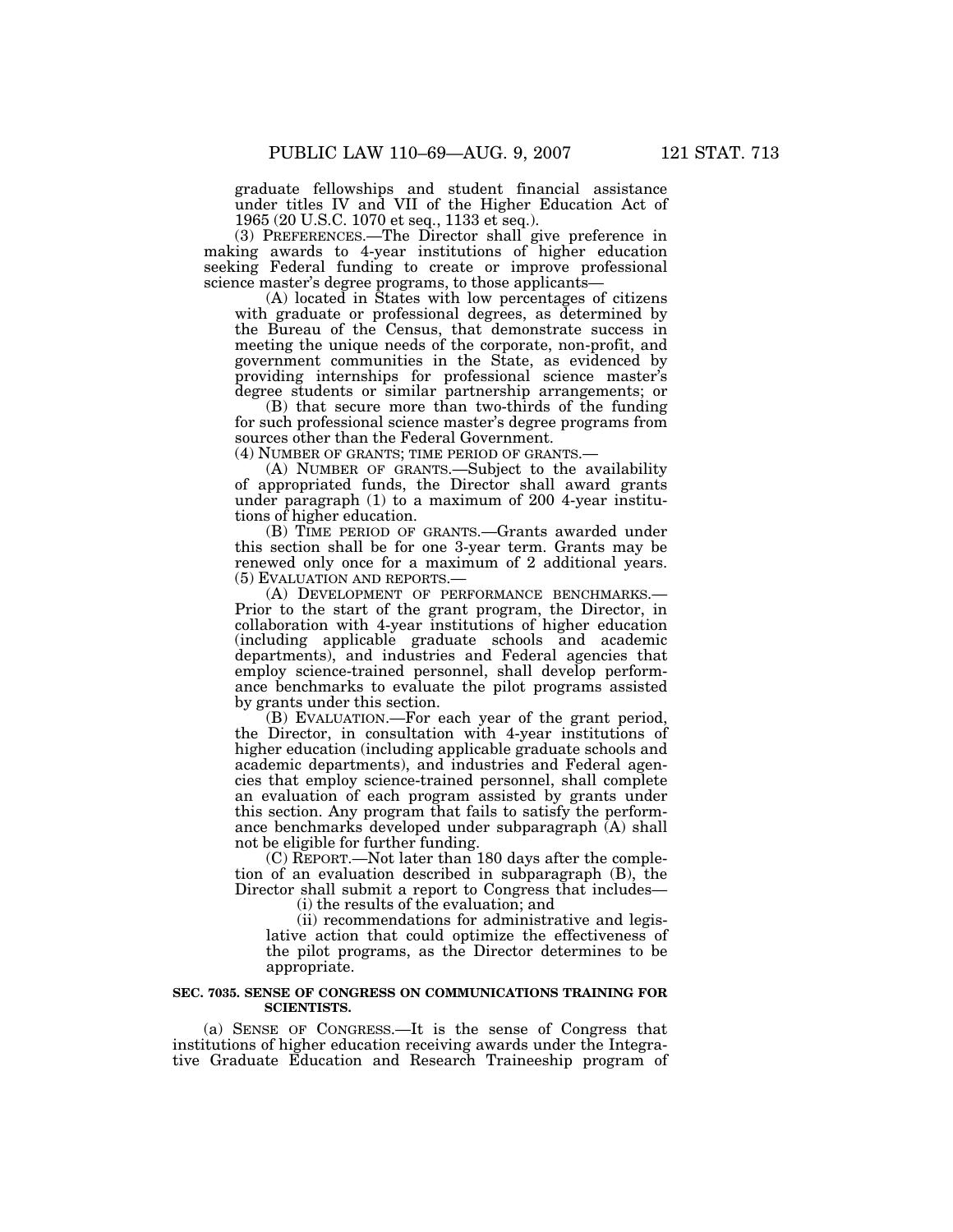graduate fellowships and student financial assistance under titles IV and VII of the Higher Education Act of 1965 (20 U.S.C. 1070 et seq., 1133 et seq.).

(3) PREFERENCES.—The Director shall give preference in making awards to 4-year institutions of higher education seeking Federal funding to create or improve professional science master's degree programs, to those applicants—

(A) located in States with low percentages of citizens with graduate or professional degrees, as determined by the Bureau of the Census, that demonstrate success in meeting the unique needs of the corporate, non-profit, and government communities in the State, as evidenced by providing internships for professional science master's degree students or similar partnership arrangements; or

(B) that secure more than two-thirds of the funding for such professional science master's degree programs from sources other than the Federal Government.

(4) NUMBER OF GRANTS; TIME PERIOD OF GRANTS.—

(A) NUMBER OF GRANTS.—Subject to the availability of appropriated funds, the Director shall award grants under paragraph (1) to a maximum of 200 4-year institutions of higher education.

(B) TIME PERIOD OF GRANTS.—Grants awarded under this section shall be for one 3-year term. Grants may be renewed only once for a maximum of 2 additional years.

(5) EVALUATION AND REPORTS.—

(A) DEVELOPMENT OF PERFORMANCE BENCHMARKS.—Prior to the start of the grant program, the Director, in collaboration with 4-year institutions of higher education (including applicable graduate schools and academic departments), and industries and Federal agencies that employ science-trained personnel, shall develop performance benchmarks to evaluate the pilot programs assisted by grants under this section.

(B) EVALUATION.—For each year of the grant period, the Director, in consultation with 4-year institutions of higher education (including applicable graduate schools and academic departments), and industries and Federal agencies that employ science-trained personnel, shall complete an evaluation of each program assisted by grants under this section. Any program that fails to satisfy the performance benchmarks developed under subparagraph (A) shall not be eligible for further funding.

(C) REPORT.—Not later than 180 days after the completion of an evaluation described in subparagraph (B), the Director shall submit a report to Congress that includes—

(i) the results of the evaluation; and

(ii) recommendations for administrative and legislative action that could optimize the effectiveness of the pilot programs, as the Director determines to be appropriate.

**SEC. 7035. SENSE OF CONGRESS ON COMMUNICATIONS TRAINING FOR SCIENTISTS.**

(a) SENSE OF CONGRESS.—It is the sense of Congress that institutions of higher education receiving awards under the Integrative Graduate Education and Research Traineeship program of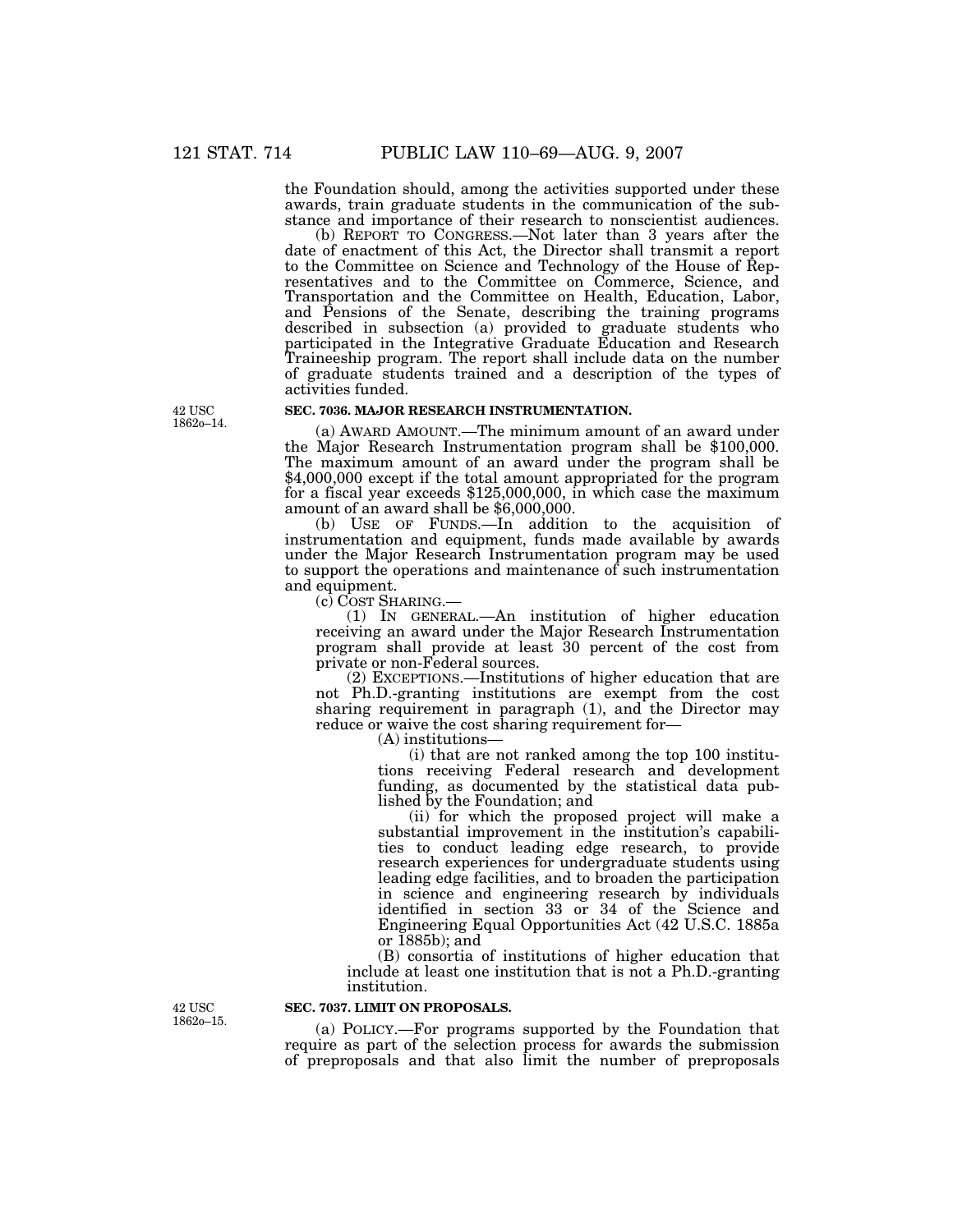the Foundation should, among the activities supported under these awards, train graduate students in the communication of the substance and importance of their research to nonscientist audiences.

(b) REPORT TO CONGRESS.—Not later than 3 years after the date of enactment of this Act, the Director shall transmit a report to the Committee on Science and Technology of the House of Representatives and to the Committee on Commerce, Science, and Transportation and the Committee on Health, Education, Labor, and Pensions of the Senate, describing the training programs described in subsection (a) provided to graduate students who participated in the Integrative Graduate Education and Research Traineeship program. The report shall include data on the number of graduate students trained and a description of the types of activities funded.

42 USC 1862o–14.

**SEC. 7036. MAJOR RESEARCH INSTRUMENTATION.**

(a) AWARD AMOUNT.—The minimum amount of an award under the Major Research Instrumentation program shall be $100,000. The maximum amount of an award under the program shall be $4,000,000 except if the total amount appropriated for the program for a fiscal year exceeds $125,000,000, in which case the maximum amount of an award shall be $6,000,000.

(b) USE OF FUNDS.—In addition to the acquisition of instrumentation and equipment, funds made available by awards under the Major Research Instrumentation program may be used to support the operations and maintenance of such instrumentation and equipment.

(c) COST SHARING.—

(1) IN GENERAL.—An institution of higher education receiving an award under the Major Research Instrumentation program shall provide at least 30 percent of the cost from private or non-Federal sources.

(2) EXCEPTIONS.—Institutions of higher education that are not Ph.D.-granting institutions are exempt from the cost sharing requirement in paragraph (1), and the Director may reduce or waive the cost sharing requirement for—

(A) institutions—

(i) that are not ranked among the top 100 institutions receiving Federal research and development funding, as documented by the statistical data published by the Foundation; and

(ii) for which the proposed project will make a substantial improvement in the institution's capabilities to conduct leading edge research, to provide research experiences for undergraduate students using leading edge facilities, and to broaden the participation in science and engineering research by individuals identified in section 33 or 34 of the Science and Engineering Equal Opportunities Act (42 U.S.C. 1885a or 1885b); and

(B) consortia of institutions of higher education that include at least one institution that is not a Ph.D.-granting institution.

42 USC 1862o–15.

**SEC. 7037. LIMIT ON PROPOSALS.**

(a) POLICY.—For programs supported by the Foundation that require as part of the selection process for awards the submission of preproposals and that also limit the number of preproposals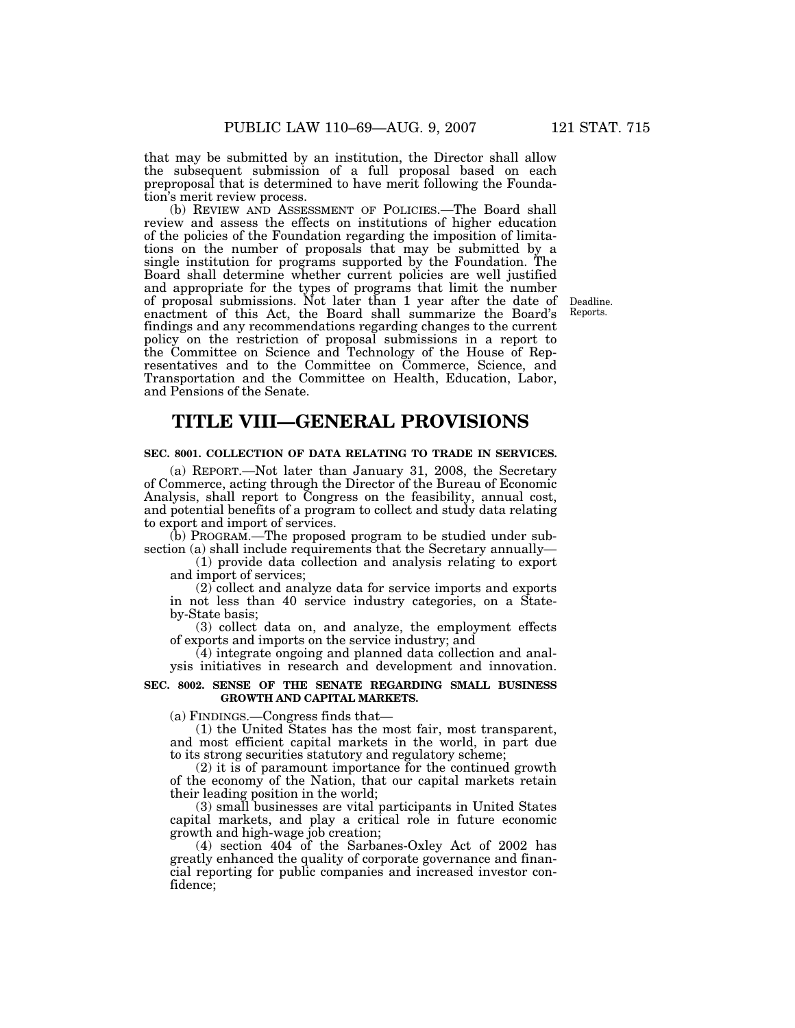that may be submitted by an institution, the Director shall allow the subsequent submission of a full proposal based on each preproposal that is determined to have merit following the Foundation's merit review process.

(b) REVIEW AND ASSESSMENT OF POLICIES.—The Board shall review and assess the effects on institutions of higher education of the policies of the Foundation regarding the imposition of limitations on the number of proposals that may be submitted by a single institution for programs supported by the Foundation. The Board shall determine whether current policies are well justified and appropriate for the types of programs that limit the number of proposal submissions. Not later than 1 year after the date of enactment of this Act, the Board shall summarize the Board's findings and any recommendations regarding changes to the current policy on the restriction of proposal submissions in a report to the Committee on Science and Technology of the House of Representatives and to the Committee on Commerce, Science, and Transportation and the Committee on Health, Education, Labor, and Pensions of the Senate.

Deadline. Reports.

# TITLE VIII—GENERAL PROVISIONS

### SEC. 8001. COLLECTION OF DATA RELATING TO TRADE IN SERVICES.

(a) REPORT.—Not later than January 31, 2008, the Secretary of Commerce, acting through the Director of the Bureau of Economic Analysis, shall report to Congress on the feasibility, annual cost, and potential benefits of a program to collect and study data relating to export and import of services.

(b) PROGRAM.—The proposed program to be studied under subsection (a) shall include requirements that the Secretary annually—

(1) provide data collection and analysis relating to export and import of services;

(2) collect and analyze data for service imports and exports in not less than 40 service industry categories, on a State-by-State basis;

(3) collect data on, and analyze, the employment effects of exports and imports on the service industry; and

(4) integrate ongoing and planned data collection and analysis initiatives in research and development and innovation.

### SEC. 8002. SENSE OF THE SENATE REGARDING SMALL BUSINESS GROWTH AND CAPITAL MARKETS.

(a) FINDINGS.—Congress finds that—

(1) the United States has the most fair, most transparent, and most efficient capital markets in the world, in part due to its strong securities statutory and regulatory scheme;

(2) it is of paramount importance for the continued growth of the economy of the Nation, that our capital markets retain their leading position in the world;

(3) small businesses are vital participants in United States capital markets, and play a critical role in future economic growth and high-wage job creation;

(4) section 404 of the Sarbanes-Oxley Act of 2002 has greatly enhanced the quality of corporate governance and financial reporting for public companies and increased investor confidence;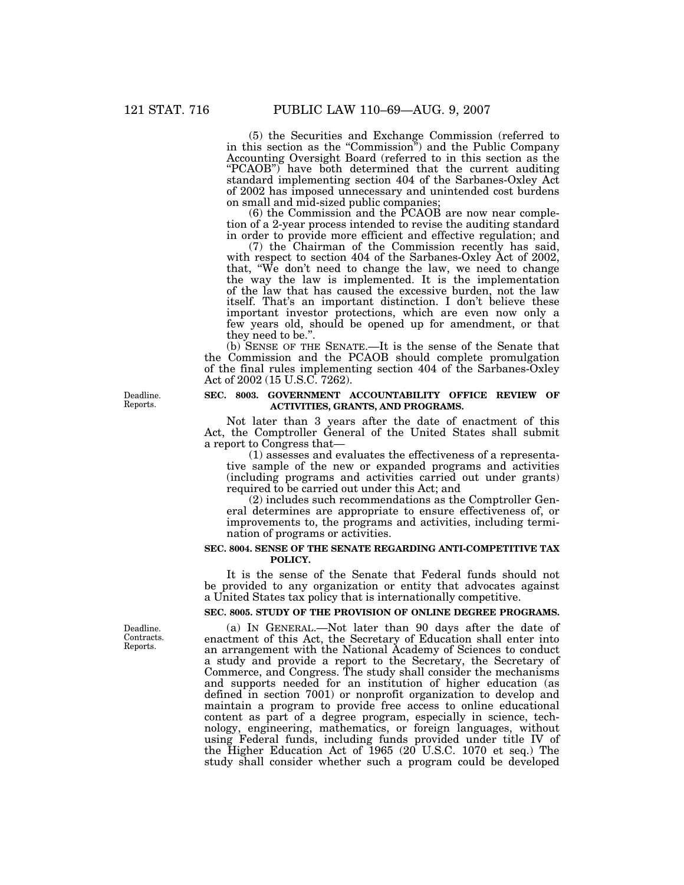(5) the Securities and Exchange Commission (referred to in this section as the "Commission") and the Public Company Accounting Oversight Board (referred to in this section as the "PCAOB") have both determined that the current auditing standard implementing section 404 of the Sarbanes-Oxley Act of 2002 has imposed unnecessary and unintended cost burdens on small and mid-sized public companies;

(6) the Commission and the PCAOB are now near completion of a 2-year process intended to revise the auditing standard in order to provide more efficient and effective regulation; and

(7) the Chairman of the Commission recently has said, with respect to section 404 of the Sarbanes-Oxley Act of 2002, that, "We don't need to change the law, we need to change the way the law is implemented. It is the implementation of the law that has caused the excessive burden, not the law itself. That's an important distinction. I don't believe these important investor protections, which are even now only a few years old, should be opened up for amendment, or that they need to be.".

(b) SENSE OF THE SENATE.—It is the sense of the Senate that the Commission and the PCAOB should complete promulgation of the final rules implementing section 404 of the Sarbanes-Oxley Act of 2002 (15 U.S.C. 7262).

Deadline. Reports.

**SEC. 8003. GOVERNMENT ACCOUNTABILITY OFFICE REVIEW OF ACTIVITIES, GRANTS, AND PROGRAMS.**

Not later than 3 years after the date of enactment of this Act, the Comptroller General of the United States shall submit a report to Congress that—

(1) assesses and evaluates the effectiveness of a representative sample of the new or expanded programs and activities (including programs and activities carried out under grants) required to be carried out under this Act; and

(2) includes such recommendations as the Comptroller General determines are appropriate to ensure effectiveness of, or improvements to, the programs and activities, including termination of programs or activities.

**SEC. 8004. SENSE OF THE SENATE REGARDING ANTI-COMPETITIVE TAX POLICY.**

It is the sense of the Senate that Federal funds should not be provided to any organization or entity that advocates against a United States tax policy that is internationally competitive.

**SEC. 8005. STUDY OF THE PROVISION OF ONLINE DEGREE PROGRAMS.**

Deadline. Contracts. Reports.

(a) IN GENERAL.—Not later than 90 days after the date of enactment of this Act, the Secretary of Education shall enter into an arrangement with the National Academy of Sciences to conduct a study and provide a report to the Secretary, the Secretary of Commerce, and Congress. The study shall consider the mechanisms and supports needed for an institution of higher education (as defined in section 7001) or nonprofit organization to develop and maintain a program to provide free access to online educational content as part of a degree program, especially in science, technology, engineering, mathematics, or foreign languages, without using Federal funds, including funds provided under title IV of the Higher Education Act of 1965 (20 U.S.C. 1070 et seq.) The study shall consider whether such a program could be developed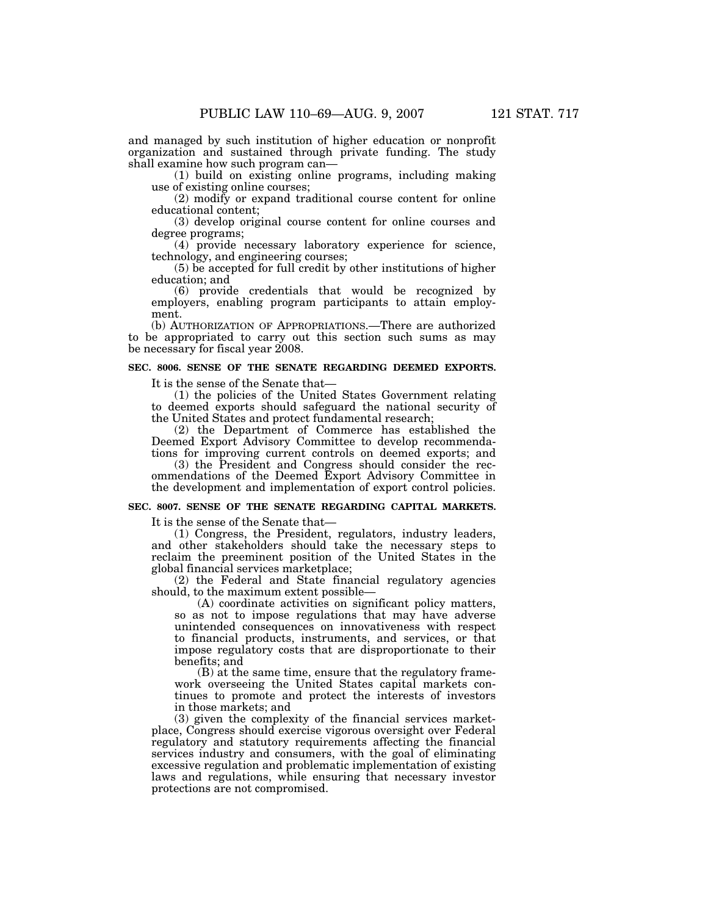and managed by such institution of higher education or nonprofit organization and sustained through private funding. The study shall examine how such program can—

(1) build on existing online programs, including making use of existing online courses;

(2) modify or expand traditional course content for online educational content;

(3) develop original course content for online courses and degree programs;

(4) provide necessary laboratory experience for science, technology, and engineering courses;

(5) be accepted for full credit by other institutions of higher education; and

(6) provide credentials that would be recognized by employers, enabling program participants to attain employment.

(b) AUTHORIZATION OF APPROPRIATIONS.—There are authorized to be appropriated to carry out this section such sums as may be necessary for fiscal year 2008.

**SEC. 8006. SENSE OF THE SENATE REGARDING DEEMED EXPORTS.**

It is the sense of the Senate that—

(1) the policies of the United States Government relating to deemed exports should safeguard the national security of the United States and protect fundamental research;

(2) the Department of Commerce has established the Deemed Export Advisory Committee to develop recommendations for improving current controls on deemed exports; and

(3) the President and Congress should consider the recommendations of the Deemed Export Advisory Committee in the development and implementation of export control policies.

**SEC. 8007. SENSE OF THE SENATE REGARDING CAPITAL MARKETS.**

It is the sense of the Senate that—

(1) Congress, the President, regulators, industry leaders, and other stakeholders should take the necessary steps to reclaim the preeminent position of the United States in the global financial services marketplace;

(2) the Federal and State financial regulatory agencies should, to the maximum extent possible—

(A) coordinate activities on significant policy matters, so as not to impose regulations that may have adverse unintended consequences on innovativeness with respect to financial products, instruments, and services, or that impose regulatory costs that are disproportionate to their benefits; and

(B) at the same time, ensure that the regulatory framework overseeing the United States capital markets continues to promote and protect the interests of investors in those markets; and

(3) given the complexity of the financial services marketplace, Congress should exercise vigorous oversight over Federal regulatory and statutory requirements affecting the financial services industry and consumers, with the goal of eliminating excessive regulation and problematic implementation of existing laws and regulations, while ensuring that necessary investor protections are not compromised.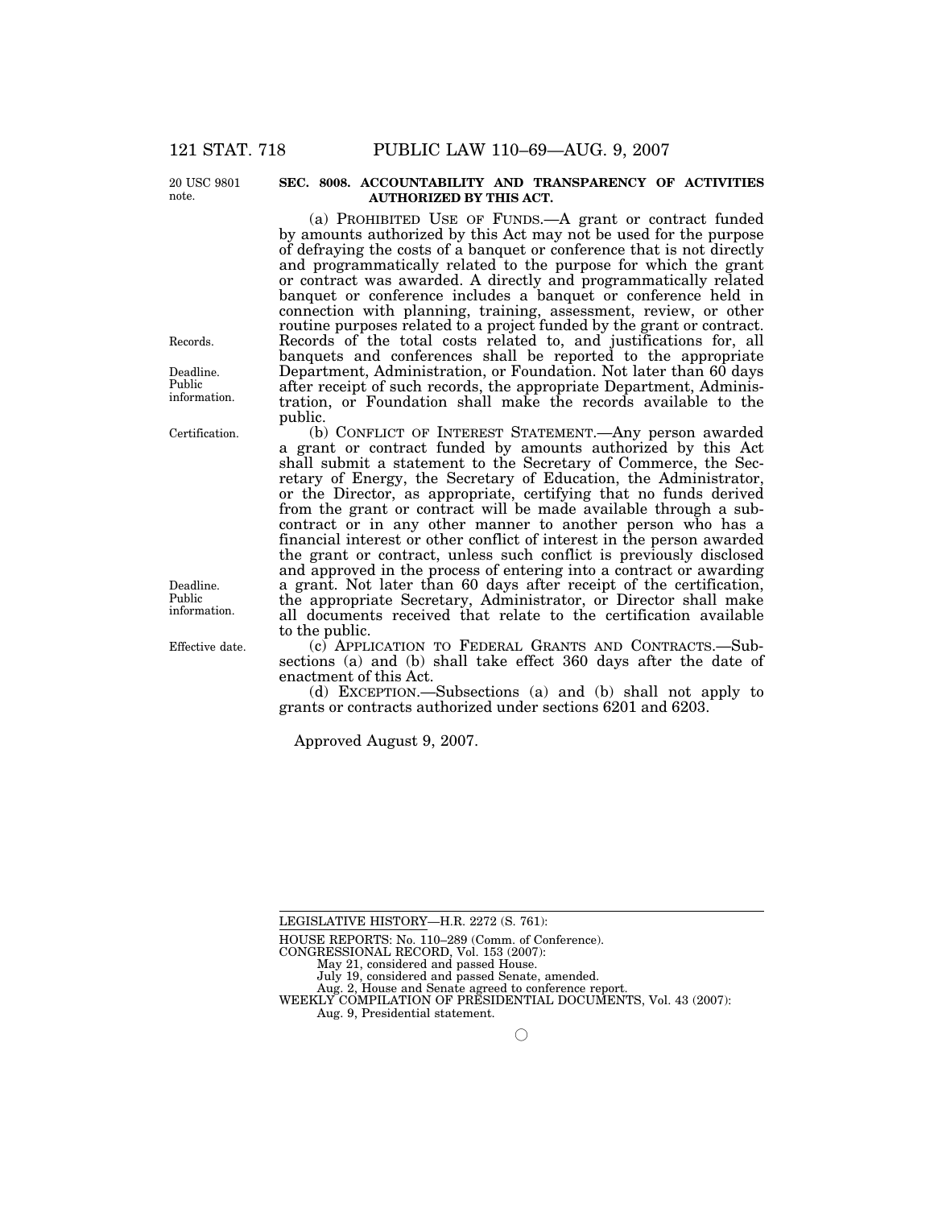20 USC 9801 note.

**SEC. 8008. ACCOUNTABILITY AND TRANSPARENCY OF ACTIVITIES AUTHORIZED BY THIS ACT.**

(a) PROHIBITED USE OF FUNDS.—A grant or contract funded by amounts authorized by this Act may not be used for the purpose of defraying the costs of a banquet or conference that is not directly and programmatically related to the purpose for which the grant or contract was awarded. A directly and programmatically related banquet or conference includes a banquet or conference held in connection with planning, training, assessment, review, or other routine purposes related to a project funded by the grant or contract. Records of the total costs related to, and justifications for, all banquets and conferences shall be reported to the appropriate Department, Administration, or Foundation. Not later than 60 days after receipt of such records, the appropriate Department, Administration, or Foundation shall make the records available to the public.

Records.

Deadline. Public information.

(b) CONFLICT OF INTEREST STATEMENT.—Any person awarded a grant or contract funded by amounts authorized by this Act shall submit a statement to the Secretary of Commerce, the Secretary of Energy, the Secretary of Education, the Administrator, or the Director, as appropriate, certifying that no funds derived from the grant or contract will be made available through a subcontract or in any other manner to another person who has a financial interest or other conflict of interest in the person awarded the grant or contract, unless such conflict is previously disclosed and approved in the process of entering into a contract or awarding a grant. Not later than 60 days after receipt of the certification, the appropriate Secretary, Administrator, or Director shall make all documents received that relate to the certification available to the public.

Certification.

Deadline. Public information.

(c) APPLICATION TO FEDERAL GRANTS AND CONTRACTS.—Subsections (a) and (b) shall take effect 360 days after the date of enactment of this Act.

Effective date.

(d) EXCEPTION.—Subsections (a) and (b) shall not apply to grants or contracts authorized under sections 6201 and 6203.

Approved August 9, 2007.

LEGISLATIVE HISTORY—H.R. 2272 (S. 761):

HOUSE REPORTS: No. 110–289 (Comm. of Conference).
CONGRESSIONAL RECORD, Vol. 153 (2007):
May 21, considered and passed House.
July 19, considered and passed Senate, amended.
Aug. 2, House and Senate agreed to conference report.
WEEKLY COMPILATION OF PRESIDENTIAL DOCUMENTS, Vol. 43 (2007):
Aug. 9, Presidential statement.